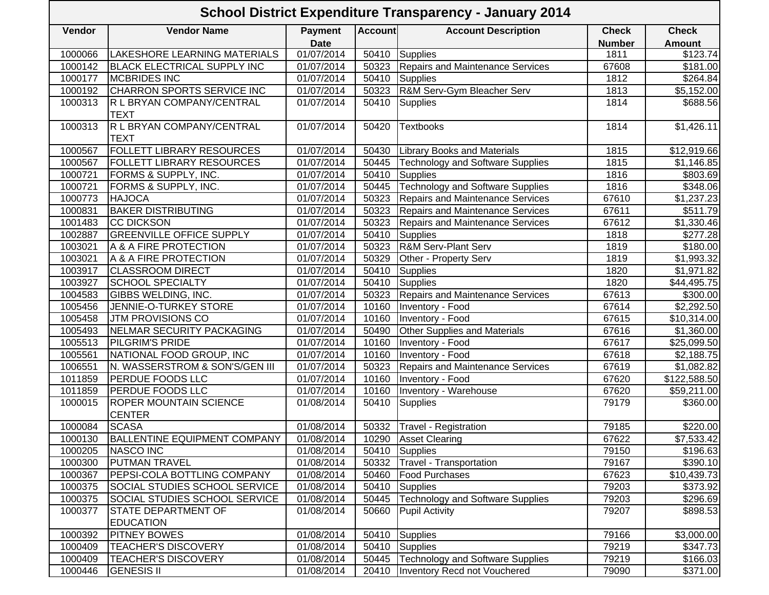# School District Expenditure Transparency - January 2014

| Vendor | Vendor Name | Payment Date | Account | Account Description | Check Number | Check Amount |
|---|---|---|---|---|---|---|
| 1000066 | LAKESHORE LEARNING MATERIALS | 01/07/2014 | 50410 | Supplies | 1811 | $123.74 |
| 1000142 | BLACK ELECTRICAL SUPPLY INC | 01/07/2014 | 50323 | Repairs and Maintenance Services | 67608 | $181.00 |
| 1000177 | MCBRIDES INC | 01/07/2014 | 50410 | Supplies | 1812 | $264.84 |
| 1000192 | CHARRON SPORTS SERVICE INC | 01/07/2014 | 50323 | R&M Serv-Gym Bleacher Serv | 1813 | $5,152.00 |
| 1000313 | R L BRYAN COMPANY/CENTRAL TEXT | 01/07/2014 | 50410 | Supplies | 1814 | $688.56 |
| 1000313 | R L BRYAN COMPANY/CENTRAL TEXT | 01/07/2014 | 50420 | Textbooks | 1814 | $1,426.11 |
| 1000567 | FOLLETT LIBRARY RESOURCES | 01/07/2014 | 50430 | Library Books and Materials | 1815 | $12,919.66 |
| 1000567 | FOLLETT LIBRARY RESOURCES | 01/07/2014 | 50445 | Technology and Software Supplies | 1815 | $1,146.85 |
| 1000721 | FORMS & SUPPLY, INC. | 01/07/2014 | 50410 | Supplies | 1816 | $803.69 |
| 1000721 | FORMS & SUPPLY, INC. | 01/07/2014 | 50445 | Technology and Software Supplies | 1816 | $348.06 |
| 1000773 | HAJOCA | 01/07/2014 | 50323 | Repairs and Maintenance Services | 67610 | $1,237.23 |
| 1000831 | BAKER DISTRIBUTING | 01/07/2014 | 50323 | Repairs and Maintenance Services | 67611 | $511.79 |
| 1001483 | CC DICKSON | 01/07/2014 | 50323 | Repairs and Maintenance Services | 67612 | $1,330.46 |
| 1002887 | GREENVILLE OFFICE SUPPLY | 01/07/2014 | 50410 | Supplies | 1818 | $277.28 |
| 1003021 | A & A FIRE PROTECTION | 01/07/2014 | 50323 | R&M Serv-Plant Serv | 1819 | $180.00 |
| 1003021 | A & A FIRE PROTECTION | 01/07/2014 | 50329 | Other - Property Serv | 1819 | $1,993.32 |
| 1003917 | CLASSROOM DIRECT | 01/07/2014 | 50410 | Supplies | 1820 | $1,971.82 |
| 1003927 | SCHOOL SPECIALTY | 01/07/2014 | 50410 | Supplies | 1820 | $44,495.75 |
| 1004583 | GIBBS WELDING, INC. | 01/07/2014 | 50323 | Repairs and Maintenance Services | 67613 | $300.00 |
| 1005456 | JENNIE-O-TURKEY STORE | 01/07/2014 | 10160 | Inventory - Food | 67614 | $2,292.50 |
| 1005458 | JTM PROVISIONS CO | 01/07/2014 | 10160 | Inventory - Food | 67615 | $10,314.00 |
| 1005493 | NELMAR SECURITY PACKAGING | 01/07/2014 | 50490 | Other Supplies and Materials | 67616 | $1,360.00 |
| 1005513 | PILGRIM'S PRIDE | 01/07/2014 | 10160 | Inventory - Food | 67617 | $25,099.50 |
| 1005561 | NATIONAL FOOD GROUP, INC | 01/07/2014 | 10160 | Inventory - Food | 67618 | $2,188.75 |
| 1006551 | N. WASSERSTROM & SON'S/GEN III | 01/07/2014 | 50323 | Repairs and Maintenance Services | 67619 | $1,082.82 |
| 1011859 | PERDUE FOODS LLC | 01/07/2014 | 10160 | Inventory - Food | 67620 | $122,588.50 |
| 1011859 | PERDUE FOODS LLC | 01/07/2014 | 10160 | Inventory - Warehouse | 67620 | $59,211.00 |
| 1000015 | ROPER MOUNTAIN SCIENCE CENTER | 01/08/2014 | 50410 | Supplies | 79179 | $360.00 |
| 1000084 | SCASA | 01/08/2014 | 50332 | Travel - Registration | 79185 | $220.00 |
| 1000130 | BALLENTINE EQUIPMENT COMPANY | 01/08/2014 | 10290 | Asset Clearing | 67622 | $7,533.42 |
| 1000205 | NASCO INC | 01/08/2014 | 50410 | Supplies | 79150 | $196.63 |
| 1000300 | PUTMAN TRAVEL | 01/08/2014 | 50332 | Travel - Transportation | 79167 | $390.10 |
| 1000367 | PEPSI-COLA BOTTLING COMPANY | 01/08/2014 | 50460 | Food Purchases | 67623 | $10,439.73 |
| 1000375 | SOCIAL STUDIES SCHOOL SERVICE | 01/08/2014 | 50410 | Supplies | 79203 | $373.92 |
| 1000375 | SOCIAL STUDIES SCHOOL SERVICE | 01/08/2014 | 50445 | Technology and Software Supplies | 79203 | $296.69 |
| 1000377 | STATE DEPARTMENT OF EDUCATION | 01/08/2014 | 50660 | Pupil Activity | 79207 | $898.53 |
| 1000392 | PITNEY BOWES | 01/08/2014 | 50410 | Supplies | 79166 | $3,000.00 |
| 1000409 | TEACHER'S DISCOVERY | 01/08/2014 | 50410 | Supplies | 79219 | $347.73 |
| 1000409 | TEACHER'S DISCOVERY | 01/08/2014 | 50445 | Technology and Software Supplies | 79219 | $166.03 |
| 1000446 | GENESIS II | 01/08/2014 | 20410 | Inventory Recd not Vouchered | 79090 | $371.00 |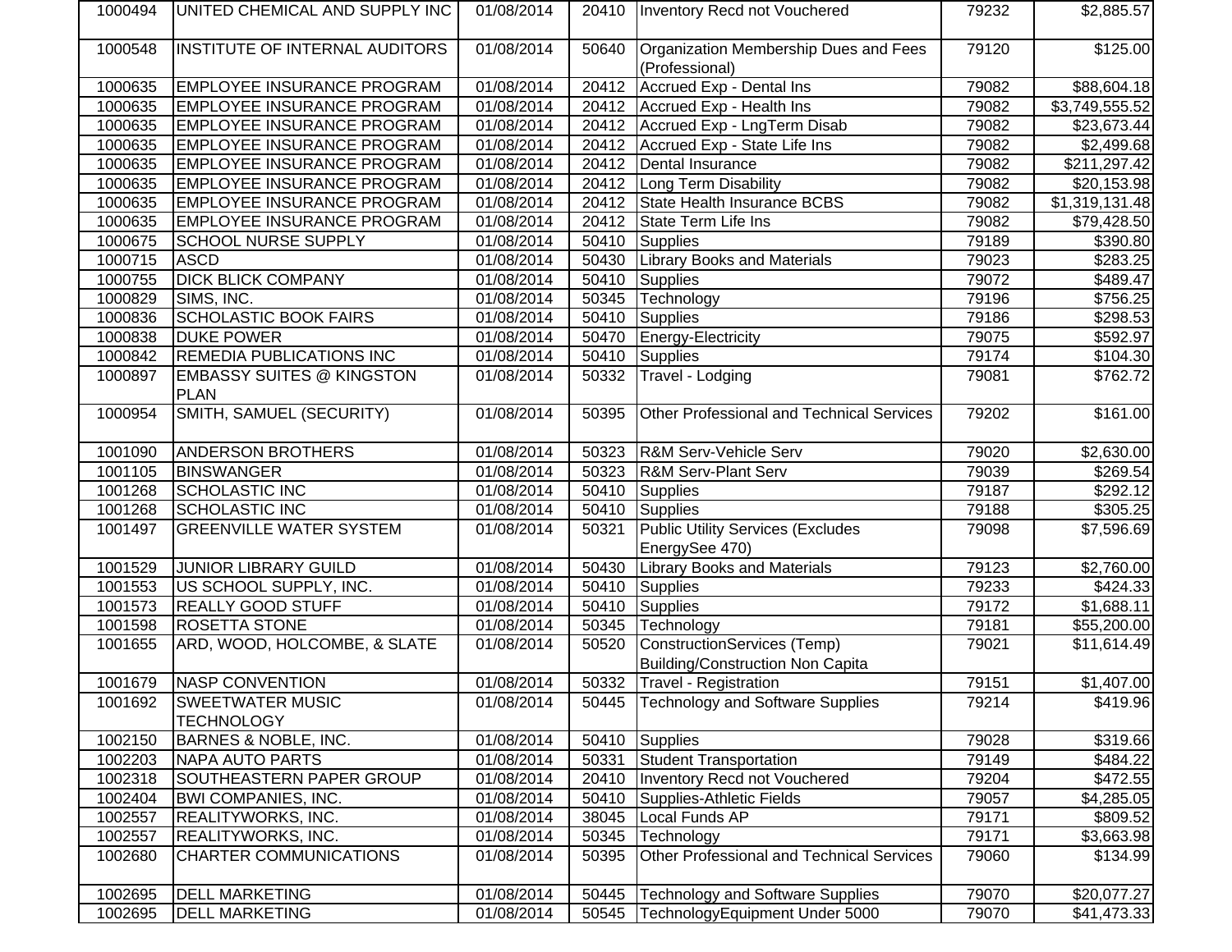| 1000494 | UNITED CHEMICAL AND SUPPLY INC | 01/08/2014 | 20410 | Inventory Recd not Vouchered | 79232 | $2,885.57 |
|---|---|---|---|---|---|---|
| 1000548 | INSTITUTE OF INTERNAL AUDITORS | 01/08/2014 | 50640 | Organization Membership Dues and Fees (Professional) | 79120 | $125.00 |
| 1000635 | EMPLOYEE INSURANCE PROGRAM | 01/08/2014 | 20412 | Accrued Exp - Dental Ins | 79082 | $88,604.18 |
| 1000635 | EMPLOYEE INSURANCE PROGRAM | 01/08/2014 | 20412 | Accrued Exp - Health Ins | 79082 | $3,749,555.52 |
| 1000635 | EMPLOYEE INSURANCE PROGRAM | 01/08/2014 | 20412 | Accrued Exp - LngTerm Disab | 79082 | $23,673.44 |
| 1000635 | EMPLOYEE INSURANCE PROGRAM | 01/08/2014 | 20412 | Accrued Exp - State Life Ins | 79082 | $2,499.68 |
| 1000635 | EMPLOYEE INSURANCE PROGRAM | 01/08/2014 | 20412 | Dental Insurance | 79082 | $211,297.42 |
| 1000635 | EMPLOYEE INSURANCE PROGRAM | 01/08/2014 | 20412 | Long Term Disability | 79082 | $20,153.98 |
| 1000635 | EMPLOYEE INSURANCE PROGRAM | 01/08/2014 | 20412 | State Health Insurance BCBS | 79082 | $1,319,131.48 |
| 1000635 | EMPLOYEE INSURANCE PROGRAM | 01/08/2014 | 20412 | State Term Life Ins | 79082 | $79,428.50 |
| 1000675 | SCHOOL NURSE SUPPLY | 01/08/2014 | 50410 | Supplies | 79189 | $390.80 |
| 1000715 | ASCD | 01/08/2014 | 50430 | Library Books and Materials | 79023 | $283.25 |
| 1000755 | DICK BLICK COMPANY | 01/08/2014 | 50410 | Supplies | 79072 | $489.47 |
| 1000829 | SIMS, INC. | 01/08/2014 | 50345 | Technology | 79196 | $756.25 |
| 1000836 | SCHOLASTIC BOOK FAIRS | 01/08/2014 | 50410 | Supplies | 79186 | $298.53 |
| 1000838 | DUKE POWER | 01/08/2014 | 50470 | Energy-Electricity | 79075 | $592.97 |
| 1000842 | REMEDIA PUBLICATIONS INC | 01/08/2014 | 50410 | Supplies | 79174 | $104.30 |
| 1000897 | EMBASSY SUITES @ KINGSTON PLAN | 01/08/2014 | 50332 | Travel - Lodging | 79081 | $762.72 |
| 1000954 | SMITH, SAMUEL (SECURITY) | 01/08/2014 | 50395 | Other Professional and Technical Services | 79202 | $161.00 |
| 1001090 | ANDERSON BROTHERS | 01/08/2014 | 50323 | R&M Serv-Vehicle Serv | 79020 | $2,630.00 |
| 1001105 | BINSWANGER | 01/08/2014 | 50323 | R&M Serv-Plant Serv | 79039 | $269.54 |
| 1001268 | SCHOLASTIC INC | 01/08/2014 | 50410 | Supplies | 79187 | $292.12 |
| 1001268 | SCHOLASTIC INC | 01/08/2014 | 50410 | Supplies | 79188 | $305.25 |
| 1001497 | GREENVILLE WATER SYSTEM | 01/08/2014 | 50321 | Public Utility Services (Excludes EnergySee 470) | 79098 | $7,596.69 |
| 1001529 | JUNIOR LIBRARY GUILD | 01/08/2014 | 50430 | Library Books and Materials | 79123 | $2,760.00 |
| 1001553 | US SCHOOL SUPPLY, INC. | 01/08/2014 | 50410 | Supplies | 79233 | $424.33 |
| 1001573 | REALLY GOOD STUFF | 01/08/2014 | 50410 | Supplies | 79172 | $1,688.11 |
| 1001598 | ROSETTA STONE | 01/08/2014 | 50345 | Technology | 79181 | $55,200.00 |
| 1001655 | ARD, WOOD, HOLCOMBE, & SLATE | 01/08/2014 | 50520 | ConstructionServices (Temp) Building/Construction Non Capita | 79021 | $11,614.49 |
| 1001679 | NASP CONVENTION | 01/08/2014 | 50332 | Travel - Registration | 79151 | $1,407.00 |
| 1001692 | SWEETWATER MUSIC TECHNOLOGY | 01/08/2014 | 50445 | Technology and Software Supplies | 79214 | $419.96 |
| 1002150 | BARNES & NOBLE, INC. | 01/08/2014 | 50410 | Supplies | 79028 | $319.66 |
| 1002203 | NAPA AUTO PARTS | 01/08/2014 | 50331 | Student Transportation | 79149 | $484.22 |
| 1002318 | SOUTHEASTERN PAPER GROUP | 01/08/2014 | 20410 | Inventory Recd not Vouchered | 79204 | $472.55 |
| 1002404 | BWI COMPANIES, INC. | 01/08/2014 | 50410 | Supplies-Athletic Fields | 79057 | $4,285.05 |
| 1002557 | REALITYWORKS, INC. | 01/08/2014 | 38045 | Local Funds AP | 79171 | $809.52 |
| 1002557 | REALITYWORKS, INC. | 01/08/2014 | 50345 | Technology | 79171 | $3,663.98 |
| 1002680 | CHARTER COMMUNICATIONS | 01/08/2014 | 50395 | Other Professional and Technical Services | 79060 | $134.99 |
| 1002695 | DELL MARKETING | 01/08/2014 | 50445 | Technology and Software Supplies | 79070 | $20,077.27 |
| 1002695 | DELL MARKETING | 01/08/2014 | 50545 | TechnologyEquipment Under 5000 | 79070 | $41,473.33 |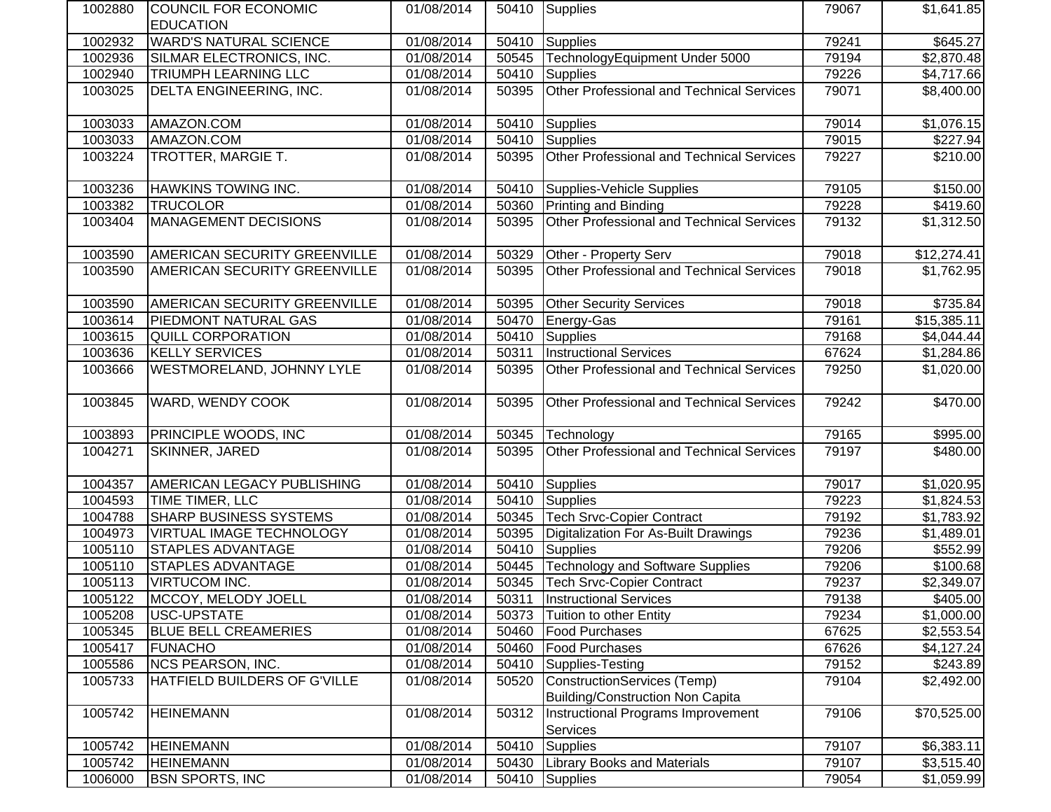| 1002880 | COUNCIL FOR ECONOMIC EDUCATION | 01/08/2014 | 50410 | Supplies | 79067 | $1,641.85 |
|---|---|---|---|---|---|---|
| 1002932 | WARD'S NATURAL SCIENCE | 01/08/2014 | 50410 | Supplies | 79241 | $645.27 |
| 1002936 | SILMAR ELECTRONICS, INC. | 01/08/2014 | 50545 | TechnologyEquipment Under 5000 | 79194 | $2,870.48 |
| 1002940 | TRIUMPH LEARNING LLC | 01/08/2014 | 50410 | Supplies | 79226 | $4,717.66 |
| 1003025 | DELTA ENGINEERING, INC. | 01/08/2014 | 50395 | Other Professional and Technical Services | 79071 | $8,400.00 |
| 1003033 | AMAZON.COM | 01/08/2014 | 50410 | Supplies | 79014 | $1,076.15 |
| 1003033 | AMAZON.COM | 01/08/2014 | 50410 | Supplies | 79015 | $227.94 |
| 1003224 | TROTTER, MARGIE T. | 01/08/2014 | 50395 | Other Professional and Technical Services | 79227 | $210.00 |
| 1003236 | HAWKINS TOWING INC. | 01/08/2014 | 50410 | Supplies-Vehicle Supplies | 79105 | $150.00 |
| 1003382 | TRUCOLOR | 01/08/2014 | 50360 | Printing and Binding | 79228 | $419.60 |
| 1003404 | MANAGEMENT DECISIONS | 01/08/2014 | 50395 | Other Professional and Technical Services | 79132 | $1,312.50 |
| 1003590 | AMERICAN SECURITY GREENVILLE | 01/08/2014 | 50329 | Other - Property Serv | 79018 | $12,274.41 |
| 1003590 | AMERICAN SECURITY GREENVILLE | 01/08/2014 | 50395 | Other Professional and Technical Services | 79018 | $1,762.95 |
| 1003590 | AMERICAN SECURITY GREENVILLE | 01/08/2014 | 50395 | Other Security Services | 79018 | $735.84 |
| 1003614 | PIEDMONT NATURAL GAS | 01/08/2014 | 50470 | Energy-Gas | 79161 | $15,385.11 |
| 1003615 | QUILL CORPORATION | 01/08/2014 | 50410 | Supplies | 79168 | $4,044.44 |
| 1003636 | KELLY SERVICES | 01/08/2014 | 50311 | Instructional Services | 67624 | $1,284.86 |
| 1003666 | WESTMORELAND, JOHNNY LYLE | 01/08/2014 | 50395 | Other Professional and Technical Services | 79250 | $1,020.00 |
| 1003845 | WARD, WENDY COOK | 01/08/2014 | 50395 | Other Professional and Technical Services | 79242 | $470.00 |
| 1003893 | PRINCIPLE WOODS, INC | 01/08/2014 | 50345 | Technology | 79165 | $995.00 |
| 1004271 | SKINNER, JARED | 01/08/2014 | 50395 | Other Professional and Technical Services | 79197 | $480.00 |
| 1004357 | AMERICAN LEGACY PUBLISHING | 01/08/2014 | 50410 | Supplies | 79017 | $1,020.95 |
| 1004593 | TIME TIMER, LLC | 01/08/2014 | 50410 | Supplies | 79223 | $1,824.53 |
| 1004788 | SHARP BUSINESS SYSTEMS | 01/08/2014 | 50345 | Tech Srvc-Copier Contract | 79192 | $1,783.92 |
| 1004973 | VIRTUAL IMAGE TECHNOLOGY | 01/08/2014 | 50395 | Digitalization For As-Built Drawings | 79236 | $1,489.01 |
| 1005110 | STAPLES ADVANTAGE | 01/08/2014 | 50410 | Supplies | 79206 | $552.99 |
| 1005110 | STAPLES ADVANTAGE | 01/08/2014 | 50445 | Technology and Software Supplies | 79206 | $100.68 |
| 1005113 | VIRTUCOM INC. | 01/08/2014 | 50345 | Tech Srvc-Copier Contract | 79237 | $2,349.07 |
| 1005122 | MCCOY, MELODY JOELL | 01/08/2014 | 50311 | Instructional Services | 79138 | $405.00 |
| 1005208 | USC-UPSTATE | 01/08/2014 | 50373 | Tuition to other Entity | 79234 | $1,000.00 |
| 1005345 | BLUE BELL CREAMERIES | 01/08/2014 | 50460 | Food Purchases | 67625 | $2,553.54 |
| 1005417 | FUNACHO | 01/08/2014 | 50460 | Food Purchases | 67626 | $4,127.24 |
| 1005586 | NCS PEARSON, INC. | 01/08/2014 | 50410 | Supplies-Testing | 79152 | $243.89 |
| 1005733 | HATFIELD BUILDERS OF G'VILLE | 01/08/2014 | 50520 | ConstructionServices (Temp) Building/Construction Non Capita | 79104 | $2,492.00 |
| 1005742 | HEINEMANN | 01/08/2014 | 50312 | Instructional Programs Improvement Services | 79106 | $70,525.00 |
| 1005742 | HEINEMANN | 01/08/2014 | 50410 | Supplies | 79107 | $6,383.11 |
| 1005742 | HEINEMANN | 01/08/2014 | 50430 | Library Books and Materials | 79107 | $3,515.40 |
| 1006000 | BSN SPORTS, INC | 01/08/2014 | 50410 | Supplies | 79054 | $1,059.99 |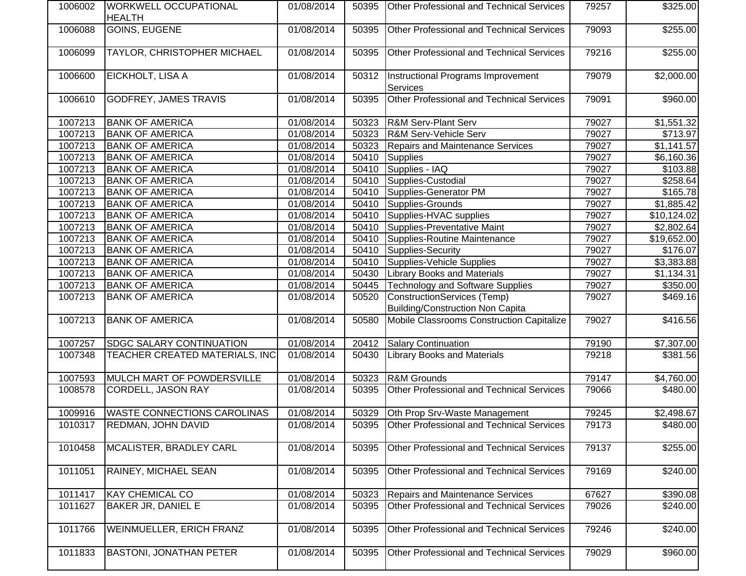| | | | | | | |
|---|---|---|---|---|---|---|
| 1006002 | WORKWELL OCCUPATIONAL HEALTH | 01/08/2014 | 50395 | Other Professional and Technical Services | 79257 | $325.00 |
| 1006088 | GOINS, EUGENE | 01/08/2014 | 50395 | Other Professional and Technical Services | 79093 | $255.00 |
| 1006099 | TAYLOR, CHRISTOPHER MICHAEL | 01/08/2014 | 50395 | Other Professional and Technical Services | 79216 | $255.00 |
| 1006600 | EICKHOLT, LISA A | 01/08/2014 | 50312 | Instructional Programs Improvement Services | 79079 | $2,000.00 |
| 1006610 | GODFREY, JAMES TRAVIS | 01/08/2014 | 50395 | Other Professional and Technical Services | 79091 | $960.00 |
| 1007213 | BANK OF AMERICA | 01/08/2014 | 50323 | R&M Serv-Plant Serv | 79027 | $1,551.32 |
| 1007213 | BANK OF AMERICA | 01/08/2014 | 50323 | R&M Serv-Vehicle Serv | 79027 | $713.97 |
| 1007213 | BANK OF AMERICA | 01/08/2014 | 50323 | Repairs and Maintenance Services | 79027 | $1,141.57 |
| 1007213 | BANK OF AMERICA | 01/08/2014 | 50410 | Supplies | 79027 | $6,160.36 |
| 1007213 | BANK OF AMERICA | 01/08/2014 | 50410 | Supplies - IAQ | 79027 | $103.88 |
| 1007213 | BANK OF AMERICA | 01/08/2014 | 50410 | Supplies-Custodial | 79027 | $258.64 |
| 1007213 | BANK OF AMERICA | 01/08/2014 | 50410 | Supplies-Generator PM | 79027 | $165.78 |
| 1007213 | BANK OF AMERICA | 01/08/2014 | 50410 | Supplies-Grounds | 79027 | $1,885.42 |
| 1007213 | BANK OF AMERICA | 01/08/2014 | 50410 | Supplies-HVAC supplies | 79027 | $10,124.02 |
| 1007213 | BANK OF AMERICA | 01/08/2014 | 50410 | Supplies-Preventative Maint | 79027 | $2,802.64 |
| 1007213 | BANK OF AMERICA | 01/08/2014 | 50410 | Supplies-Routine Maintenance | 79027 | $19,652.00 |
| 1007213 | BANK OF AMERICA | 01/08/2014 | 50410 | Supplies-Security | 79027 | $176.07 |
| 1007213 | BANK OF AMERICA | 01/08/2014 | 50410 | Supplies-Vehicle Supplies | 79027 | $3,383.88 |
| 1007213 | BANK OF AMERICA | 01/08/2014 | 50430 | Library Books and Materials | 79027 | $1,134.31 |
| 1007213 | BANK OF AMERICA | 01/08/2014 | 50445 | Technology and Software Supplies | 79027 | $350.00 |
| 1007213 | BANK OF AMERICA | 01/08/2014 | 50520 | ConstructionServices (Temp) Building/Construction Non Capita | 79027 | $469.16 |
| 1007213 | BANK OF AMERICA | 01/08/2014 | 50580 | Mobile Classrooms Construction Capitalize | 79027 | $416.56 |
| 1007257 | SDGC SALARY CONTINUATION | 01/08/2014 | 20412 | Salary Continuation | 79190 | $7,307.00 |
| 1007348 | TEACHER CREATED MATERIALS, INC | 01/08/2014 | 50430 | Library Books and Materials | 79218 | $381.56 |
| 1007593 | MULCH MART OF POWDERSVILLE | 01/08/2014 | 50323 | R&M Grounds | 79147 | $4,760.00 |
| 1008578 | CORDELL, JASON RAY | 01/08/2014 | 50395 | Other Professional and Technical Services | 79066 | $480.00 |
| 1009916 | WASTE CONNECTIONS CAROLINAS | 01/08/2014 | 50329 | Oth Prop Srv-Waste Management | 79245 | $2,498.67 |
| 1010317 | REDMAN, JOHN DAVID | 01/08/2014 | 50395 | Other Professional and Technical Services | 79173 | $480.00 |
| 1010458 | MCALISTER, BRADLEY CARL | 01/08/2014 | 50395 | Other Professional and Technical Services | 79137 | $255.00 |
| 1011051 | RAINEY, MICHAEL SEAN | 01/08/2014 | 50395 | Other Professional and Technical Services | 79169 | $240.00 |
| 1011417 | KAY CHEMICAL CO | 01/08/2014 | 50323 | Repairs and Maintenance Services | 67627 | $390.08 |
| 1011627 | BAKER JR, DANIEL E | 01/08/2014 | 50395 | Other Professional and Technical Services | 79026 | $240.00 |
| 1011766 | WEINMUELLER, ERICH FRANZ | 01/08/2014 | 50395 | Other Professional and Technical Services | 79246 | $240.00 |
| 1011833 | BASTONI, JONATHAN PETER | 01/08/2014 | 50395 | Other Professional and Technical Services | 79029 | $960.00 |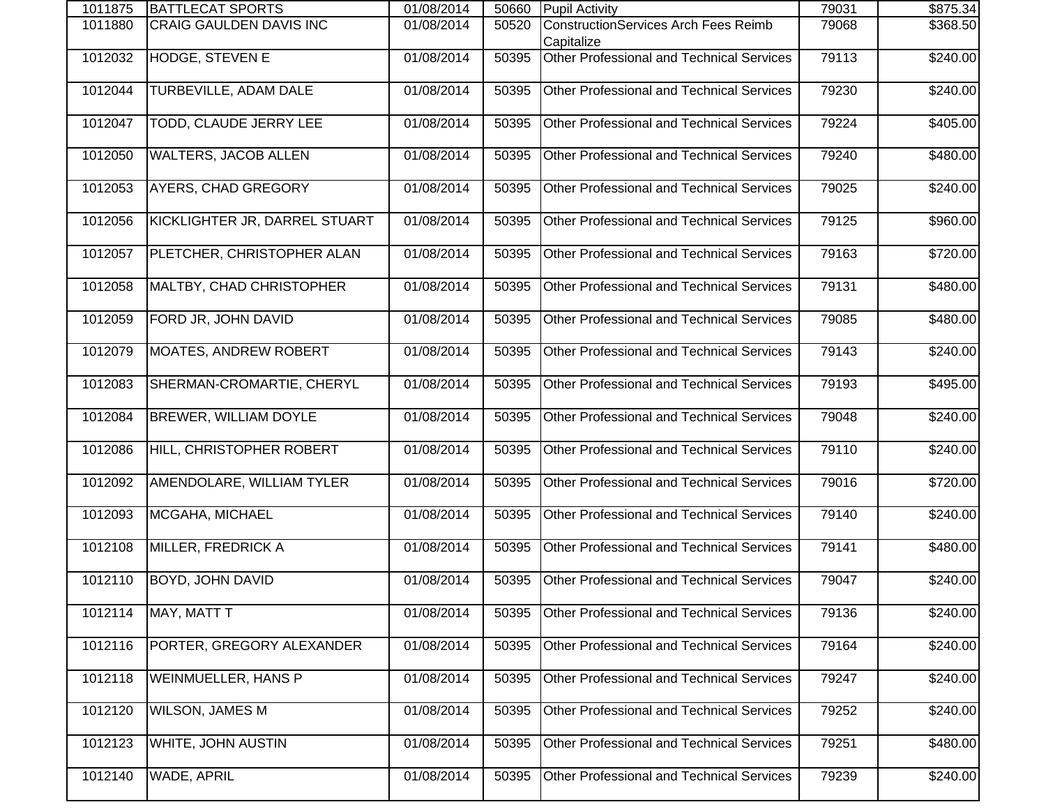| | | | | | | |
|---|---|---|---|---|---|---|
| 1011875 | BATTLECAT SPORTS | 01/08/2014 | 50660 | Pupil Activity | 79031 | $875.34 |
| 1011880 | CRAIG GAULDEN DAVIS INC | 01/08/2014 | 50520 | ConstructionServices Arch Fees Reimb Capitalize | 79068 | $368.50 |
| 1012032 | HODGE, STEVEN E | 01/08/2014 | 50395 | Other Professional and Technical Services | 79113 | $240.00 |
| 1012044 | TURBEVILLE, ADAM DALE | 01/08/2014 | 50395 | Other Professional and Technical Services | 79230 | $240.00 |
| 1012047 | TODD, CLAUDE JERRY LEE | 01/08/2014 | 50395 | Other Professional and Technical Services | 79224 | $405.00 |
| 1012050 | WALTERS, JACOB ALLEN | 01/08/2014 | 50395 | Other Professional and Technical Services | 79240 | $480.00 |
| 1012053 | AYERS, CHAD GREGORY | 01/08/2014 | 50395 | Other Professional and Technical Services | 79025 | $240.00 |
| 1012056 | KICKLIGHTER JR, DARREL STUART | 01/08/2014 | 50395 | Other Professional and Technical Services | 79125 | $960.00 |
| 1012057 | PLETCHER, CHRISTOPHER ALAN | 01/08/2014 | 50395 | Other Professional and Technical Services | 79163 | $720.00 |
| 1012058 | MALTBY, CHAD CHRISTOPHER | 01/08/2014 | 50395 | Other Professional and Technical Services | 79131 | $480.00 |
| 1012059 | FORD JR, JOHN DAVID | 01/08/2014 | 50395 | Other Professional and Technical Services | 79085 | $480.00 |
| 1012079 | MOATES, ANDREW ROBERT | 01/08/2014 | 50395 | Other Professional and Technical Services | 79143 | $240.00 |
| 1012083 | SHERMAN-CROMARTIE, CHERYL | 01/08/2014 | 50395 | Other Professional and Technical Services | 79193 | $495.00 |
| 1012084 | BREWER, WILLIAM DOYLE | 01/08/2014 | 50395 | Other Professional and Technical Services | 79048 | $240.00 |
| 1012086 | HILL, CHRISTOPHER ROBERT | 01/08/2014 | 50395 | Other Professional and Technical Services | 79110 | $240.00 |
| 1012092 | AMENDOLARE, WILLIAM TYLER | 01/08/2014 | 50395 | Other Professional and Technical Services | 79016 | $720.00 |
| 1012093 | MCGAHA, MICHAEL | 01/08/2014 | 50395 | Other Professional and Technical Services | 79140 | $240.00 |
| 1012108 | MILLER, FREDRICK A | 01/08/2014 | 50395 | Other Professional and Technical Services | 79141 | $480.00 |
| 1012110 | BOYD, JOHN DAVID | 01/08/2014 | 50395 | Other Professional and Technical Services | 79047 | $240.00 |
| 1012114 | MAY, MATT T | 01/08/2014 | 50395 | Other Professional and Technical Services | 79136 | $240.00 |
| 1012116 | PORTER, GREGORY ALEXANDER | 01/08/2014 | 50395 | Other Professional and Technical Services | 79164 | $240.00 |
| 1012118 | WEINMUELLER, HANS P | 01/08/2014 | 50395 | Other Professional and Technical Services | 79247 | $240.00 |
| 1012120 | WILSON, JAMES M | 01/08/2014 | 50395 | Other Professional and Technical Services | 79252 | $240.00 |
| 1012123 | WHITE, JOHN AUSTIN | 01/08/2014 | 50395 | Other Professional and Technical Services | 79251 | $480.00 |
| 1012140 | WADE, APRIL | 01/08/2014 | 50395 | Other Professional and Technical Services | 79239 | $240.00 |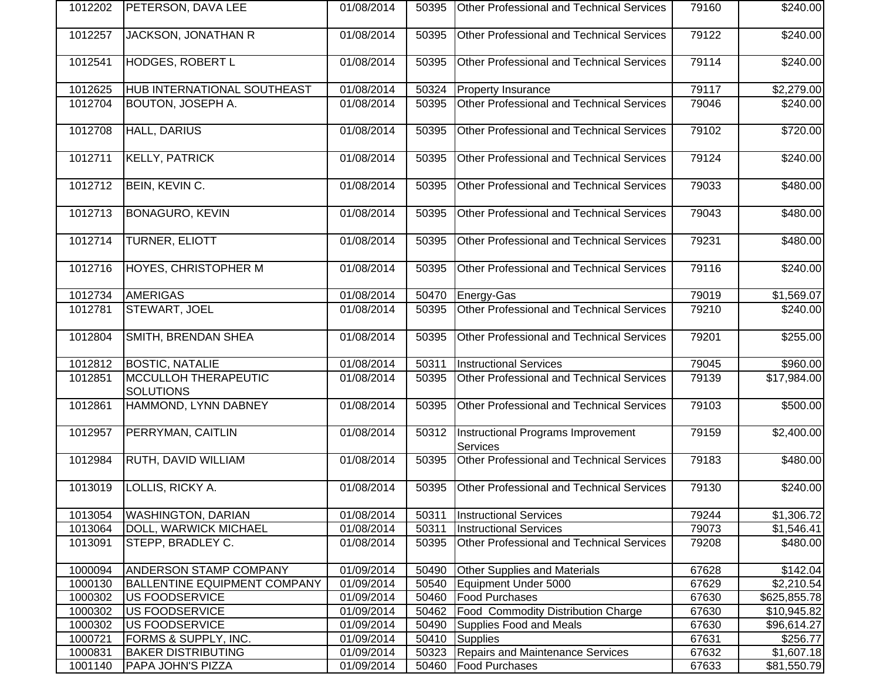| | | | | | | |
|---|---|---|---|---|---|---|
| 1012202 | PETERSON, DAVA LEE | 01/08/2014 | 50395 | Other Professional and Technical Services | 79160 | $240.00 |
| 1012257 | JACKSON, JONATHAN R | 01/08/2014 | 50395 | Other Professional and Technical Services | 79122 | $240.00 |
| 1012541 | HODGES, ROBERT L | 01/08/2014 | 50395 | Other Professional and Technical Services | 79114 | $240.00 |
| 1012625 | HUB INTERNATIONAL SOUTHEAST | 01/08/2014 | 50324 | Property Insurance | 79117 | $2,279.00 |
| 1012704 | BOUTON, JOSEPH A. | 01/08/2014 | 50395 | Other Professional and Technical Services | 79046 | $240.00 |
| 1012708 | HALL, DARIUS | 01/08/2014 | 50395 | Other Professional and Technical Services | 79102 | $720.00 |
| 1012711 | KELLY, PATRICK | 01/08/2014 | 50395 | Other Professional and Technical Services | 79124 | $240.00 |
| 1012712 | BEIN, KEVIN C. | 01/08/2014 | 50395 | Other Professional and Technical Services | 79033 | $480.00 |
| 1012713 | BONAGURO, KEVIN | 01/08/2014 | 50395 | Other Professional and Technical Services | 79043 | $480.00 |
| 1012714 | TURNER, ELIOTT | 01/08/2014 | 50395 | Other Professional and Technical Services | 79231 | $480.00 |
| 1012716 | HOYES, CHRISTOPHER M | 01/08/2014 | 50395 | Other Professional and Technical Services | 79116 | $240.00 |
| 1012734 | AMERIGAS | 01/08/2014 | 50470 | Energy-Gas | 79019 | $1,569.07 |
| 1012781 | STEWART, JOEL | 01/08/2014 | 50395 | Other Professional and Technical Services | 79210 | $240.00 |
| 1012804 | SMITH, BRENDAN SHEA | 01/08/2014 | 50395 | Other Professional and Technical Services | 79201 | $255.00 |
| 1012812 | BOSTIC, NATALIE | 01/08/2014 | 50311 | Instructional Services | 79045 | $960.00 |
| 1012851 | MCCULLOH THERAPEUTIC SOLUTIONS | 01/08/2014 | 50395 | Other Professional and Technical Services | 79139 | $17,984.00 |
| 1012861 | HAMMOND, LYNN DABNEY | 01/08/2014 | 50395 | Other Professional and Technical Services | 79103 | $500.00 |
| 1012957 | PERRYMAN, CAITLIN | 01/08/2014 | 50312 | Instructional Programs Improvement Services | 79159 | $2,400.00 |
| 1012984 | RUTH, DAVID WILLIAM | 01/08/2014 | 50395 | Other Professional and Technical Services | 79183 | $480.00 |
| 1013019 | LOLLIS, RICKY A. | 01/08/2014 | 50395 | Other Professional and Technical Services | 79130 | $240.00 |
| 1013054 | WASHINGTON, DARIAN | 01/08/2014 | 50311 | Instructional Services | 79244 | $1,306.72 |
| 1013064 | DOLL, WARWICK MICHAEL | 01/08/2014 | 50311 | Instructional Services | 79073 | $1,546.41 |
| 1013091 | STEPP, BRADLEY C. | 01/08/2014 | 50395 | Other Professional and Technical Services | 79208 | $480.00 |
| 1000094 | ANDERSON STAMP COMPANY | 01/09/2014 | 50490 | Other Supplies and Materials | 67628 | $142.04 |
| 1000130 | BALLENTINE EQUIPMENT COMPANY | 01/09/2014 | 50540 | Equipment Under 5000 | 67629 | $2,210.54 |
| 1000302 | US FOODSERVICE | 01/09/2014 | 50460 | Food Purchases | 67630 | $625,855.78 |
| 1000302 | US FOODSERVICE | 01/09/2014 | 50462 | Food Commodity Distribution Charge | 67630 | $10,945.82 |
| 1000302 | US FOODSERVICE | 01/09/2014 | 50490 | Supplies Food and Meals | 67630 | $96,614.27 |
| 1000721 | FORMS & SUPPLY, INC. | 01/09/2014 | 50410 | Supplies | 67631 | $256.77 |
| 1000831 | BAKER DISTRIBUTING | 01/09/2014 | 50323 | Repairs and Maintenance Services | 67632 | $1,607.18 |
| 1001140 | PAPA JOHN'S PIZZA | 01/09/2014 | 50460 | Food Purchases | 67633 | $81,550.79 |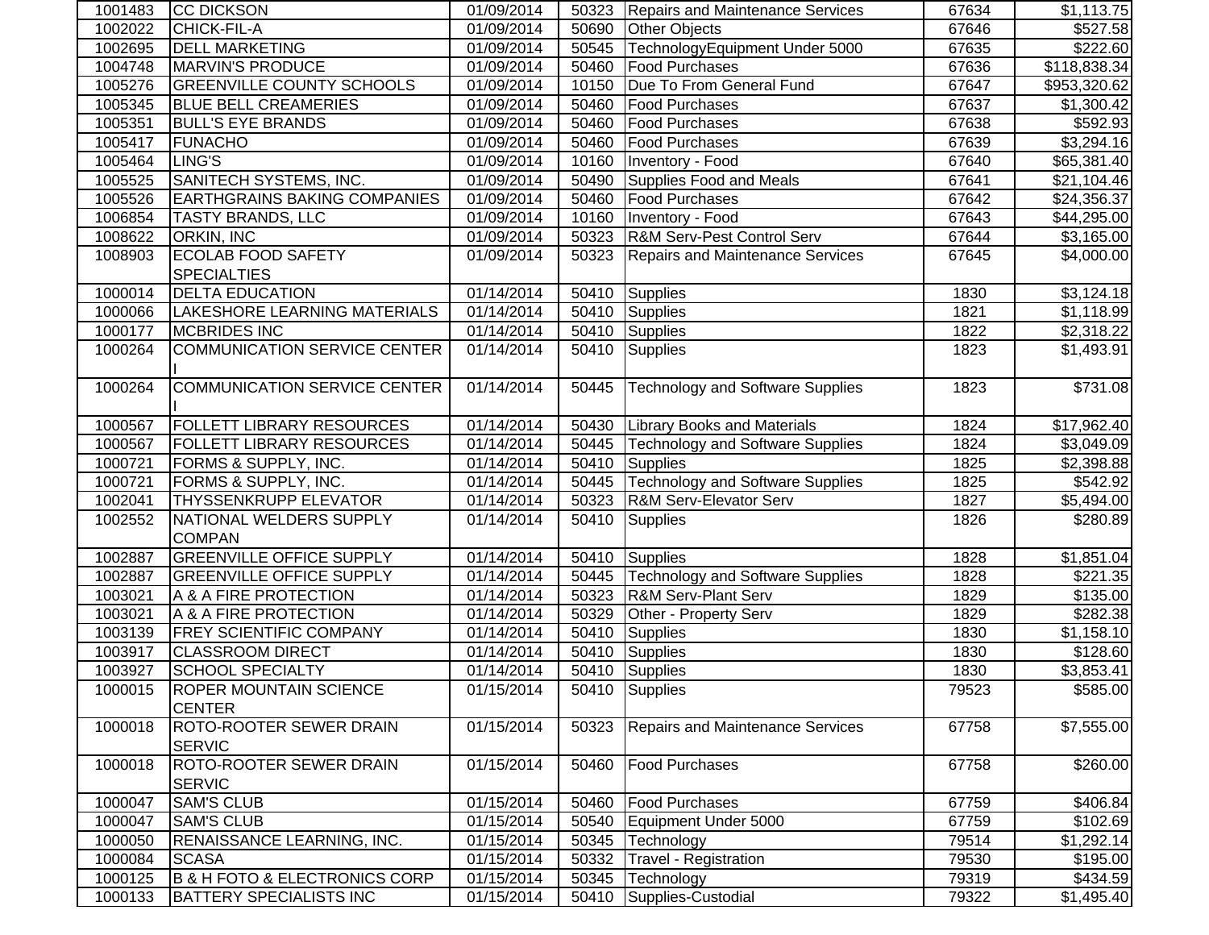| | | | | | | |
|---|---|---|---|---|---|---|
| 1001483 | CC DICKSON | 01/09/2014 | 50323 | Repairs and Maintenance Services | 67634 | $1,113.75 |
| 1002022 | CHICK-FIL-A | 01/09/2014 | 50690 | Other Objects | 67646 | $527.58 |
| 1002695 | DELL MARKETING | 01/09/2014 | 50545 | TechnologyEquipment Under 5000 | 67635 | $222.60 |
| 1004748 | MARVIN'S PRODUCE | 01/09/2014 | 50460 | Food Purchases | 67636 | $118,838.34 |
| 1005276 | GREENVILLE COUNTY SCHOOLS | 01/09/2014 | 10150 | Due To From General Fund | 67647 | $953,320.62 |
| 1005345 | BLUE BELL CREAMERIES | 01/09/2014 | 50460 | Food Purchases | 67637 | $1,300.42 |
| 1005351 | BULL'S EYE BRANDS | 01/09/2014 | 50460 | Food Purchases | 67638 | $592.93 |
| 1005417 | FUNACHO | 01/09/2014 | 50460 | Food Purchases | 67639 | $3,294.16 |
| 1005464 | LING'S | 01/09/2014 | 10160 | Inventory - Food | 67640 | $65,381.40 |
| 1005525 | SANITECH SYSTEMS, INC. | 01/09/2014 | 50490 | Supplies Food and Meals | 67641 | $21,104.46 |
| 1005526 | EARTHGRAINS BAKING COMPANIES | 01/09/2014 | 50460 | Food Purchases | 67642 | $24,356.37 |
| 1006854 | TASTY BRANDS, LLC | 01/09/2014 | 10160 | Inventory - Food | 67643 | $44,295.00 |
| 1008622 | ORKIN, INC | 01/09/2014 | 50323 | R&M Serv-Pest Control Serv | 67644 | $3,165.00 |
| 1008903 | ECOLAB FOOD SAFETY SPECIALTIES | 01/09/2014 | 50323 | Repairs and Maintenance Services | 67645 | $4,000.00 |
| 1000014 | DELTA EDUCATION | 01/14/2014 | 50410 | Supplies | 1830 | $3,124.18 |
| 1000066 | LAKESHORE LEARNING MATERIALS | 01/14/2014 | 50410 | Supplies | 1821 | $1,118.99 |
| 1000177 | MCBRIDES INC | 01/14/2014 | 50410 | Supplies | 1822 | $2,318.22 |
| 1000264 | COMMUNICATION SERVICE CENTER I | 01/14/2014 | 50410 | Supplies | 1823 | $1,493.91 |
| 1000264 | COMMUNICATION SERVICE CENTER I | 01/14/2014 | 50445 | Technology and Software Supplies | 1823 | $731.08 |
| 1000567 | FOLLETT LIBRARY RESOURCES | 01/14/2014 | 50430 | Library Books and Materials | 1824 | $17,962.40 |
| 1000567 | FOLLETT LIBRARY RESOURCES | 01/14/2014 | 50445 | Technology and Software Supplies | 1824 | $3,049.09 |
| 1000721 | FORMS & SUPPLY, INC. | 01/14/2014 | 50410 | Supplies | 1825 | $2,398.88 |
| 1000721 | FORMS & SUPPLY, INC. | 01/14/2014 | 50445 | Technology and Software Supplies | 1825 | $542.92 |
| 1002041 | THYSSENKRUPP ELEVATOR | 01/14/2014 | 50323 | R&M Serv-Elevator Serv | 1827 | $5,494.00 |
| 1002552 | NATIONAL WELDERS SUPPLY COMPAN | 01/14/2014 | 50410 | Supplies | 1826 | $280.89 |
| 1002887 | GREENVILLE OFFICE SUPPLY | 01/14/2014 | 50410 | Supplies | 1828 | $1,851.04 |
| 1002887 | GREENVILLE OFFICE SUPPLY | 01/14/2014 | 50445 | Technology and Software Supplies | 1828 | $221.35 |
| 1003021 | A & A FIRE PROTECTION | 01/14/2014 | 50323 | R&M Serv-Plant Serv | 1829 | $135.00 |
| 1003021 | A & A FIRE PROTECTION | 01/14/2014 | 50329 | Other - Property Serv | 1829 | $282.38 |
| 1003139 | FREY SCIENTIFIC COMPANY | 01/14/2014 | 50410 | Supplies | 1830 | $1,158.10 |
| 1003917 | CLASSROOM DIRECT | 01/14/2014 | 50410 | Supplies | 1830 | $128.60 |
| 1003927 | SCHOOL SPECIALTY | 01/14/2014 | 50410 | Supplies | 1830 | $3,853.41 |
| 1000015 | ROPER MOUNTAIN SCIENCE CENTER | 01/15/2014 | 50410 | Supplies | 79523 | $585.00 |
| 1000018 | ROTO-ROOTER SEWER DRAIN SERVIC | 01/15/2014 | 50323 | Repairs and Maintenance Services | 67758 | $7,555.00 |
| 1000018 | ROTO-ROOTER SEWER DRAIN SERVIC | 01/15/2014 | 50460 | Food Purchases | 67758 | $260.00 |
| 1000047 | SAM'S CLUB | 01/15/2014 | 50460 | Food Purchases | 67759 | $406.84 |
| 1000047 | SAM'S CLUB | 01/15/2014 | 50540 | Equipment Under 5000 | 67759 | $102.69 |
| 1000050 | RENAISSANCE LEARNING, INC. | 01/15/2014 | 50345 | Technology | 79514 | $1,292.14 |
| 1000084 | SCASA | 01/15/2014 | 50332 | Travel - Registration | 79530 | $195.00 |
| 1000125 | B & H FOTO & ELECTRONICS CORP | 01/15/2014 | 50345 | Technology | 79319 | $434.59 |
| 1000133 | BATTERY SPECIALISTS INC | 01/15/2014 | 50410 | Supplies-Custodial | 79322 | $1,495.40 |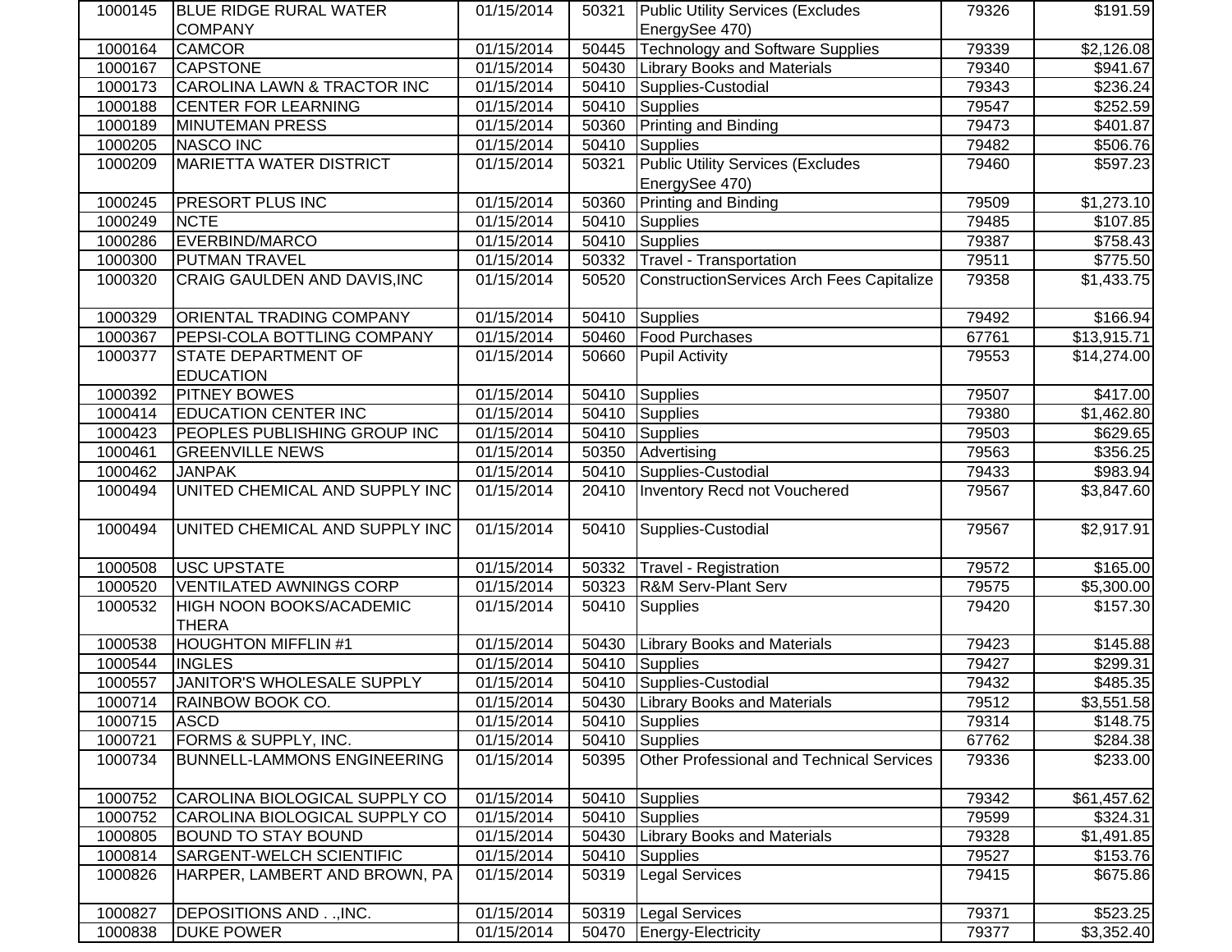| | | | | | | |
|---|---|---|---|---|---|---|
| 1000145 | BLUE RIDGE RURAL WATER COMPANY | 01/15/2014 | 50321 | Public Utility Services (Excludes EnergySee 470) | 79326 | $191.59 |
| 1000164 | CAMCOR | 01/15/2014 | 50445 | Technology and Software Supplies | 79339 | $2,126.08 |
| 1000167 | CAPSTONE | 01/15/2014 | 50430 | Library Books and Materials | 79340 | $941.67 |
| 1000173 | CAROLINA LAWN & TRACTOR INC | 01/15/2014 | 50410 | Supplies-Custodial | 79343 | $236.24 |
| 1000188 | CENTER FOR LEARNING | 01/15/2014 | 50410 | Supplies | 79547 | $252.59 |
| 1000189 | MINUTEMAN PRESS | 01/15/2014 | 50360 | Printing and Binding | 79473 | $401.87 |
| 1000205 | NASCO INC | 01/15/2014 | 50410 | Supplies | 79482 | $506.76 |
| 1000209 | MARIETTA WATER DISTRICT | 01/15/2014 | 50321 | Public Utility Services (Excludes EnergySee 470) | 79460 | $597.23 |
| 1000245 | PRESORT PLUS INC | 01/15/2014 | 50360 | Printing and Binding | 79509 | $1,273.10 |
| 1000249 | NCTE | 01/15/2014 | 50410 | Supplies | 79485 | $107.85 |
| 1000286 | EVERBIND/MARCO | 01/15/2014 | 50410 | Supplies | 79387 | $758.43 |
| 1000300 | PUTMAN TRAVEL | 01/15/2014 | 50332 | Travel - Transportation | 79511 | $775.50 |
| 1000320 | CRAIG GAULDEN AND DAVIS,INC | 01/15/2014 | 50520 | ConstructionServices Arch Fees Capitalize | 79358 | $1,433.75 |
| 1000329 | ORIENTAL TRADING COMPANY | 01/15/2014 | 50410 | Supplies | 79492 | $166.94 |
| 1000367 | PEPSI-COLA BOTTLING COMPANY | 01/15/2014 | 50460 | Food Purchases | 67761 | $13,915.71 |
| 1000377 | STATE DEPARTMENT OF EDUCATION | 01/15/2014 | 50660 | Pupil Activity | 79553 | $14,274.00 |
| 1000392 | PITNEY BOWES | 01/15/2014 | 50410 | Supplies | 79507 | $417.00 |
| 1000414 | EDUCATION CENTER INC | 01/15/2014 | 50410 | Supplies | 79380 | $1,462.80 |
| 1000423 | PEOPLES PUBLISHING GROUP INC | 01/15/2014 | 50410 | Supplies | 79503 | $629.65 |
| 1000461 | GREENVILLE NEWS | 01/15/2014 | 50350 | Advertising | 79563 | $356.25 |
| 1000462 | JANPAK | 01/15/2014 | 50410 | Supplies-Custodial | 79433 | $983.94 |
| 1000494 | UNITED CHEMICAL AND SUPPLY INC | 01/15/2014 | 20410 | Inventory Recd not Vouchered | 79567 | $3,847.60 |
| 1000494 | UNITED CHEMICAL AND SUPPLY INC | 01/15/2014 | 50410 | Supplies-Custodial | 79567 | $2,917.91 |
| 1000508 | USC UPSTATE | 01/15/2014 | 50332 | Travel - Registration | 79572 | $165.00 |
| 1000520 | VENTILATED AWNINGS CORP | 01/15/2014 | 50323 | R&M Serv-Plant Serv | 79575 | $5,300.00 |
| 1000532 | HIGH NOON BOOKS/ACADEMIC THERA | 01/15/2014 | 50410 | Supplies | 79420 | $157.30 |
| 1000538 | HOUGHTON MIFFLIN #1 | 01/15/2014 | 50430 | Library Books and Materials | 79423 | $145.88 |
| 1000544 | INGLES | 01/15/2014 | 50410 | Supplies | 79427 | $299.31 |
| 1000557 | JANITOR'S WHOLESALE SUPPLY | 01/15/2014 | 50410 | Supplies-Custodial | 79432 | $485.35 |
| 1000714 | RAINBOW BOOK CO. | 01/15/2014 | 50430 | Library Books and Materials | 79512 | $3,551.58 |
| 1000715 | ASCD | 01/15/2014 | 50410 | Supplies | 79314 | $148.75 |
| 1000721 | FORMS & SUPPLY, INC. | 01/15/2014 | 50410 | Supplies | 67762 | $284.38 |
| 1000734 | BUNNELL-LAMMONS ENGINEERING | 01/15/2014 | 50395 | Other Professional and Technical Services | 79336 | $233.00 |
| 1000752 | CAROLINA BIOLOGICAL SUPPLY CO | 01/15/2014 | 50410 | Supplies | 79342 | $61,457.62 |
| 1000752 | CAROLINA BIOLOGICAL SUPPLY CO | 01/15/2014 | 50410 | Supplies | 79599 | $324.31 |
| 1000805 | BOUND TO STAY BOUND | 01/15/2014 | 50430 | Library Books and Materials | 79328 | $1,491.85 |
| 1000814 | SARGENT-WELCH SCIENTIFIC | 01/15/2014 | 50410 | Supplies | 79527 | $153.76 |
| 1000826 | HARPER, LAMBERT AND BROWN, PA | 01/15/2014 | 50319 | Legal Services | 79415 | $675.86 |
| 1000827 | DEPOSITIONS AND . .,INC. | 01/15/2014 | 50319 | Legal Services | 79371 | $523.25 |
| 1000838 | DUKE POWER | 01/15/2014 | 50470 | Energy-Electricity | 79377 | $3,352.40 |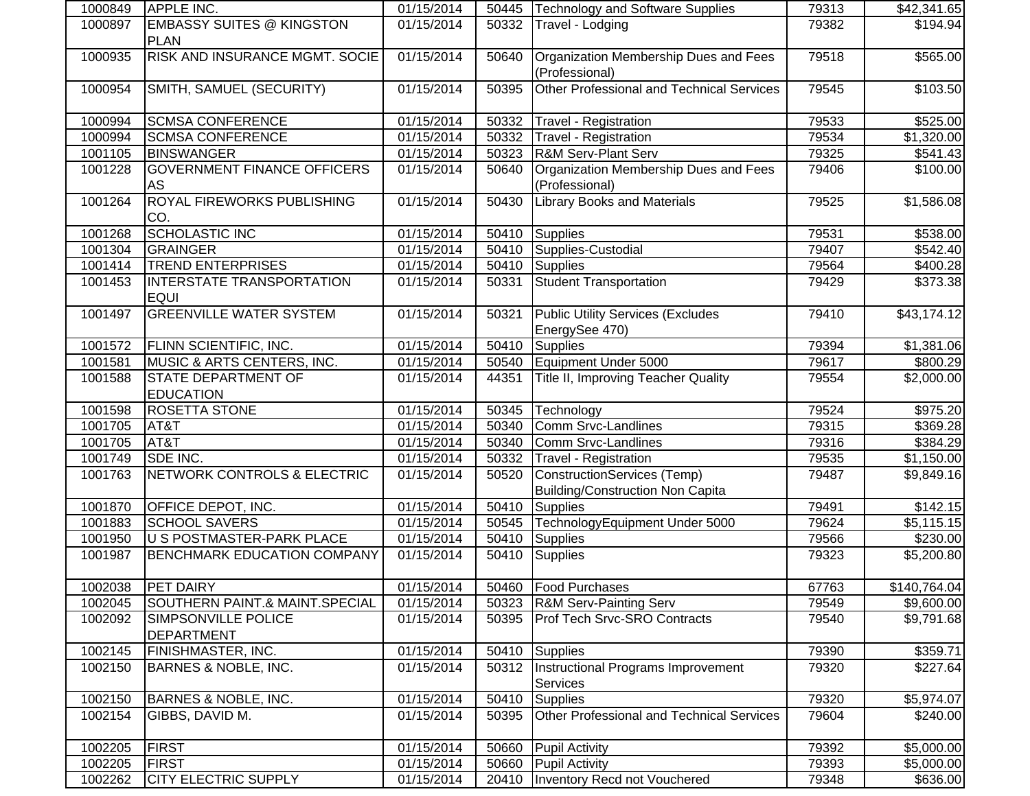| | | | | | | |
|---|---|---|---|---|---|---|
| 1000849 | APPLE INC. | 01/15/2014 | 50445 | Technology and Software Supplies | 79313 | $42,341.65 |
| 1000897 | EMBASSY SUITES @ KINGSTON PLAN | 01/15/2014 | 50332 | Travel - Lodging | 79382 | $194.94 |
| 1000935 | RISK AND INSURANCE MGMT. SOCIE | 01/15/2014 | 50640 | Organization Membership Dues and Fees (Professional) | 79518 | $565.00 |
| 1000954 | SMITH, SAMUEL (SECURITY) | 01/15/2014 | 50395 | Other Professional and Technical Services | 79545 | $103.50 |
| 1000994 | SCMSA CONFERENCE | 01/15/2014 | 50332 | Travel - Registration | 79533 | $525.00 |
| 1000994 | SCMSA CONFERENCE | 01/15/2014 | 50332 | Travel - Registration | 79534 | $1,320.00 |
| 1001105 | BINSWANGER | 01/15/2014 | 50323 | R&M Serv-Plant Serv | 79325 | $541.43 |
| 1001228 | GOVERNMENT FINANCE OFFICERS AS | 01/15/2014 | 50640 | Organization Membership Dues and Fees (Professional) | 79406 | $100.00 |
| 1001264 | ROYAL FIREWORKS PUBLISHING CO. | 01/15/2014 | 50430 | Library Books and Materials | 79525 | $1,586.08 |
| 1001268 | SCHOLASTIC INC | 01/15/2014 | 50410 | Supplies | 79531 | $538.00 |
| 1001304 | GRAINGER | 01/15/2014 | 50410 | Supplies-Custodial | 79407 | $542.40 |
| 1001414 | TREND ENTERPRISES | 01/15/2014 | 50410 | Supplies | 79564 | $400.28 |
| 1001453 | INTERSTATE TRANSPORTATION EQUI | 01/15/2014 | 50331 | Student Transportation | 79429 | $373.38 |
| 1001497 | GREENVILLE WATER SYSTEM | 01/15/2014 | 50321 | Public Utility Services (Excludes EnergySee 470) | 79410 | $43,174.12 |
| 1001572 | FLINN SCIENTIFIC, INC. | 01/15/2014 | 50410 | Supplies | 79394 | $1,381.06 |
| 1001581 | MUSIC & ARTS CENTERS, INC. | 01/15/2014 | 50540 | Equipment Under 5000 | 79617 | $800.29 |
| 1001588 | STATE DEPARTMENT OF EDUCATION | 01/15/2014 | 44351 | Title II, Improving Teacher Quality | 79554 | $2,000.00 |
| 1001598 | ROSETTA STONE | 01/15/2014 | 50345 | Technology | 79524 | $975.20 |
| 1001705 | AT&T | 01/15/2014 | 50340 | Comm Srvc-Landlines | 79315 | $369.28 |
| 1001705 | AT&T | 01/15/2014 | 50340 | Comm Srvc-Landlines | 79316 | $384.29 |
| 1001749 | SDE INC. | 01/15/2014 | 50332 | Travel - Registration | 79535 | $1,150.00 |
| 1001763 | NETWORK CONTROLS & ELECTRIC | 01/15/2014 | 50520 | ConstructionServices (Temp) Building/Construction Non Capita | 79487 | $9,849.16 |
| 1001870 | OFFICE DEPOT, INC. | 01/15/2014 | 50410 | Supplies | 79491 | $142.15 |
| 1001883 | SCHOOL SAVERS | 01/15/2014 | 50545 | TechnologyEquipment Under 5000 | 79624 | $5,115.15 |
| 1001950 | U S POSTMASTER-PARK PLACE | 01/15/2014 | 50410 | Supplies | 79566 | $230.00 |
| 1001987 | BENCHMARK EDUCATION COMPANY | 01/15/2014 | 50410 | Supplies | 79323 | $5,200.80 |
| 1002038 | PET DAIRY | 01/15/2014 | 50460 | Food Purchases | 67763 | $140,764.04 |
| 1002045 | SOUTHERN PAINT.& MAINT.SPECIAL | 01/15/2014 | 50323 | R&M Serv-Painting Serv | 79549 | $9,600.00 |
| 1002092 | SIMPSONVILLE POLICE DEPARTMENT | 01/15/2014 | 50395 | Prof Tech Srvc-SRO Contracts | 79540 | $9,791.68 |
| 1002145 | FINISHMASTER, INC. | 01/15/2014 | 50410 | Supplies | 79390 | $359.71 |
| 1002150 | BARNES & NOBLE, INC. | 01/15/2014 | 50312 | Instructional Programs Improvement Services | 79320 | $227.64 |
| 1002150 | BARNES & NOBLE, INC. | 01/15/2014 | 50410 | Supplies | 79320 | $5,974.07 |
| 1002154 | GIBBS, DAVID M. | 01/15/2014 | 50395 | Other Professional and Technical Services | 79604 | $240.00 |
| 1002205 | FIRST | 01/15/2014 | 50660 | Pupil Activity | 79392 | $5,000.00 |
| 1002205 | FIRST | 01/15/2014 | 50660 | Pupil Activity | 79393 | $5,000.00 |
| 1002262 | CITY ELECTRIC SUPPLY | 01/15/2014 | 20410 | Inventory Recd not Vouchered | 79348 | $636.00 |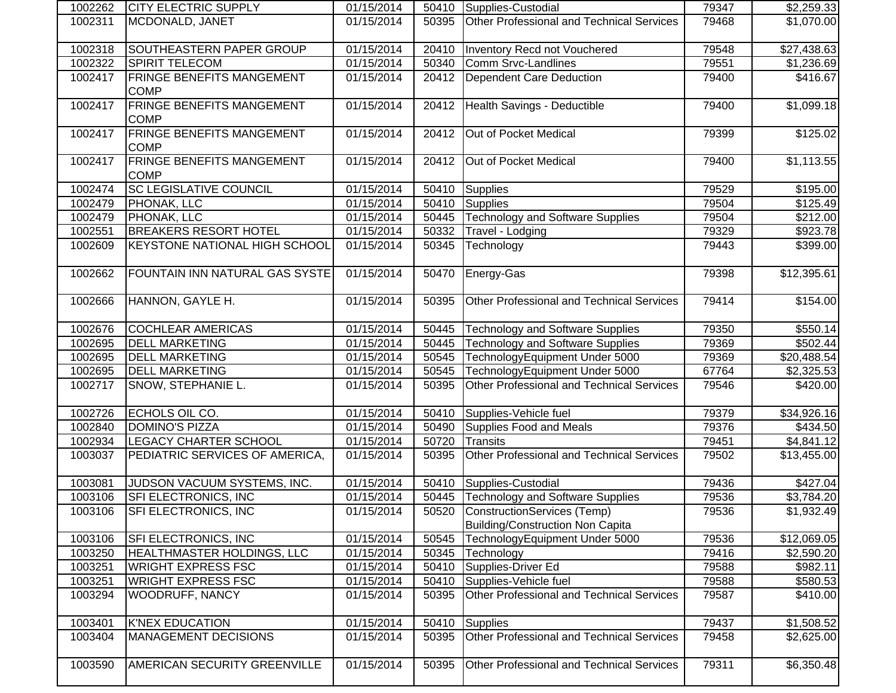| | | | | | | |
|---|---|---|---|---|---|---|
| 1002262 | CITY ELECTRIC SUPPLY | 01/15/2014 | 50410 | Supplies-Custodial | 79347 | $2,259.33 |
| 1002311 | MCDONALD, JANET | 01/15/2014 | 50395 | Other Professional and Technical Services | 79468 | $1,070.00 |
| 1002318 | SOUTHEASTERN PAPER GROUP | 01/15/2014 | 20410 | Inventory Recd not Vouchered | 79548 | $27,438.63 |
| 1002322 | SPIRIT TELECOM | 01/15/2014 | 50340 | Comm Srvc-Landlines | 79551 | $1,236.69 |
| 1002417 | FRINGE BENEFITS MANGEMENT COMP | 01/15/2014 | 20412 | Dependent Care Deduction | 79400 | $416.67 |
| 1002417 | FRINGE BENEFITS MANGEMENT COMP | 01/15/2014 | 20412 | Health Savings - Deductible | 79400 | $1,099.18 |
| 1002417 | FRINGE BENEFITS MANGEMENT COMP | 01/15/2014 | 20412 | Out of Pocket Medical | 79399 | $125.02 |
| 1002417 | FRINGE BENEFITS MANGEMENT COMP | 01/15/2014 | 20412 | Out of Pocket Medical | 79400 | $1,113.55 |
| 1002474 | SC LEGISLATIVE COUNCIL | 01/15/2014 | 50410 | Supplies | 79529 | $195.00 |
| 1002479 | PHONAK, LLC | 01/15/2014 | 50410 | Supplies | 79504 | $125.49 |
| 1002479 | PHONAK, LLC | 01/15/2014 | 50445 | Technology and Software Supplies | 79504 | $212.00 |
| 1002551 | BREAKERS RESORT HOTEL | 01/15/2014 | 50332 | Travel - Lodging | 79329 | $923.78 |
| 1002609 | KEYSTONE NATIONAL HIGH SCHOOL | 01/15/2014 | 50345 | Technology | 79443 | $399.00 |
| 1002662 | FOUNTAIN INN NATURAL GAS SYSTE | 01/15/2014 | 50470 | Energy-Gas | 79398 | $12,395.61 |
| 1002666 | HANNON, GAYLE H. | 01/15/2014 | 50395 | Other Professional and Technical Services | 79414 | $154.00 |
| 1002676 | COCHLEAR AMERICAS | 01/15/2014 | 50445 | Technology and Software Supplies | 79350 | $550.14 |
| 1002695 | DELL MARKETING | 01/15/2014 | 50445 | Technology and Software Supplies | 79369 | $502.44 |
| 1002695 | DELL MARKETING | 01/15/2014 | 50545 | TechnologyEquipment Under 5000 | 79369 | $20,488.54 |
| 1002695 | DELL MARKETING | 01/15/2014 | 50545 | TechnologyEquipment Under 5000 | 67764 | $2,325.53 |
| 1002717 | SNOW, STEPHANIE L. | 01/15/2014 | 50395 | Other Professional and Technical Services | 79546 | $420.00 |
| 1002726 | ECHOLS OIL CO. | 01/15/2014 | 50410 | Supplies-Vehicle fuel | 79379 | $34,926.16 |
| 1002840 | DOMINO'S PIZZA | 01/15/2014 | 50490 | Supplies Food and Meals | 79376 | $434.50 |
| 1002934 | LEGACY CHARTER SCHOOL | 01/15/2014 | 50720 | Transits | 79451 | $4,841.12 |
| 1003037 | PEDIATRIC SERVICES OF AMERICA, | 01/15/2014 | 50395 | Other Professional and Technical Services | 79502 | $13,455.00 |
| 1003081 | JUDSON VACUUM SYSTEMS, INC. | 01/15/2014 | 50410 | Supplies-Custodial | 79436 | $427.04 |
| 1003106 | SFI ELECTRONICS, INC | 01/15/2014 | 50445 | Technology and Software Supplies | 79536 | $3,784.20 |
| 1003106 | SFI ELECTRONICS, INC | 01/15/2014 | 50520 | ConstructionServices (Temp) Building/Construction Non Capita | 79536 | $1,932.49 |
| 1003106 | SFI ELECTRONICS, INC | 01/15/2014 | 50545 | TechnologyEquipment Under 5000 | 79536 | $12,069.05 |
| 1003250 | HEALTHMASTER HOLDINGS, LLC | 01/15/2014 | 50345 | Technology | 79416 | $2,590.20 |
| 1003251 | WRIGHT EXPRESS FSC | 01/15/2014 | 50410 | Supplies-Driver Ed | 79588 | $982.11 |
| 1003251 | WRIGHT EXPRESS FSC | 01/15/2014 | 50410 | Supplies-Vehicle fuel | 79588 | $580.53 |
| 1003294 | WOODRUFF, NANCY | 01/15/2014 | 50395 | Other Professional and Technical Services | 79587 | $410.00 |
| 1003401 | K'NEX EDUCATION | 01/15/2014 | 50410 | Supplies | 79437 | $1,508.52 |
| 1003404 | MANAGEMENT DECISIONS | 01/15/2014 | 50395 | Other Professional and Technical Services | 79458 | $2,625.00 |
| 1003590 | AMERICAN SECURITY GREENVILLE | 01/15/2014 | 50395 | Other Professional and Technical Services | 79311 | $6,350.48 |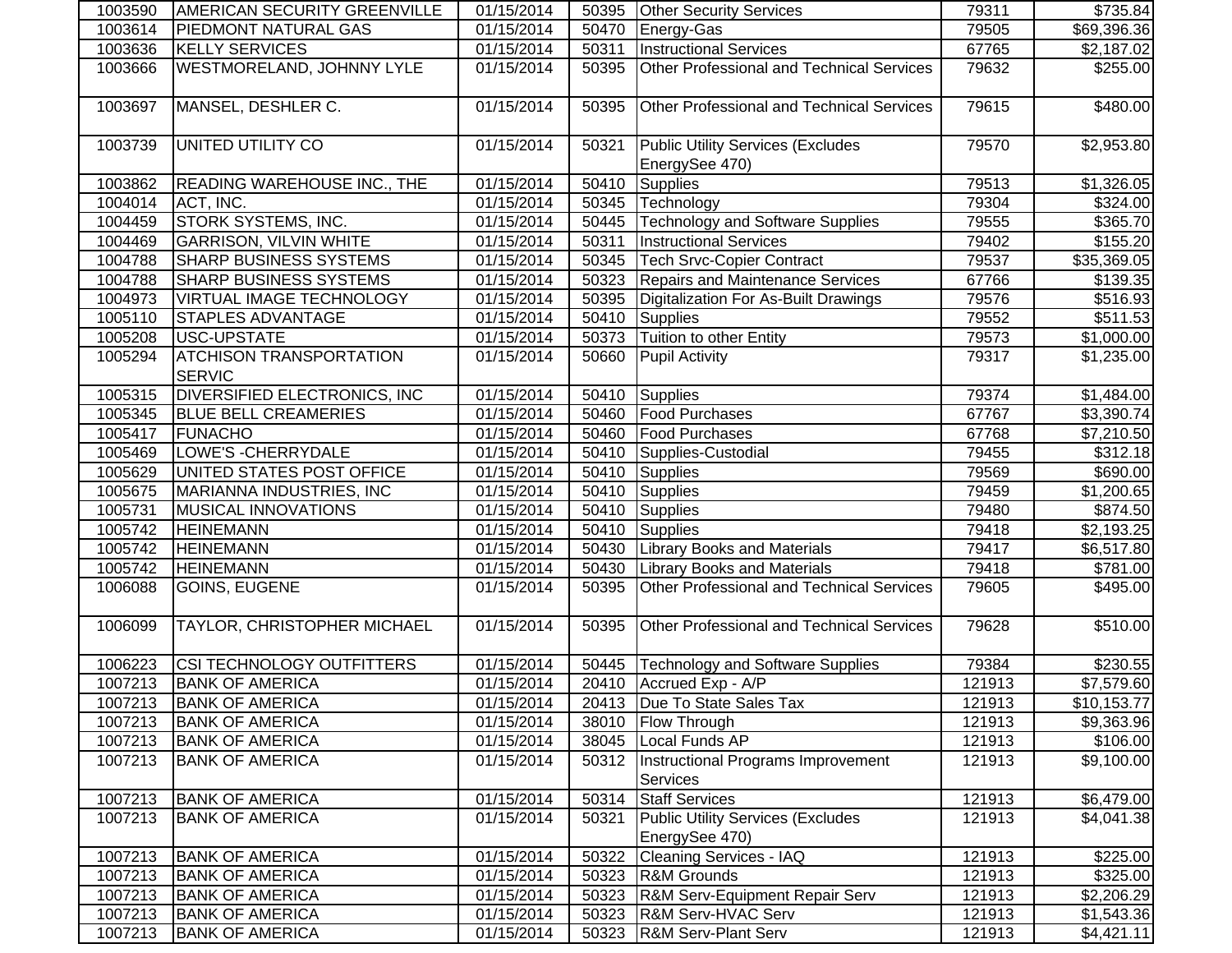| | | | | | | |
|---|---|---|---|---|---|---|
| 1003590 | AMERICAN SECURITY GREENVILLE | 01/15/2014 | 50395 | Other Security Services | 79311 | $735.84 |
| 1003614 | PIEDMONT NATURAL GAS | 01/15/2014 | 50470 | Energy-Gas | 79505 | $69,396.36 |
| 1003636 | KELLY SERVICES | 01/15/2014 | 50311 | Instructional Services | 67765 | $2,187.02 |
| 1003666 | WESTMORELAND, JOHNNY LYLE | 01/15/2014 | 50395 | Other Professional and Technical Services | 79632 | $255.00 |
| 1003697 | MANSEL, DESHLER C. | 01/15/2014 | 50395 | Other Professional and Technical Services | 79615 | $480.00 |
| 1003739 | UNITED UTILITY CO | 01/15/2014 | 50321 | Public Utility Services (Excludes EnergySee 470) | 79570 | $2,953.80 |
| 1003862 | READING WAREHOUSE INC., THE | 01/15/2014 | 50410 | Supplies | 79513 | $1,326.05 |
| 1004014 | ACT, INC. | 01/15/2014 | 50345 | Technology | 79304 | $324.00 |
| 1004459 | STORK SYSTEMS, INC. | 01/15/2014 | 50445 | Technology and Software Supplies | 79555 | $365.70 |
| 1004469 | GARRISON, VILVIN WHITE | 01/15/2014 | 50311 | Instructional Services | 79402 | $155.20 |
| 1004788 | SHARP BUSINESS SYSTEMS | 01/15/2014 | 50345 | Tech Srvc-Copier Contract | 79537 | $35,369.05 |
| 1004788 | SHARP BUSINESS SYSTEMS | 01/15/2014 | 50323 | Repairs and Maintenance Services | 67766 | $139.35 |
| 1004973 | VIRTUAL IMAGE TECHNOLOGY | 01/15/2014 | 50395 | Digitalization For As-Built Drawings | 79576 | $516.93 |
| 1005110 | STAPLES ADVANTAGE | 01/15/2014 | 50410 | Supplies | 79552 | $511.53 |
| 1005208 | USC-UPSTATE | 01/15/2014 | 50373 | Tuition to other Entity | 79573 | $1,000.00 |
| 1005294 | ATCHISON TRANSPORTATION SERVIC | 01/15/2014 | 50660 | Pupil Activity | 79317 | $1,235.00 |
| 1005315 | DIVERSIFIED ELECTRONICS, INC | 01/15/2014 | 50410 | Supplies | 79374 | $1,484.00 |
| 1005345 | BLUE BELL CREAMERIES | 01/15/2014 | 50460 | Food Purchases | 67767 | $3,390.74 |
| 1005417 | FUNACHO | 01/15/2014 | 50460 | Food Purchases | 67768 | $7,210.50 |
| 1005469 | LOWE'S -CHERRYDALE | 01/15/2014 | 50410 | Supplies-Custodial | 79455 | $312.18 |
| 1005629 | UNITED STATES POST OFFICE | 01/15/2014 | 50410 | Supplies | 79569 | $690.00 |
| 1005675 | MARIANNA INDUSTRIES, INC | 01/15/2014 | 50410 | Supplies | 79459 | $1,200.65 |
| 1005731 | MUSICAL INNOVATIONS | 01/15/2014 | 50410 | Supplies | 79480 | $874.50 |
| 1005742 | HEINEMANN | 01/15/2014 | 50410 | Supplies | 79418 | $2,193.25 |
| 1005742 | HEINEMANN | 01/15/2014 | 50430 | Library Books and Materials | 79417 | $6,517.80 |
| 1005742 | HEINEMANN | 01/15/2014 | 50430 | Library Books and Materials | 79418 | $781.00 |
| 1006088 | GOINS, EUGENE | 01/15/2014 | 50395 | Other Professional and Technical Services | 79605 | $495.00 |
| 1006099 | TAYLOR, CHRISTOPHER MICHAEL | 01/15/2014 | 50395 | Other Professional and Technical Services | 79628 | $510.00 |
| 1006223 | CSI TECHNOLOGY OUTFITTERS | 01/15/2014 | 50445 | Technology and Software Supplies | 79384 | $230.55 |
| 1007213 | BANK OF AMERICA | 01/15/2014 | 20410 | Accrued Exp - A/P | 121913 | $7,579.60 |
| 1007213 | BANK OF AMERICA | 01/15/2014 | 20413 | Due To State Sales Tax | 121913 | $10,153.77 |
| 1007213 | BANK OF AMERICA | 01/15/2014 | 38010 | Flow Through | 121913 | $9,363.96 |
| 1007213 | BANK OF AMERICA | 01/15/2014 | 38045 | Local Funds AP | 121913 | $106.00 |
| 1007213 | BANK OF AMERICA | 01/15/2014 | 50312 | Instructional Programs Improvement Services | 121913 | $9,100.00 |
| 1007213 | BANK OF AMERICA | 01/15/2014 | 50314 | Staff Services | 121913 | $6,479.00 |
| 1007213 | BANK OF AMERICA | 01/15/2014 | 50321 | Public Utility Services (Excludes EnergySee 470) | 121913 | $4,041.38 |
| 1007213 | BANK OF AMERICA | 01/15/2014 | 50322 | Cleaning Services - IAQ | 121913 | $225.00 |
| 1007213 | BANK OF AMERICA | 01/15/2014 | 50323 | R&M Grounds | 121913 | $325.00 |
| 1007213 | BANK OF AMERICA | 01/15/2014 | 50323 | R&M Serv-Equipment Repair Serv | 121913 | $2,206.29 |
| 1007213 | BANK OF AMERICA | 01/15/2014 | 50323 | R&M Serv-HVAC Serv | 121913 | $1,543.36 |
| 1007213 | BANK OF AMERICA | 01/15/2014 | 50323 | R&M Serv-Plant Serv | 121913 | $4,421.11 |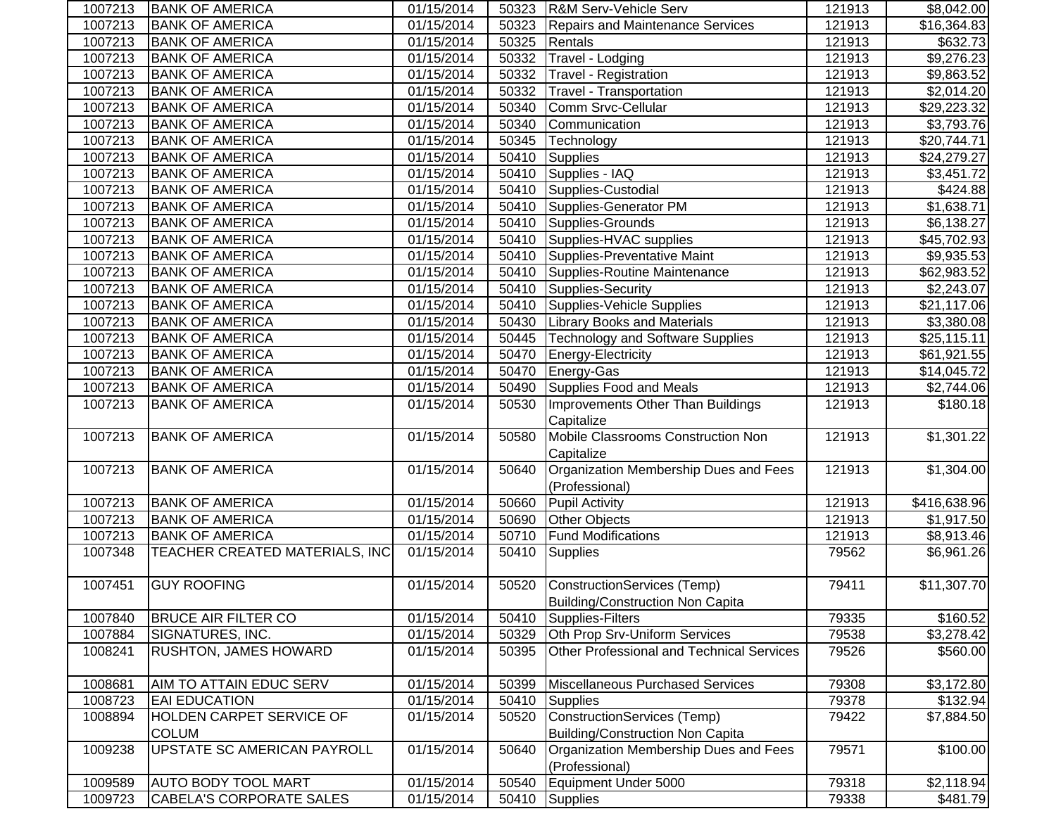| | | | | | | |
|---|---|---|---|---|---|---|
| 1007213 | BANK OF AMERICA | 01/15/2014 | 50323 | R&M Serv-Vehicle Serv | 121913 | $8,042.00 |
| 1007213 | BANK OF AMERICA | 01/15/2014 | 50323 | Repairs and Maintenance Services | 121913 | $16,364.83 |
| 1007213 | BANK OF AMERICA | 01/15/2014 | 50325 | Rentals | 121913 | $632.73 |
| 1007213 | BANK OF AMERICA | 01/15/2014 | 50332 | Travel - Lodging | 121913 | $9,276.23 |
| 1007213 | BANK OF AMERICA | 01/15/2014 | 50332 | Travel - Registration | 121913 | $9,863.52 |
| 1007213 | BANK OF AMERICA | 01/15/2014 | 50332 | Travel - Transportation | 121913 | $2,014.20 |
| 1007213 | BANK OF AMERICA | 01/15/2014 | 50340 | Comm Srvc-Cellular | 121913 | $29,223.32 |
| 1007213 | BANK OF AMERICA | 01/15/2014 | 50340 | Communication | 121913 | $3,793.76 |
| 1007213 | BANK OF AMERICA | 01/15/2014 | 50345 | Technology | 121913 | $20,744.71 |
| 1007213 | BANK OF AMERICA | 01/15/2014 | 50410 | Supplies | 121913 | $24,279.27 |
| 1007213 | BANK OF AMERICA | 01/15/2014 | 50410 | Supplies - IAQ | 121913 | $3,451.72 |
| 1007213 | BANK OF AMERICA | 01/15/2014 | 50410 | Supplies-Custodial | 121913 | $424.88 |
| 1007213 | BANK OF AMERICA | 01/15/2014 | 50410 | Supplies-Generator PM | 121913 | $1,638.71 |
| 1007213 | BANK OF AMERICA | 01/15/2014 | 50410 | Supplies-Grounds | 121913 | $6,138.27 |
| 1007213 | BANK OF AMERICA | 01/15/2014 | 50410 | Supplies-HVAC supplies | 121913 | $45,702.93 |
| 1007213 | BANK OF AMERICA | 01/15/2014 | 50410 | Supplies-Preventative Maint | 121913 | $9,935.53 |
| 1007213 | BANK OF AMERICA | 01/15/2014 | 50410 | Supplies-Routine Maintenance | 121913 | $62,983.52 |
| 1007213 | BANK OF AMERICA | 01/15/2014 | 50410 | Supplies-Security | 121913 | $2,243.07 |
| 1007213 | BANK OF AMERICA | 01/15/2014 | 50410 | Supplies-Vehicle Supplies | 121913 | $21,117.06 |
| 1007213 | BANK OF AMERICA | 01/15/2014 | 50430 | Library Books and Materials | 121913 | $3,380.08 |
| 1007213 | BANK OF AMERICA | 01/15/2014 | 50445 | Technology and Software Supplies | 121913 | $25,115.11 |
| 1007213 | BANK OF AMERICA | 01/15/2014 | 50470 | Energy-Electricity | 121913 | $61,921.55 |
| 1007213 | BANK OF AMERICA | 01/15/2014 | 50470 | Energy-Gas | 121913 | $14,045.72 |
| 1007213 | BANK OF AMERICA | 01/15/2014 | 50490 | Supplies Food and Meals | 121913 | $2,744.06 |
| 1007213 | BANK OF AMERICA | 01/15/2014 | 50530 | Improvements Other Than Buildings Capitalize | 121913 | $180.18 |
| 1007213 | BANK OF AMERICA | 01/15/2014 | 50580 | Mobile Classrooms Construction Non Capitalize | 121913 | $1,301.22 |
| 1007213 | BANK OF AMERICA | 01/15/2014 | 50640 | Organization Membership Dues and Fees (Professional) | 121913 | $1,304.00 |
| 1007213 | BANK OF AMERICA | 01/15/2014 | 50660 | Pupil Activity | 121913 | $416,638.96 |
| 1007213 | BANK OF AMERICA | 01/15/2014 | 50690 | Other Objects | 121913 | $1,917.50 |
| 1007213 | BANK OF AMERICA | 01/15/2014 | 50710 | Fund Modifications | 121913 | $8,913.46 |
| 1007348 | TEACHER CREATED MATERIALS, INC | 01/15/2014 | 50410 | Supplies | 79562 | $6,961.26 |
| 1007451 | GUY ROOFING | 01/15/2014 | 50520 | ConstructionServices (Temp) Building/Construction Non Capita | 79411 | $11,307.70 |
| 1007840 | BRUCE AIR FILTER CO | 01/15/2014 | 50410 | Supplies-Filters | 79335 | $160.52 |
| 1007884 | SIGNATURES, INC. | 01/15/2014 | 50329 | Oth Prop Srv-Uniform Services | 79538 | $3,278.42 |
| 1008241 | RUSHTON, JAMES HOWARD | 01/15/2014 | 50395 | Other Professional and Technical Services | 79526 | $560.00 |
| 1008681 | AIM TO ATTAIN EDUC SERV | 01/15/2014 | 50399 | Miscellaneous Purchased Services | 79308 | $3,172.80 |
| 1008723 | EAI EDUCATION | 01/15/2014 | 50410 | Supplies | 79378 | $132.94 |
| 1008894 | HOLDEN CARPET SERVICE OF COLUM | 01/15/2014 | 50520 | ConstructionServices (Temp) Building/Construction Non Capita | 79422 | $7,884.50 |
| 1009238 | UPSTATE SC AMERICAN PAYROLL | 01/15/2014 | 50640 | Organization Membership Dues and Fees (Professional) | 79571 | $100.00 |
| 1009589 | AUTO BODY TOOL MART | 01/15/2014 | 50540 | Equipment Under 5000 | 79318 | $2,118.94 |
| 1009723 | CABELA'S CORPORATE SALES | 01/15/2014 | 50410 | Supplies | 79338 | $481.79 |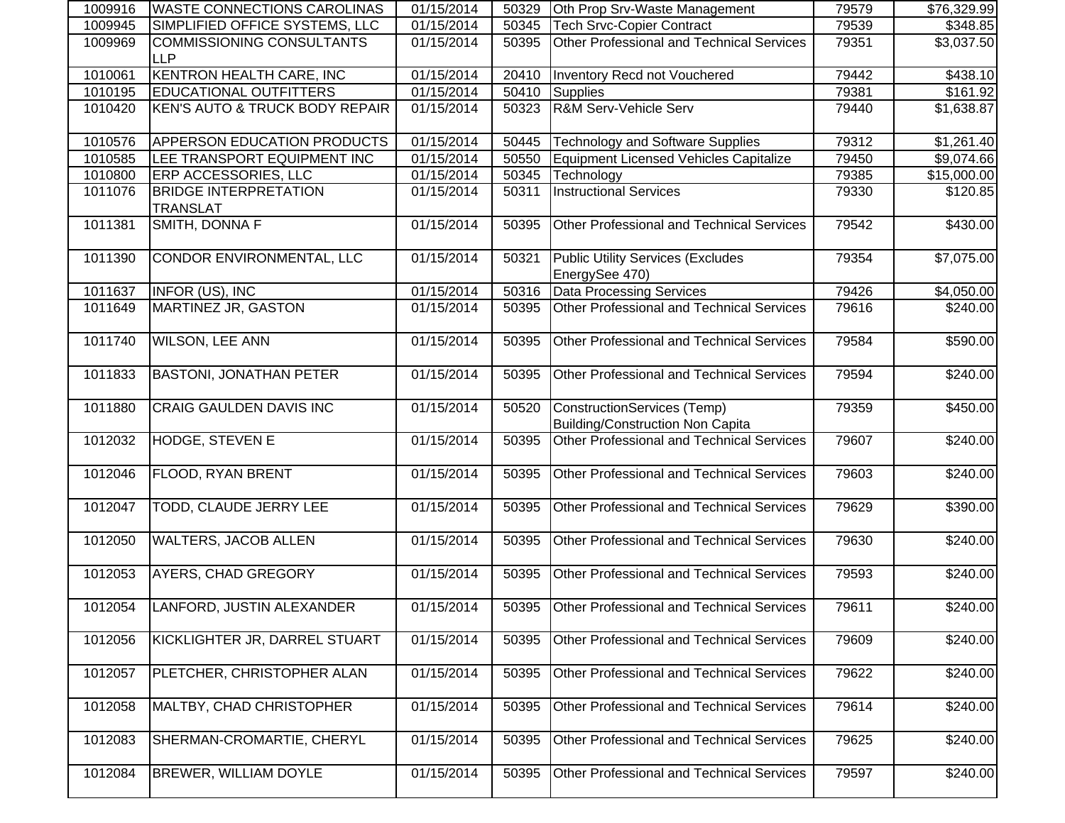| | | | | | | |
|---|---|---|---|---|---|---|
| 1009916 | WASTE CONNECTIONS CAROLINAS | 01/15/2014 | 50329 | Oth Prop Srv-Waste Management | 79579 | $76,329.99 |
| 1009945 | SIMPLIFIED OFFICE SYSTEMS, LLC | 01/15/2014 | 50345 | Tech Srvc-Copier Contract | 79539 | $348.85 |
| 1009969 | COMMISSIONING CONSULTANTS LLP | 01/15/2014 | 50395 | Other Professional and Technical Services | 79351 | $3,037.50 |
| 1010061 | KENTRON HEALTH CARE, INC | 01/15/2014 | 20410 | Inventory Recd not Vouchered | 79442 | $438.10 |
| 1010195 | EDUCATIONAL OUTFITTERS | 01/15/2014 | 50410 | Supplies | 79381 | $161.92 |
| 1010420 | KEN'S AUTO & TRUCK BODY REPAIR | 01/15/2014 | 50323 | R&M Serv-Vehicle Serv | 79440 | $1,638.87 |
| 1010576 | APPERSON EDUCATION PRODUCTS | 01/15/2014 | 50445 | Technology and Software Supplies | 79312 | $1,261.40 |
| 1010585 | LEE TRANSPORT EQUIPMENT INC | 01/15/2014 | 50550 | Equipment Licensed Vehicles Capitalize | 79450 | $9,074.66 |
| 1010800 | ERP ACCESSORIES, LLC | 01/15/2014 | 50345 | Technology | 79385 | $15,000.00 |
| 1011076 | BRIDGE INTERPRETATION TRANSLAT | 01/15/2014 | 50311 | Instructional Services | 79330 | $120.85 |
| 1011381 | SMITH, DONNA F | 01/15/2014 | 50395 | Other Professional and Technical Services | 79542 | $430.00 |
| 1011390 | CONDOR ENVIRONMENTAL, LLC | 01/15/2014 | 50321 | Public Utility Services (Excludes EnergySee 470) | 79354 | $7,075.00 |
| 1011637 | INFOR (US), INC | 01/15/2014 | 50316 | Data Processing Services | 79426 | $4,050.00 |
| 1011649 | MARTINEZ JR, GASTON | 01/15/2014 | 50395 | Other Professional and Technical Services | 79616 | $240.00 |
| 1011740 | WILSON, LEE ANN | 01/15/2014 | 50395 | Other Professional and Technical Services | 79584 | $590.00 |
| 1011833 | BASTONI, JONATHAN PETER | 01/15/2014 | 50395 | Other Professional and Technical Services | 79594 | $240.00 |
| 1011880 | CRAIG GAULDEN DAVIS INC | 01/15/2014 | 50520 | ConstructionServices (Temp) Building/Construction Non Capita | 79359 | $450.00 |
| 1012032 | HODGE, STEVEN E | 01/15/2014 | 50395 | Other Professional and Technical Services | 79607 | $240.00 |
| 1012046 | FLOOD, RYAN BRENT | 01/15/2014 | 50395 | Other Professional and Technical Services | 79603 | $240.00 |
| 1012047 | TODD, CLAUDE JERRY LEE | 01/15/2014 | 50395 | Other Professional and Technical Services | 79629 | $390.00 |
| 1012050 | WALTERS, JACOB ALLEN | 01/15/2014 | 50395 | Other Professional and Technical Services | 79630 | $240.00 |
| 1012053 | AYERS, CHAD GREGORY | 01/15/2014 | 50395 | Other Professional and Technical Services | 79593 | $240.00 |
| 1012054 | LANFORD, JUSTIN ALEXANDER | 01/15/2014 | 50395 | Other Professional and Technical Services | 79611 | $240.00 |
| 1012056 | KICKLIGHTER JR, DARREL STUART | 01/15/2014 | 50395 | Other Professional and Technical Services | 79609 | $240.00 |
| 1012057 | PLETCHER, CHRISTOPHER ALAN | 01/15/2014 | 50395 | Other Professional and Technical Services | 79622 | $240.00 |
| 1012058 | MALTBY, CHAD CHRISTOPHER | 01/15/2014 | 50395 | Other Professional and Technical Services | 79614 | $240.00 |
| 1012083 | SHERMAN-CROMARTIE, CHERYL | 01/15/2014 | 50395 | Other Professional and Technical Services | 79625 | $240.00 |
| 1012084 | BREWER, WILLIAM DOYLE | 01/15/2014 | 50395 | Other Professional and Technical Services | 79597 | $240.00 |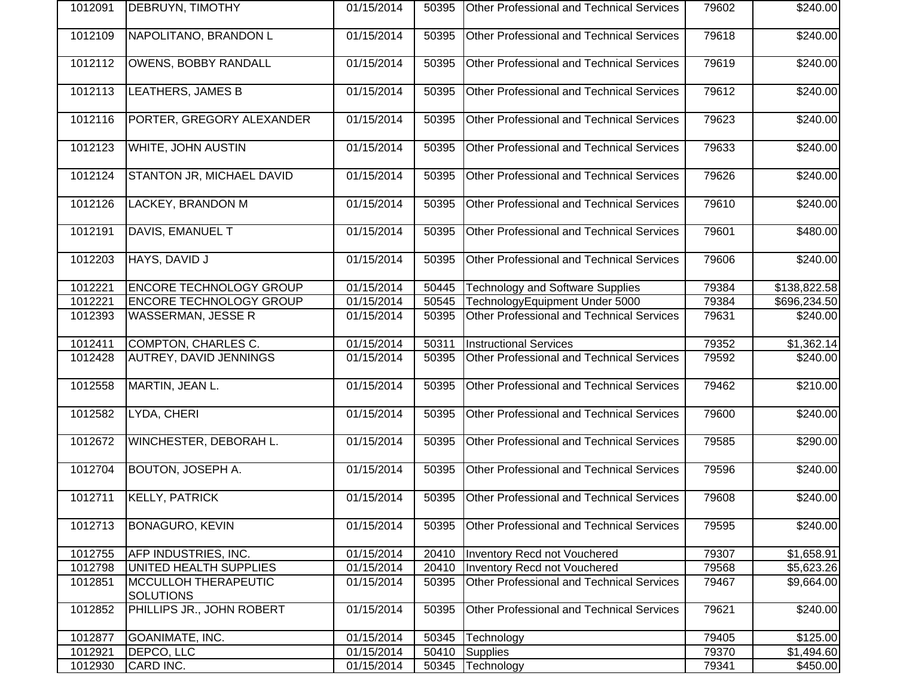| | | | | | | |
|---|---|---|---|---|---|---|
| 1012091 | DEBRUYN, TIMOTHY | 01/15/2014 | 50395 | Other Professional and Technical Services | 79602 | $240.00 |
| 1012109 | NAPOLITANO, BRANDON L | 01/15/2014 | 50395 | Other Professional and Technical Services | 79618 | $240.00 |
| 1012112 | OWENS, BOBBY RANDALL | 01/15/2014 | 50395 | Other Professional and Technical Services | 79619 | $240.00 |
| 1012113 | LEATHERS, JAMES B | 01/15/2014 | 50395 | Other Professional and Technical Services | 79612 | $240.00 |
| 1012116 | PORTER, GREGORY ALEXANDER | 01/15/2014 | 50395 | Other Professional and Technical Services | 79623 | $240.00 |
| 1012123 | WHITE, JOHN AUSTIN | 01/15/2014 | 50395 | Other Professional and Technical Services | 79633 | $240.00 |
| 1012124 | STANTON JR, MICHAEL DAVID | 01/15/2014 | 50395 | Other Professional and Technical Services | 79626 | $240.00 |
| 1012126 | LACKEY, BRANDON M | 01/15/2014 | 50395 | Other Professional and Technical Services | 79610 | $240.00 |
| 1012191 | DAVIS, EMANUEL T | 01/15/2014 | 50395 | Other Professional and Technical Services | 79601 | $480.00 |
| 1012203 | HAYS, DAVID J | 01/15/2014 | 50395 | Other Professional and Technical Services | 79606 | $240.00 |
| 1012221 | ENCORE TECHNOLOGY GROUP | 01/15/2014 | 50445 | Technology and Software Supplies | 79384 | $138,822.58 |
| 1012221 | ENCORE TECHNOLOGY GROUP | 01/15/2014 | 50545 | TechnologyEquipment Under 5000 | 79384 | $696,234.50 |
| 1012393 | WASSERMAN, JESSE R | 01/15/2014 | 50395 | Other Professional and Technical Services | 79631 | $240.00 |
| 1012411 | COMPTON, CHARLES C. | 01/15/2014 | 50311 | Instructional Services | 79352 | $1,362.14 |
| 1012428 | AUTREY, DAVID JENNINGS | 01/15/2014 | 50395 | Other Professional and Technical Services | 79592 | $240.00 |
| 1012558 | MARTIN, JEAN L. | 01/15/2014 | 50395 | Other Professional and Technical Services | 79462 | $210.00 |
| 1012582 | LYDA, CHERI | 01/15/2014 | 50395 | Other Professional and Technical Services | 79600 | $240.00 |
| 1012672 | WINCHESTER, DEBORAH L. | 01/15/2014 | 50395 | Other Professional and Technical Services | 79585 | $290.00 |
| 1012704 | BOUTON, JOSEPH A. | 01/15/2014 | 50395 | Other Professional and Technical Services | 79596 | $240.00 |
| 1012711 | KELLY, PATRICK | 01/15/2014 | 50395 | Other Professional and Technical Services | 79608 | $240.00 |
| 1012713 | BONAGURO, KEVIN | 01/15/2014 | 50395 | Other Professional and Technical Services | 79595 | $240.00 |
| 1012755 | AFP INDUSTRIES, INC. | 01/15/2014 | 20410 | Inventory Recd not Vouchered | 79307 | $1,658.91 |
| 1012798 | UNITED HEALTH SUPPLIES | 01/15/2014 | 20410 | Inventory Recd not Vouchered | 79568 | $5,623.26 |
| 1012851 | MCCULLOH THERAPEUTIC SOLUTIONS | 01/15/2014 | 50395 | Other Professional and Technical Services | 79467 | $9,664.00 |
| 1012852 | PHILLIPS JR., JOHN ROBERT | 01/15/2014 | 50395 | Other Professional and Technical Services | 79621 | $240.00 |
| 1012877 | GOANIMATE, INC. | 01/15/2014 | 50345 | Technology | 79405 | $125.00 |
| 1012921 | DEPCO, LLC | 01/15/2014 | 50410 | Supplies | 79370 | $1,494.60 |
| 1012930 | CARD INC. | 01/15/2014 | 50345 | Technology | 79341 | $450.00 |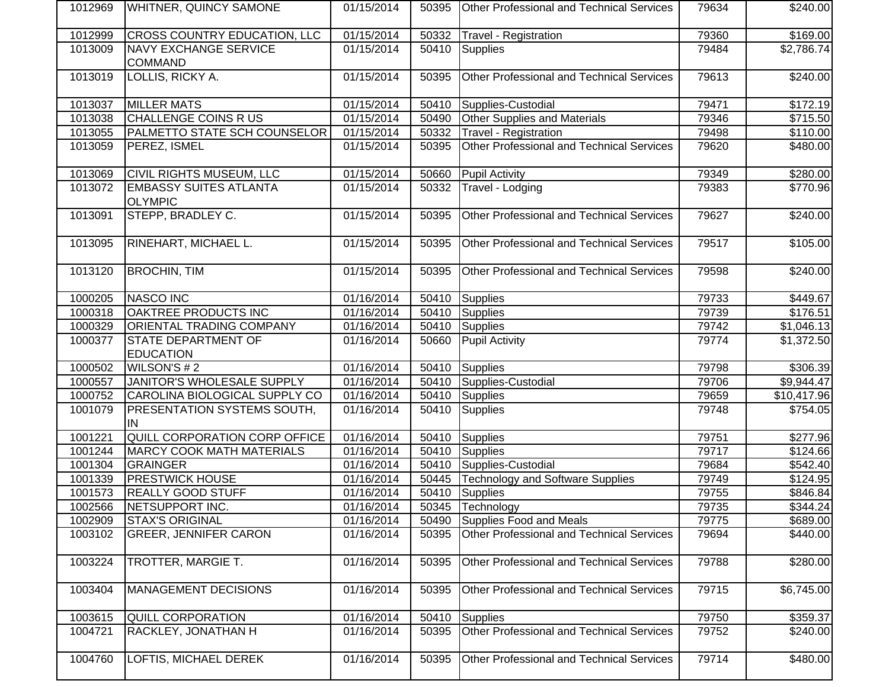| | | | | | | |
|---|---|---|---|---|---|---|
| 1012969 | WHITNER, QUINCY SAMONE | 01/15/2014 | 50395 | Other Professional and Technical Services | 79634 | $240.00 |
| 1012999 | CROSS COUNTRY EDUCATION, LLC | 01/15/2014 | 50332 | Travel - Registration | 79360 | $169.00 |
| 1013009 | NAVY EXCHANGE SERVICE COMMAND | 01/15/2014 | 50410 | Supplies | 79484 | $2,786.74 |
| 1013019 | LOLLIS, RICKY A. | 01/15/2014 | 50395 | Other Professional and Technical Services | 79613 | $240.00 |
| 1013037 | MILLER MATS | 01/15/2014 | 50410 | Supplies-Custodial | 79471 | $172.19 |
| 1013038 | CHALLENGE COINS R US | 01/15/2014 | 50490 | Other Supplies and Materials | 79346 | $715.50 |
| 1013055 | PALMETTO STATE SCH COUNSELOR | 01/15/2014 | 50332 | Travel - Registration | 79498 | $110.00 |
| 1013059 | PEREZ, ISMEL | 01/15/2014 | 50395 | Other Professional and Technical Services | 79620 | $480.00 |
| 1013069 | CIVIL RIGHTS MUSEUM, LLC | 01/15/2014 | 50660 | Pupil Activity | 79349 | $280.00 |
| 1013072 | EMBASSY SUITES ATLANTA OLYMPIC | 01/15/2014 | 50332 | Travel - Lodging | 79383 | $770.96 |
| 1013091 | STEPP, BRADLEY C. | 01/15/2014 | 50395 | Other Professional and Technical Services | 79627 | $240.00 |
| 1013095 | RINEHART, MICHAEL L. | 01/15/2014 | 50395 | Other Professional and Technical Services | 79517 | $105.00 |
| 1013120 | BROCHIN, TIM | 01/15/2014 | 50395 | Other Professional and Technical Services | 79598 | $240.00 |
| 1000205 | NASCO INC | 01/16/2014 | 50410 | Supplies | 79733 | $449.67 |
| 1000318 | OAKTREE PRODUCTS INC | 01/16/2014 | 50410 | Supplies | 79739 | $176.51 |
| 1000329 | ORIENTAL TRADING COMPANY | 01/16/2014 | 50410 | Supplies | 79742 | $1,046.13 |
| 1000377 | STATE DEPARTMENT OF EDUCATION | 01/16/2014 | 50660 | Pupil Activity | 79774 | $1,372.50 |
| 1000502 | WILSON'S # 2 | 01/16/2014 | 50410 | Supplies | 79798 | $306.39 |
| 1000557 | JANITOR'S WHOLESALE SUPPLY | 01/16/2014 | 50410 | Supplies-Custodial | 79706 | $9,944.47 |
| 1000752 | CAROLINA BIOLOGICAL SUPPLY CO | 01/16/2014 | 50410 | Supplies | 79659 | $10,417.96 |
| 1001079 | PRESENTATION SYSTEMS SOUTH, IN | 01/16/2014 | 50410 | Supplies | 79748 | $754.05 |
| 1001221 | QUILL CORPORATION CORP OFFICE | 01/16/2014 | 50410 | Supplies | 79751 | $277.96 |
| 1001244 | MARCY COOK MATH MATERIALS | 01/16/2014 | 50410 | Supplies | 79717 | $124.66 |
| 1001304 | GRAINGER | 01/16/2014 | 50410 | Supplies-Custodial | 79684 | $542.40 |
| 1001339 | PRESTWICK HOUSE | 01/16/2014 | 50445 | Technology and Software Supplies | 79749 | $124.95 |
| 1001573 | REALLY GOOD STUFF | 01/16/2014 | 50410 | Supplies | 79755 | $846.84 |
| 1002566 | NETSUPPORT INC. | 01/16/2014 | 50345 | Technology | 79735 | $344.24 |
| 1002909 | STAX'S ORIGINAL | 01/16/2014 | 50490 | Supplies Food and Meals | 79775 | $689.00 |
| 1003102 | GREER, JENNIFER CARON | 01/16/2014 | 50395 | Other Professional and Technical Services | 79694 | $440.00 |
| 1003224 | TROTTER, MARGIE T. | 01/16/2014 | 50395 | Other Professional and Technical Services | 79788 | $280.00 |
| 1003404 | MANAGEMENT DECISIONS | 01/16/2014 | 50395 | Other Professional and Technical Services | 79715 | $6,745.00 |
| 1003615 | QUILL CORPORATION | 01/16/2014 | 50410 | Supplies | 79750 | $359.37 |
| 1004721 | RACKLEY, JONATHAN H | 01/16/2014 | 50395 | Other Professional and Technical Services | 79752 | $240.00 |
| 1004760 | LOFTIS, MICHAEL DEREK | 01/16/2014 | 50395 | Other Professional and Technical Services | 79714 | $480.00 |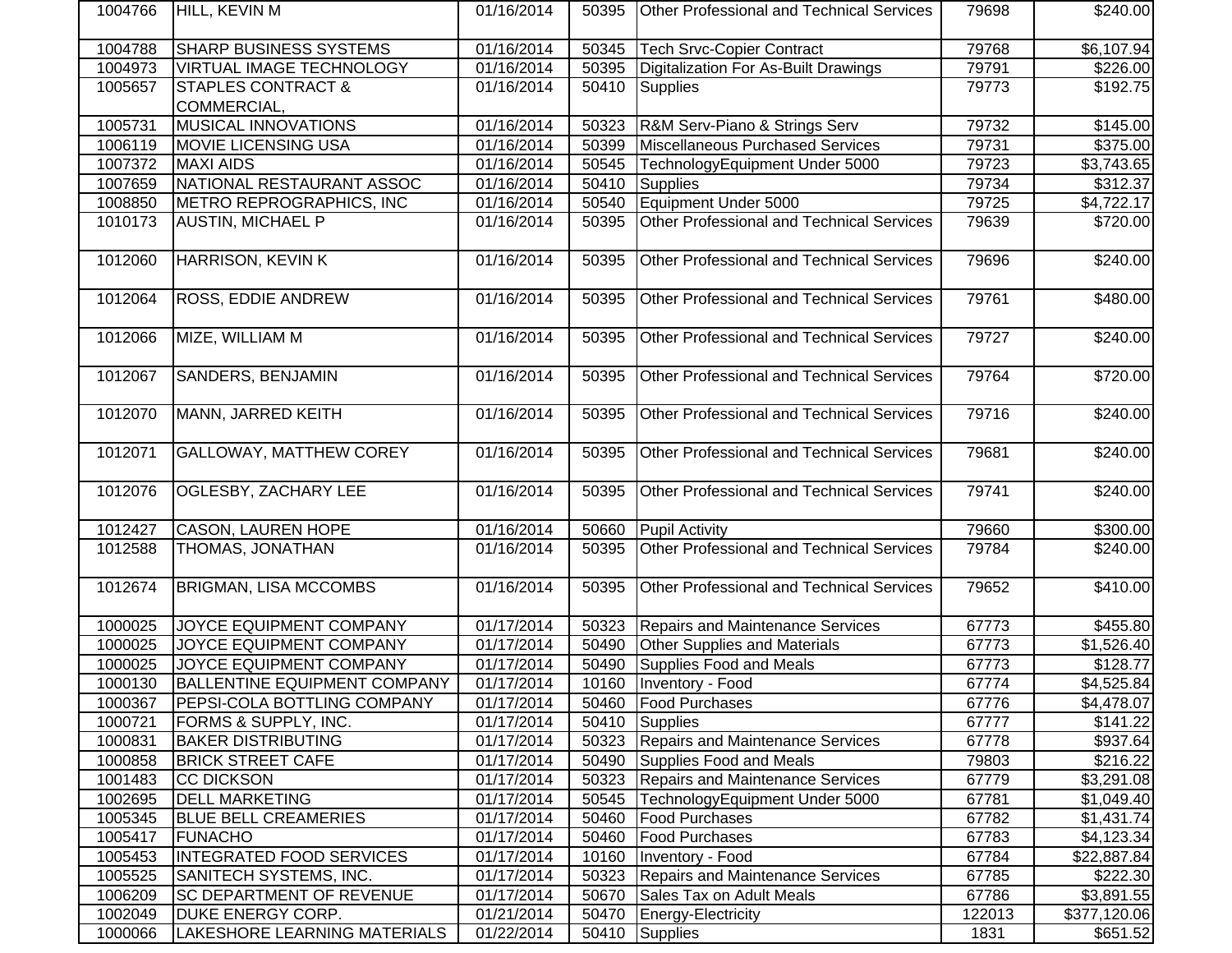| | | | | | | |
|---|---|---|---|---|---|---|
| 1004766 | HILL, KEVIN M | 01/16/2014 | 50395 | Other Professional and Technical Services | 79698 | $240.00 |
| 1004788 | SHARP BUSINESS SYSTEMS | 01/16/2014 | 50345 | Tech Srvc-Copier Contract | 79768 | $6,107.94 |
| 1004973 | VIRTUAL IMAGE TECHNOLOGY | 01/16/2014 | 50395 | Digitalization For As-Built Drawings | 79791 | $226.00 |
| 1005657 | STAPLES CONTRACT & COMMERCIAL, | 01/16/2014 | 50410 | Supplies | 79773 | $192.75 |
| 1005731 | MUSICAL INNOVATIONS | 01/16/2014 | 50323 | R&M Serv-Piano & Strings Serv | 79732 | $145.00 |
| 1006119 | MOVIE LICENSING USA | 01/16/2014 | 50399 | Miscellaneous Purchased Services | 79731 | $375.00 |
| 1007372 | MAXI AIDS | 01/16/2014 | 50545 | TechnologyEquipment Under 5000 | 79723 | $3,743.65 |
| 1007659 | NATIONAL RESTAURANT ASSOC | 01/16/2014 | 50410 | Supplies | 79734 | $312.37 |
| 1008850 | METRO REPROGRAPHICS, INC | 01/16/2014 | 50540 | Equipment Under 5000 | 79725 | $4,722.17 |
| 1010173 | AUSTIN, MICHAEL P | 01/16/2014 | 50395 | Other Professional and Technical Services | 79639 | $720.00 |
| 1012060 | HARRISON, KEVIN K | 01/16/2014 | 50395 | Other Professional and Technical Services | 79696 | $240.00 |
| 1012064 | ROSS, EDDIE ANDREW | 01/16/2014 | 50395 | Other Professional and Technical Services | 79761 | $480.00 |
| 1012066 | MIZE, WILLIAM M | 01/16/2014 | 50395 | Other Professional and Technical Services | 79727 | $240.00 |
| 1012067 | SANDERS, BENJAMIN | 01/16/2014 | 50395 | Other Professional and Technical Services | 79764 | $720.00 |
| 1012070 | MANN, JARRED KEITH | 01/16/2014 | 50395 | Other Professional and Technical Services | 79716 | $240.00 |
| 1012071 | GALLOWAY, MATTHEW COREY | 01/16/2014 | 50395 | Other Professional and Technical Services | 79681 | $240.00 |
| 1012076 | OGLESBY, ZACHARY LEE | 01/16/2014 | 50395 | Other Professional and Technical Services | 79741 | $240.00 |
| 1012427 | CASON, LAUREN HOPE | 01/16/2014 | 50660 | Pupil Activity | 79660 | $300.00 |
| 1012588 | THOMAS, JONATHAN | 01/16/2014 | 50395 | Other Professional and Technical Services | 79784 | $240.00 |
| 1012674 | BRIGMAN, LISA MCCOMBS | 01/16/2014 | 50395 | Other Professional and Technical Services | 79652 | $410.00 |
| 1000025 | JOYCE EQUIPMENT COMPANY | 01/17/2014 | 50323 | Repairs and Maintenance Services | 67773 | $455.80 |
| 1000025 | JOYCE EQUIPMENT COMPANY | 01/17/2014 | 50490 | Other Supplies and Materials | 67773 | $1,526.40 |
| 1000025 | JOYCE EQUIPMENT COMPANY | 01/17/2014 | 50490 | Supplies Food and Meals | 67773 | $128.77 |
| 1000130 | BALLENTINE EQUIPMENT COMPANY | 01/17/2014 | 10160 | Inventory - Food | 67774 | $4,525.84 |
| 1000367 | PEPSI-COLA BOTTLING COMPANY | 01/17/2014 | 50460 | Food Purchases | 67776 | $4,478.07 |
| 1000721 | FORMS & SUPPLY, INC. | 01/17/2014 | 50410 | Supplies | 67777 | $141.22 |
| 1000831 | BAKER DISTRIBUTING | 01/17/2014 | 50323 | Repairs and Maintenance Services | 67778 | $937.64 |
| 1000858 | BRICK STREET CAFE | 01/17/2014 | 50490 | Supplies Food and Meals | 79803 | $216.22 |
| 1001483 | CC DICKSON | 01/17/2014 | 50323 | Repairs and Maintenance Services | 67779 | $3,291.08 |
| 1002695 | DELL MARKETING | 01/17/2014 | 50545 | TechnologyEquipment Under 5000 | 67781 | $1,049.40 |
| 1005345 | BLUE BELL CREAMERIES | 01/17/2014 | 50460 | Food Purchases | 67782 | $1,431.74 |
| 1005417 | FUNACHO | 01/17/2014 | 50460 | Food Purchases | 67783 | $4,123.34 |
| 1005453 | INTEGRATED FOOD SERVICES | 01/17/2014 | 10160 | Inventory - Food | 67784 | $22,887.84 |
| 1005525 | SANITECH SYSTEMS, INC. | 01/17/2014 | 50323 | Repairs and Maintenance Services | 67785 | $222.30 |
| 1006209 | SC DEPARTMENT OF REVENUE | 01/17/2014 | 50670 | Sales Tax on Adult Meals | 67786 | $3,891.55 |
| 1002049 | DUKE ENERGY CORP. | 01/21/2014 | 50470 | Energy-Electricity | 122013 | $377,120.06 |
| 1000066 | LAKESHORE LEARNING MATERIALS | 01/22/2014 | 50410 | Supplies | 1831 | $651.52 |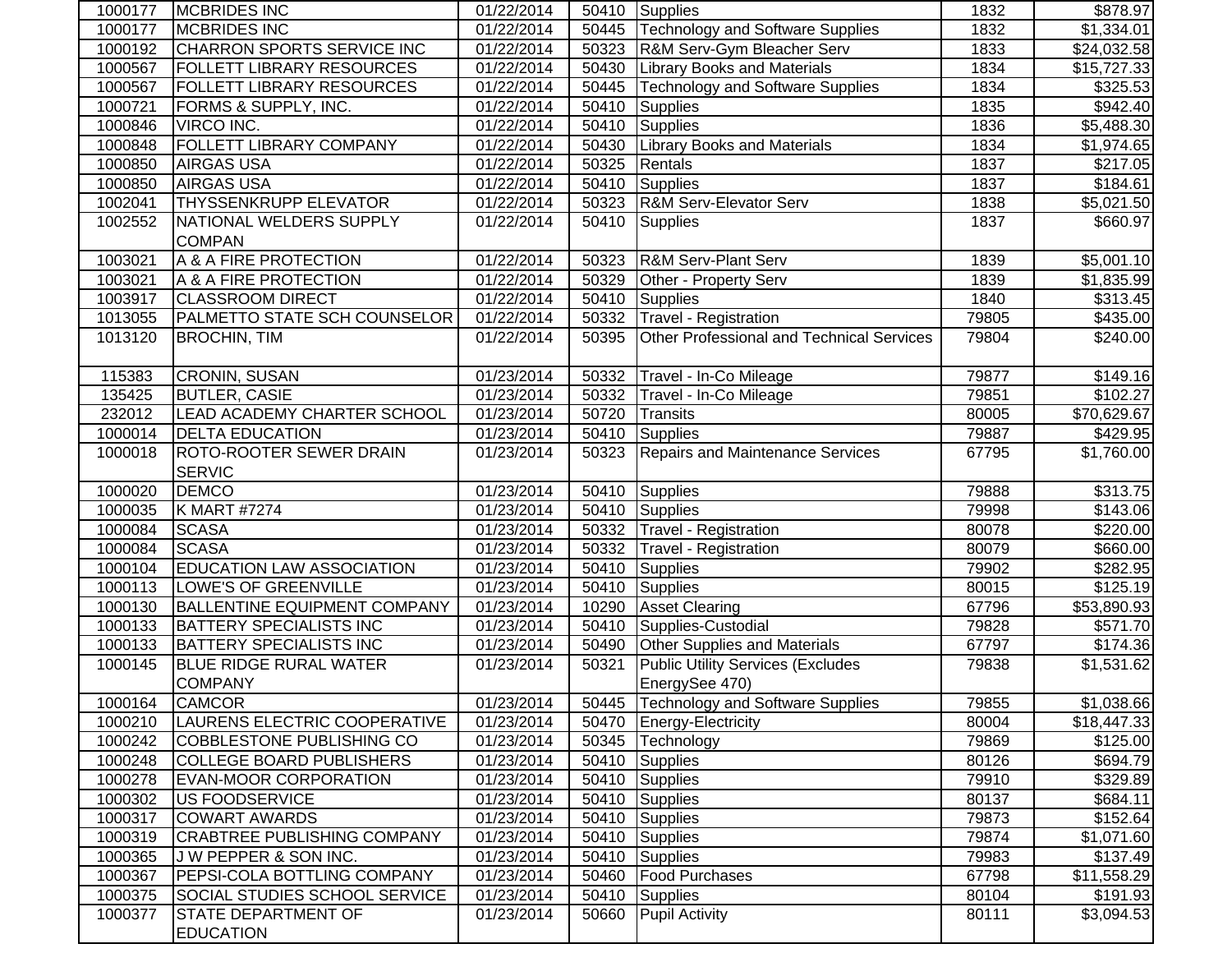| | | | | | | |
|---|---|---|---|---|---|---|
| 1000177 | MCBRIDES INC | 01/22/2014 | 50410 | Supplies | 1832 | $878.97 |
| 1000177 | MCBRIDES INC | 01/22/2014 | 50445 | Technology and Software Supplies | 1832 | $1,334.01 |
| 1000192 | CHARRON SPORTS SERVICE INC | 01/22/2014 | 50323 | R&M Serv-Gym Bleacher Serv | 1833 | $24,032.58 |
| 1000567 | FOLLETT LIBRARY RESOURCES | 01/22/2014 | 50430 | Library Books and Materials | 1834 | $15,727.33 |
| 1000567 | FOLLETT LIBRARY RESOURCES | 01/22/2014 | 50445 | Technology and Software Supplies | 1834 | $325.53 |
| 1000721 | FORMS & SUPPLY, INC. | 01/22/2014 | 50410 | Supplies | 1835 | $942.40 |
| 1000846 | VIRCO INC. | 01/22/2014 | 50410 | Supplies | 1836 | $5,488.30 |
| 1000848 | FOLLETT LIBRARY COMPANY | 01/22/2014 | 50430 | Library Books and Materials | 1834 | $1,974.65 |
| 1000850 | AIRGAS USA | 01/22/2014 | 50325 | Rentals | 1837 | $217.05 |
| 1000850 | AIRGAS USA | 01/22/2014 | 50410 | Supplies | 1837 | $184.61 |
| 1002041 | THYSSENKRUPP ELEVATOR | 01/22/2014 | 50323 | R&M Serv-Elevator Serv | 1838 | $5,021.50 |
| 1002552 | NATIONAL WELDERS SUPPLY COMPAN | 01/22/2014 | 50410 | Supplies | 1837 | $660.97 |
| 1003021 | A & A FIRE PROTECTION | 01/22/2014 | 50323 | R&M Serv-Plant Serv | 1839 | $5,001.10 |
| 1003021 | A & A FIRE PROTECTION | 01/22/2014 | 50329 | Other - Property Serv | 1839 | $1,835.99 |
| 1003917 | CLASSROOM DIRECT | 01/22/2014 | 50410 | Supplies | 1840 | $313.45 |
| 1013055 | PALMETTO STATE SCH COUNSELOR | 01/22/2014 | 50332 | Travel - Registration | 79805 | $435.00 |
| 1013120 | BROCHIN, TIM | 01/22/2014 | 50395 | Other Professional and Technical Services | 79804 | $240.00 |
| 115383 | CRONIN, SUSAN | 01/23/2014 | 50332 | Travel - In-Co Mileage | 79877 | $149.16 |
| 135425 | BUTLER, CASIE | 01/23/2014 | 50332 | Travel - In-Co Mileage | 79851 | $102.27 |
| 232012 | LEAD ACADEMY CHARTER SCHOOL | 01/23/2014 | 50720 | Transits | 80005 | $70,629.67 |
| 1000014 | DELTA EDUCATION | 01/23/2014 | 50410 | Supplies | 79887 | $429.95 |
| 1000018 | ROTO-ROOTER SEWER DRAIN SERVIC | 01/23/2014 | 50323 | Repairs and Maintenance Services | 67795 | $1,760.00 |
| 1000020 | DEMCO | 01/23/2014 | 50410 | Supplies | 79888 | $313.75 |
| 1000035 | K MART #7274 | 01/23/2014 | 50410 | Supplies | 79998 | $143.06 |
| 1000084 | SCASA | 01/23/2014 | 50332 | Travel - Registration | 80078 | $220.00 |
| 1000084 | SCASA | 01/23/2014 | 50332 | Travel - Registration | 80079 | $660.00 |
| 1000104 | EDUCATION LAW ASSOCIATION | 01/23/2014 | 50410 | Supplies | 79902 | $282.95 |
| 1000113 | LOWE'S OF GREENVILLE | 01/23/2014 | 50410 | Supplies | 80015 | $125.19 |
| 1000130 | BALLENTINE EQUIPMENT COMPANY | 01/23/2014 | 10290 | Asset Clearing | 67796 | $53,890.93 |
| 1000133 | BATTERY SPECIALISTS INC | 01/23/2014 | 50410 | Supplies-Custodial | 79828 | $571.70 |
| 1000133 | BATTERY SPECIALISTS INC | 01/23/2014 | 50490 | Other Supplies and Materials | 67797 | $174.36 |
| 1000145 | BLUE RIDGE RURAL WATER COMPANY | 01/23/2014 | 50321 | Public Utility Services (Excludes EnergySee 470) | 79838 | $1,531.62 |
| 1000164 | CAMCOR | 01/23/2014 | 50445 | Technology and Software Supplies | 79855 | $1,038.66 |
| 1000210 | LAURENS ELECTRIC COOPERATIVE | 01/23/2014 | 50470 | Energy-Electricity | 80004 | $18,447.33 |
| 1000242 | COBBLESTONE PUBLISHING CO | 01/23/2014 | 50345 | Technology | 79869 | $125.00 |
| 1000248 | COLLEGE BOARD PUBLISHERS | 01/23/2014 | 50410 | Supplies | 80126 | $694.79 |
| 1000278 | EVAN-MOOR CORPORATION | 01/23/2014 | 50410 | Supplies | 79910 | $329.89 |
| 1000302 | US FOODSERVICE | 01/23/2014 | 50410 | Supplies | 80137 | $684.11 |
| 1000317 | COWART AWARDS | 01/23/2014 | 50410 | Supplies | 79873 | $152.64 |
| 1000319 | CRABTREE PUBLISHING COMPANY | 01/23/2014 | 50410 | Supplies | 79874 | $1,071.60 |
| 1000365 | J W PEPPER & SON INC. | 01/23/2014 | 50410 | Supplies | 79983 | $137.49 |
| 1000367 | PEPSI-COLA BOTTLING COMPANY | 01/23/2014 | 50460 | Food Purchases | 67798 | $11,558.29 |
| 1000375 | SOCIAL STUDIES SCHOOL SERVICE | 01/23/2014 | 50410 | Supplies | 80104 | $191.93 |
| 1000377 | STATE DEPARTMENT OF EDUCATION | 01/23/2014 | 50660 | Pupil Activity | 80111 | $3,094.53 |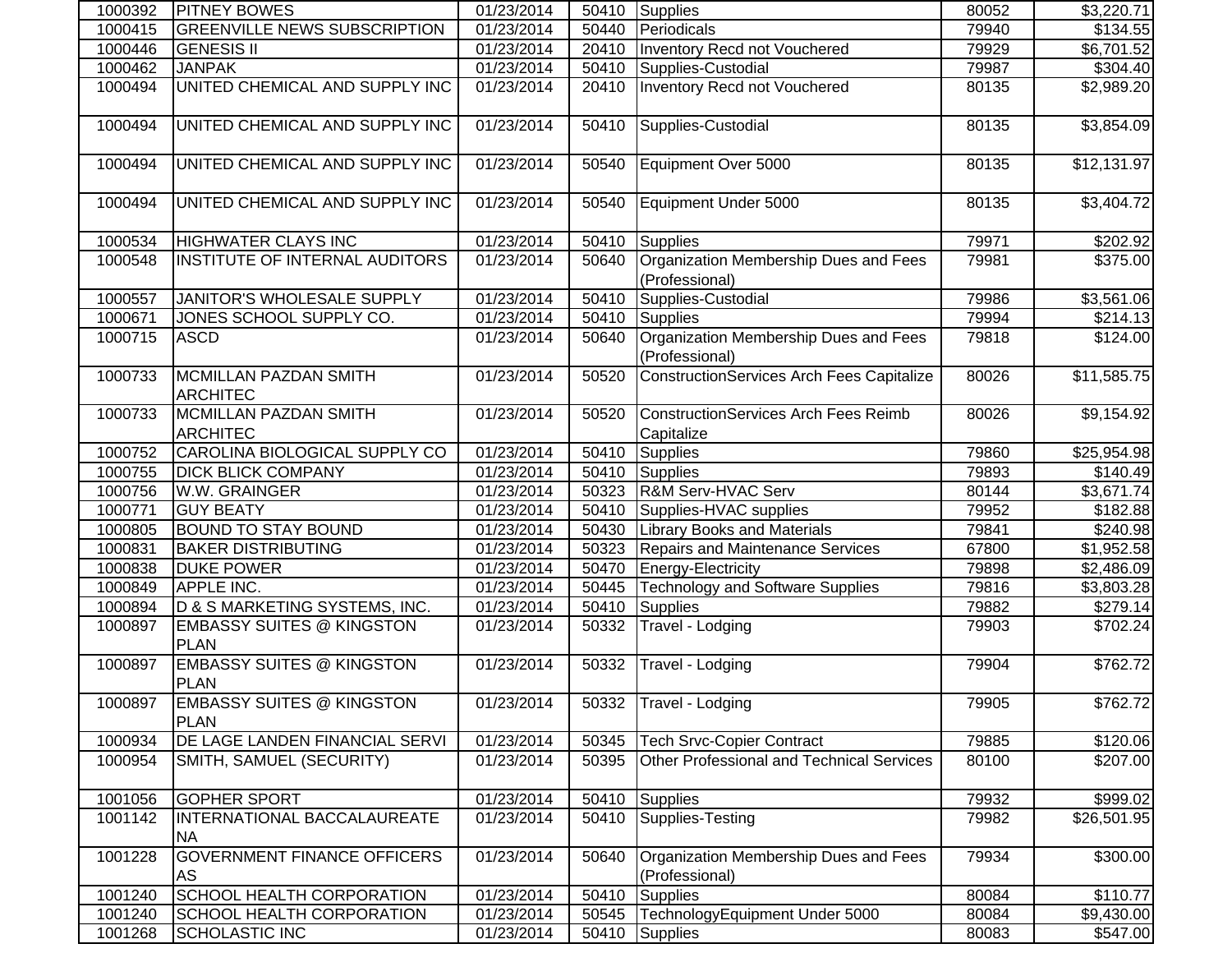| | | | | | | |
|---|---|---|---|---|---|---|
| 1000392 | PITNEY BOWES | 01/23/2014 | 50410 | Supplies | 80052 | $3,220.71 |
| 1000415 | GREENVILLE NEWS SUBSCRIPTION | 01/23/2014 | 50440 | Periodicals | 79940 | $134.55 |
| 1000446 | GENESIS II | 01/23/2014 | 20410 | Inventory Recd not Vouchered | 79929 | $6,701.52 |
| 1000462 | JANPAK | 01/23/2014 | 50410 | Supplies-Custodial | 79987 | $304.40 |
| 1000494 | UNITED CHEMICAL AND SUPPLY INC | 01/23/2014 | 20410 | Inventory Recd not Vouchered | 80135 | $2,989.20 |
| 1000494 | UNITED CHEMICAL AND SUPPLY INC | 01/23/2014 | 50410 | Supplies-Custodial | 80135 | $3,854.09 |
| 1000494 | UNITED CHEMICAL AND SUPPLY INC | 01/23/2014 | 50540 | Equipment Over 5000 | 80135 | $12,131.97 |
| 1000494 | UNITED CHEMICAL AND SUPPLY INC | 01/23/2014 | 50540 | Equipment Under 5000 | 80135 | $3,404.72 |
| 1000534 | HIGHWATER CLAYS INC | 01/23/2014 | 50410 | Supplies | 79971 | $202.92 |
| 1000548 | INSTITUTE OF INTERNAL AUDITORS | 01/23/2014 | 50640 | Organization Membership Dues and Fees (Professional) | 79981 | $375.00 |
| 1000557 | JANITOR'S WHOLESALE SUPPLY | 01/23/2014 | 50410 | Supplies-Custodial | 79986 | $3,561.06 |
| 1000671 | JONES SCHOOL SUPPLY CO. | 01/23/2014 | 50410 | Supplies | 79994 | $214.13 |
| 1000715 | ASCD | 01/23/2014 | 50640 | Organization Membership Dues and Fees (Professional) | 79818 | $124.00 |
| 1000733 | MCMILLAN PAZDAN SMITH ARCHITEC | 01/23/2014 | 50520 | ConstructionServices Arch Fees Capitalize | 80026 | $11,585.75 |
| 1000733 | MCMILLAN PAZDAN SMITH ARCHITEC | 01/23/2014 | 50520 | ConstructionServices Arch Fees Reimb Capitalize | 80026 | $9,154.92 |
| 1000752 | CAROLINA BIOLOGICAL SUPPLY CO | 01/23/2014 | 50410 | Supplies | 79860 | $25,954.98 |
| 1000755 | DICK BLICK COMPANY | 01/23/2014 | 50410 | Supplies | 79893 | $140.49 |
| 1000756 | W.W. GRAINGER | 01/23/2014 | 50323 | R&M Serv-HVAC Serv | 80144 | $3,671.74 |
| 1000771 | GUY BEATY | 01/23/2014 | 50410 | Supplies-HVAC supplies | 79952 | $182.88 |
| 1000805 | BOUND TO STAY BOUND | 01/23/2014 | 50430 | Library Books and Materials | 79841 | $240.98 |
| 1000831 | BAKER DISTRIBUTING | 01/23/2014 | 50323 | Repairs and Maintenance Services | 67800 | $1,952.58 |
| 1000838 | DUKE POWER | 01/23/2014 | 50470 | Energy-Electricity | 79898 | $2,486.09 |
| 1000849 | APPLE INC. | 01/23/2014 | 50445 | Technology and Software Supplies | 79816 | $3,803.28 |
| 1000894 | D & S MARKETING SYSTEMS, INC. | 01/23/2014 | 50410 | Supplies | 79882 | $279.14 |
| 1000897 | EMBASSY SUITES @ KINGSTON PLAN | 01/23/2014 | 50332 | Travel - Lodging | 79903 | $702.24 |
| 1000897 | EMBASSY SUITES @ KINGSTON PLAN | 01/23/2014 | 50332 | Travel - Lodging | 79904 | $762.72 |
| 1000897 | EMBASSY SUITES @ KINGSTON PLAN | 01/23/2014 | 50332 | Travel - Lodging | 79905 | $762.72 |
| 1000934 | DE LAGE LANDEN FINANCIAL SERVI | 01/23/2014 | 50345 | Tech Srvc-Copier Contract | 79885 | $120.06 |
| 1000954 | SMITH, SAMUEL (SECURITY) | 01/23/2014 | 50395 | Other Professional and Technical Services | 80100 | $207.00 |
| 1001056 | GOPHER SPORT | 01/23/2014 | 50410 | Supplies | 79932 | $999.02 |
| 1001142 | INTERNATIONAL BACCALAUREATE NA | 01/23/2014 | 50410 | Supplies-Testing | 79982 | $26,501.95 |
| 1001228 | GOVERNMENT FINANCE OFFICERS AS | 01/23/2014 | 50640 | Organization Membership Dues and Fees (Professional) | 79934 | $300.00 |
| 1001240 | SCHOOL HEALTH CORPORATION | 01/23/2014 | 50410 | Supplies | 80084 | $110.77 |
| 1001240 | SCHOOL HEALTH CORPORATION | 01/23/2014 | 50545 | TechnologyEquipment Under 5000 | 80084 | $9,430.00 |
| 1001268 | SCHOLASTIC INC | 01/23/2014 | 50410 | Supplies | 80083 | $547.00 |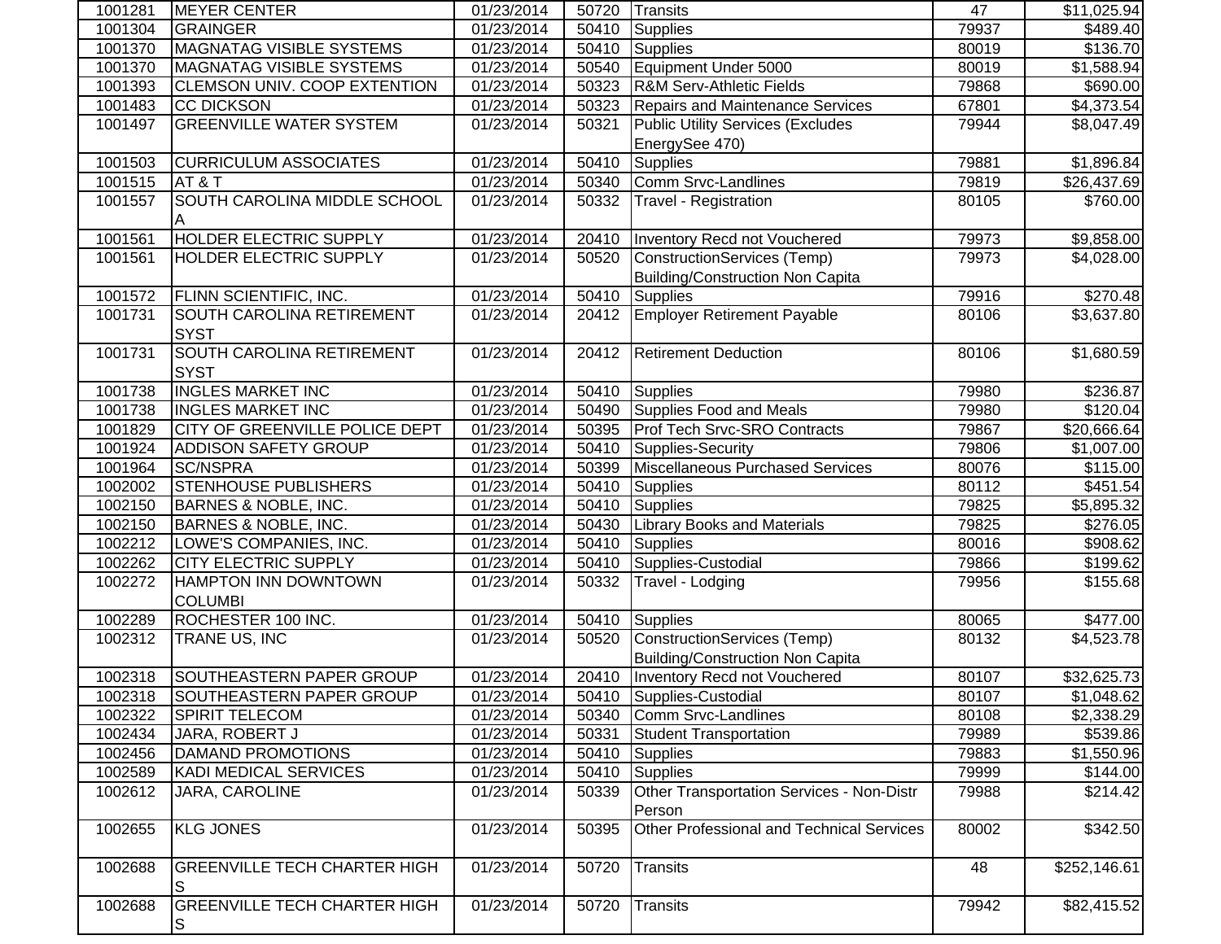| 1001281 | MEYER CENTER | 01/23/2014 | 50720 | Transits | 47 | $11,025.94 |
|---|---|---|---|---|---|---|
| 1001304 | GRAINGER | 01/23/2014 | 50410 | Supplies | 79937 | $489.40 |
| 1001370 | MAGNATAG VISIBLE SYSTEMS | 01/23/2014 | 50410 | Supplies | 80019 | $136.70 |
| 1001370 | MAGNATAG VISIBLE SYSTEMS | 01/23/2014 | 50540 | Equipment Under 5000 | 80019 | $1,588.94 |
| 1001393 | CLEMSON UNIV. COOP EXTENTION | 01/23/2014 | 50323 | R&M Serv-Athletic Fields | 79868 | $690.00 |
| 1001483 | CC DICKSON | 01/23/2014 | 50323 | Repairs and Maintenance Services | 67801 | $4,373.54 |
| 1001497 | GREENVILLE WATER SYSTEM | 01/23/2014 | 50321 | Public Utility Services (Excludes EnergySee 470) | 79944 | $8,047.49 |
| 1001503 | CURRICULUM ASSOCIATES | 01/23/2014 | 50410 | Supplies | 79881 | $1,896.84 |
| 1001515 | AT & T | 01/23/2014 | 50340 | Comm Srvc-Landlines | 79819 | $26,437.69 |
| 1001557 | SOUTH CAROLINA MIDDLE SCHOOL A | 01/23/2014 | 50332 | Travel - Registration | 80105 | $760.00 |
| 1001561 | HOLDER ELECTRIC SUPPLY | 01/23/2014 | 20410 | Inventory Recd not Vouchered | 79973 | $9,858.00 |
| 1001561 | HOLDER ELECTRIC SUPPLY | 01/23/2014 | 50520 | ConstructionServices (Temp) Building/Construction Non Capita | 79973 | $4,028.00 |
| 1001572 | FLINN SCIENTIFIC, INC. | 01/23/2014 | 50410 | Supplies | 79916 | $270.48 |
| 1001731 | SOUTH CAROLINA RETIREMENT SYST | 01/23/2014 | 20412 | Employer Retirement Payable | 80106 | $3,637.80 |
| 1001731 | SOUTH CAROLINA RETIREMENT SYST | 01/23/2014 | 20412 | Retirement Deduction | 80106 | $1,680.59 |
| 1001738 | INGLES MARKET INC | 01/23/2014 | 50410 | Supplies | 79980 | $236.87 |
| 1001738 | INGLES MARKET INC | 01/23/2014 | 50490 | Supplies Food and Meals | 79980 | $120.04 |
| 1001829 | CITY OF GREENVILLE POLICE DEPT | 01/23/2014 | 50395 | Prof Tech Srvc-SRO Contracts | 79867 | $20,666.64 |
| 1001924 | ADDISON SAFETY GROUP | 01/23/2014 | 50410 | Supplies-Security | 79806 | $1,007.00 |
| 1001964 | SC/NSPRA | 01/23/2014 | 50399 | Miscellaneous Purchased Services | 80076 | $115.00 |
| 1002002 | STENHOUSE PUBLISHERS | 01/23/2014 | 50410 | Supplies | 80112 | $451.54 |
| 1002150 | BARNES & NOBLE, INC. | 01/23/2014 | 50410 | Supplies | 79825 | $5,895.32 |
| 1002150 | BARNES & NOBLE, INC. | 01/23/2014 | 50430 | Library Books and Materials | 79825 | $276.05 |
| 1002212 | LOWE'S COMPANIES, INC. | 01/23/2014 | 50410 | Supplies | 80016 | $908.62 |
| 1002262 | CITY ELECTRIC SUPPLY | 01/23/2014 | 50410 | Supplies-Custodial | 79866 | $199.62 |
| 1002272 | HAMPTON INN DOWNTOWN COLUMBI | 01/23/2014 | 50332 | Travel - Lodging | 79956 | $155.68 |
| 1002289 | ROCHESTER 100 INC. | 01/23/2014 | 50410 | Supplies | 80065 | $477.00 |
| 1002312 | TRANE US, INC | 01/23/2014 | 50520 | ConstructionServices (Temp) Building/Construction Non Capita | 80132 | $4,523.78 |
| 1002318 | SOUTHEASTERN PAPER GROUP | 01/23/2014 | 20410 | Inventory Recd not Vouchered | 80107 | $32,625.73 |
| 1002318 | SOUTHEASTERN PAPER GROUP | 01/23/2014 | 50410 | Supplies-Custodial | 80107 | $1,048.62 |
| 1002322 | SPIRIT TELECOM | 01/23/2014 | 50340 | Comm Srvc-Landlines | 80108 | $2,338.29 |
| 1002434 | JARA, ROBERT J | 01/23/2014 | 50331 | Student Transportation | 79989 | $539.86 |
| 1002456 | DAMAND PROMOTIONS | 01/23/2014 | 50410 | Supplies | 79883 | $1,550.96 |
| 1002589 | KADI MEDICAL SERVICES | 01/23/2014 | 50410 | Supplies | 79999 | $144.00 |
| 1002612 | JARA, CAROLINE | 01/23/2014 | 50339 | Other Transportation Services - Non-Distr Person | 79988 | $214.42 |
| 1002655 | KLG JONES | 01/23/2014 | 50395 | Other Professional and Technical Services | 80002 | $342.50 |
| 1002688 | GREENVILLE TECH CHARTER HIGH S | 01/23/2014 | 50720 | Transits | 48 | $252,146.61 |
| 1002688 | GREENVILLE TECH CHARTER HIGH S | 01/23/2014 | 50720 | Transits | 79942 | $82,415.52 |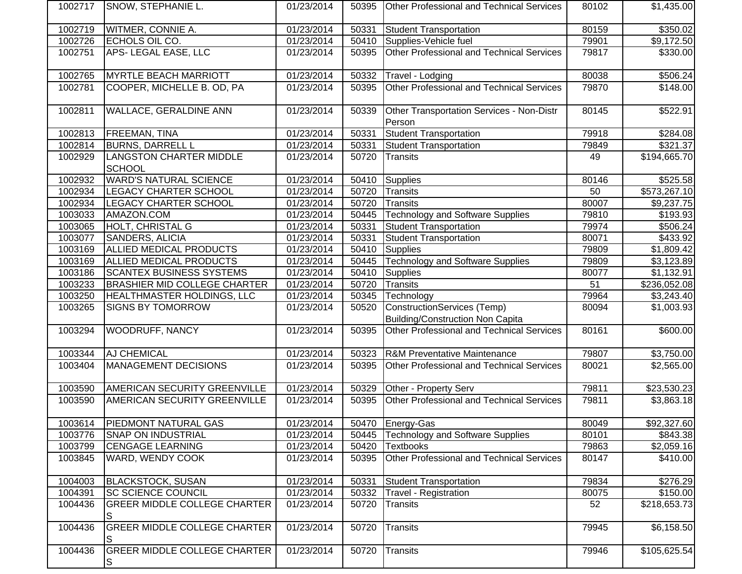| | | | | | | |
|---|---|---|---|---|---|---|
| 1002717 | SNOW, STEPHANIE L. | 01/23/2014 | 50395 | Other Professional and Technical Services | 80102 | $1,435.00 |
| 1002719 | WITMER, CONNIE A. | 01/23/2014 | 50331 | Student Transportation | 80159 | $350.02 |
| 1002726 | ECHOLS OIL CO. | 01/23/2014 | 50410 | Supplies-Vehicle fuel | 79901 | $9,172.50 |
| 1002751 | APS- LEGAL EASE, LLC | 01/23/2014 | 50395 | Other Professional and Technical Services | 79817 | $330.00 |
| 1002765 | MYRTLE BEACH MARRIOTT | 01/23/2014 | 50332 | Travel - Lodging | 80038 | $506.24 |
| 1002781 | COOPER, MICHELLE B. OD, PA | 01/23/2014 | 50395 | Other Professional and Technical Services | 79870 | $148.00 |
| 1002811 | WALLACE, GERALDINE ANN | 01/23/2014 | 50339 | Other Transportation Services - Non-Distr Person | 80145 | $522.91 |
| 1002813 | FREEMAN, TINA | 01/23/2014 | 50331 | Student Transportation | 79918 | $284.08 |
| 1002814 | BURNS, DARRELL L | 01/23/2014 | 50331 | Student Transportation | 79849 | $321.37 |
| 1002929 | LANGSTON CHARTER MIDDLE SCHOOL | 01/23/2014 | 50720 | Transits | 49 | $194,665.70 |
| 1002932 | WARD'S NATURAL SCIENCE | 01/23/2014 | 50410 | Supplies | 80146 | $525.58 |
| 1002934 | LEGACY CHARTER SCHOOL | 01/23/2014 | 50720 | Transits | 50 | $573,267.10 |
| 1002934 | LEGACY CHARTER SCHOOL | 01/23/2014 | 50720 | Transits | 80007 | $9,237.75 |
| 1003033 | AMAZON.COM | 01/23/2014 | 50445 | Technology and Software Supplies | 79810 | $193.93 |
| 1003065 | HOLT, CHRISTAL G | 01/23/2014 | 50331 | Student Transportation | 79974 | $506.24 |
| 1003077 | SANDERS, ALICIA | 01/23/2014 | 50331 | Student Transportation | 80071 | $433.92 |
| 1003169 | ALLIED MEDICAL PRODUCTS | 01/23/2014 | 50410 | Supplies | 79809 | $1,809.42 |
| 1003169 | ALLIED MEDICAL PRODUCTS | 01/23/2014 | 50445 | Technology and Software Supplies | 79809 | $3,123.89 |
| 1003186 | SCANTEX BUSINESS SYSTEMS | 01/23/2014 | 50410 | Supplies | 80077 | $1,132.91 |
| 1003233 | BRASHIER MID COLLEGE CHARTER | 01/23/2014 | 50720 | Transits | 51 | $236,052.08 |
| 1003250 | HEALTHMASTER HOLDINGS, LLC | 01/23/2014 | 50345 | Technology | 79964 | $3,243.40 |
| 1003265 | SIGNS BY TOMORROW | 01/23/2014 | 50520 | ConstructionServices (Temp) Building/Construction Non Capita | 80094 | $1,003.93 |
| 1003294 | WOODRUFF, NANCY | 01/23/2014 | 50395 | Other Professional and Technical Services | 80161 | $600.00 |
| 1003344 | AJ CHEMICAL | 01/23/2014 | 50323 | R&M Preventative Maintenance | 79807 | $3,750.00 |
| 1003404 | MANAGEMENT DECISIONS | 01/23/2014 | 50395 | Other Professional and Technical Services | 80021 | $2,565.00 |
| 1003590 | AMERICAN SECURITY GREENVILLE | 01/23/2014 | 50329 | Other - Property Serv | 79811 | $23,530.23 |
| 1003590 | AMERICAN SECURITY GREENVILLE | 01/23/2014 | 50395 | Other Professional and Technical Services | 79811 | $3,863.18 |
| 1003614 | PIEDMONT NATURAL GAS | 01/23/2014 | 50470 | Energy-Gas | 80049 | $92,327.60 |
| 1003776 | SNAP ON INDUSTRIAL | 01/23/2014 | 50445 | Technology and Software Supplies | 80101 | $843.38 |
| 1003799 | CENGAGE LEARNING | 01/23/2014 | 50420 | Textbooks | 79863 | $2,059.16 |
| 1003845 | WARD, WENDY COOK | 01/23/2014 | 50395 | Other Professional and Technical Services | 80147 | $410.00 |
| 1004003 | BLACKSTOCK, SUSAN | 01/23/2014 | 50331 | Student Transportation | 79834 | $276.29 |
| 1004391 | SC SCIENCE COUNCIL | 01/23/2014 | 50332 | Travel - Registration | 80075 | $150.00 |
| 1004436 | GREER MIDDLE COLLEGE CHARTER S | 01/23/2014 | 50720 | Transits | 52 | $218,653.73 |
| 1004436 | GREER MIDDLE COLLEGE CHARTER S | 01/23/2014 | 50720 | Transits | 79945 | $6,158.50 |
| 1004436 | GREER MIDDLE COLLEGE CHARTER S | 01/23/2014 | 50720 | Transits | 79946 | $105,625.54 |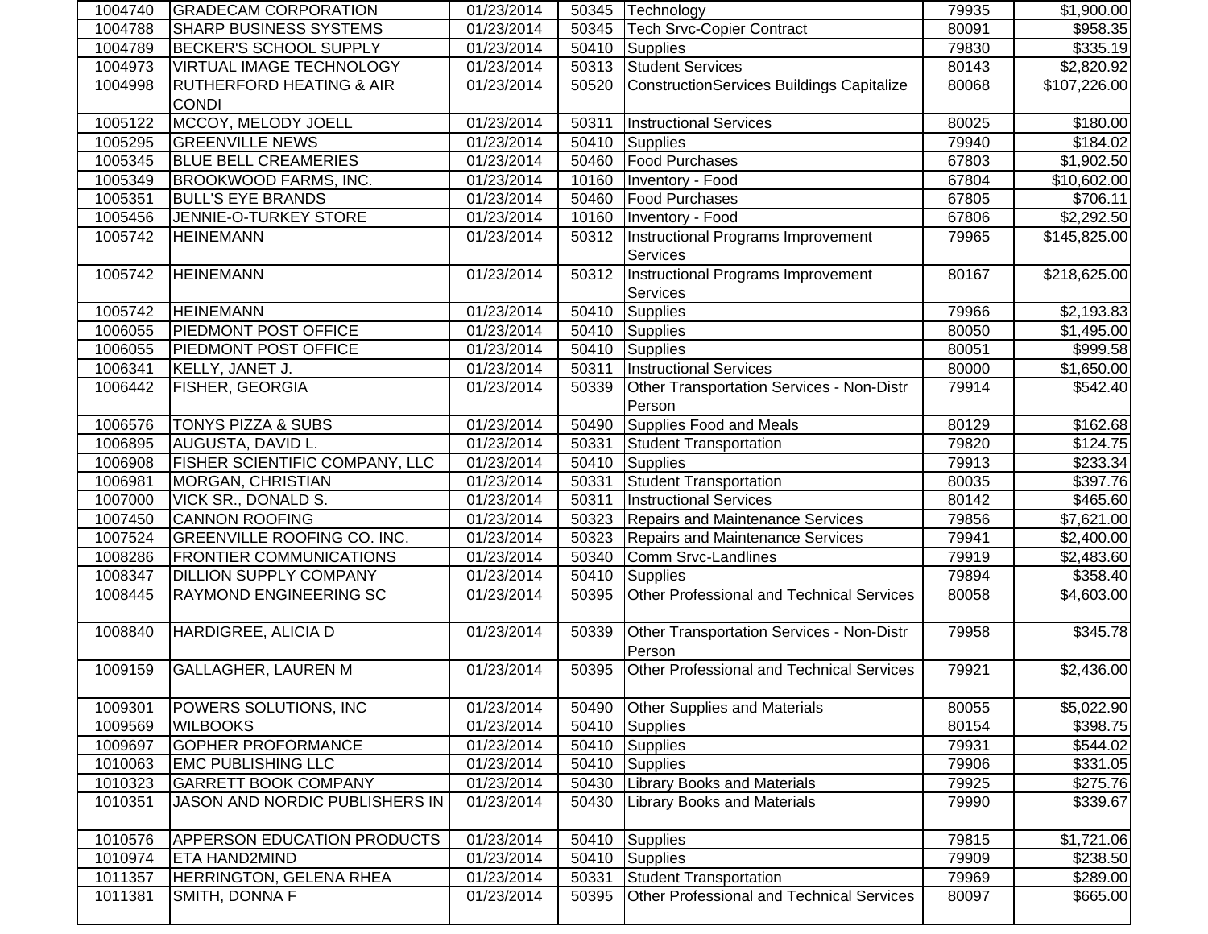| | | | | | | |
|---|---|---|---|---|---|---|
| 1004740 | GRADECAM CORPORATION | 01/23/2014 | 50345 | Technology | 79935 | $1,900.00 |
| 1004788 | SHARP BUSINESS SYSTEMS | 01/23/2014 | 50345 | Tech Srvc-Copier Contract | 80091 | $958.35 |
| 1004789 | BECKER'S SCHOOL SUPPLY | 01/23/2014 | 50410 | Supplies | 79830 | $335.19 |
| 1004973 | VIRTUAL IMAGE TECHNOLOGY | 01/23/2014 | 50313 | Student Services | 80143 | $2,820.92 |
| 1004998 | RUTHERFORD HEATING & AIR CONDI | 01/23/2014 | 50520 | ConstructionServices Buildings Capitalize | 80068 | $107,226.00 |
| 1005122 | MCCOY, MELODY JOELL | 01/23/2014 | 50311 | Instructional Services | 80025 | $180.00 |
| 1005295 | GREENVILLE NEWS | 01/23/2014 | 50410 | Supplies | 79940 | $184.02 |
| 1005345 | BLUE BELL CREAMERIES | 01/23/2014 | 50460 | Food Purchases | 67803 | $1,902.50 |
| 1005349 | BROOKWOOD FARMS, INC. | 01/23/2014 | 10160 | Inventory - Food | 67804 | $10,602.00 |
| 1005351 | BULL'S EYE BRANDS | 01/23/2014 | 50460 | Food Purchases | 67805 | $706.11 |
| 1005456 | JENNIE-O-TURKEY STORE | 01/23/2014 | 10160 | Inventory - Food | 67806 | $2,292.50 |
| 1005742 | HEINEMANN | 01/23/2014 | 50312 | Instructional Programs Improvement Services | 79965 | $145,825.00 |
| 1005742 | HEINEMANN | 01/23/2014 | 50312 | Instructional Programs Improvement Services | 80167 | $218,625.00 |
| 1005742 | HEINEMANN | 01/23/2014 | 50410 | Supplies | 79966 | $2,193.83 |
| 1006055 | PIEDMONT POST OFFICE | 01/23/2014 | 50410 | Supplies | 80050 | $1,495.00 |
| 1006055 | PIEDMONT POST OFFICE | 01/23/2014 | 50410 | Supplies | 80051 | $999.58 |
| 1006341 | KELLY, JANET J. | 01/23/2014 | 50311 | Instructional Services | 80000 | $1,650.00 |
| 1006442 | FISHER, GEORGIA | 01/23/2014 | 50339 | Other Transportation Services - Non-Distr Person | 79914 | $542.40 |
| 1006576 | TONYS PIZZA & SUBS | 01/23/2014 | 50490 | Supplies Food and Meals | 80129 | $162.68 |
| 1006895 | AUGUSTA, DAVID L. | 01/23/2014 | 50331 | Student Transportation | 79820 | $124.75 |
| 1006908 | FISHER SCIENTIFIC COMPANY, LLC | 01/23/2014 | 50410 | Supplies | 79913 | $233.34 |
| 1006981 | MORGAN, CHRISTIAN | 01/23/2014 | 50331 | Student Transportation | 80035 | $397.76 |
| 1007000 | VICK SR., DONALD S. | 01/23/2014 | 50311 | Instructional Services | 80142 | $465.60 |
| 1007450 | CANNON ROOFING | 01/23/2014 | 50323 | Repairs and Maintenance Services | 79856 | $7,621.00 |
| 1007524 | GREENVILLE ROOFING CO. INC. | 01/23/2014 | 50323 | Repairs and Maintenance Services | 79941 | $2,400.00 |
| 1008286 | FRONTIER COMMUNICATIONS | 01/23/2014 | 50340 | Comm Srvc-Landlines | 79919 | $2,483.60 |
| 1008347 | DILLION SUPPLY COMPANY | 01/23/2014 | 50410 | Supplies | 79894 | $358.40 |
| 1008445 | RAYMOND ENGINEERING SC | 01/23/2014 | 50395 | Other Professional and Technical Services | 80058 | $4,603.00 |
| 1008840 | HARDIGREE, ALICIA D | 01/23/2014 | 50339 | Other Transportation Services - Non-Distr Person | 79958 | $345.78 |
| 1009159 | GALLAGHER, LAUREN M | 01/23/2014 | 50395 | Other Professional and Technical Services | 79921 | $2,436.00 |
| 1009301 | POWERS SOLUTIONS, INC | 01/23/2014 | 50490 | Other Supplies and Materials | 80055 | $5,022.90 |
| 1009569 | WILBOOKS | 01/23/2014 | 50410 | Supplies | 80154 | $398.75 |
| 1009697 | GOPHER PROFORMANCE | 01/23/2014 | 50410 | Supplies | 79931 | $544.02 |
| 1010063 | EMC PUBLISHING LLC | 01/23/2014 | 50410 | Supplies | 79906 | $331.05 |
| 1010323 | GARRETT BOOK COMPANY | 01/23/2014 | 50430 | Library Books and Materials | 79925 | $275.76 |
| 1010351 | JASON AND NORDIC PUBLISHERS IN | 01/23/2014 | 50430 | Library Books and Materials | 79990 | $339.67 |
| 1010576 | APPERSON EDUCATION PRODUCTS | 01/23/2014 | 50410 | Supplies | 79815 | $1,721.06 |
| 1010974 | ETA HAND2MIND | 01/23/2014 | 50410 | Supplies | 79909 | $238.50 |
| 1011357 | HERRINGTON, GELENA RHEA | 01/23/2014 | 50331 | Student Transportation | 79969 | $289.00 |
| 1011381 | SMITH, DONNA F | 01/23/2014 | 50395 | Other Professional and Technical Services | 80097 | $665.00 |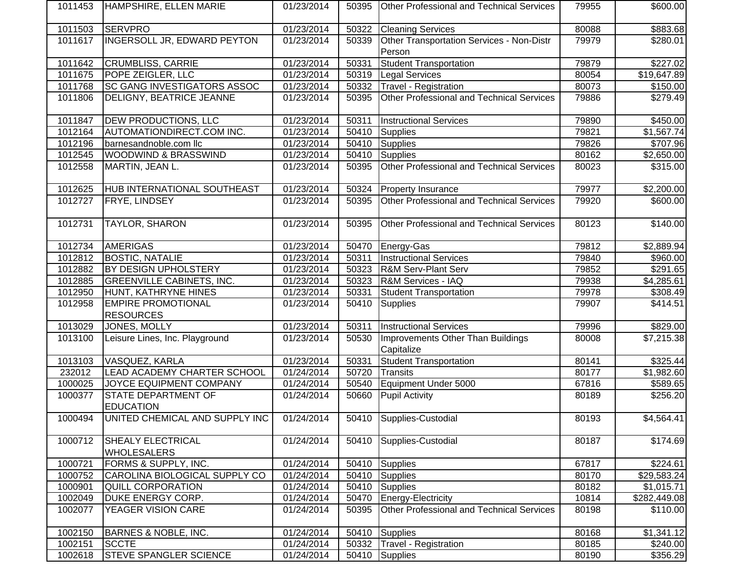| | | | | | | |
|---|---|---|---|---|---|---|
| 1011453 | HAMPSHIRE, ELLEN MARIE | 01/23/2014 | 50395 | Other Professional and Technical Services | 79955 | $600.00 |
| 1011503 | SERVPRO | 01/23/2014 | 50322 | Cleaning Services | 80088 | $883.68 |
| 1011617 | INGERSOLL JR, EDWARD PEYTON | 01/23/2014 | 50339 | Other Transportation Services - Non-Distr Person | 79979 | $280.01 |
| 1011642 | CRUMBLISS, CARRIE | 01/23/2014 | 50331 | Student Transportation | 79879 | $227.02 |
| 1011675 | POPE ZEIGLER, LLC | 01/23/2014 | 50319 | Legal Services | 80054 | $19,647.89 |
| 1011768 | SC GANG INVESTIGATORS ASSOC | 01/23/2014 | 50332 | Travel - Registration | 80073 | $150.00 |
| 1011806 | DELIGNY, BEATRICE JEANNE | 01/23/2014 | 50395 | Other Professional and Technical Services | 79886 | $279.49 |
| 1011847 | DEW PRODUCTIONS, LLC | 01/23/2014 | 50311 | Instructional Services | 79890 | $450.00 |
| 1012164 | AUTOMATIONDIRECT.COM INC. | 01/23/2014 | 50410 | Supplies | 79821 | $1,567.74 |
| 1012196 | barnesandnoble.com llc | 01/23/2014 | 50410 | Supplies | 79826 | $707.96 |
| 1012545 | WOODWIND & BRASSWIND | 01/23/2014 | 50410 | Supplies | 80162 | $2,650.00 |
| 1012558 | MARTIN, JEAN L. | 01/23/2014 | 50395 | Other Professional and Technical Services | 80023 | $315.00 |
| 1012625 | HUB INTERNATIONAL SOUTHEAST | 01/23/2014 | 50324 | Property Insurance | 79977 | $2,200.00 |
| 1012727 | FRYE, LINDSEY | 01/23/2014 | 50395 | Other Professional and Technical Services | 79920 | $600.00 |
| 1012731 | TAYLOR, SHARON | 01/23/2014 | 50395 | Other Professional and Technical Services | 80123 | $140.00 |
| 1012734 | AMERIGAS | 01/23/2014 | 50470 | Energy-Gas | 79812 | $2,889.94 |
| 1012812 | BOSTIC, NATALIE | 01/23/2014 | 50311 | Instructional Services | 79840 | $960.00 |
| 1012882 | BY DESIGN UPHOLSTERY | 01/23/2014 | 50323 | R&M Serv-Plant Serv | 79852 | $291.65 |
| 1012885 | GREENVILLE CABINETS, INC. | 01/23/2014 | 50323 | R&M Services - IAQ | 79938 | $4,285.61 |
| 1012950 | HUNT, KATHRYNE HINES | 01/23/2014 | 50331 | Student Transportation | 79978 | $308.49 |
| 1012958 | EMPIRE PROMOTIONAL RESOURCES | 01/23/2014 | 50410 | Supplies | 79907 | $414.51 |
| 1013029 | JONES, MOLLY | 01/23/2014 | 50311 | Instructional Services | 79996 | $829.00 |
| 1013100 | Leisure Lines, Inc. Playground | 01/23/2014 | 50530 | Improvements Other Than Buildings Capitalize | 80008 | $7,215.38 |
| 1013103 | VASQUEZ, KARLA | 01/23/2014 | 50331 | Student Transportation | 80141 | $325.44 |
| 232012 | LEAD ACADEMY CHARTER SCHOOL | 01/24/2014 | 50720 | Transits | 80177 | $1,982.60 |
| 1000025 | JOYCE EQUIPMENT COMPANY | 01/24/2014 | 50540 | Equipment Under 5000 | 67816 | $589.65 |
| 1000377 | STATE DEPARTMENT OF EDUCATION | 01/24/2014 | 50660 | Pupil Activity | 80189 | $256.20 |
| 1000494 | UNITED CHEMICAL AND SUPPLY INC | 01/24/2014 | 50410 | Supplies-Custodial | 80193 | $4,564.41 |
| 1000712 | SHEALY ELECTRICAL WHOLESALERS | 01/24/2014 | 50410 | Supplies-Custodial | 80187 | $174.69 |
| 1000721 | FORMS & SUPPLY, INC. | 01/24/2014 | 50410 | Supplies | 67817 | $224.61 |
| 1000752 | CAROLINA BIOLOGICAL SUPPLY CO | 01/24/2014 | 50410 | Supplies | 80170 | $29,583.24 |
| 1000901 | QUILL CORPORATION | 01/24/2014 | 50410 | Supplies | 80182 | $1,015.71 |
| 1002049 | DUKE ENERGY CORP. | 01/24/2014 | 50470 | Energy-Electricity | 10814 | $282,449.08 |
| 1002077 | YEAGER VISION CARE | 01/24/2014 | 50395 | Other Professional and Technical Services | 80198 | $110.00 |
| 1002150 | BARNES & NOBLE, INC. | 01/24/2014 | 50410 | Supplies | 80168 | $1,341.12 |
| 1002151 | SCCTE | 01/24/2014 | 50332 | Travel - Registration | 80185 | $240.00 |
| 1002618 | STEVE SPANGLER SCIENCE | 01/24/2014 | 50410 | Supplies | 80190 | $356.29 |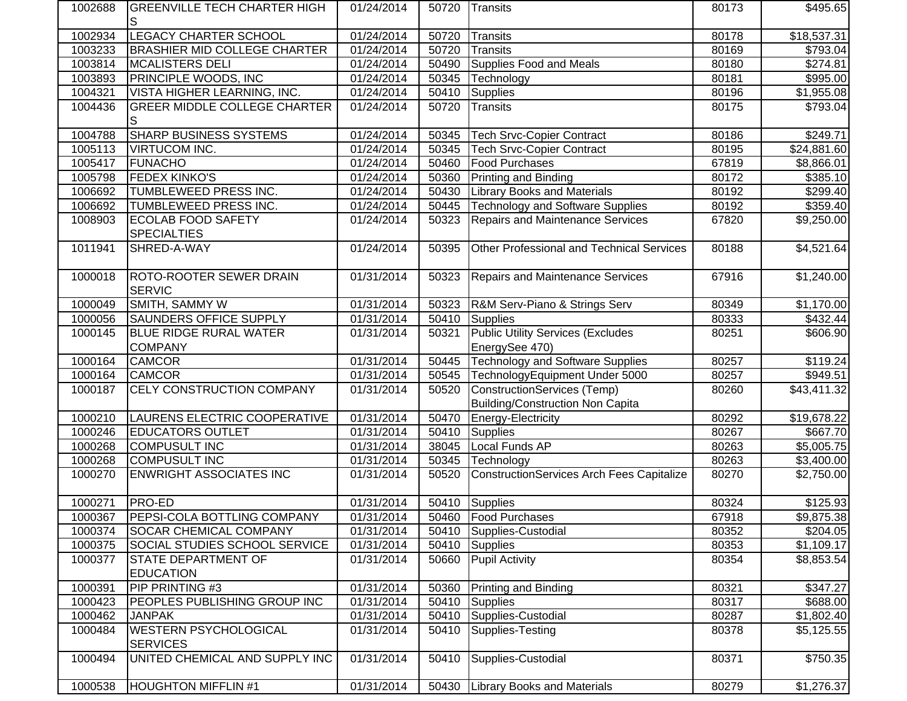| 1002688 | GREENVILLE TECH CHARTER HIGH S | 01/24/2014 | 50720 | Transits | 80173 | $495.65 |
|---|---|---|---|---|---|---|
| 1002934 | LEGACY CHARTER SCHOOL | 01/24/2014 | 50720 | Transits | 80178 | $18,537.31 |
| 1003233 | BRASHIER MID COLLEGE CHARTER | 01/24/2014 | 50720 | Transits | 80169 | $793.04 |
| 1003814 | MCALISTERS DELI | 01/24/2014 | 50490 | Supplies Food and Meals | 80180 | $274.81 |
| 1003893 | PRINCIPLE WOODS, INC | 01/24/2014 | 50345 | Technology | 80181 | $995.00 |
| 1004321 | VISTA HIGHER LEARNING, INC. | 01/24/2014 | 50410 | Supplies | 80196 | $1,955.08 |
| 1004436 | GREER MIDDLE COLLEGE CHARTER S | 01/24/2014 | 50720 | Transits | 80175 | $793.04 |
| 1004788 | SHARP BUSINESS SYSTEMS | 01/24/2014 | 50345 | Tech Srvc-Copier Contract | 80186 | $249.71 |
| 1005113 | VIRTUCOM INC. | 01/24/2014 | 50345 | Tech Srvc-Copier Contract | 80195 | $24,881.60 |
| 1005417 | FUNACHO | 01/24/2014 | 50460 | Food Purchases | 67819 | $8,866.01 |
| 1005798 | FEDEX KINKO'S | 01/24/2014 | 50360 | Printing and Binding | 80172 | $385.10 |
| 1006692 | TUMBLEWEED PRESS INC. | 01/24/2014 | 50430 | Library Books and Materials | 80192 | $299.40 |
| 1006692 | TUMBLEWEED PRESS INC. | 01/24/2014 | 50445 | Technology and Software Supplies | 80192 | $359.40 |
| 1008903 | ECOLAB FOOD SAFETY SPECIALTIES | 01/24/2014 | 50323 | Repairs and Maintenance Services | 67820 | $9,250.00 |
| 1011941 | SHRED-A-WAY | 01/24/2014 | 50395 | Other Professional and Technical Services | 80188 | $4,521.64 |
| 1000018 | ROTO-ROOTER SEWER DRAIN SERVIC | 01/31/2014 | 50323 | Repairs and Maintenance Services | 67916 | $1,240.00 |
| 1000049 | SMITH, SAMMY W | 01/31/2014 | 50323 | R&M Serv-Piano & Strings Serv | 80349 | $1,170.00 |
| 1000056 | SAUNDERS OFFICE SUPPLY | 01/31/2014 | 50410 | Supplies | 80333 | $432.44 |
| 1000145 | BLUE RIDGE RURAL WATER COMPANY | 01/31/2014 | 50321 | Public Utility Services (Excludes EnergySee 470) | 80251 | $606.90 |
| 1000164 | CAMCOR | 01/31/2014 | 50445 | Technology and Software Supplies | 80257 | $119.24 |
| 1000164 | CAMCOR | 01/31/2014 | 50545 | TechnologyEquipment Under 5000 | 80257 | $949.51 |
| 1000187 | CELY CONSTRUCTION COMPANY | 01/31/2014 | 50520 | ConstructionServices (Temp) Building/Construction Non Capita | 80260 | $43,411.32 |
| 1000210 | LAURENS ELECTRIC COOPERATIVE | 01/31/2014 | 50470 | Energy-Electricity | 80292 | $19,678.22 |
| 1000246 | EDUCATORS OUTLET | 01/31/2014 | 50410 | Supplies | 80267 | $667.70 |
| 1000268 | COMPUSULT INC | 01/31/2014 | 38045 | Local Funds AP | 80263 | $5,005.75 |
| 1000268 | COMPUSULT INC | 01/31/2014 | 50345 | Technology | 80263 | $3,400.00 |
| 1000270 | ENWRIGHT ASSOCIATES INC | 01/31/2014 | 50520 | ConstructionServices Arch Fees Capitalize | 80270 | $2,750.00 |
| 1000271 | PRO-ED | 01/31/2014 | 50410 | Supplies | 80324 | $125.93 |
| 1000367 | PEPSI-COLA BOTTLING COMPANY | 01/31/2014 | 50460 | Food Purchases | 67918 | $9,875.38 |
| 1000374 | SOCAR CHEMICAL COMPANY | 01/31/2014 | 50410 | Supplies-Custodial | 80352 | $204.05 |
| 1000375 | SOCIAL STUDIES SCHOOL SERVICE | 01/31/2014 | 50410 | Supplies | 80353 | $1,109.17 |
| 1000377 | STATE DEPARTMENT OF EDUCATION | 01/31/2014 | 50660 | Pupil Activity | 80354 | $8,853.54 |
| 1000391 | PIP PRINTING #3 | 01/31/2014 | 50360 | Printing and Binding | 80321 | $347.27 |
| 1000423 | PEOPLES PUBLISHING GROUP INC | 01/31/2014 | 50410 | Supplies | 80317 | $688.00 |
| 1000462 | JANPAK | 01/31/2014 | 50410 | Supplies-Custodial | 80287 | $1,802.40 |
| 1000484 | WESTERN PSYCHOLOGICAL SERVICES | 01/31/2014 | 50410 | Supplies-Testing | 80378 | $5,125.55 |
| 1000494 | UNITED CHEMICAL AND SUPPLY INC | 01/31/2014 | 50410 | Supplies-Custodial | 80371 | $750.35 |
| 1000538 | HOUGHTON MIFFLIN #1 | 01/31/2014 | 50430 | Library Books and Materials | 80279 | $1,276.37 |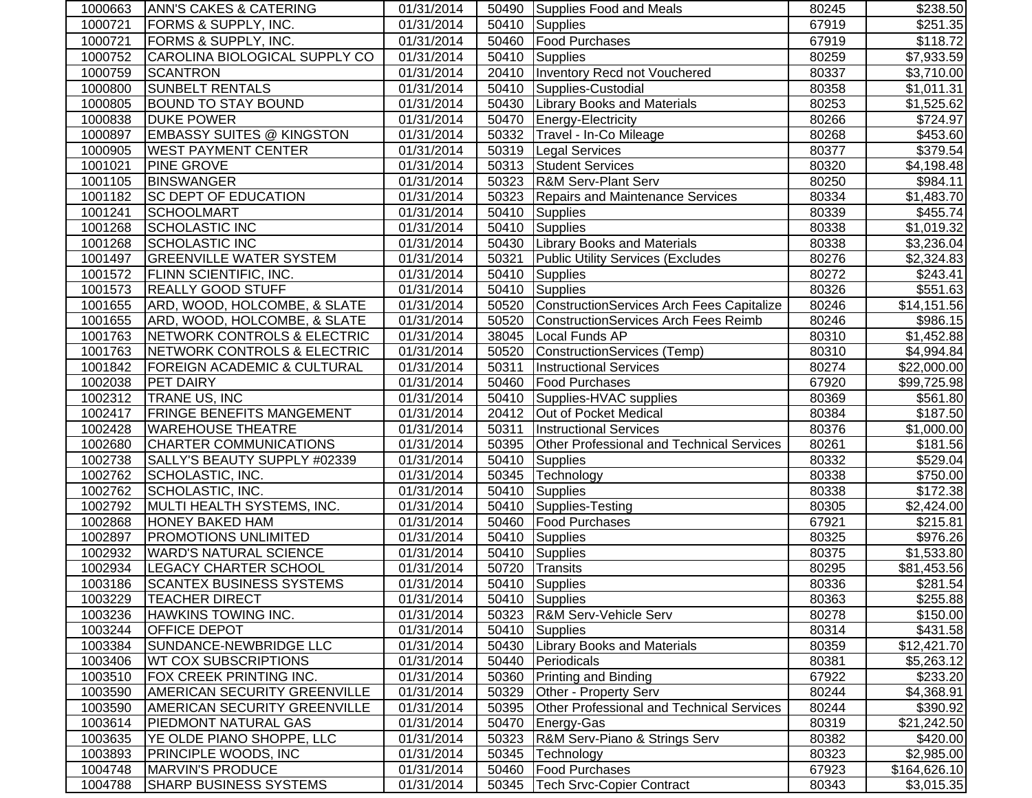| | | | | | | |
|---|---|---|---|---|---|---|
| 1000663 | ANN'S CAKES & CATERING | 01/31/2014 | 50490 | Supplies Food and Meals | 80245 | $238.50 |
| 1000721 | FORMS & SUPPLY, INC. | 01/31/2014 | 50410 | Supplies | 67919 | $251.35 |
| 1000721 | FORMS & SUPPLY, INC. | 01/31/2014 | 50460 | Food Purchases | 67919 | $118.72 |
| 1000752 | CAROLINA BIOLOGICAL SUPPLY CO | 01/31/2014 | 50410 | Supplies | 80259 | $7,933.59 |
| 1000759 | SCANTRON | 01/31/2014 | 20410 | Inventory Recd not Vouchered | 80337 | $3,710.00 |
| 1000800 | SUNBELT RENTALS | 01/31/2014 | 50410 | Supplies-Custodial | 80358 | $1,011.31 |
| 1000805 | BOUND TO STAY BOUND | 01/31/2014 | 50430 | Library Books and Materials | 80253 | $1,525.62 |
| 1000838 | DUKE POWER | 01/31/2014 | 50470 | Energy-Electricity | 80266 | $724.97 |
| 1000897 | EMBASSY SUITES @ KINGSTON | 01/31/2014 | 50332 | Travel - In-Co Mileage | 80268 | $453.60 |
| 1000905 | WEST PAYMENT CENTER | 01/31/2014 | 50319 | Legal Services | 80377 | $379.54 |
| 1001021 | PINE GROVE | 01/31/2014 | 50313 | Student Services | 80320 | $4,198.48 |
| 1001105 | BINSWANGER | 01/31/2014 | 50323 | R&M Serv-Plant Serv | 80250 | $984.11 |
| 1001182 | SC DEPT OF EDUCATION | 01/31/2014 | 50323 | Repairs and Maintenance Services | 80334 | $1,483.70 |
| 1001241 | SCHOOLMART | 01/31/2014 | 50410 | Supplies | 80339 | $455.74 |
| 1001268 | SCHOLASTIC INC | 01/31/2014 | 50410 | Supplies | 80338 | $1,019.32 |
| 1001268 | SCHOLASTIC INC | 01/31/2014 | 50430 | Library Books and Materials | 80338 | $3,236.04 |
| 1001497 | GREENVILLE WATER SYSTEM | 01/31/2014 | 50321 | Public Utility Services (Excludes | 80276 | $2,324.83 |
| 1001572 | FLINN SCIENTIFIC, INC. | 01/31/2014 | 50410 | Supplies | 80272 | $243.41 |
| 1001573 | REALLY GOOD STUFF | 01/31/2014 | 50410 | Supplies | 80326 | $551.63 |
| 1001655 | ARD, WOOD, HOLCOMBE, & SLATE | 01/31/2014 | 50520 | ConstructionServices Arch Fees Capitalize | 80246 | $14,151.56 |
| 1001655 | ARD, WOOD, HOLCOMBE, & SLATE | 01/31/2014 | 50520 | ConstructionServices Arch Fees Reimb | 80246 | $986.15 |
| 1001763 | NETWORK CONTROLS & ELECTRIC | 01/31/2014 | 38045 | Local Funds AP | 80310 | $1,452.88 |
| 1001763 | NETWORK CONTROLS & ELECTRIC | 01/31/2014 | 50520 | ConstructionServices (Temp) | 80310 | $4,994.84 |
| 1001842 | FOREIGN ACADEMIC & CULTURAL | 01/31/2014 | 50311 | Instructional Services | 80274 | $22,000.00 |
| 1002038 | PET DAIRY | 01/31/2014 | 50460 | Food Purchases | 67920 | $99,725.98 |
| 1002312 | TRANE US, INC | 01/31/2014 | 50410 | Supplies-HVAC supplies | 80369 | $561.80 |
| 1002417 | FRINGE BENEFITS MANGEMENT | 01/31/2014 | 20412 | Out of Pocket Medical | 80384 | $187.50 |
| 1002428 | WAREHOUSE THEATRE | 01/31/2014 | 50311 | Instructional Services | 80376 | $1,000.00 |
| 1002680 | CHARTER COMMUNICATIONS | 01/31/2014 | 50395 | Other Professional and Technical Services | 80261 | $181.56 |
| 1002738 | SALLY'S BEAUTY SUPPLY #02339 | 01/31/2014 | 50410 | Supplies | 80332 | $529.04 |
| 1002762 | SCHOLASTIC, INC. | 01/31/2014 | 50345 | Technology | 80338 | $750.00 |
| 1002762 | SCHOLASTIC, INC. | 01/31/2014 | 50410 | Supplies | 80338 | $172.38 |
| 1002792 | MULTI HEALTH SYSTEMS, INC. | 01/31/2014 | 50410 | Supplies-Testing | 80305 | $2,424.00 |
| 1002868 | HONEY BAKED HAM | 01/31/2014 | 50460 | Food Purchases | 67921 | $215.81 |
| 1002897 | PROMOTIONS UNLIMITED | 01/31/2014 | 50410 | Supplies | 80325 | $976.26 |
| 1002932 | WARD'S NATURAL SCIENCE | 01/31/2014 | 50410 | Supplies | 80375 | $1,533.80 |
| 1002934 | LEGACY CHARTER SCHOOL | 01/31/2014 | 50720 | Transits | 80295 | $81,453.56 |
| 1003186 | SCANTEX BUSINESS SYSTEMS | 01/31/2014 | 50410 | Supplies | 80336 | $281.54 |
| 1003229 | TEACHER DIRECT | 01/31/2014 | 50410 | Supplies | 80363 | $255.88 |
| 1003236 | HAWKINS TOWING INC. | 01/31/2014 | 50323 | R&M Serv-Vehicle Serv | 80278 | $150.00 |
| 1003244 | OFFICE DEPOT | 01/31/2014 | 50410 | Supplies | 80314 | $431.58 |
| 1003384 | SUNDANCE-NEWBRIDGE LLC | 01/31/2014 | 50430 | Library Books and Materials | 80359 | $12,421.70 |
| 1003406 | WT COX SUBSCRIPTIONS | 01/31/2014 | 50440 | Periodicals | 80381 | $5,263.12 |
| 1003510 | FOX CREEK PRINTING INC. | 01/31/2014 | 50360 | Printing and Binding | 67922 | $233.20 |
| 1003590 | AMERICAN SECURITY GREENVILLE | 01/31/2014 | 50329 | Other - Property Serv | 80244 | $4,368.91 |
| 1003590 | AMERICAN SECURITY GREENVILLE | 01/31/2014 | 50395 | Other Professional and Technical Services | 80244 | $390.92 |
| 1003614 | PIEDMONT NATURAL GAS | 01/31/2014 | 50470 | Energy-Gas | 80319 | $21,242.50 |
| 1003635 | YE OLDE PIANO SHOPPE, LLC | 01/31/2014 | 50323 | R&M Serv-Piano & Strings Serv | 80382 | $420.00 |
| 1003893 | PRINCIPLE WOODS, INC | 01/31/2014 | 50345 | Technology | 80323 | $2,985.00 |
| 1004748 | MARVIN'S PRODUCE | 01/31/2014 | 50460 | Food Purchases | 67923 | $164,626.10 |
| 1004788 | SHARP BUSINESS SYSTEMS | 01/31/2014 | 50345 | Tech Srvc-Copier Contract | 80343 | $3,015.35 |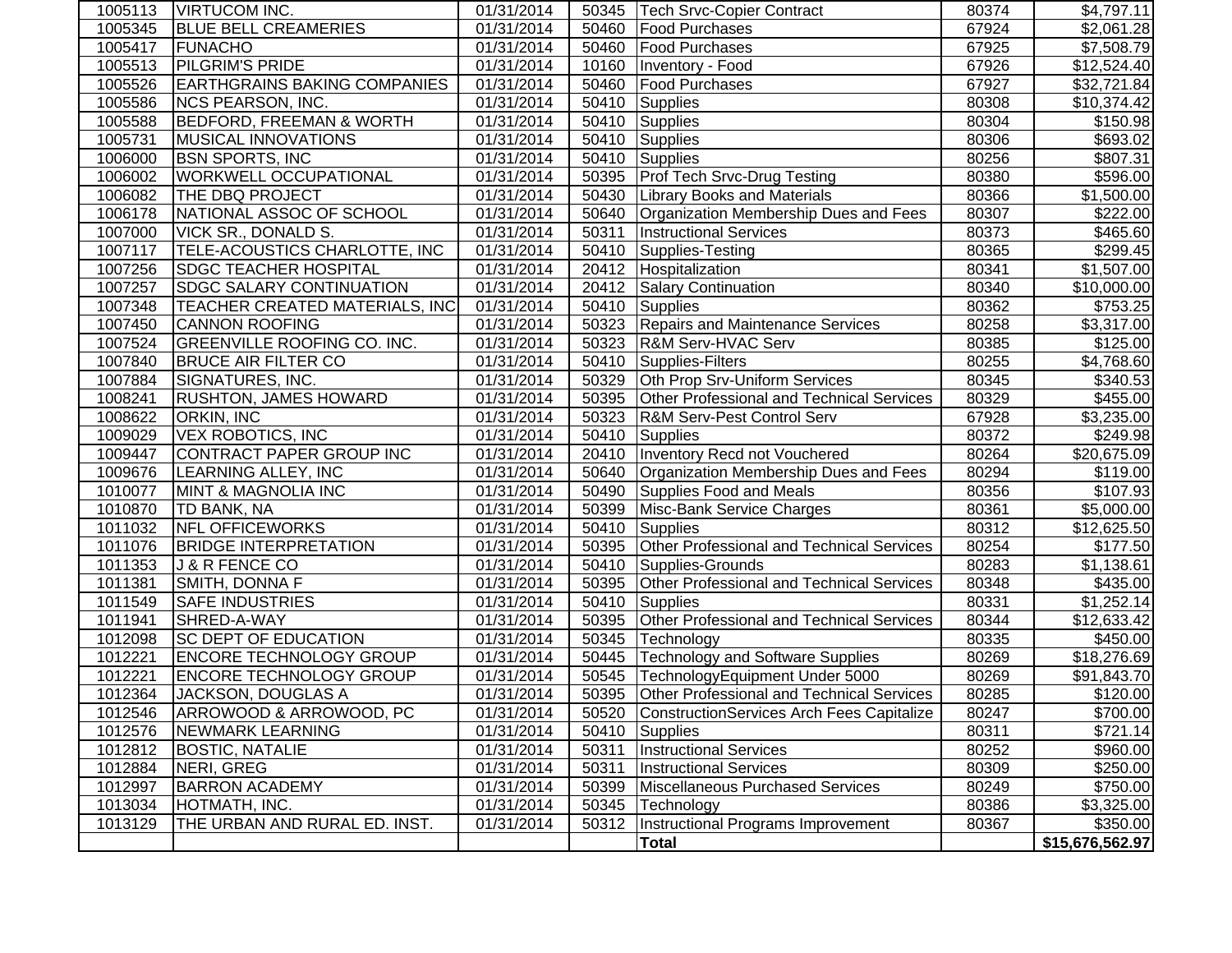| | | | | | | |
|---|---|---|---|---|---|---|
| 1005113 | VIRTUCOM INC. | 01/31/2014 | 50345 | Tech Srvc-Copier Contract | 80374 | $4,797.11 |
| 1005345 | BLUE BELL CREAMERIES | 01/31/2014 | 50460 | Food Purchases | 67924 | $2,061.28 |
| 1005417 | FUNACHO | 01/31/2014 | 50460 | Food Purchases | 67925 | $7,508.79 |
| 1005513 | PILGRIM'S PRIDE | 01/31/2014 | 10160 | Inventory - Food | 67926 | $12,524.40 |
| 1005526 | EARTHGRAINS BAKING COMPANIES | 01/31/2014 | 50460 | Food Purchases | 67927 | $32,721.84 |
| 1005586 | NCS PEARSON, INC. | 01/31/2014 | 50410 | Supplies | 80308 | $10,374.42 |
| 1005588 | BEDFORD, FREEMAN & WORTH | 01/31/2014 | 50410 | Supplies | 80304 | $150.98 |
| 1005731 | MUSICAL INNOVATIONS | 01/31/2014 | 50410 | Supplies | 80306 | $693.02 |
| 1006000 | BSN SPORTS, INC | 01/31/2014 | 50410 | Supplies | 80256 | $807.31 |
| 1006002 | WORKWELL OCCUPATIONAL | 01/31/2014 | 50395 | Prof Tech Srvc-Drug Testing | 80380 | $596.00 |
| 1006082 | THE DBQ PROJECT | 01/31/2014 | 50430 | Library Books and Materials | 80366 | $1,500.00 |
| 1006178 | NATIONAL ASSOC OF SCHOOL | 01/31/2014 | 50640 | Organization Membership Dues and Fees | 80307 | $222.00 |
| 1007000 | VICK SR., DONALD S. | 01/31/2014 | 50311 | Instructional Services | 80373 | $465.60 |
| 1007117 | TELE-ACOUSTICS CHARLOTTE, INC | 01/31/2014 | 50410 | Supplies-Testing | 80365 | $299.45 |
| 1007256 | SDGC TEACHER HOSPITAL | 01/31/2014 | 20412 | Hospitalization | 80341 | $1,507.00 |
| 1007257 | SDGC SALARY CONTINUATION | 01/31/2014 | 20412 | Salary Continuation | 80340 | $10,000.00 |
| 1007348 | TEACHER CREATED MATERIALS, INC | 01/31/2014 | 50410 | Supplies | 80362 | $753.25 |
| 1007450 | CANNON ROOFING | 01/31/2014 | 50323 | Repairs and Maintenance Services | 80258 | $3,317.00 |
| 1007524 | GREENVILLE ROOFING CO. INC. | 01/31/2014 | 50323 | R&M Serv-HVAC Serv | 80385 | $125.00 |
| 1007840 | BRUCE AIR FILTER CO | 01/31/2014 | 50410 | Supplies-Filters | 80255 | $4,768.60 |
| 1007884 | SIGNATURES, INC. | 01/31/2014 | 50329 | Oth Prop Srv-Uniform Services | 80345 | $340.53 |
| 1008241 | RUSHTON, JAMES HOWARD | 01/31/2014 | 50395 | Other Professional and Technical Services | 80329 | $455.00 |
| 1008622 | ORKIN, INC | 01/31/2014 | 50323 | R&M Serv-Pest Control Serv | 67928 | $3,235.00 |
| 1009029 | VEX ROBOTICS, INC | 01/31/2014 | 50410 | Supplies | 80372 | $249.98 |
| 1009447 | CONTRACT PAPER GROUP INC | 01/31/2014 | 20410 | Inventory Recd not Vouchered | 80264 | $20,675.09 |
| 1009676 | LEARNING ALLEY, INC | 01/31/2014 | 50640 | Organization Membership Dues and Fees | 80294 | $119.00 |
| 1010077 | MINT & MAGNOLIA INC | 01/31/2014 | 50490 | Supplies Food and Meals | 80356 | $107.93 |
| 1010870 | TD BANK, NA | 01/31/2014 | 50399 | Misc-Bank Service Charges | 80361 | $5,000.00 |
| 1011032 | NFL OFFICEWORKS | 01/31/2014 | 50410 | Supplies | 80312 | $12,625.50 |
| 1011076 | BRIDGE INTERPRETATION | 01/31/2014 | 50395 | Other Professional and Technical Services | 80254 | $177.50 |
| 1011353 | J & R FENCE CO | 01/31/2014 | 50410 | Supplies-Grounds | 80283 | $1,138.61 |
| 1011381 | SMITH, DONNA F | 01/31/2014 | 50395 | Other Professional and Technical Services | 80348 | $435.00 |
| 1011549 | SAFE INDUSTRIES | 01/31/2014 | 50410 | Supplies | 80331 | $1,252.14 |
| 1011941 | SHRED-A-WAY | 01/31/2014 | 50395 | Other Professional and Technical Services | 80344 | $12,633.42 |
| 1012098 | SC DEPT OF EDUCATION | 01/31/2014 | 50345 | Technology | 80335 | $450.00 |
| 1012221 | ENCORE TECHNOLOGY GROUP | 01/31/2014 | 50445 | Technology and Software Supplies | 80269 | $18,276.69 |
| 1012221 | ENCORE TECHNOLOGY GROUP | 01/31/2014 | 50545 | TechnologyEquipment Under 5000 | 80269 | $91,843.70 |
| 1012364 | JACKSON, DOUGLAS A | 01/31/2014 | 50395 | Other Professional and Technical Services | 80285 | $120.00 |
| 1012546 | ARROWOOD & ARROWOOD, PC | 01/31/2014 | 50520 | ConstructionServices Arch Fees Capitalize | 80247 | $700.00 |
| 1012576 | NEWMARK LEARNING | 01/31/2014 | 50410 | Supplies | 80311 | $721.14 |
| 1012812 | BOSTIC, NATALIE | 01/31/2014 | 50311 | Instructional Services | 80252 | $960.00 |
| 1012884 | NERI, GREG | 01/31/2014 | 50311 | Instructional Services | 80309 | $250.00 |
| 1012997 | BARRON ACADEMY | 01/31/2014 | 50399 | Miscellaneous Purchased Services | 80249 | $750.00 |
| 1013034 | HOTMATH, INC. | 01/31/2014 | 50345 | Technology | 80386 | $3,325.00 |
| 1013129 | THE URBAN AND RURAL ED. INST. | 01/31/2014 | 50312 | Instructional Programs Improvement | 80367 | $350.00 |
| | | | | **Total** | | **$15,676,562.97** |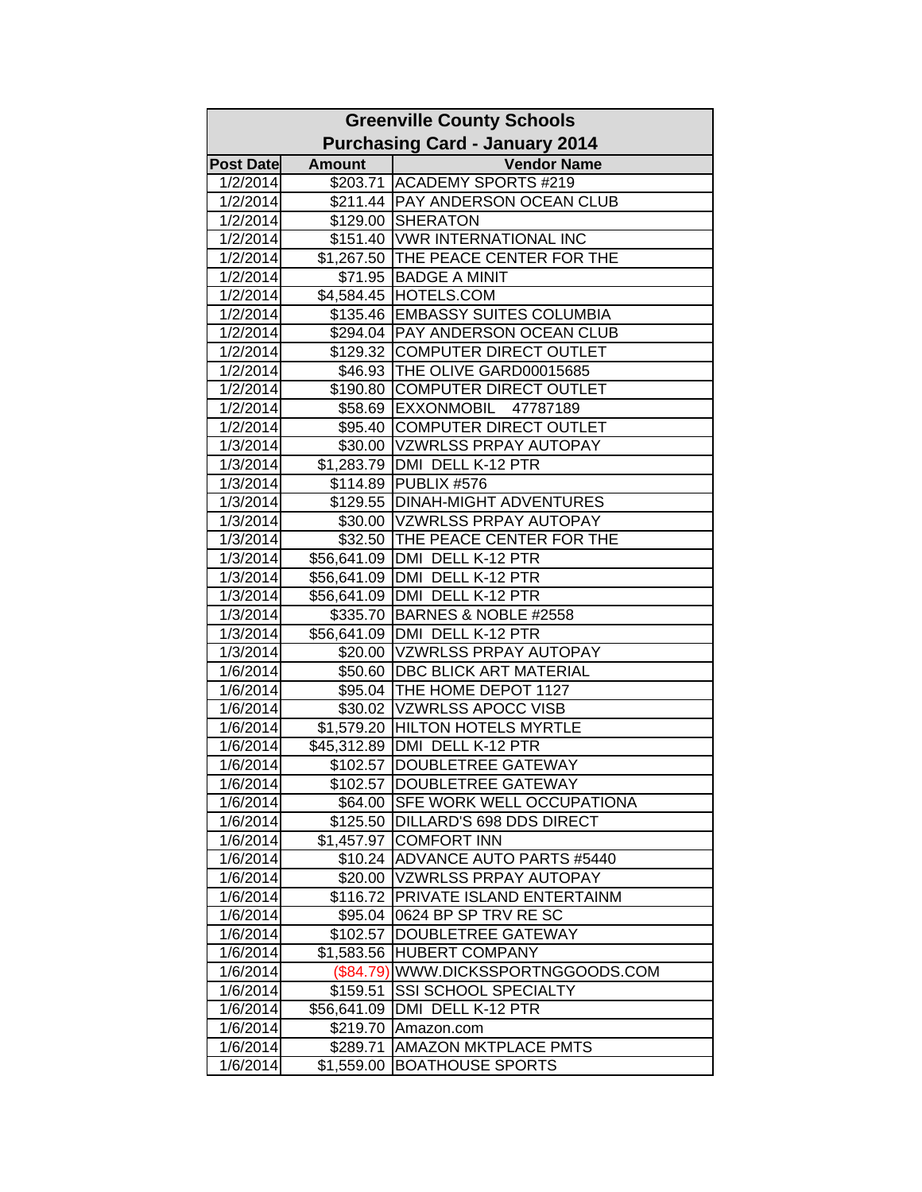## Greenville County Schools

### Purchasing Card - January 2014

| Post Date | Amount | Vendor Name |
|---|---|---|
| 1/2/2014 | $203.71 | ACADEMY SPORTS #219 |
| 1/2/2014 | $211.44 | PAY ANDERSON OCEAN CLUB |
| 1/2/2014 | $129.00 | SHERATON |
| 1/2/2014 | $151.40 | VWR INTERNATIONAL INC |
| 1/2/2014 | $1,267.50 | THE PEACE CENTER FOR THE |
| 1/2/2014 | $71.95 | BADGE A MINIT |
| 1/2/2014 | $4,584.45 | HOTELS.COM |
| 1/2/2014 | $135.46 | EMBASSY SUITES COLUMBIA |
| 1/2/2014 | $294.04 | PAY ANDERSON OCEAN CLUB |
| 1/2/2014 | $129.32 | COMPUTER DIRECT OUTLET |
| 1/2/2014 | $46.93 | THE OLIVE GARD00015685 |
| 1/2/2014 | $190.80 | COMPUTER DIRECT OUTLET |
| 1/2/2014 | $58.69 | EXXONMOBIL 47787189 |
| 1/2/2014 | $95.40 | COMPUTER DIRECT OUTLET |
| 1/3/2014 | $30.00 | VZWRLSS PRPAY AUTOPAY |
| 1/3/2014 | $1,283.79 | DMI DELL K-12 PTR |
| 1/3/2014 | $114.89 | PUBLIX #576 |
| 1/3/2014 | $129.55 | DINAH-MIGHT ADVENTURES |
| 1/3/2014 | $30.00 | VZWRLSS PRPAY AUTOPAY |
| 1/3/2014 | $32.50 | THE PEACE CENTER FOR THE |
| 1/3/2014 | $56,641.09 | DMI DELL K-12 PTR |
| 1/3/2014 | $56,641.09 | DMI DELL K-12 PTR |
| 1/3/2014 | $56,641.09 | DMI DELL K-12 PTR |
| 1/3/2014 | $335.70 | BARNES & NOBLE #2558 |
| 1/3/2014 | $56,641.09 | DMI DELL K-12 PTR |
| 1/3/2014 | $20.00 | VZWRLSS PRPAY AUTOPAY |
| 1/6/2014 | $50.60 | DBC BLICK ART MATERIAL |
| 1/6/2014 | $95.04 | THE HOME DEPOT 1127 |
| 1/6/2014 | $30.02 | VZWRLSS APOCC VISB |
| 1/6/2014 | $1,579.20 | HILTON HOTELS MYRTLE |
| 1/6/2014 | $45,312.89 | DMI DELL K-12 PTR |
| 1/6/2014 | $102.57 | DOUBLETREE GATEWAY |
| 1/6/2014 | $102.57 | DOUBLETREE GATEWAY |
| 1/6/2014 | $64.00 | SFE WORK WELL OCCUPATIONA |
| 1/6/2014 | $125.50 | DILLARD'S 698 DDS DIRECT |
| 1/6/2014 | $1,457.97 | COMFORT INN |
| 1/6/2014 | $10.24 | ADVANCE AUTO PARTS #5440 |
| 1/6/2014 | $20.00 | VZWRLSS PRPAY AUTOPAY |
| 1/6/2014 | $116.72 | PRIVATE ISLAND ENTERTAINM |
| 1/6/2014 | $95.04 | 0624 BP SP TRV RE SC |
| 1/6/2014 | $102.57 | DOUBLETREE GATEWAY |
| 1/6/2014 | $1,583.56 | HUBERT COMPANY |
| 1/6/2014 | ($84.79) | WWW.DICKSSPORTNGGOODS.COM |
| 1/6/2014 | $159.51 | SSI SCHOOL SPECIALTY |
| 1/6/2014 | $56,641.09 | DMI DELL K-12 PTR |
| 1/6/2014 | $219.70 | Amazon.com |
| 1/6/2014 | $289.71 | AMAZON MKTPLACE PMTS |
| 1/6/2014 | $1,559.00 | BOATHOUSE SPORTS |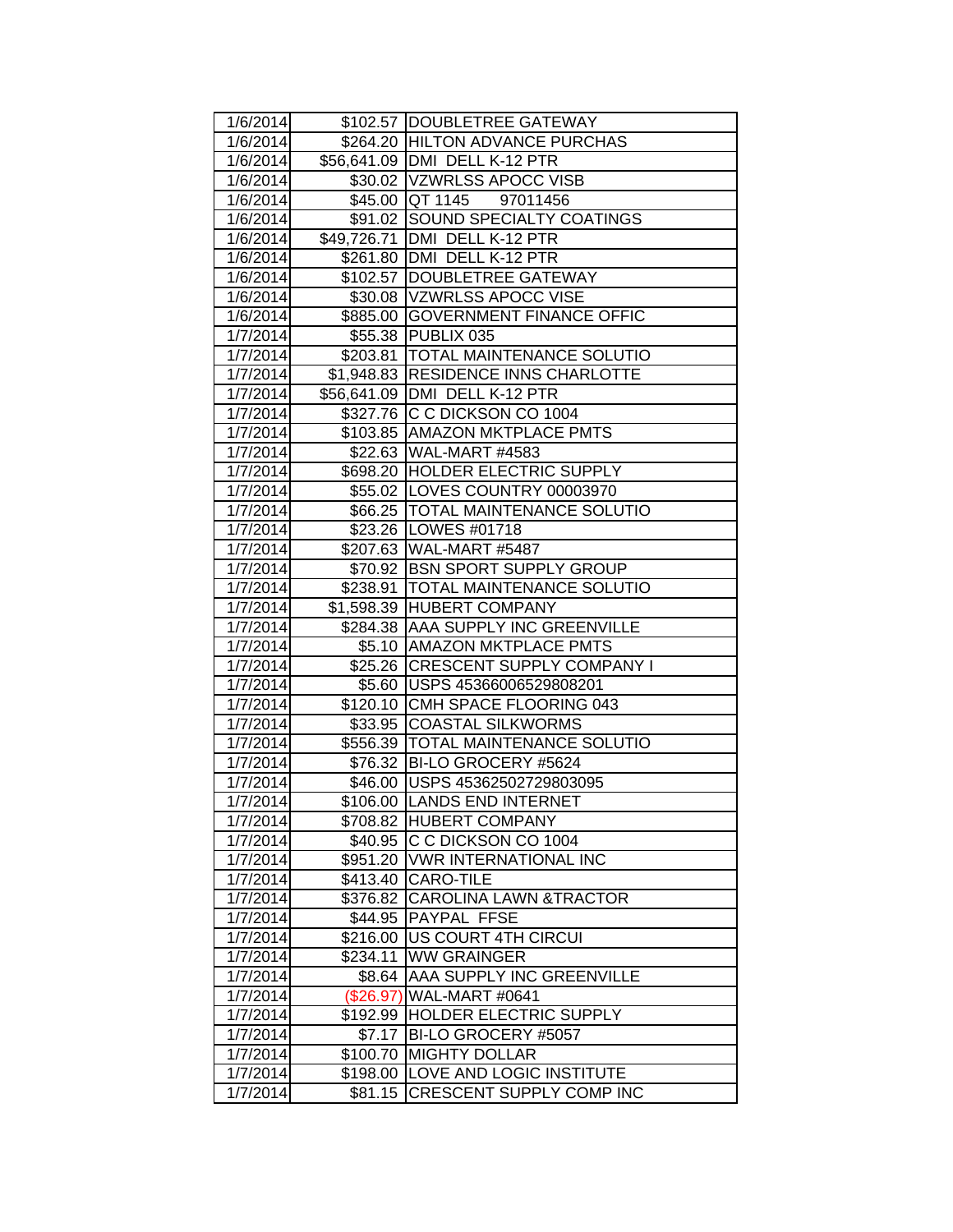| | | |
|---|---|---|
| 1/6/2014 | $102.57 | DOUBLETREE GATEWAY |
| 1/6/2014 | $264.20 | HILTON ADVANCE PURCHAS |
| 1/6/2014 | $56,641.09 | DMI DELL K-12 PTR |
| 1/6/2014 | $30.02 | VZWRLSS APOCC VISB |
| 1/6/2014 | $45.00 | QT 1145 97011456 |
| 1/6/2014 | $91.02 | SOUND SPECIALTY COATINGS |
| 1/6/2014 | $49,726.71 | DMI DELL K-12 PTR |
| 1/6/2014 | $261.80 | DMI DELL K-12 PTR |
| 1/6/2014 | $102.57 | DOUBLETREE GATEWAY |
| 1/6/2014 | $30.08 | VZWRLSS APOCC VISE |
| 1/6/2014 | $885.00 | GOVERNMENT FINANCE OFFIC |
| 1/7/2014 | $55.38 | PUBLIX 035 |
| 1/7/2014 | $203.81 | TOTAL MAINTENANCE SOLUTIO |
| 1/7/2014 | $1,948.83 | RESIDENCE INNS CHARLOTTE |
| 1/7/2014 | $56,641.09 | DMI DELL K-12 PTR |
| 1/7/2014 | $327.76 | C C DICKSON CO 1004 |
| 1/7/2014 | $103.85 | AMAZON MKTPLACE PMTS |
| 1/7/2014 | $22.63 | WAL-MART #4583 |
| 1/7/2014 | $698.20 | HOLDER ELECTRIC SUPPLY |
| 1/7/2014 | $55.02 | LOVES COUNTRY 00003970 |
| 1/7/2014 | $66.25 | TOTAL MAINTENANCE SOLUTIO |
| 1/7/2014 | $23.26 | LOWES #01718 |
| 1/7/2014 | $207.63 | WAL-MART #5487 |
| 1/7/2014 | $70.92 | BSN SPORT SUPPLY GROUP |
| 1/7/2014 | $238.91 | TOTAL MAINTENANCE SOLUTIO |
| 1/7/2014 | $1,598.39 | HUBERT COMPANY |
| 1/7/2014 | $284.38 | AAA SUPPLY INC GREENVILLE |
| 1/7/2014 | $5.10 | AMAZON MKTPLACE PMTS |
| 1/7/2014 | $25.26 | CRESCENT SUPPLY COMPANY I |
| 1/7/2014 | $5.60 | USPS 45366006529808201 |
| 1/7/2014 | $120.10 | CMH SPACE FLOORING 043 |
| 1/7/2014 | $33.95 | COASTAL SILKWORMS |
| 1/7/2014 | $556.39 | TOTAL MAINTENANCE SOLUTIO |
| 1/7/2014 | $76.32 | BI-LO GROCERY #5624 |
| 1/7/2014 | $46.00 | USPS 45362502729803095 |
| 1/7/2014 | $106.00 | LANDS END INTERNET |
| 1/7/2014 | $708.82 | HUBERT COMPANY |
| 1/7/2014 | $40.95 | C C DICKSON CO 1004 |
| 1/7/2014 | $951.20 | VWR INTERNATIONAL INC |
| 1/7/2014 | $413.40 | CARO-TILE |
| 1/7/2014 | $376.82 | CAROLINA LAWN &TRACTOR |
| 1/7/2014 | $44.95 | PAYPAL FFSE |
| 1/7/2014 | $216.00 | US COURT 4TH CIRCUI |
| 1/7/2014 | $234.11 | WW GRAINGER |
| 1/7/2014 | $8.64 | AAA SUPPLY INC GREENVILLE |
| 1/7/2014 | ($26.97) | WAL-MART #0641 |
| 1/7/2014 | $192.99 | HOLDER ELECTRIC SUPPLY |
| 1/7/2014 | $7.17 | BI-LO GROCERY #5057 |
| 1/7/2014 | $100.70 | MIGHTY DOLLAR |
| 1/7/2014 | $198.00 | LOVE AND LOGIC INSTITUTE |
| 1/7/2014 | $81.15 | CRESCENT SUPPLY COMP INC |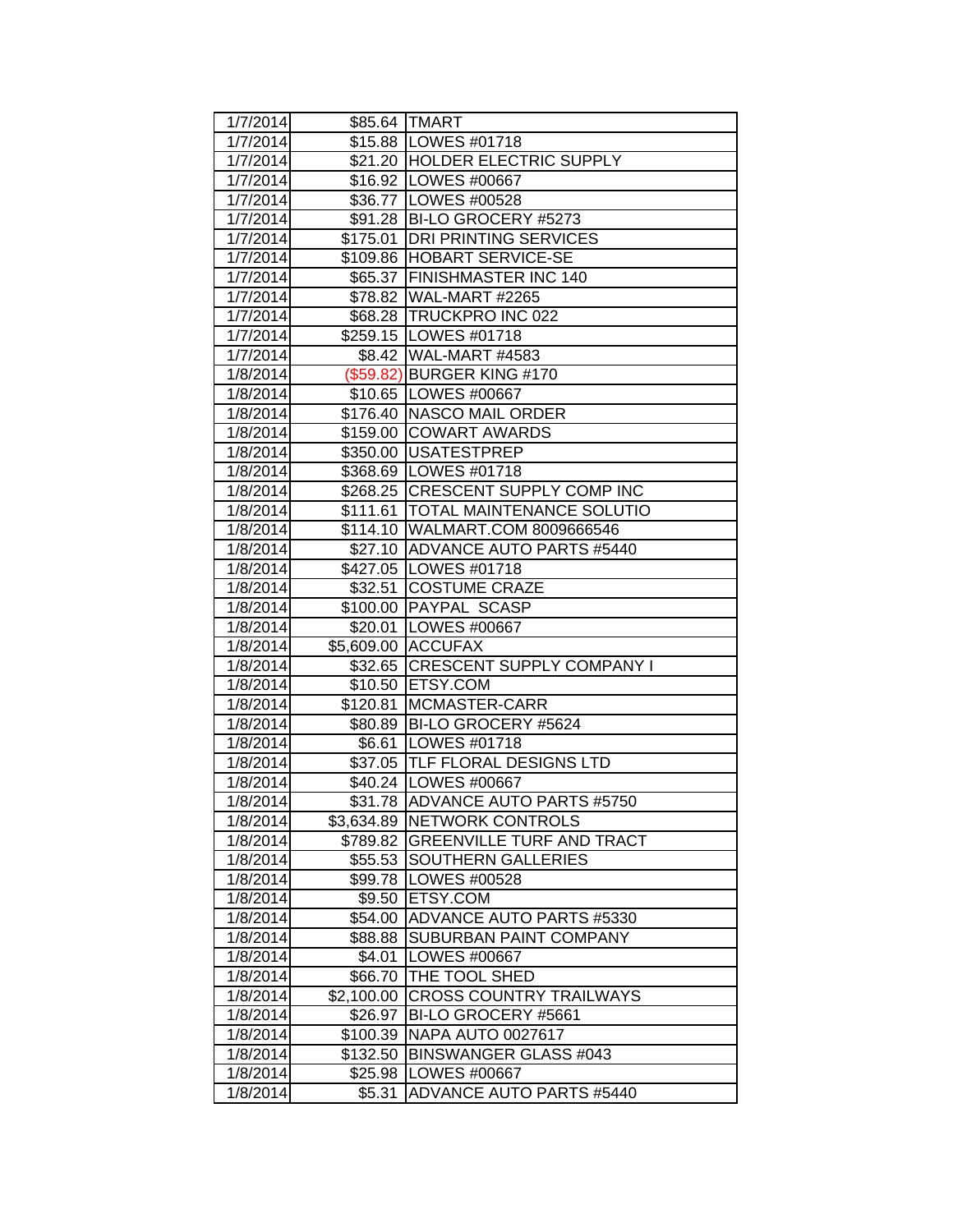| 1/7/2014 | $85.64 | TMART |
|---|---|---|
| 1/7/2014 | $15.88 | LOWES #01718 |
| 1/7/2014 | $21.20 | HOLDER ELECTRIC SUPPLY |
| 1/7/2014 | $16.92 | LOWES #00667 |
| 1/7/2014 | $36.77 | LOWES #00528 |
| 1/7/2014 | $91.28 | BI-LO GROCERY #5273 |
| 1/7/2014 | $175.01 | DRI PRINTING SERVICES |
| 1/7/2014 | $109.86 | HOBART SERVICE-SE |
| 1/7/2014 | $65.37 | FINISHMASTER INC 140 |
| 1/7/2014 | $78.82 | WAL-MART #2265 |
| 1/7/2014 | $68.28 | TRUCKPRO INC 022 |
| 1/7/2014 | $259.15 | LOWES #01718 |
| 1/7/2014 | $8.42 | WAL-MART #4583 |
| 1/8/2014 | ($59.82) | BURGER KING #170 |
| 1/8/2014 | $10.65 | LOWES #00667 |
| 1/8/2014 | $176.40 | NASCO MAIL ORDER |
| 1/8/2014 | $159.00 | COWART AWARDS |
| 1/8/2014 | $350.00 | USATESTPREP |
| 1/8/2014 | $368.69 | LOWES #01718 |
| 1/8/2014 | $268.25 | CRESCENT SUPPLY COMP INC |
| 1/8/2014 | $111.61 | TOTAL MAINTENANCE SOLUTIO |
| 1/8/2014 | $114.10 | WALMART.COM 8009666546 |
| 1/8/2014 | $27.10 | ADVANCE AUTO PARTS #5440 |
| 1/8/2014 | $427.05 | LOWES #01718 |
| 1/8/2014 | $32.51 | COSTUME CRAZE |
| 1/8/2014 | $100.00 | PAYPAL SCASP |
| 1/8/2014 | $20.01 | LOWES #00667 |
| 1/8/2014 | $5,609.00 | ACCUFAX |
| 1/8/2014 | $32.65 | CRESCENT SUPPLY COMPANY I |
| 1/8/2014 | $10.50 | ETSY.COM |
| 1/8/2014 | $120.81 | MCMASTER-CARR |
| 1/8/2014 | $80.89 | BI-LO GROCERY #5624 |
| 1/8/2014 | $6.61 | LOWES #01718 |
| 1/8/2014 | $37.05 | TLF FLORAL DESIGNS LTD |
| 1/8/2014 | $40.24 | LOWES #00667 |
| 1/8/2014 | $31.78 | ADVANCE AUTO PARTS #5750 |
| 1/8/2014 | $3,634.89 | NETWORK CONTROLS |
| 1/8/2014 | $789.82 | GREENVILLE TURF AND TRACT |
| 1/8/2014 | $55.53 | SOUTHERN GALLERIES |
| 1/8/2014 | $99.78 | LOWES #00528 |
| 1/8/2014 | $9.50 | ETSY.COM |
| 1/8/2014 | $54.00 | ADVANCE AUTO PARTS #5330 |
| 1/8/2014 | $88.88 | SUBURBAN PAINT COMPANY |
| 1/8/2014 | $4.01 | LOWES #00667 |
| 1/8/2014 | $66.70 | THE TOOL SHED |
| 1/8/2014 | $2,100.00 | CROSS COUNTRY TRAILWAYS |
| 1/8/2014 | $26.97 | BI-LO GROCERY #5661 |
| 1/8/2014 | $100.39 | NAPA AUTO 0027617 |
| 1/8/2014 | $132.50 | BINSWANGER GLASS #043 |
| 1/8/2014 | $25.98 | LOWES #00667 |
| 1/8/2014 | $5.31 | ADVANCE AUTO PARTS #5440 |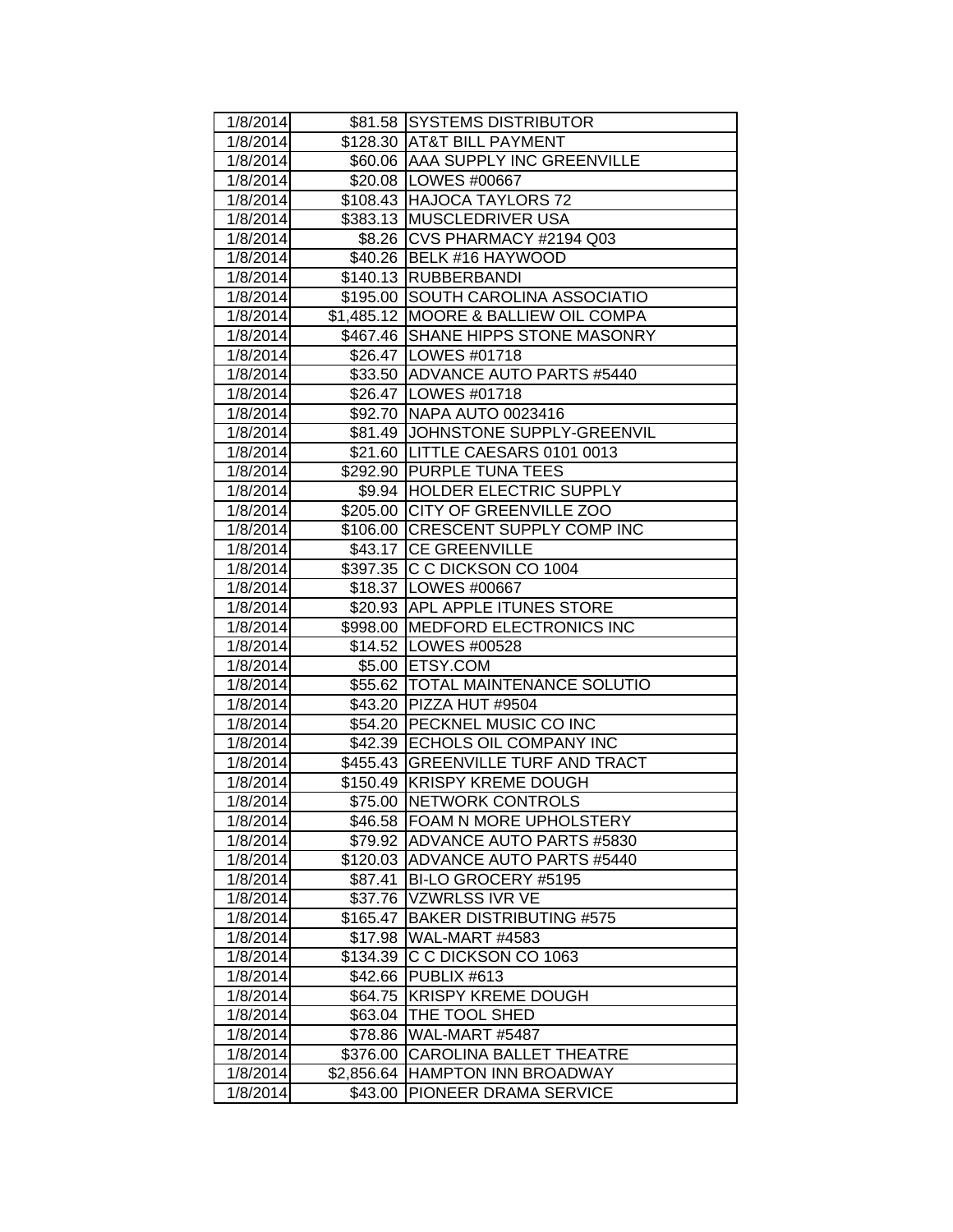| | | |
|---|---|---|
| 1/8/2014 | $81.58 | SYSTEMS DISTRIBUTOR |
| 1/8/2014 | $128.30 | AT&T BILL PAYMENT |
| 1/8/2014 | $60.06 | AAA SUPPLY INC GREENVILLE |
| 1/8/2014 | $20.08 | LOWES #00667 |
| 1/8/2014 | $108.43 | HAJOCA TAYLORS 72 |
| 1/8/2014 | $383.13 | MUSCLEDRIVER USA |
| 1/8/2014 | $8.26 | CVS PHARMACY #2194 Q03 |
| 1/8/2014 | $40.26 | BELK #16 HAYWOOD |
| 1/8/2014 | $140.13 | RUBBERBANDI |
| 1/8/2014 | $195.00 | SOUTH CAROLINA ASSOCIATIO |
| 1/8/2014 | $1,485.12 | MOORE & BALLIEW OIL COMPA |
| 1/8/2014 | $467.46 | SHANE HIPPS STONE MASONRY |
| 1/8/2014 | $26.47 | LOWES #01718 |
| 1/8/2014 | $33.50 | ADVANCE AUTO PARTS #5440 |
| 1/8/2014 | $26.47 | LOWES #01718 |
| 1/8/2014 | $92.70 | NAPA AUTO 0023416 |
| 1/8/2014 | $81.49 | JOHNSTONE SUPPLY-GREENVIL |
| 1/8/2014 | $21.60 | LITTLE CAESARS 0101 0013 |
| 1/8/2014 | $292.90 | PURPLE TUNA TEES |
| 1/8/2014 | $9.94 | HOLDER ELECTRIC SUPPLY |
| 1/8/2014 | $205.00 | CITY OF GREENVILLE ZOO |
| 1/8/2014 | $106.00 | CRESCENT SUPPLY COMP INC |
| 1/8/2014 | $43.17 | CE GREENVILLE |
| 1/8/2014 | $397.35 | C C DICKSON CO 1004 |
| 1/8/2014 | $18.37 | LOWES #00667 |
| 1/8/2014 | $20.93 | APL APPLE ITUNES STORE |
| 1/8/2014 | $998.00 | MEDFORD ELECTRONICS INC |
| 1/8/2014 | $14.52 | LOWES #00528 |
| 1/8/2014 | $5.00 | ETSY.COM |
| 1/8/2014 | $55.62 | TOTAL MAINTENANCE SOLUTIO |
| 1/8/2014 | $43.20 | PIZZA HUT #9504 |
| 1/8/2014 | $54.20 | PECKNEL MUSIC CO INC |
| 1/8/2014 | $42.39 | ECHOLS OIL COMPANY INC |
| 1/8/2014 | $455.43 | GREENVILLE TURF AND TRACT |
| 1/8/2014 | $150.49 | KRISPY KREME DOUGH |
| 1/8/2014 | $75.00 | NETWORK CONTROLS |
| 1/8/2014 | $46.58 | FOAM N MORE UPHOLSTERY |
| 1/8/2014 | $79.92 | ADVANCE AUTO PARTS #5830 |
| 1/8/2014 | $120.03 | ADVANCE AUTO PARTS #5440 |
| 1/8/2014 | $87.41 | BI-LO GROCERY #5195 |
| 1/8/2014 | $37.76 | VZWRLSS IVR VE |
| 1/8/2014 | $165.47 | BAKER DISTRIBUTING #575 |
| 1/8/2014 | $17.98 | WAL-MART #4583 |
| 1/8/2014 | $134.39 | C C DICKSON CO 1063 |
| 1/8/2014 | $42.66 | PUBLIX #613 |
| 1/8/2014 | $64.75 | KRISPY KREME DOUGH |
| 1/8/2014 | $63.04 | THE TOOL SHED |
| 1/8/2014 | $78.86 | WAL-MART #5487 |
| 1/8/2014 | $376.00 | CAROLINA BALLET THEATRE |
| 1/8/2014 | $2,856.64 | HAMPTON INN BROADWAY |
| 1/8/2014 | $43.00 | PIONEER DRAMA SERVICE |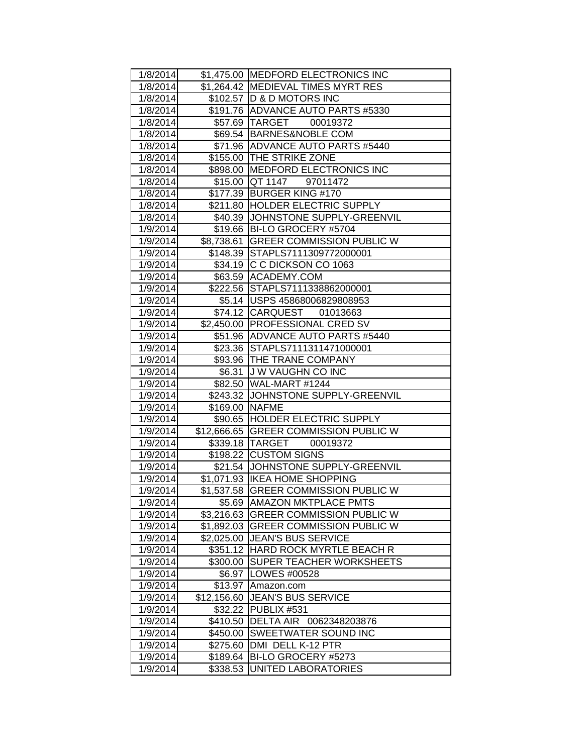| | | |
|---|---|---|
| 1/8/2014 | $1,475.00 | MEDFORD ELECTRONICS INC |
| 1/8/2014 | $1,264.42 | MEDIEVAL TIMES MYRT RES |
| 1/8/2014 | $102.57 | D & D MOTORS INC |
| 1/8/2014 | $191.76 | ADVANCE AUTO PARTS #5330 |
| 1/8/2014 | $57.69 | TARGET 00019372 |
| 1/8/2014 | $69.54 | BARNES&NOBLE COM |
| 1/8/2014 | $71.96 | ADVANCE AUTO PARTS #5440 |
| 1/8/2014 | $155.00 | THE STRIKE ZONE |
| 1/8/2014 | $898.00 | MEDFORD ELECTRONICS INC |
| 1/8/2014 | $15.00 | QT 1147 97011472 |
| 1/8/2014 | $177.39 | BURGER KING #170 |
| 1/8/2014 | $211.80 | HOLDER ELECTRIC SUPPLY |
| 1/8/2014 | $40.39 | JOHNSTONE SUPPLY-GREENVIL |
| 1/9/2014 | $19.66 | BI-LO GROCERY #5704 |
| 1/9/2014 | $8,738.61 | GREER COMMISSION PUBLIC W |
| 1/9/2014 | $148.39 | STAPLS7111309772000001 |
| 1/9/2014 | $34.19 | C C DICKSON CO 1063 |
| 1/9/2014 | $63.59 | ACADEMY.COM |
| 1/9/2014 | $222.56 | STAPLS7111338862000001 |
| 1/9/2014 | $5.14 | USPS 45868006829808953 |
| 1/9/2014 | $74.12 | CARQUEST 01013663 |
| 1/9/2014 | $2,450.00 | PROFESSIONAL CRED SV |
| 1/9/2014 | $51.96 | ADVANCE AUTO PARTS #5440 |
| 1/9/2014 | $23.36 | STAPLS7111311471000001 |
| 1/9/2014 | $93.96 | THE TRANE COMPANY |
| 1/9/2014 | $6.31 | J W VAUGHN CO INC |
| 1/9/2014 | $82.50 | WAL-MART #1244 |
| 1/9/2014 | $243.32 | JOHNSTONE SUPPLY-GREENVIL |
| 1/9/2014 | $169.00 | NAFME |
| 1/9/2014 | $90.65 | HOLDER ELECTRIC SUPPLY |
| 1/9/2014 | $12,666.65 | GREER COMMISSION PUBLIC W |
| 1/9/2014 | $339.18 | TARGET 00019372 |
| 1/9/2014 | $198.22 | CUSTOM SIGNS |
| 1/9/2014 | $21.54 | JOHNSTONE SUPPLY-GREENVIL |
| 1/9/2014 | $1,071.93 | IKEA HOME SHOPPING |
| 1/9/2014 | $1,537.58 | GREER COMMISSION PUBLIC W |
| 1/9/2014 | $5.69 | AMAZON MKTPLACE PMTS |
| 1/9/2014 | $3,216.63 | GREER COMMISSION PUBLIC W |
| 1/9/2014 | $1,892.03 | GREER COMMISSION PUBLIC W |
| 1/9/2014 | $2,025.00 | JEAN'S BUS SERVICE |
| 1/9/2014 | $351.12 | HARD ROCK MYRTLE BEACH R |
| 1/9/2014 | $300.00 | SUPER TEACHER WORKSHEETS |
| 1/9/2014 | $6.97 | LOWES #00528 |
| 1/9/2014 | $13.97 | Amazon.com |
| 1/9/2014 | $12,156.60 | JEAN'S BUS SERVICE |
| 1/9/2014 | $32.22 | PUBLIX #531 |
| 1/9/2014 | $410.50 | DELTA AIR 0062348203876 |
| 1/9/2014 | $450.00 | SWEETWATER SOUND INC |
| 1/9/2014 | $275.60 | DMI DELL K-12 PTR |
| 1/9/2014 | $189.64 | BI-LO GROCERY #5273 |
| 1/9/2014 | $338.53 | UNITED LABORATORIES |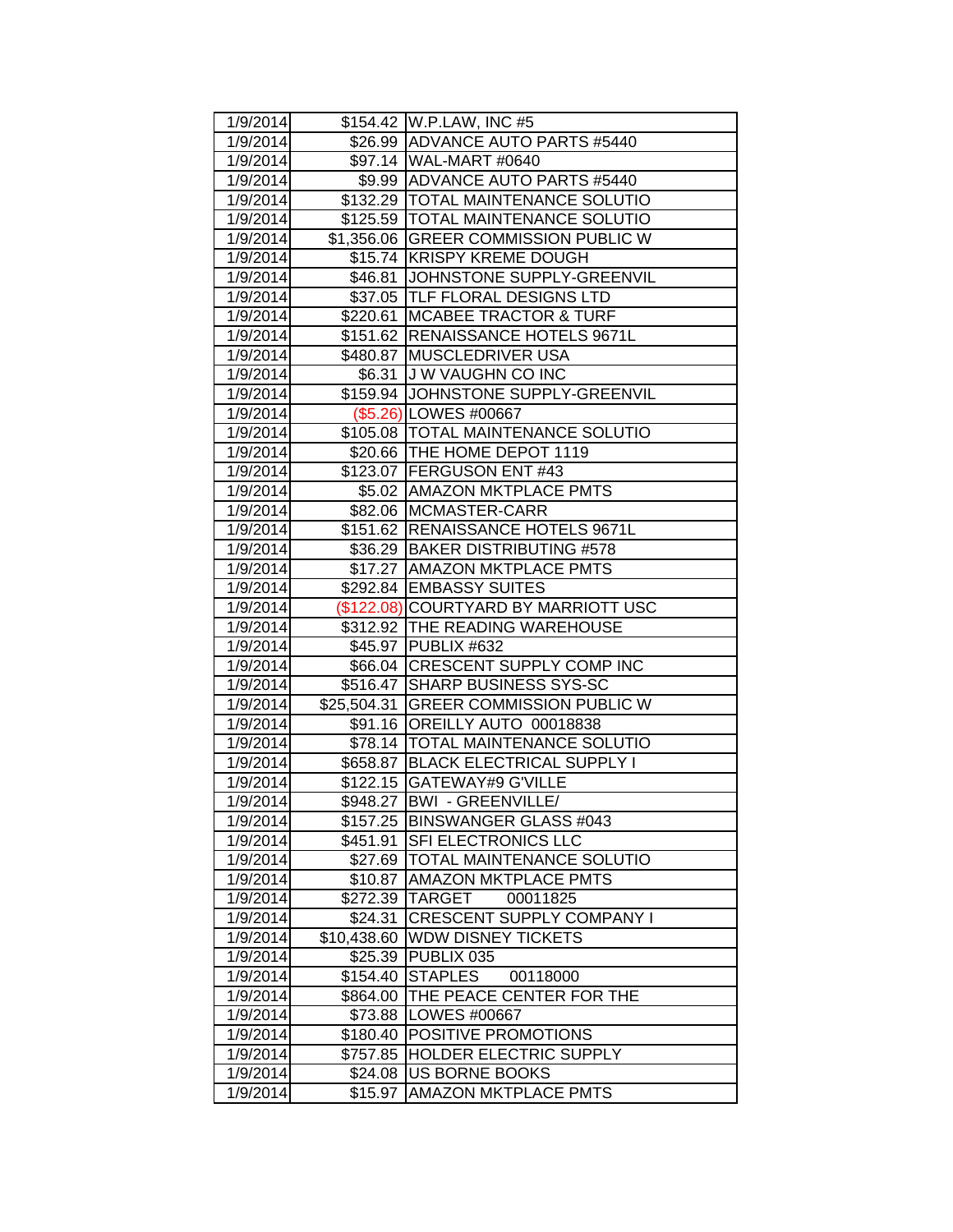| | | |
|---|---|---|
| 1/9/2014 | $154.42 | W.P.LAW, INC #5 |
| 1/9/2014 | $26.99 | ADVANCE AUTO PARTS #5440 |
| 1/9/2014 | $97.14 | WAL-MART #0640 |
| 1/9/2014 | $9.99 | ADVANCE AUTO PARTS #5440 |
| 1/9/2014 | $132.29 | TOTAL MAINTENANCE SOLUTIO |
| 1/9/2014 | $125.59 | TOTAL MAINTENANCE SOLUTIO |
| 1/9/2014 | $1,356.06 | GREER COMMISSION PUBLIC W |
| 1/9/2014 | $15.74 | KRISPY KREME DOUGH |
| 1/9/2014 | $46.81 | JOHNSTONE SUPPLY-GREENVIL |
| 1/9/2014 | $37.05 | TLF FLORAL DESIGNS LTD |
| 1/9/2014 | $220.61 | MCABEE TRACTOR & TURF |
| 1/9/2014 | $151.62 | RENAISSANCE HOTELS 9671L |
| 1/9/2014 | $480.87 | MUSCLEDRIVER USA |
| 1/9/2014 | $6.31 | J W VAUGHN CO INC |
| 1/9/2014 | $159.94 | JOHNSTONE SUPPLY-GREENVIL |
| 1/9/2014 | ($5.26) | LOWES #00667 |
| 1/9/2014 | $105.08 | TOTAL MAINTENANCE SOLUTIO |
| 1/9/2014 | $20.66 | THE HOME DEPOT 1119 |
| 1/9/2014 | $123.07 | FERGUSON ENT #43 |
| 1/9/2014 | $5.02 | AMAZON MKTPLACE PMTS |
| 1/9/2014 | $82.06 | MCMASTER-CARR |
| 1/9/2014 | $151.62 | RENAISSANCE HOTELS 9671L |
| 1/9/2014 | $36.29 | BAKER DISTRIBUTING #578 |
| 1/9/2014 | $17.27 | AMAZON MKTPLACE PMTS |
| 1/9/2014 | $292.84 | EMBASSY SUITES |
| 1/9/2014 | ($122.08) | COURTYARD BY MARRIOTT USC |
| 1/9/2014 | $312.92 | THE READING WAREHOUSE |
| 1/9/2014 | $45.97 | PUBLIX #632 |
| 1/9/2014 | $66.04 | CRESCENT SUPPLY COMP INC |
| 1/9/2014 | $516.47 | SHARP BUSINESS SYS-SC |
| 1/9/2014 | $25,504.31 | GREER COMMISSION PUBLIC W |
| 1/9/2014 | $91.16 | OREILLY AUTO 00018838 |
| 1/9/2014 | $78.14 | TOTAL MAINTENANCE SOLUTIO |
| 1/9/2014 | $658.87 | BLACK ELECTRICAL SUPPLY I |
| 1/9/2014 | $122.15 | GATEWAY#9 G'VILLE |
| 1/9/2014 | $948.27 | BWI - GREENVILLE/ |
| 1/9/2014 | $157.25 | BINSWANGER GLASS #043 |
| 1/9/2014 | $451.91 | SFI ELECTRONICS LLC |
| 1/9/2014 | $27.69 | TOTAL MAINTENANCE SOLUTIO |
| 1/9/2014 | $10.87 | AMAZON MKTPLACE PMTS |
| 1/9/2014 | $272.39 | TARGET 00011825 |
| 1/9/2014 | $24.31 | CRESCENT SUPPLY COMPANY I |
| 1/9/2014 | $10,438.60 | WDW DISNEY TICKETS |
| 1/9/2014 | $25.39 | PUBLIX 035 |
| 1/9/2014 | $154.40 | STAPLES 00118000 |
| 1/9/2014 | $864.00 | THE PEACE CENTER FOR THE |
| 1/9/2014 | $73.88 | LOWES #00667 |
| 1/9/2014 | $180.40 | POSITIVE PROMOTIONS |
| 1/9/2014 | $757.85 | HOLDER ELECTRIC SUPPLY |
| 1/9/2014 | $24.08 | US BORNE BOOKS |
| 1/9/2014 | $15.97 | AMAZON MKTPLACE PMTS |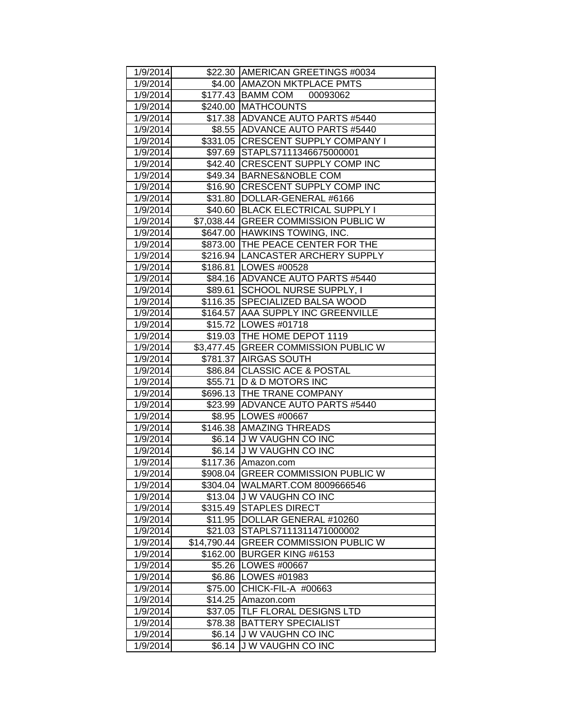| | | |
|---|---|---|
| 1/9/2014 | $22.30 | AMERICAN GREETINGS #0034 |
| 1/9/2014 | $4.00 | AMAZON MKTPLACE PMTS |
| 1/9/2014 | $177.43 | BAMM COM 00093062 |
| 1/9/2014 | $240.00 | MATHCOUNTS |
| 1/9/2014 | $17.38 | ADVANCE AUTO PARTS #5440 |
| 1/9/2014 | $8.55 | ADVANCE AUTO PARTS #5440 |
| 1/9/2014 | $331.05 | CRESCENT SUPPLY COMPANY I |
| 1/9/2014 | $97.69 | STAPLS7111346675000001 |
| 1/9/2014 | $42.40 | CRESCENT SUPPLY COMP INC |
| 1/9/2014 | $49.34 | BARNES&NOBLE COM |
| 1/9/2014 | $16.90 | CRESCENT SUPPLY COMP INC |
| 1/9/2014 | $31.80 | DOLLAR-GENERAL #6166 |
| 1/9/2014 | $40.60 | BLACK ELECTRICAL SUPPLY I |
| 1/9/2014 | $7,038.44 | GREER COMMISSION PUBLIC W |
| 1/9/2014 | $647.00 | HAWKINS TOWING, INC. |
| 1/9/2014 | $873.00 | THE PEACE CENTER FOR THE |
| 1/9/2014 | $216.94 | LANCASTER ARCHERY SUPPLY |
| 1/9/2014 | $186.81 | LOWES #00528 |
| 1/9/2014 | $84.16 | ADVANCE AUTO PARTS #5440 |
| 1/9/2014 | $89.61 | SCHOOL NURSE SUPPLY, I |
| 1/9/2014 | $116.35 | SPECIALIZED BALSA WOOD |
| 1/9/2014 | $164.57 | AAA SUPPLY INC GREENVILLE |
| 1/9/2014 | $15.72 | LOWES #01718 |
| 1/9/2014 | $19.03 | THE HOME DEPOT 1119 |
| 1/9/2014 | $3,477.45 | GREER COMMISSION PUBLIC W |
| 1/9/2014 | $781.37 | AIRGAS SOUTH |
| 1/9/2014 | $86.84 | CLASSIC ACE & POSTAL |
| 1/9/2014 | $55.71 | D & D MOTORS INC |
| 1/9/2014 | $696.13 | THE TRANE COMPANY |
| 1/9/2014 | $23.99 | ADVANCE AUTO PARTS #5440 |
| 1/9/2014 | $8.95 | LOWES #00667 |
| 1/9/2014 | $146.38 | AMAZING THREADS |
| 1/9/2014 | $6.14 | J W VAUGHN CO INC |
| 1/9/2014 | $6.14 | J W VAUGHN CO INC |
| 1/9/2014 | $117.36 | Amazon.com |
| 1/9/2014 | $908.04 | GREER COMMISSION PUBLIC W |
| 1/9/2014 | $304.04 | WALMART.COM 8009666546 |
| 1/9/2014 | $13.04 | J W VAUGHN CO INC |
| 1/9/2014 | $315.49 | STAPLES DIRECT |
| 1/9/2014 | $11.95 | DOLLAR GENERAL #10260 |
| 1/9/2014 | $21.03 | STAPLS7111311471000002 |
| 1/9/2014 | $14,790.44 | GREER COMMISSION PUBLIC W |
| 1/9/2014 | $162.00 | BURGER KING #6153 |
| 1/9/2014 | $5.26 | LOWES #00667 |
| 1/9/2014 | $6.86 | LOWES #01983 |
| 1/9/2014 | $75.00 | CHICK-FIL-A #00663 |
| 1/9/2014 | $14.25 | Amazon.com |
| 1/9/2014 | $37.05 | TLF FLORAL DESIGNS LTD |
| 1/9/2014 | $78.38 | BATTERY SPECIALIST |
| 1/9/2014 | $6.14 | J W VAUGHN CO INC |
| 1/9/2014 | $6.14 | J W VAUGHN CO INC |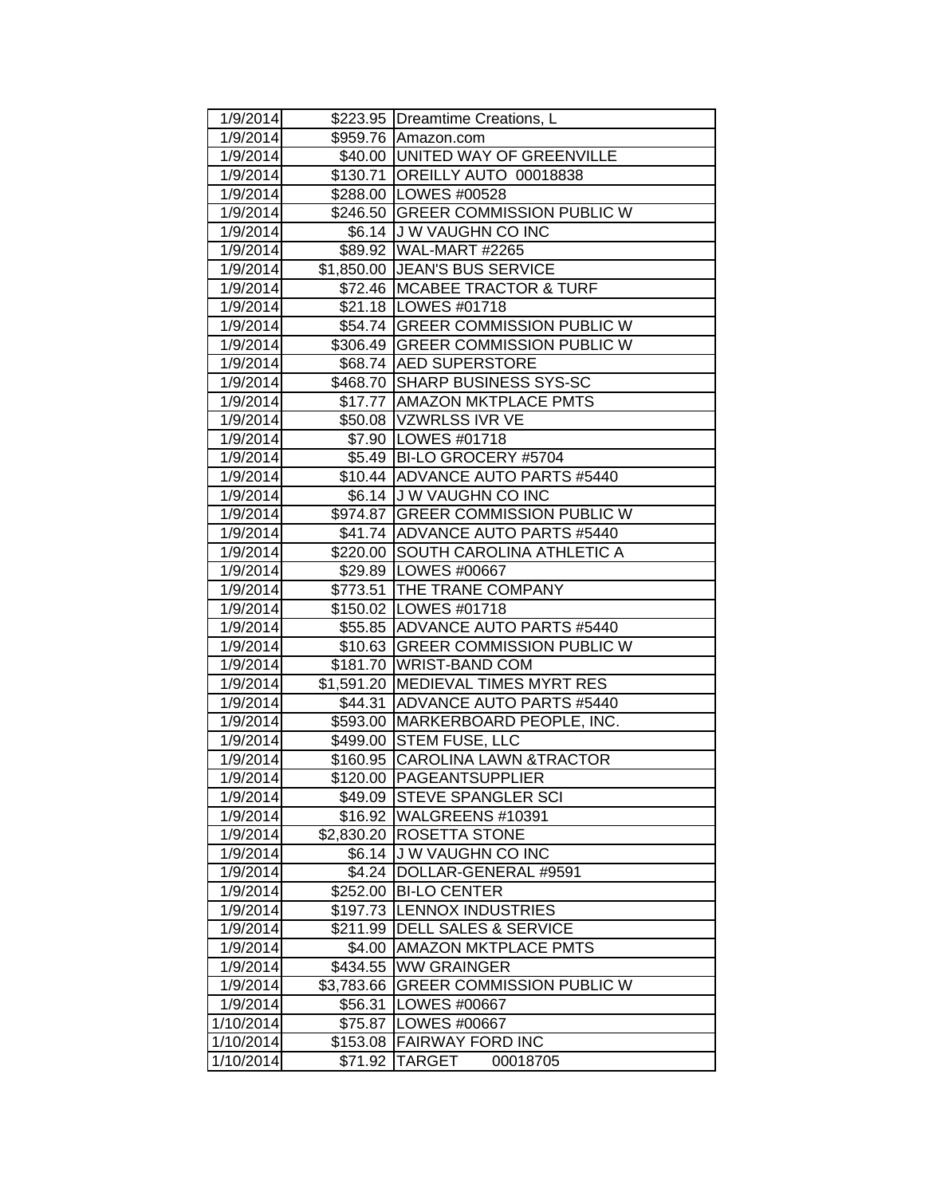| | | |
|---|---|---|
| 1/9/2014 | $223.95 | Dreamtime Creations, L |
| 1/9/2014 | $959.76 | Amazon.com |
| 1/9/2014 | $40.00 | UNITED WAY OF GREENVILLE |
| 1/9/2014 | $130.71 | OREILLY AUTO 00018838 |
| 1/9/2014 | $288.00 | LOWES #00528 |
| 1/9/2014 | $246.50 | GREER COMMISSION PUBLIC W |
| 1/9/2014 | $6.14 | J W VAUGHN CO INC |
| 1/9/2014 | $89.92 | WAL-MART #2265 |
| 1/9/2014 | $1,850.00 | JEAN'S BUS SERVICE |
| 1/9/2014 | $72.46 | MCABEE TRACTOR & TURF |
| 1/9/2014 | $21.18 | LOWES #01718 |
| 1/9/2014 | $54.74 | GREER COMMISSION PUBLIC W |
| 1/9/2014 | $306.49 | GREER COMMISSION PUBLIC W |
| 1/9/2014 | $68.74 | AED SUPERSTORE |
| 1/9/2014 | $468.70 | SHARP BUSINESS SYS-SC |
| 1/9/2014 | $17.77 | AMAZON MKTPLACE PMTS |
| 1/9/2014 | $50.08 | VZWRLSS IVR VE |
| 1/9/2014 | $7.90 | LOWES #01718 |
| 1/9/2014 | $5.49 | BI-LO GROCERY #5704 |
| 1/9/2014 | $10.44 | ADVANCE AUTO PARTS #5440 |
| 1/9/2014 | $6.14 | J W VAUGHN CO INC |
| 1/9/2014 | $974.87 | GREER COMMISSION PUBLIC W |
| 1/9/2014 | $41.74 | ADVANCE AUTO PARTS #5440 |
| 1/9/2014 | $220.00 | SOUTH CAROLINA ATHLETIC A |
| 1/9/2014 | $29.89 | LOWES #00667 |
| 1/9/2014 | $773.51 | THE TRANE COMPANY |
| 1/9/2014 | $150.02 | LOWES #01718 |
| 1/9/2014 | $55.85 | ADVANCE AUTO PARTS #5440 |
| 1/9/2014 | $10.63 | GREER COMMISSION PUBLIC W |
| 1/9/2014 | $181.70 | WRIST-BAND COM |
| 1/9/2014 | $1,591.20 | MEDIEVAL TIMES MYRT RES |
| 1/9/2014 | $44.31 | ADVANCE AUTO PARTS #5440 |
| 1/9/2014 | $593.00 | MARKERBOARD PEOPLE, INC. |
| 1/9/2014 | $499.00 | STEM FUSE, LLC |
| 1/9/2014 | $160.95 | CAROLINA LAWN &TRACTOR |
| 1/9/2014 | $120.00 | PAGEANTSUPPLIER |
| 1/9/2014 | $49.09 | STEVE SPANGLER SCI |
| 1/9/2014 | $16.92 | WALGREENS #10391 |
| 1/9/2014 | $2,830.20 | ROSETTA STONE |
| 1/9/2014 | $6.14 | J W VAUGHN CO INC |
| 1/9/2014 | $4.24 | DOLLAR-GENERAL #9591 |
| 1/9/2014 | $252.00 | BI-LO CENTER |
| 1/9/2014 | $197.73 | LENNOX INDUSTRIES |
| 1/9/2014 | $211.99 | DELL SALES & SERVICE |
| 1/9/2014 | $4.00 | AMAZON MKTPLACE PMTS |
| 1/9/2014 | $434.55 | WW GRAINGER |
| 1/9/2014 | $3,783.66 | GREER COMMISSION PUBLIC W |
| 1/9/2014 | $56.31 | LOWES #00667 |
| 1/10/2014 | $75.87 | LOWES #00667 |
| 1/10/2014 | $153.08 | FAIRWAY FORD INC |
| 1/10/2014 | $71.92 | TARGET 00018705 |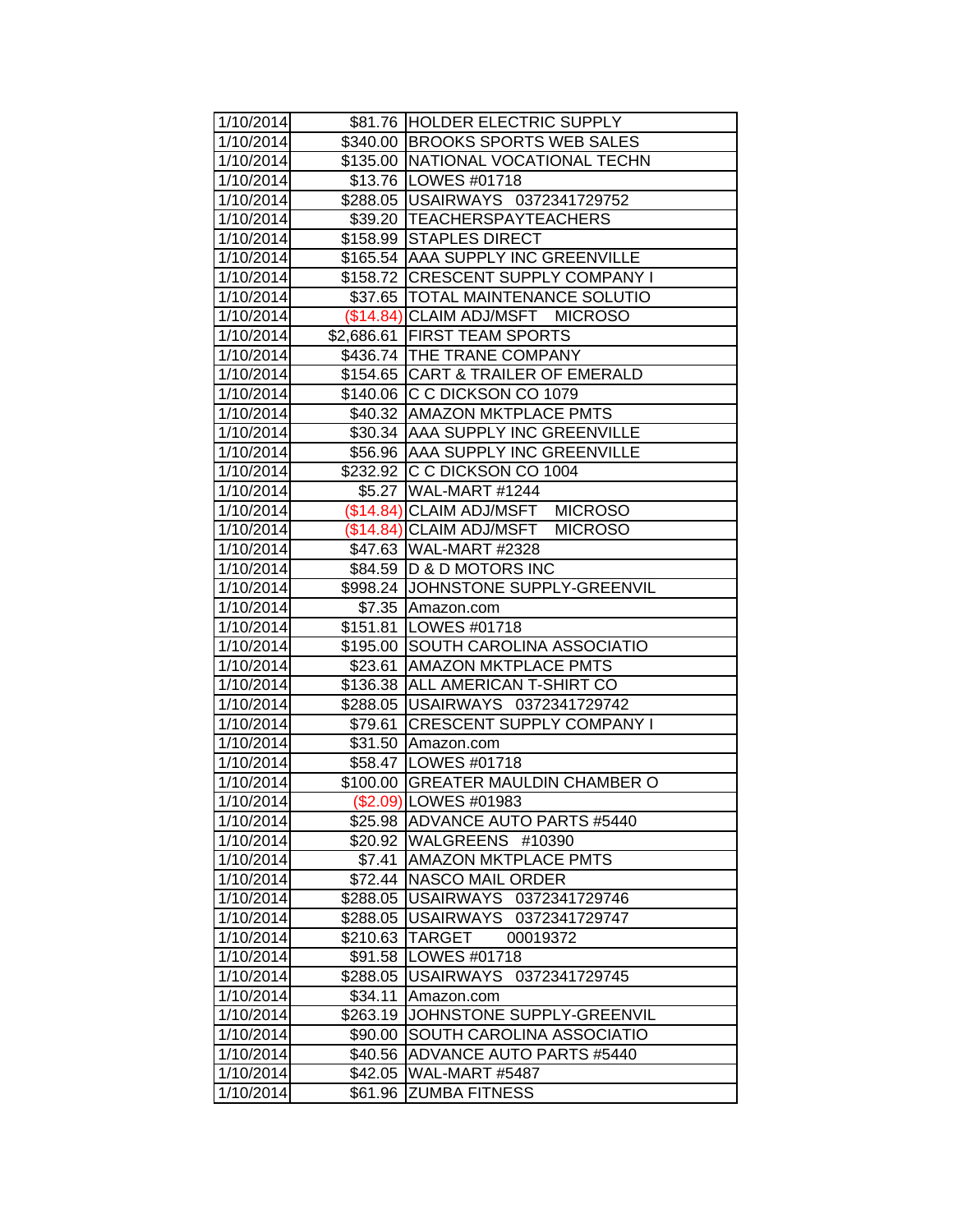| 1/10/2014 | $81.76 | HOLDER ELECTRIC SUPPLY |
|---|---|---|
| 1/10/2014 | $340.00 | BROOKS SPORTS WEB SALES |
| 1/10/2014 | $135.00 | NATIONAL VOCATIONAL TECHN |
| 1/10/2014 | $13.76 | LOWES #01718 |
| 1/10/2014 | $288.05 | USAIRWAYS 0372341729752 |
| 1/10/2014 | $39.20 | TEACHERSPAYTEACHERS |
| 1/10/2014 | $158.99 | STAPLES DIRECT |
| 1/10/2014 | $165.54 | AAA SUPPLY INC GREENVILLE |
| 1/10/2014 | $158.72 | CRESCENT SUPPLY COMPANY I |
| 1/10/2014 | $37.65 | TOTAL MAINTENANCE SOLUTIO |
| 1/10/2014 | ($14.84) | CLAIM ADJ/MSFT MICROSO |
| 1/10/2014 | $2,686.61 | FIRST TEAM SPORTS |
| 1/10/2014 | $436.74 | THE TRANE COMPANY |
| 1/10/2014 | $154.65 | CART & TRAILER OF EMERALD |
| 1/10/2014 | $140.06 | C C DICKSON CO 1079 |
| 1/10/2014 | $40.32 | AMAZON MKTPLACE PMTS |
| 1/10/2014 | $30.34 | AAA SUPPLY INC GREENVILLE |
| 1/10/2014 | $56.96 | AAA SUPPLY INC GREENVILLE |
| 1/10/2014 | $232.92 | C C DICKSON CO 1004 |
| 1/10/2014 | $5.27 | WAL-MART #1244 |
| 1/10/2014 | ($14.84) | CLAIM ADJ/MSFT MICROSO |
| 1/10/2014 | ($14.84) | CLAIM ADJ/MSFT MICROSO |
| 1/10/2014 | $47.63 | WAL-MART #2328 |
| 1/10/2014 | $84.59 | D & D MOTORS INC |
| 1/10/2014 | $998.24 | JOHNSTONE SUPPLY-GREENVIL |
| 1/10/2014 | $7.35 | Amazon.com |
| 1/10/2014 | $151.81 | LOWES #01718 |
| 1/10/2014 | $195.00 | SOUTH CAROLINA ASSOCIATIO |
| 1/10/2014 | $23.61 | AMAZON MKTPLACE PMTS |
| 1/10/2014 | $136.38 | ALL AMERICAN T-SHIRT CO |
| 1/10/2014 | $288.05 | USAIRWAYS 0372341729742 |
| 1/10/2014 | $79.61 | CRESCENT SUPPLY COMPANY I |
| 1/10/2014 | $31.50 | Amazon.com |
| 1/10/2014 | $58.47 | LOWES #01718 |
| 1/10/2014 | $100.00 | GREATER MAULDIN CHAMBER O |
| 1/10/2014 | ($2.09) | LOWES #01983 |
| 1/10/2014 | $25.98 | ADVANCE AUTO PARTS #5440 |
| 1/10/2014 | $20.92 | WALGREENS #10390 |
| 1/10/2014 | $7.41 | AMAZON MKTPLACE PMTS |
| 1/10/2014 | $72.44 | NASCO MAIL ORDER |
| 1/10/2014 | $288.05 | USAIRWAYS 0372341729746 |
| 1/10/2014 | $288.05 | USAIRWAYS 0372341729747 |
| 1/10/2014 | $210.63 | TARGET 00019372 |
| 1/10/2014 | $91.58 | LOWES #01718 |
| 1/10/2014 | $288.05 | USAIRWAYS 0372341729745 |
| 1/10/2014 | $34.11 | Amazon.com |
| 1/10/2014 | $263.19 | JOHNSTONE SUPPLY-GREENVIL |
| 1/10/2014 | $90.00 | SOUTH CAROLINA ASSOCIATIO |
| 1/10/2014 | $40.56 | ADVANCE AUTO PARTS #5440 |
| 1/10/2014 | $42.05 | WAL-MART #5487 |
| 1/10/2014 | $61.96 | ZUMBA FITNESS |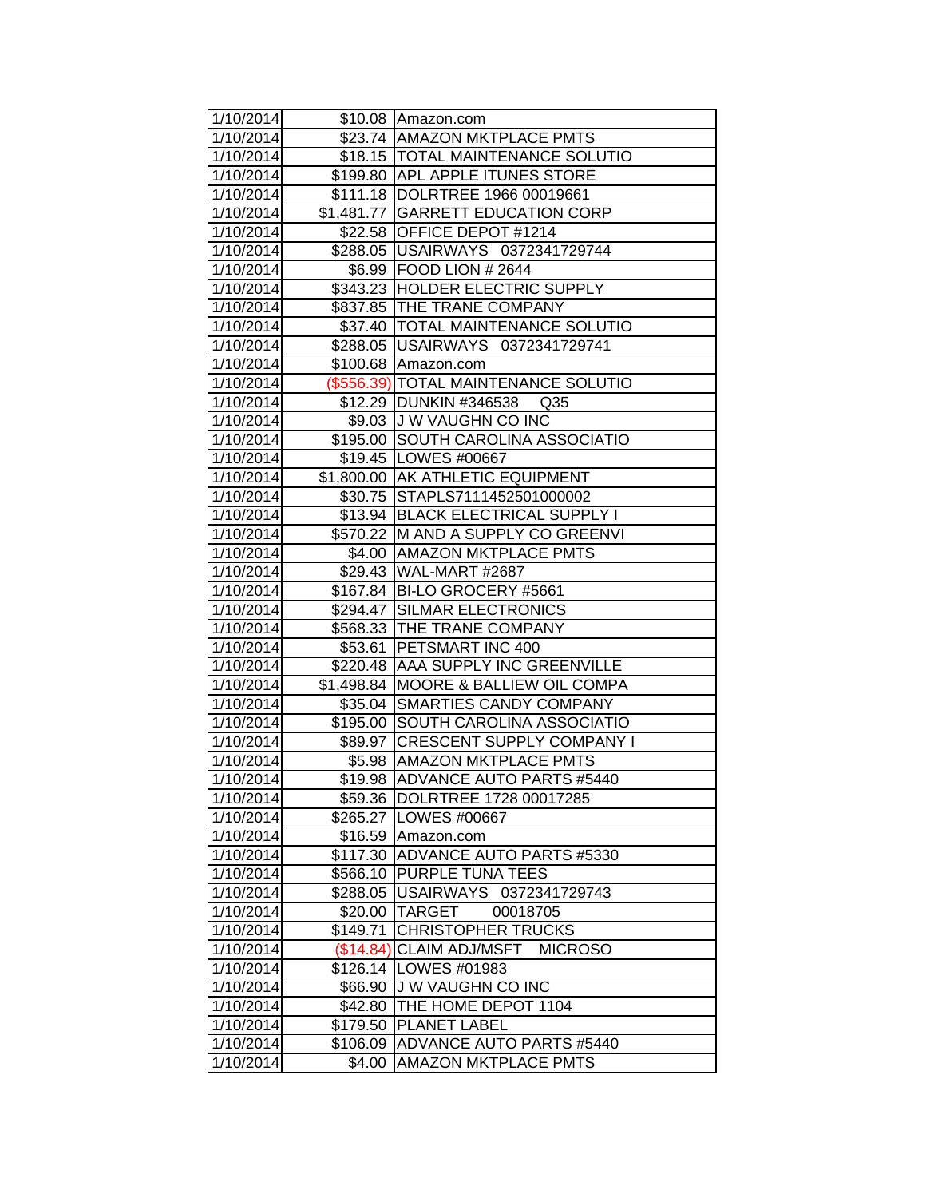| | | |
|---|---|---|
| 1/10/2014 | $10.08 | Amazon.com |
| 1/10/2014 | $23.74 | AMAZON MKTPLACE PMTS |
| 1/10/2014 | $18.15 | TOTAL MAINTENANCE SOLUTIO |
| 1/10/2014 | $199.80 | APL APPLE ITUNES STORE |
| 1/10/2014 | $111.18 | DOLRTREE 1966 00019661 |
| 1/10/2014 | $1,481.77 | GARRETT EDUCATION CORP |
| 1/10/2014 | $22.58 | OFFICE DEPOT #1214 |
| 1/10/2014 | $288.05 | USAIRWAYS 0372341729744 |
| 1/10/2014 | $6.99 | FOOD LION # 2644 |
| 1/10/2014 | $343.23 | HOLDER ELECTRIC SUPPLY |
| 1/10/2014 | $837.85 | THE TRANE COMPANY |
| 1/10/2014 | $37.40 | TOTAL MAINTENANCE SOLUTIO |
| 1/10/2014 | $288.05 | USAIRWAYS 0372341729741 |
| 1/10/2014 | $100.68 | Amazon.com |
| 1/10/2014 | ($556.39) | TOTAL MAINTENANCE SOLUTIO |
| 1/10/2014 | $12.29 | DUNKIN #346538 Q35 |
| 1/10/2014 | $9.03 | J W VAUGHN CO INC |
| 1/10/2014 | $195.00 | SOUTH CAROLINA ASSOCIATIO |
| 1/10/2014 | $19.45 | LOWES #00667 |
| 1/10/2014 | $1,800.00 | AK ATHLETIC EQUIPMENT |
| 1/10/2014 | $30.75 | STAPLS7111452501000002 |
| 1/10/2014 | $13.94 | BLACK ELECTRICAL SUPPLY I |
| 1/10/2014 | $570.22 | M AND A SUPPLY CO GREENVI |
| 1/10/2014 | $4.00 | AMAZON MKTPLACE PMTS |
| 1/10/2014 | $29.43 | WAL-MART #2687 |
| 1/10/2014 | $167.84 | BI-LO GROCERY #5661 |
| 1/10/2014 | $294.47 | SILMAR ELECTRONICS |
| 1/10/2014 | $568.33 | THE TRANE COMPANY |
| 1/10/2014 | $53.61 | PETSMART INC 400 |
| 1/10/2014 | $220.48 | AAA SUPPLY INC GREENVILLE |
| 1/10/2014 | $1,498.84 | MOORE & BALLIEW OIL COMPA |
| 1/10/2014 | $35.04 | SMARTIES CANDY COMPANY |
| 1/10/2014 | $195.00 | SOUTH CAROLINA ASSOCIATIO |
| 1/10/2014 | $89.97 | CRESCENT SUPPLY COMPANY I |
| 1/10/2014 | $5.98 | AMAZON MKTPLACE PMTS |
| 1/10/2014 | $19.98 | ADVANCE AUTO PARTS #5440 |
| 1/10/2014 | $59.36 | DOLRTREE 1728 00017285 |
| 1/10/2014 | $265.27 | LOWES #00667 |
| 1/10/2014 | $16.59 | Amazon.com |
| 1/10/2014 | $117.30 | ADVANCE AUTO PARTS #5330 |
| 1/10/2014 | $566.10 | PURPLE TUNA TEES |
| 1/10/2014 | $288.05 | USAIRWAYS 0372341729743 |
| 1/10/2014 | $20.00 | TARGET 00018705 |
| 1/10/2014 | $149.71 | CHRISTOPHER TRUCKS |
| 1/10/2014 | ($14.84) | CLAIM ADJ/MSFT MICROSO |
| 1/10/2014 | $126.14 | LOWES #01983 |
| 1/10/2014 | $66.90 | J W VAUGHN CO INC |
| 1/10/2014 | $42.80 | THE HOME DEPOT 1104 |
| 1/10/2014 | $179.50 | PLANET LABEL |
| 1/10/2014 | $106.09 | ADVANCE AUTO PARTS #5440 |
| 1/10/2014 | $4.00 | AMAZON MKTPLACE PMTS |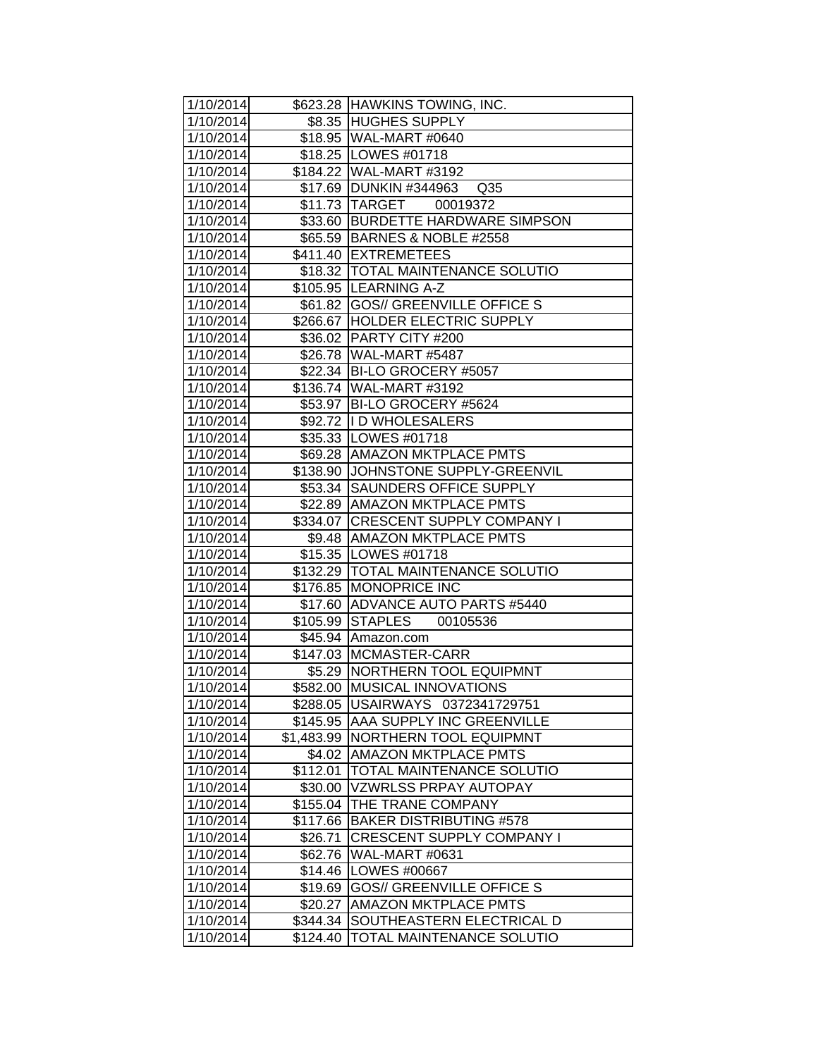| 1/10/2014 | $623.28 | HAWKINS TOWING, INC. |
|---|---|---|
| 1/10/2014 | $8.35 | HUGHES SUPPLY |
| 1/10/2014 | $18.95 | WAL-MART #0640 |
| 1/10/2014 | $18.25 | LOWES #01718 |
| 1/10/2014 | $184.22 | WAL-MART #3192 |
| 1/10/2014 | $17.69 | DUNKIN #344963 Q35 |
| 1/10/2014 | $11.73 | TARGET 00019372 |
| 1/10/2014 | $33.60 | BURDETTE HARDWARE SIMPSON |
| 1/10/2014 | $65.59 | BARNES & NOBLE #2558 |
| 1/10/2014 | $411.40 | EXTREMETEES |
| 1/10/2014 | $18.32 | TOTAL MAINTENANCE SOLUTIO |
| 1/10/2014 | $105.95 | LEARNING A-Z |
| 1/10/2014 | $61.82 | GOS// GREENVILLE OFFICE S |
| 1/10/2014 | $266.67 | HOLDER ELECTRIC SUPPLY |
| 1/10/2014 | $36.02 | PARTY CITY #200 |
| 1/10/2014 | $26.78 | WAL-MART #5487 |
| 1/10/2014 | $22.34 | BI-LO GROCERY #5057 |
| 1/10/2014 | $136.74 | WAL-MART #3192 |
| 1/10/2014 | $53.97 | BI-LO GROCERY #5624 |
| 1/10/2014 | $92.72 | I D WHOLESALERS |
| 1/10/2014 | $35.33 | LOWES #01718 |
| 1/10/2014 | $69.28 | AMAZON MKTPLACE PMTS |
| 1/10/2014 | $138.90 | JOHNSTONE SUPPLY-GREENVIL |
| 1/10/2014 | $53.34 | SAUNDERS OFFICE SUPPLY |
| 1/10/2014 | $22.89 | AMAZON MKTPLACE PMTS |
| 1/10/2014 | $334.07 | CRESCENT SUPPLY COMPANY I |
| 1/10/2014 | $9.48 | AMAZON MKTPLACE PMTS |
| 1/10/2014 | $15.35 | LOWES #01718 |
| 1/10/2014 | $132.29 | TOTAL MAINTENANCE SOLUTIO |
| 1/10/2014 | $176.85 | MONOPRICE INC |
| 1/10/2014 | $17.60 | ADVANCE AUTO PARTS #5440 |
| 1/10/2014 | $105.99 | STAPLES 00105536 |
| 1/10/2014 | $45.94 | Amazon.com |
| 1/10/2014 | $147.03 | MCMASTER-CARR |
| 1/10/2014 | $5.29 | NORTHERN TOOL EQUIPMNT |
| 1/10/2014 | $582.00 | MUSICAL INNOVATIONS |
| 1/10/2014 | $288.05 | USAIRWAYS 0372341729751 |
| 1/10/2014 | $145.95 | AAA SUPPLY INC GREENVILLE |
| 1/10/2014 | $1,483.99 | NORTHERN TOOL EQUIPMNT |
| 1/10/2014 | $4.02 | AMAZON MKTPLACE PMTS |
| 1/10/2014 | $112.01 | TOTAL MAINTENANCE SOLUTIO |
| 1/10/2014 | $30.00 | VZWRLSS PRPAY AUTOPAY |
| 1/10/2014 | $155.04 | THE TRANE COMPANY |
| 1/10/2014 | $117.66 | BAKER DISTRIBUTING #578 |
| 1/10/2014 | $26.71 | CRESCENT SUPPLY COMPANY I |
| 1/10/2014 | $62.76 | WAL-MART #0631 |
| 1/10/2014 | $14.46 | LOWES #00667 |
| 1/10/2014 | $19.69 | GOS// GREENVILLE OFFICE S |
| 1/10/2014 | $20.27 | AMAZON MKTPLACE PMTS |
| 1/10/2014 | $344.34 | SOUTHEASTERN ELECTRICAL D |
| 1/10/2014 | $124.40 | TOTAL MAINTENANCE SOLUTIO |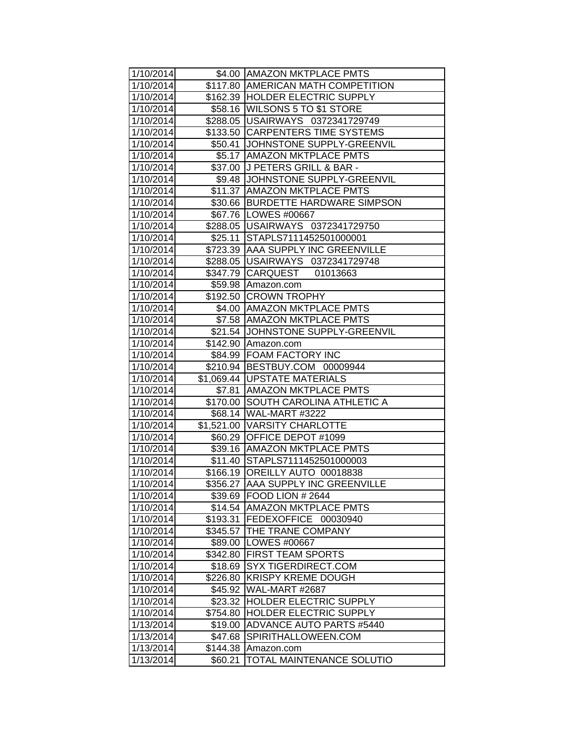| 1/10/2014 | $4.00 | AMAZON MKTPLACE PMTS |
|---|---|---|
| 1/10/2014 | $117.80 | AMERICAN MATH COMPETITION |
| 1/10/2014 | $162.39 | HOLDER ELECTRIC SUPPLY |
| 1/10/2014 | $58.16 | WILSONS 5 TO $1 STORE |
| 1/10/2014 | $288.05 | USAIRWAYS 0372341729749 |
| 1/10/2014 | $133.50 | CARPENTERS TIME SYSTEMS |
| 1/10/2014 | $50.41 | JOHNSTONE SUPPLY-GREENVIL |
| 1/10/2014 | $5.17 | AMAZON MKTPLACE PMTS |
| 1/10/2014 | $37.00 | J PETERS GRILL & BAR - |
| 1/10/2014 | $9.48 | JOHNSTONE SUPPLY-GREENVIL |
| 1/10/2014 | $11.37 | AMAZON MKTPLACE PMTS |
| 1/10/2014 | $30.66 | BURDETTE HARDWARE SIMPSON |
| 1/10/2014 | $67.76 | LOWES #00667 |
| 1/10/2014 | $288.05 | USAIRWAYS 0372341729750 |
| 1/10/2014 | $25.11 | STAPLS7111452501000001 |
| 1/10/2014 | $723.39 | AAA SUPPLY INC GREENVILLE |
| 1/10/2014 | $288.05 | USAIRWAYS 0372341729748 |
| 1/10/2014 | $347.79 | CARQUEST 01013663 |
| 1/10/2014 | $59.98 | Amazon.com |
| 1/10/2014 | $192.50 | CROWN TROPHY |
| 1/10/2014 | $4.00 | AMAZON MKTPLACE PMTS |
| 1/10/2014 | $7.58 | AMAZON MKTPLACE PMTS |
| 1/10/2014 | $21.54 | JOHNSTONE SUPPLY-GREENVIL |
| 1/10/2014 | $142.90 | Amazon.com |
| 1/10/2014 | $84.99 | FOAM FACTORY INC |
| 1/10/2014 | $210.94 | BESTBUY.COM 00009944 |
| 1/10/2014 | $1,069.44 | UPSTATE MATERIALS |
| 1/10/2014 | $7.81 | AMAZON MKTPLACE PMTS |
| 1/10/2014 | $170.00 | SOUTH CAROLINA ATHLETIC A |
| 1/10/2014 | $68.14 | WAL-MART #3222 |
| 1/10/2014 | $1,521.00 | VARSITY CHARLOTTE |
| 1/10/2014 | $60.29 | OFFICE DEPOT #1099 |
| 1/10/2014 | $39.16 | AMAZON MKTPLACE PMTS |
| 1/10/2014 | $11.40 | STAPLS7111452501000003 |
| 1/10/2014 | $166.19 | OREILLY AUTO 00018838 |
| 1/10/2014 | $356.27 | AAA SUPPLY INC GREENVILLE |
| 1/10/2014 | $39.69 | FOOD LION # 2644 |
| 1/10/2014 | $14.54 | AMAZON MKTPLACE PMTS |
| 1/10/2014 | $193.31 | FEDEXOFFICE 00030940 |
| 1/10/2014 | $345.57 | THE TRANE COMPANY |
| 1/10/2014 | $89.00 | LOWES #00667 |
| 1/10/2014 | $342.80 | FIRST TEAM SPORTS |
| 1/10/2014 | $18.69 | SYX TIGERDIRECT.COM |
| 1/10/2014 | $226.80 | KRISPY KREME DOUGH |
| 1/10/2014 | $45.92 | WAL-MART #2687 |
| 1/10/2014 | $23.32 | HOLDER ELECTRIC SUPPLY |
| 1/10/2014 | $754.80 | HOLDER ELECTRIC SUPPLY |
| 1/13/2014 | $19.00 | ADVANCE AUTO PARTS #5440 |
| 1/13/2014 | $47.68 | SPIRITHALLOWEEN.COM |
| 1/13/2014 | $144.38 | Amazon.com |
| 1/13/2014 | $60.21 | TOTAL MAINTENANCE SOLUTIO |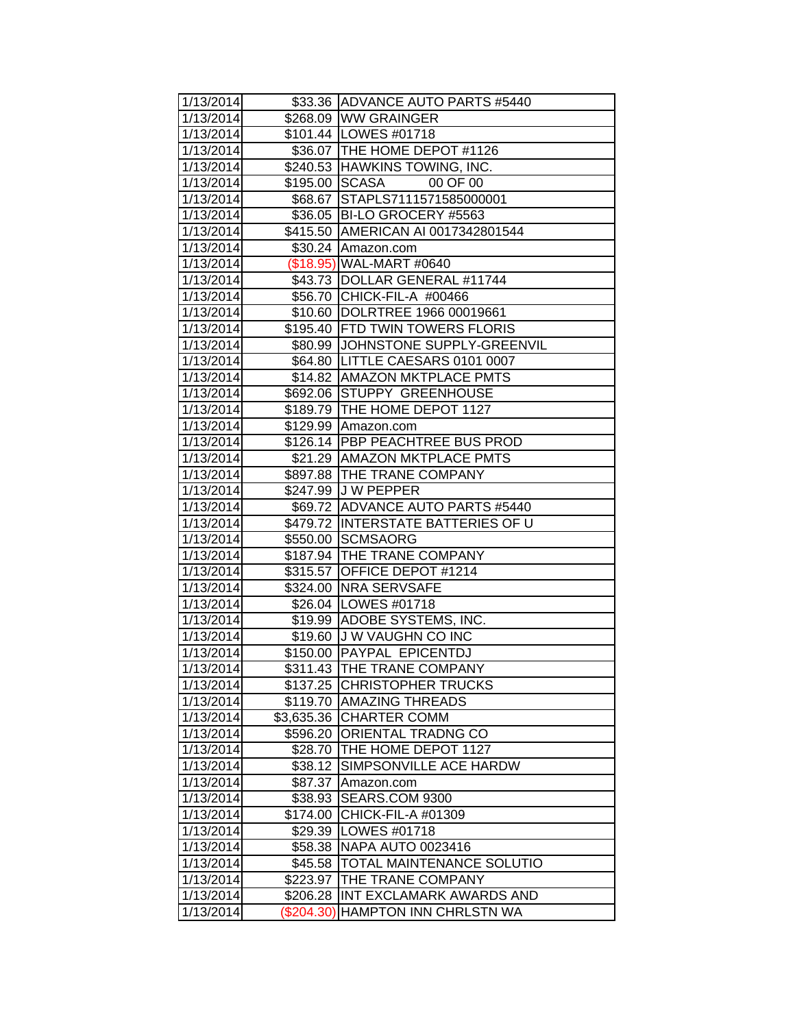| | | |
|---|---|---|
| 1/13/2014 | $33.36 | ADVANCE AUTO PARTS #5440 |
| 1/13/2014 | $268.09 | WW GRAINGER |
| 1/13/2014 | $101.44 | LOWES #01718 |
| 1/13/2014 | $36.07 | THE HOME DEPOT #1126 |
| 1/13/2014 | $240.53 | HAWKINS TOWING, INC. |
| 1/13/2014 | $195.00 | SCASA 00 OF 00 |
| 1/13/2014 | $68.67 | STAPLS7111571585000001 |
| 1/13/2014 | $36.05 | BI-LO GROCERY #5563 |
| 1/13/2014 | $415.50 | AMERICAN AI 0017342801544 |
| 1/13/2014 | $30.24 | Amazon.com |
| 1/13/2014 | ($18.95) | WAL-MART #0640 |
| 1/13/2014 | $43.73 | DOLLAR GENERAL #11744 |
| 1/13/2014 | $56.70 | CHICK-FIL-A #00466 |
| 1/13/2014 | $10.60 | DOLRTREE 1966 00019661 |
| 1/13/2014 | $195.40 | FTD TWIN TOWERS FLORIS |
| 1/13/2014 | $80.99 | JOHNSTONE SUPPLY-GREENVIL |
| 1/13/2014 | $64.80 | LITTLE CAESARS 0101 0007 |
| 1/13/2014 | $14.82 | AMAZON MKTPLACE PMTS |
| 1/13/2014 | $692.06 | STUPPY GREENHOUSE |
| 1/13/2014 | $189.79 | THE HOME DEPOT 1127 |
| 1/13/2014 | $129.99 | Amazon.com |
| 1/13/2014 | $126.14 | PBP PEACHTREE BUS PROD |
| 1/13/2014 | $21.29 | AMAZON MKTPLACE PMTS |
| 1/13/2014 | $897.88 | THE TRANE COMPANY |
| 1/13/2014 | $247.99 | J W PEPPER |
| 1/13/2014 | $69.72 | ADVANCE AUTO PARTS #5440 |
| 1/13/2014 | $479.72 | INTERSTATE BATTERIES OF U |
| 1/13/2014 | $550.00 | SCMSAORG |
| 1/13/2014 | $187.94 | THE TRANE COMPANY |
| 1/13/2014 | $315.57 | OFFICE DEPOT #1214 |
| 1/13/2014 | $324.00 | NRA SERVSAFE |
| 1/13/2014 | $26.04 | LOWES #01718 |
| 1/13/2014 | $19.99 | ADOBE SYSTEMS, INC. |
| 1/13/2014 | $19.60 | J W VAUGHN CO INC |
| 1/13/2014 | $150.00 | PAYPAL EPICENTDJ |
| 1/13/2014 | $311.43 | THE TRANE COMPANY |
| 1/13/2014 | $137.25 | CHRISTOPHER TRUCKS |
| 1/13/2014 | $119.70 | AMAZING THREADS |
| 1/13/2014 | $3,635.36 | CHARTER COMM |
| 1/13/2014 | $596.20 | ORIENTAL TRADNG CO |
| 1/13/2014 | $28.70 | THE HOME DEPOT 1127 |
| 1/13/2014 | $38.12 | SIMPSONVILLE ACE HARDW |
| 1/13/2014 | $87.37 | Amazon.com |
| 1/13/2014 | $38.93 | SEARS.COM 9300 |
| 1/13/2014 | $174.00 | CHICK-FIL-A #01309 |
| 1/13/2014 | $29.39 | LOWES #01718 |
| 1/13/2014 | $58.38 | NAPA AUTO 0023416 |
| 1/13/2014 | $45.58 | TOTAL MAINTENANCE SOLUTIO |
| 1/13/2014 | $223.97 | THE TRANE COMPANY |
| 1/13/2014 | $206.28 | INT EXCLAMARK AWARDS AND |
| 1/13/2014 | ($204.30) | HAMPTON INN CHRLSTN WA |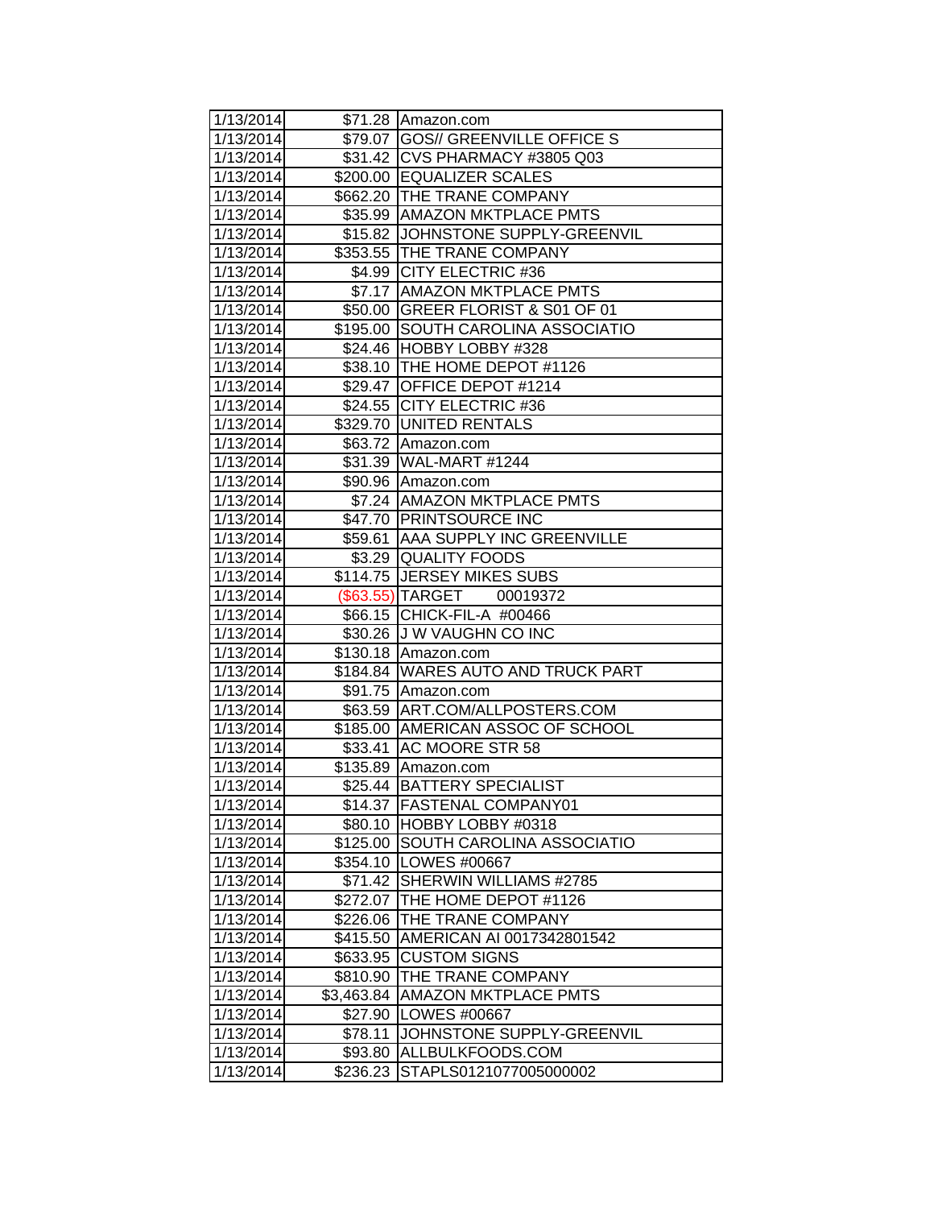| | | |
|---|---|---|
| 1/13/2014 | $71.28 | Amazon.com |
| 1/13/2014 | $79.07 | GOS// GREENVILLE OFFICE S |
| 1/13/2014 | $31.42 | CVS PHARMACY #3805 Q03 |
| 1/13/2014 | $200.00 | EQUALIZER SCALES |
| 1/13/2014 | $662.20 | THE TRANE COMPANY |
| 1/13/2014 | $35.99 | AMAZON MKTPLACE PMTS |
| 1/13/2014 | $15.82 | JOHNSTONE SUPPLY-GREENVIL |
| 1/13/2014 | $353.55 | THE TRANE COMPANY |
| 1/13/2014 | $4.99 | CITY ELECTRIC #36 |
| 1/13/2014 | $7.17 | AMAZON MKTPLACE PMTS |
| 1/13/2014 | $50.00 | GREER FLORIST & S01 OF 01 |
| 1/13/2014 | $195.00 | SOUTH CAROLINA ASSOCIATIO |
| 1/13/2014 | $24.46 | HOBBY LOBBY #328 |
| 1/13/2014 | $38.10 | THE HOME DEPOT #1126 |
| 1/13/2014 | $29.47 | OFFICE DEPOT #1214 |
| 1/13/2014 | $24.55 | CITY ELECTRIC #36 |
| 1/13/2014 | $329.70 | UNITED RENTALS |
| 1/13/2014 | $63.72 | Amazon.com |
| 1/13/2014 | $31.39 | WAL-MART #1244 |
| 1/13/2014 | $90.96 | Amazon.com |
| 1/13/2014 | $7.24 | AMAZON MKTPLACE PMTS |
| 1/13/2014 | $47.70 | PRINTSOURCE INC |
| 1/13/2014 | $59.61 | AAA SUPPLY INC GREENVILLE |
| 1/13/2014 | $3.29 | QUALITY FOODS |
| 1/13/2014 | $114.75 | JERSEY MIKES SUBS |
| 1/13/2014 | ($63.55) | TARGET 00019372 |
| 1/13/2014 | $66.15 | CHICK-FIL-A #00466 |
| 1/13/2014 | $30.26 | J W VAUGHN CO INC |
| 1/13/2014 | $130.18 | Amazon.com |
| 1/13/2014 | $184.84 | WARES AUTO AND TRUCK PART |
| 1/13/2014 | $91.75 | Amazon.com |
| 1/13/2014 | $63.59 | ART.COM/ALLPOSTERS.COM |
| 1/13/2014 | $185.00 | AMERICAN ASSOC OF SCHOOL |
| 1/13/2014 | $33.41 | AC MOORE STR 58 |
| 1/13/2014 | $135.89 | Amazon.com |
| 1/13/2014 | $25.44 | BATTERY SPECIALIST |
| 1/13/2014 | $14.37 | FASTENAL COMPANY01 |
| 1/13/2014 | $80.10 | HOBBY LOBBY #0318 |
| 1/13/2014 | $125.00 | SOUTH CAROLINA ASSOCIATIO |
| 1/13/2014 | $354.10 | LOWES #00667 |
| 1/13/2014 | $71.42 | SHERWIN WILLIAMS #2785 |
| 1/13/2014 | $272.07 | THE HOME DEPOT #1126 |
| 1/13/2014 | $226.06 | THE TRANE COMPANY |
| 1/13/2014 | $415.50 | AMERICAN AI 0017342801542 |
| 1/13/2014 | $633.95 | CUSTOM SIGNS |
| 1/13/2014 | $810.90 | THE TRANE COMPANY |
| 1/13/2014 | $3,463.84 | AMAZON MKTPLACE PMTS |
| 1/13/2014 | $27.90 | LOWES #00667 |
| 1/13/2014 | $78.11 | JOHNSTONE SUPPLY-GREENVIL |
| 1/13/2014 | $93.80 | ALLBULKFOODS.COM |
| 1/13/2014 | $236.23 | STAPLS0121077005000002 |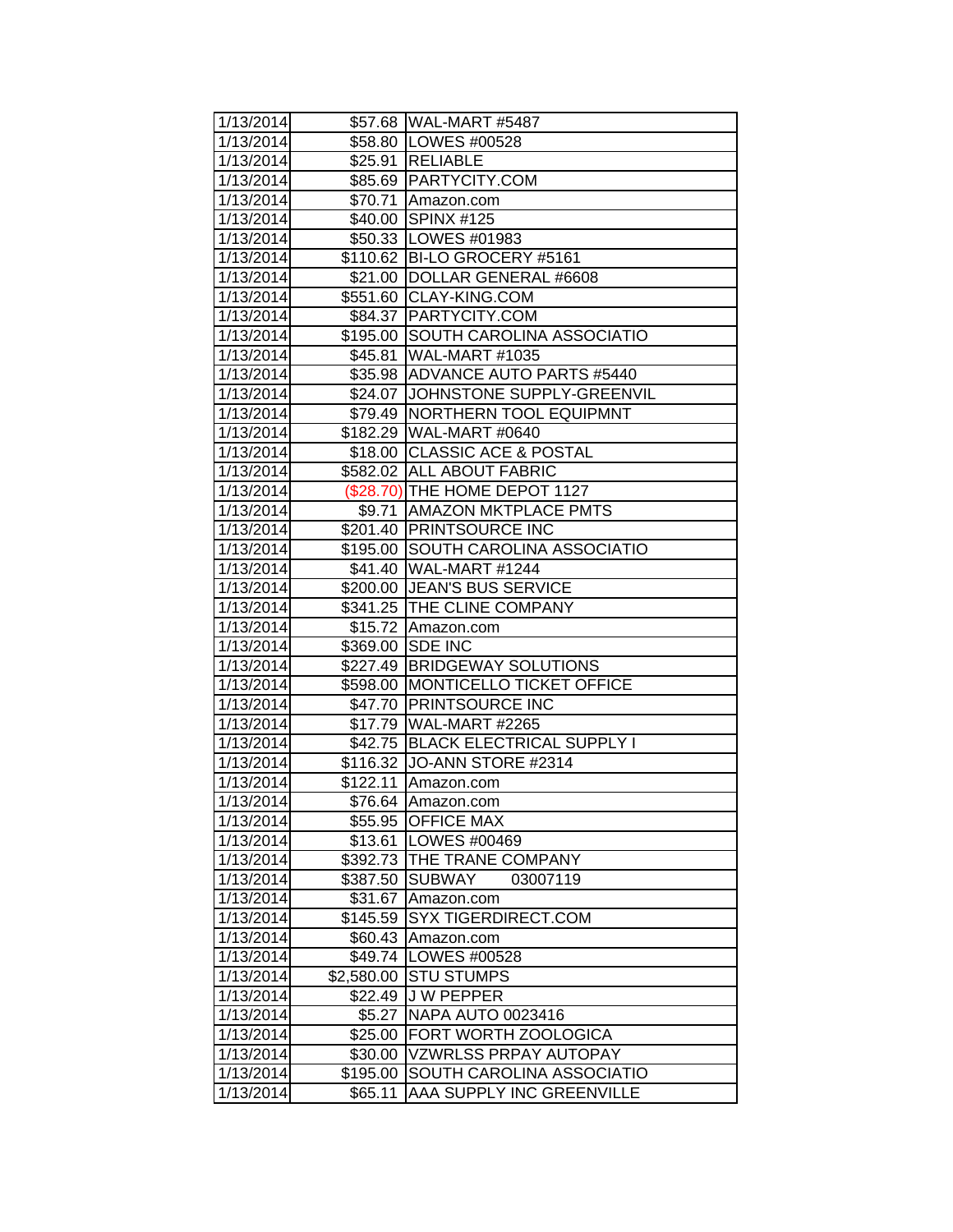| | | |
|---|---|---|
| 1/13/2014 | $57.68 | WAL-MART #5487 |
| 1/13/2014 | $58.80 | LOWES #00528 |
| 1/13/2014 | $25.91 | RELIABLE |
| 1/13/2014 | $85.69 | PARTYCITY.COM |
| 1/13/2014 | $70.71 | Amazon.com |
| 1/13/2014 | $40.00 | SPINX #125 |
| 1/13/2014 | $50.33 | LOWES #01983 |
| 1/13/2014 | $110.62 | BI-LO GROCERY #5161 |
| 1/13/2014 | $21.00 | DOLLAR GENERAL #6608 |
| 1/13/2014 | $551.60 | CLAY-KING.COM |
| 1/13/2014 | $84.37 | PARTYCITY.COM |
| 1/13/2014 | $195.00 | SOUTH CAROLINA ASSOCIATIO |
| 1/13/2014 | $45.81 | WAL-MART #1035 |
| 1/13/2014 | $35.98 | ADVANCE AUTO PARTS #5440 |
| 1/13/2014 | $24.07 | JOHNSTONE SUPPLY-GREENVIL |
| 1/13/2014 | $79.49 | NORTHERN TOOL EQUIPMNT |
| 1/13/2014 | $182.29 | WAL-MART #0640 |
| 1/13/2014 | $18.00 | CLASSIC ACE & POSTAL |
| 1/13/2014 | $582.02 | ALL ABOUT FABRIC |
| 1/13/2014 | ($28.70) | THE HOME DEPOT 1127 |
| 1/13/2014 | $9.71 | AMAZON MKTPLACE PMTS |
| 1/13/2014 | $201.40 | PRINTSOURCE INC |
| 1/13/2014 | $195.00 | SOUTH CAROLINA ASSOCIATIO |
| 1/13/2014 | $41.40 | WAL-MART #1244 |
| 1/13/2014 | $200.00 | JEAN'S BUS SERVICE |
| 1/13/2014 | $341.25 | THE CLINE COMPANY |
| 1/13/2014 | $15.72 | Amazon.com |
| 1/13/2014 | $369.00 | SDE INC |
| 1/13/2014 | $227.49 | BRIDGEWAY SOLUTIONS |
| 1/13/2014 | $598.00 | MONTICELLO TICKET OFFICE |
| 1/13/2014 | $47.70 | PRINTSOURCE INC |
| 1/13/2014 | $17.79 | WAL-MART #2265 |
| 1/13/2014 | $42.75 | BLACK ELECTRICAL SUPPLY I |
| 1/13/2014 | $116.32 | JO-ANN STORE #2314 |
| 1/13/2014 | $122.11 | Amazon.com |
| 1/13/2014 | $76.64 | Amazon.com |
| 1/13/2014 | $55.95 | OFFICE MAX |
| 1/13/2014 | $13.61 | LOWES #00469 |
| 1/13/2014 | $392.73 | THE TRANE COMPANY |
| 1/13/2014 | $387.50 | SUBWAY 03007119 |
| 1/13/2014 | $31.67 | Amazon.com |
| 1/13/2014 | $145.59 | SYX TIGERDIRECT.COM |
| 1/13/2014 | $60.43 | Amazon.com |
| 1/13/2014 | $49.74 | LOWES #00528 |
| 1/13/2014 | $2,580.00 | STU STUMPS |
| 1/13/2014 | $22.49 | J W PEPPER |
| 1/13/2014 | $5.27 | NAPA AUTO 0023416 |
| 1/13/2014 | $25.00 | FORT WORTH ZOOLOGICA |
| 1/13/2014 | $30.00 | VZWRLSS PRPAY AUTOPAY |
| 1/13/2014 | $195.00 | SOUTH CAROLINA ASSOCIATIO |
| 1/13/2014 | $65.11 | AAA SUPPLY INC GREENVILLE |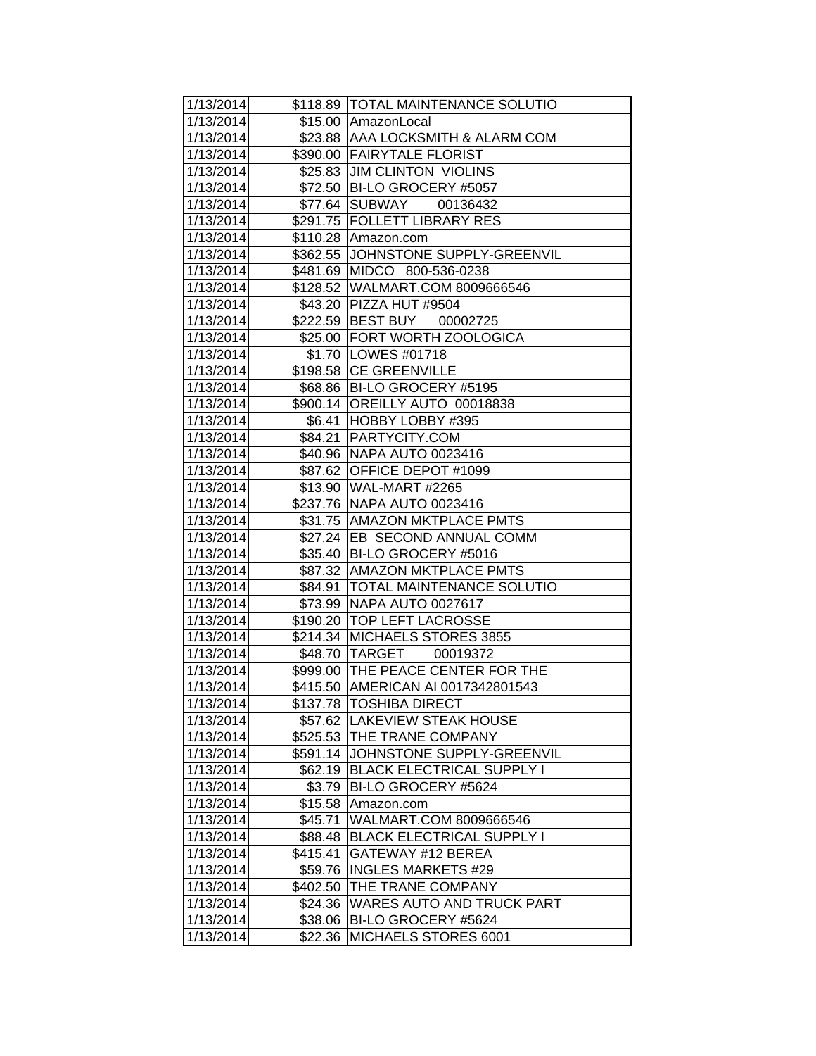| | | |
|---|---|---|
| 1/13/2014 | $118.89 | TOTAL MAINTENANCE SOLUTIO |
| 1/13/2014 | $15.00 | AmazonLocal |
| 1/13/2014 | $23.88 | AAA LOCKSMITH & ALARM COM |
| 1/13/2014 | $390.00 | FAIRYTALE FLORIST |
| 1/13/2014 | $25.83 | JIM CLINTON VIOLINS |
| 1/13/2014 | $72.50 | BI-LO GROCERY #5057 |
| 1/13/2014 | $77.64 | SUBWAY 00136432 |
| 1/13/2014 | $291.75 | FOLLETT LIBRARY RES |
| 1/13/2014 | $110.28 | Amazon.com |
| 1/13/2014 | $362.55 | JOHNSTONE SUPPLY-GREENVIL |
| 1/13/2014 | $481.69 | MIDCO 800-536-0238 |
| 1/13/2014 | $128.52 | WALMART.COM 8009666546 |
| 1/13/2014 | $43.20 | PIZZA HUT #9504 |
| 1/13/2014 | $222.59 | BEST BUY 00002725 |
| 1/13/2014 | $25.00 | FORT WORTH ZOOLOGICA |
| 1/13/2014 | $1.70 | LOWES #01718 |
| 1/13/2014 | $198.58 | CE GREENVILLE |
| 1/13/2014 | $68.86 | BI-LO GROCERY #5195 |
| 1/13/2014 | $900.14 | OREILLY AUTO 00018838 |
| 1/13/2014 | $6.41 | HOBBY LOBBY #395 |
| 1/13/2014 | $84.21 | PARTYCITY.COM |
| 1/13/2014 | $40.96 | NAPA AUTO 0023416 |
| 1/13/2014 | $87.62 | OFFICE DEPOT #1099 |
| 1/13/2014 | $13.90 | WAL-MART #2265 |
| 1/13/2014 | $237.76 | NAPA AUTO 0023416 |
| 1/13/2014 | $31.75 | AMAZON MKTPLACE PMTS |
| 1/13/2014 | $27.24 | EB SECOND ANNUAL COMM |
| 1/13/2014 | $35.40 | BI-LO GROCERY #5016 |
| 1/13/2014 | $87.32 | AMAZON MKTPLACE PMTS |
| 1/13/2014 | $84.91 | TOTAL MAINTENANCE SOLUTIO |
| 1/13/2014 | $73.99 | NAPA AUTO 0027617 |
| 1/13/2014 | $190.20 | TOP LEFT LACROSSE |
| 1/13/2014 | $214.34 | MICHAELS STORES 3855 |
| 1/13/2014 | $48.70 | TARGET 00019372 |
| 1/13/2014 | $999.00 | THE PEACE CENTER FOR THE |
| 1/13/2014 | $415.50 | AMERICAN AI 0017342801543 |
| 1/13/2014 | $137.78 | TOSHIBA DIRECT |
| 1/13/2014 | $57.62 | LAKEVIEW STEAK HOUSE |
| 1/13/2014 | $525.53 | THE TRANE COMPANY |
| 1/13/2014 | $591.14 | JOHNSTONE SUPPLY-GREENVIL |
| 1/13/2014 | $62.19 | BLACK ELECTRICAL SUPPLY I |
| 1/13/2014 | $3.79 | BI-LO GROCERY #5624 |
| 1/13/2014 | $15.58 | Amazon.com |
| 1/13/2014 | $45.71 | WALMART.COM 8009666546 |
| 1/13/2014 | $88.48 | BLACK ELECTRICAL SUPPLY I |
| 1/13/2014 | $415.41 | GATEWAY #12 BEREA |
| 1/13/2014 | $59.76 | INGLES MARKETS #29 |
| 1/13/2014 | $402.50 | THE TRANE COMPANY |
| 1/13/2014 | $24.36 | WARES AUTO AND TRUCK PART |
| 1/13/2014 | $38.06 | BI-LO GROCERY #5624 |
| 1/13/2014 | $22.36 | MICHAELS STORES 6001 |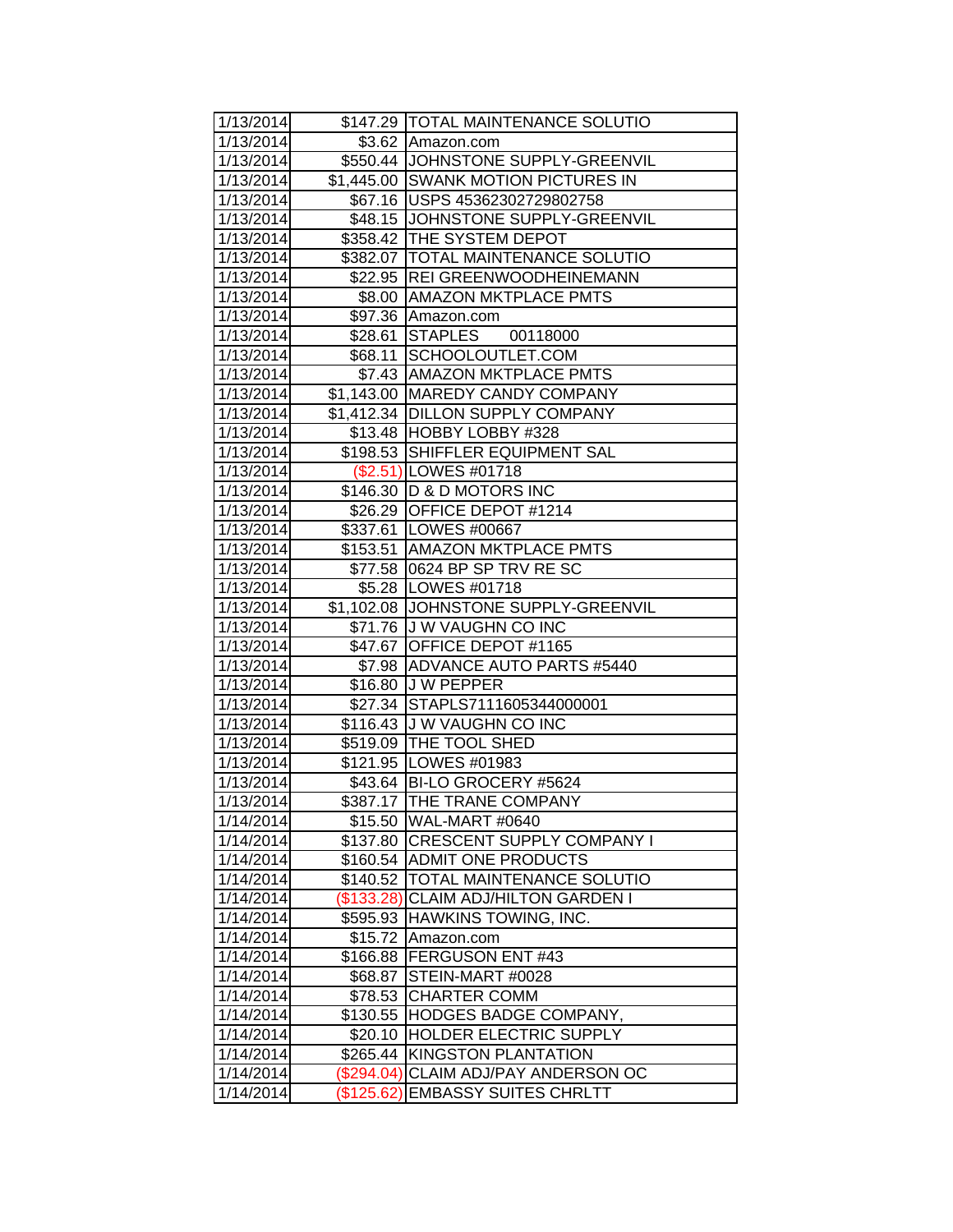| 1/13/2014 | $147.29 | TOTAL MAINTENANCE SOLUTIO |
|---|---|---|
| 1/13/2014 | $3.62 | Amazon.com |
| 1/13/2014 | $550.44 | JOHNSTONE SUPPLY-GREENVIL |
| 1/13/2014 | $1,445.00 | SWANK MOTION PICTURES IN |
| 1/13/2014 | $67.16 | USPS 45362302729802758 |
| 1/13/2014 | $48.15 | JOHNSTONE SUPPLY-GREENVIL |
| 1/13/2014 | $358.42 | THE SYSTEM DEPOT |
| 1/13/2014 | $382.07 | TOTAL MAINTENANCE SOLUTIO |
| 1/13/2014 | $22.95 | REI GREENWOODHEINEMANN |
| 1/13/2014 | $8.00 | AMAZON MKTPLACE PMTS |
| 1/13/2014 | $97.36 | Amazon.com |
| 1/13/2014 | $28.61 | STAPLES 00118000 |
| 1/13/2014 | $68.11 | SCHOOLOUTLET.COM |
| 1/13/2014 | $7.43 | AMAZON MKTPLACE PMTS |
| 1/13/2014 | $1,143.00 | MAREDY CANDY COMPANY |
| 1/13/2014 | $1,412.34 | DILLON SUPPLY COMPANY |
| 1/13/2014 | $13.48 | HOBBY LOBBY #328 |
| 1/13/2014 | $198.53 | SHIFFLER EQUIPMENT SAL |
| 1/13/2014 | ($2.51) | LOWES #01718 |
| 1/13/2014 | $146.30 | D & D MOTORS INC |
| 1/13/2014 | $26.29 | OFFICE DEPOT #1214 |
| 1/13/2014 | $337.61 | LOWES #00667 |
| 1/13/2014 | $153.51 | AMAZON MKTPLACE PMTS |
| 1/13/2014 | $77.58 | 0624 BP SP TRV RE SC |
| 1/13/2014 | $5.28 | LOWES #01718 |
| 1/13/2014 | $1,102.08 | JOHNSTONE SUPPLY-GREENVIL |
| 1/13/2014 | $71.76 | J W VAUGHN CO INC |
| 1/13/2014 | $47.67 | OFFICE DEPOT #1165 |
| 1/13/2014 | $7.98 | ADVANCE AUTO PARTS #5440 |
| 1/13/2014 | $16.80 | J W PEPPER |
| 1/13/2014 | $27.34 | STAPLS7111605344000001 |
| 1/13/2014 | $116.43 | J W VAUGHN CO INC |
| 1/13/2014 | $519.09 | THE TOOL SHED |
| 1/13/2014 | $121.95 | LOWES #01983 |
| 1/13/2014 | $43.64 | BI-LO GROCERY #5624 |
| 1/13/2014 | $387.17 | THE TRANE COMPANY |
| 1/14/2014 | $15.50 | WAL-MART #0640 |
| 1/14/2014 | $137.80 | CRESCENT SUPPLY COMPANY I |
| 1/14/2014 | $160.54 | ADMIT ONE PRODUCTS |
| 1/14/2014 | $140.52 | TOTAL MAINTENANCE SOLUTIO |
| 1/14/2014 | ($133.28) | CLAIM ADJ/HILTON GARDEN I |
| 1/14/2014 | $595.93 | HAWKINS TOWING, INC. |
| 1/14/2014 | $15.72 | Amazon.com |
| 1/14/2014 | $166.88 | FERGUSON ENT #43 |
| 1/14/2014 | $68.87 | STEIN-MART #0028 |
| 1/14/2014 | $78.53 | CHARTER COMM |
| 1/14/2014 | $130.55 | HODGES BADGE COMPANY, |
| 1/14/2014 | $20.10 | HOLDER ELECTRIC SUPPLY |
| 1/14/2014 | $265.44 | KINGSTON PLANTATION |
| 1/14/2014 | ($294.04) | CLAIM ADJ/PAY ANDERSON OC |
| 1/14/2014 | ($125.62) | EMBASSY SUITES CHRLTT |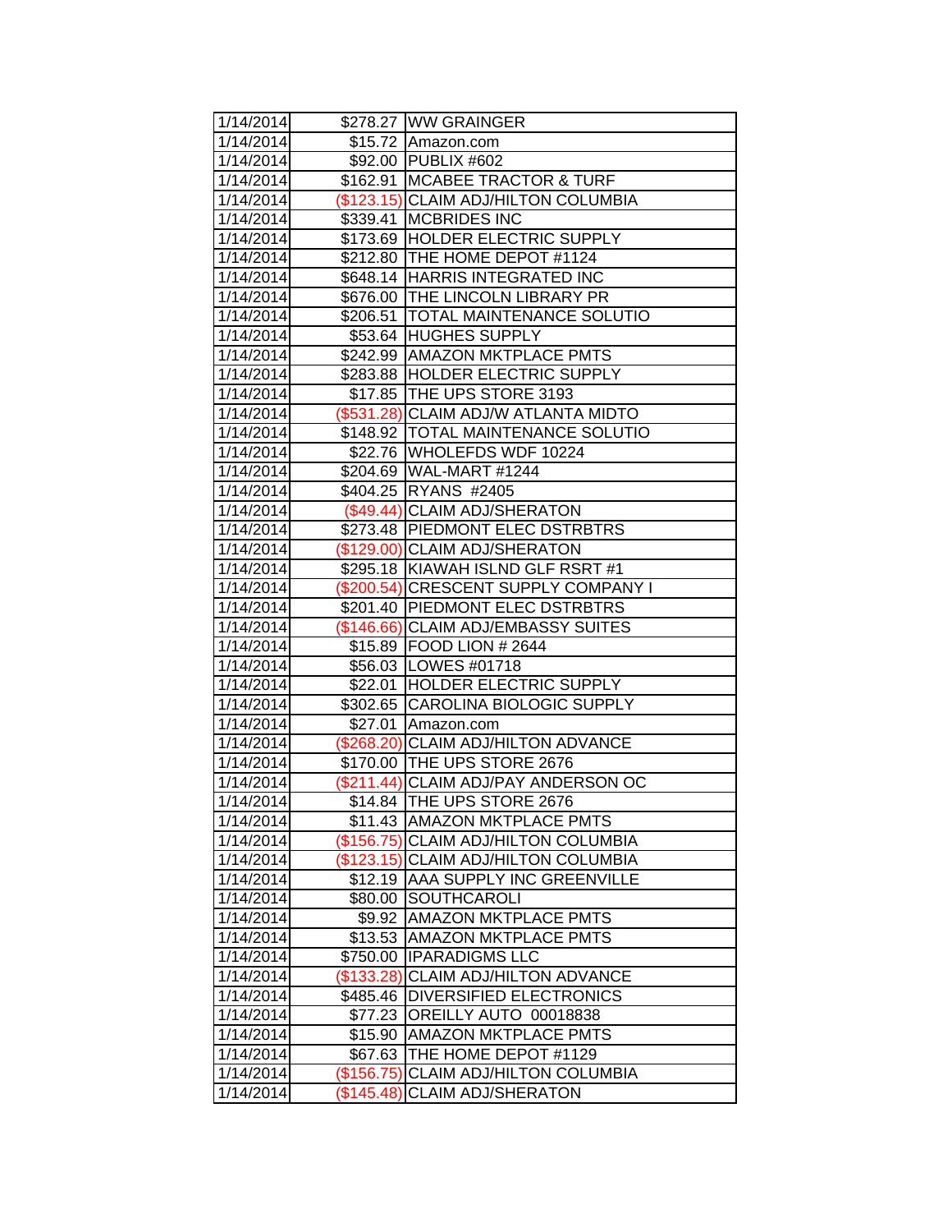| 1/14/2014 | $278.27 | WW GRAINGER |
|---|---|---|
| 1/14/2014 | $15.72 | Amazon.com |
| 1/14/2014 | $92.00 | PUBLIX #602 |
| 1/14/2014 | $162.91 | MCABEE TRACTOR & TURF |
| 1/14/2014 | ($123.15) | CLAIM ADJ/HILTON COLUMBIA |
| 1/14/2014 | $339.41 | MCBRIDES INC |
| 1/14/2014 | $173.69 | HOLDER ELECTRIC SUPPLY |
| 1/14/2014 | $212.80 | THE HOME DEPOT #1124 |
| 1/14/2014 | $648.14 | HARRIS INTEGRATED INC |
| 1/14/2014 | $676.00 | THE LINCOLN LIBRARY PR |
| 1/14/2014 | $206.51 | TOTAL MAINTENANCE SOLUTIO |
| 1/14/2014 | $53.64 | HUGHES SUPPLY |
| 1/14/2014 | $242.99 | AMAZON MKTPLACE PMTS |
| 1/14/2014 | $283.88 | HOLDER ELECTRIC SUPPLY |
| 1/14/2014 | $17.85 | THE UPS STORE 3193 |
| 1/14/2014 | ($531.28) | CLAIM ADJ/W ATLANTA MIDTO |
| 1/14/2014 | $148.92 | TOTAL MAINTENANCE SOLUTIO |
| 1/14/2014 | $22.76 | WHOLEFDS WDF 10224 |
| 1/14/2014 | $204.69 | WAL-MART #1244 |
| 1/14/2014 | $404.25 | RYANS #2405 |
| 1/14/2014 | ($49.44) | CLAIM ADJ/SHERATON |
| 1/14/2014 | $273.48 | PIEDMONT ELEC DSTRBTRS |
| 1/14/2014 | ($129.00) | CLAIM ADJ/SHERATON |
| 1/14/2014 | $295.18 | KIAWAH ISLND GLF RSRT #1 |
| 1/14/2014 | ($200.54) | CRESCENT SUPPLY COMPANY I |
| 1/14/2014 | $201.40 | PIEDMONT ELEC DSTRBTRS |
| 1/14/2014 | ($146.66) | CLAIM ADJ/EMBASSY SUITES |
| 1/14/2014 | $15.89 | FOOD LION # 2644 |
| 1/14/2014 | $56.03 | LOWES #01718 |
| 1/14/2014 | $22.01 | HOLDER ELECTRIC SUPPLY |
| 1/14/2014 | $302.65 | CAROLINA BIOLOGIC SUPPLY |
| 1/14/2014 | $27.01 | Amazon.com |
| 1/14/2014 | ($268.20) | CLAIM ADJ/HILTON ADVANCE |
| 1/14/2014 | $170.00 | THE UPS STORE 2676 |
| 1/14/2014 | ($211.44) | CLAIM ADJ/PAY ANDERSON OC |
| 1/14/2014 | $14.84 | THE UPS STORE 2676 |
| 1/14/2014 | $11.43 | AMAZON MKTPLACE PMTS |
| 1/14/2014 | ($156.75) | CLAIM ADJ/HILTON COLUMBIA |
| 1/14/2014 | ($123.15) | CLAIM ADJ/HILTON COLUMBIA |
| 1/14/2014 | $12.19 | AAA SUPPLY INC GREENVILLE |
| 1/14/2014 | $80.00 | SOUTHCAROLI |
| 1/14/2014 | $9.92 | AMAZON MKTPLACE PMTS |
| 1/14/2014 | $13.53 | AMAZON MKTPLACE PMTS |
| 1/14/2014 | $750.00 | IPARADIGMS LLC |
| 1/14/2014 | ($133.28) | CLAIM ADJ/HILTON ADVANCE |
| 1/14/2014 | $485.46 | DIVERSIFIED ELECTRONICS |
| 1/14/2014 | $77.23 | OREILLY AUTO 00018838 |
| 1/14/2014 | $15.90 | AMAZON MKTPLACE PMTS |
| 1/14/2014 | $67.63 | THE HOME DEPOT #1129 |
| 1/14/2014 | ($156.75) | CLAIM ADJ/HILTON COLUMBIA |
| 1/14/2014 | ($145.48) | CLAIM ADJ/SHERATON |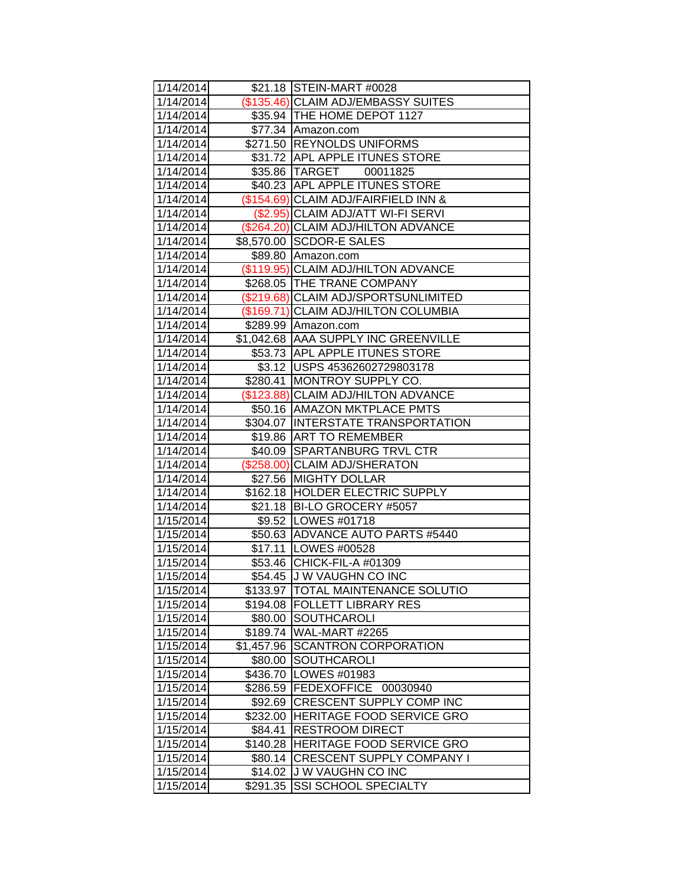| | | |
|---|---|---|
| 1/14/2014 | $21.18 | STEIN-MART #0028 |
| 1/14/2014 | ($135.46) | CLAIM ADJ/EMBASSY SUITES |
| 1/14/2014 | $35.94 | THE HOME DEPOT 1127 |
| 1/14/2014 | $77.34 | Amazon.com |
| 1/14/2014 | $271.50 | REYNOLDS UNIFORMS |
| 1/14/2014 | $31.72 | APL APPLE ITUNES STORE |
| 1/14/2014 | $35.86 | TARGET 00011825 |
| 1/14/2014 | $40.23 | APL APPLE ITUNES STORE |
| 1/14/2014 | ($154.69) | CLAIM ADJ/FAIRFIELD INN & |
| 1/14/2014 | ($2.95) | CLAIM ADJ/ATT WI-FI SERVI |
| 1/14/2014 | ($264.20) | CLAIM ADJ/HILTON ADVANCE |
| 1/14/2014 | $8,570.00 | SCDOR-E SALES |
| 1/14/2014 | $89.80 | Amazon.com |
| 1/14/2014 | ($119.95) | CLAIM ADJ/HILTON ADVANCE |
| 1/14/2014 | $268.05 | THE TRANE COMPANY |
| 1/14/2014 | ($219.68) | CLAIM ADJ/SPORTSUNLIMITED |
| 1/14/2014 | ($169.71) | CLAIM ADJ/HILTON COLUMBIA |
| 1/14/2014 | $289.99 | Amazon.com |
| 1/14/2014 | $1,042.68 | AAA SUPPLY INC GREENVILLE |
| 1/14/2014 | $53.73 | APL APPLE ITUNES STORE |
| 1/14/2014 | $3.12 | USPS 45362602729803178 |
| 1/14/2014 | $280.41 | MONTROY SUPPLY CO. |
| 1/14/2014 | ($123.88) | CLAIM ADJ/HILTON ADVANCE |
| 1/14/2014 | $50.16 | AMAZON MKTPLACE PMTS |
| 1/14/2014 | $304.07 | INTERSTATE TRANSPORTATION |
| 1/14/2014 | $19.86 | ART TO REMEMBER |
| 1/14/2014 | $40.09 | SPARTANBURG TRVL CTR |
| 1/14/2014 | ($258.00) | CLAIM ADJ/SHERATON |
| 1/14/2014 | $27.56 | MIGHTY DOLLAR |
| 1/14/2014 | $162.18 | HOLDER ELECTRIC SUPPLY |
| 1/14/2014 | $21.18 | BI-LO GROCERY #5057 |
| 1/15/2014 | $9.52 | LOWES #01718 |
| 1/15/2014 | $50.63 | ADVANCE AUTO PARTS #5440 |
| 1/15/2014 | $17.11 | LOWES #00528 |
| 1/15/2014 | $53.46 | CHICK-FIL-A #01309 |
| 1/15/2014 | $54.45 | J W VAUGHN CO INC |
| 1/15/2014 | $133.97 | TOTAL MAINTENANCE SOLUTIO |
| 1/15/2014 | $194.08 | FOLLETT LIBRARY RES |
| 1/15/2014 | $80.00 | SOUTHCAROLI |
| 1/15/2014 | $189.74 | WAL-MART #2265 |
| 1/15/2014 | $1,457.96 | SCANTRON CORPORATION |
| 1/15/2014 | $80.00 | SOUTHCAROLI |
| 1/15/2014 | $436.70 | LOWES #01983 |
| 1/15/2014 | $286.59 | FEDEXOFFICE 00030940 |
| 1/15/2014 | $92.69 | CRESCENT SUPPLY COMP INC |
| 1/15/2014 | $232.00 | HERITAGE FOOD SERVICE GRO |
| 1/15/2014 | $84.41 | RESTROOM DIRECT |
| 1/15/2014 | $140.28 | HERITAGE FOOD SERVICE GRO |
| 1/15/2014 | $80.14 | CRESCENT SUPPLY COMPANY I |
| 1/15/2014 | $14.02 | J W VAUGHN CO INC |
| 1/15/2014 | $291.35 | SSI SCHOOL SPECIALTY |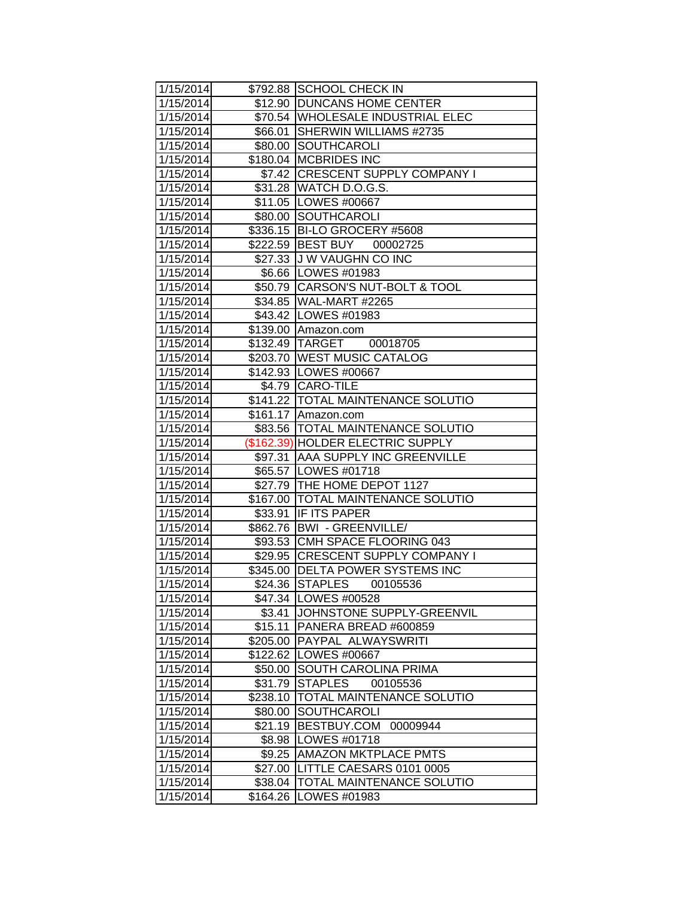| | | |
|---|---|---|
| 1/15/2014 | $792.88 | SCHOOL CHECK IN |
| 1/15/2014 | $12.90 | DUNCANS HOME CENTER |
| 1/15/2014 | $70.54 | WHOLESALE INDUSTRIAL ELEC |
| 1/15/2014 | $66.01 | SHERWIN WILLIAMS #2735 |
| 1/15/2014 | $80.00 | SOUTHCAROLI |
| 1/15/2014 | $180.04 | MCBRIDES INC |
| 1/15/2014 | $7.42 | CRESCENT SUPPLY COMPANY I |
| 1/15/2014 | $31.28 | WATCH D.O.G.S. |
| 1/15/2014 | $11.05 | LOWES #00667 |
| 1/15/2014 | $80.00 | SOUTHCAROLI |
| 1/15/2014 | $336.15 | BI-LO GROCERY #5608 |
| 1/15/2014 | $222.59 | BEST BUY 00002725 |
| 1/15/2014 | $27.33 | J W VAUGHN CO INC |
| 1/15/2014 | $6.66 | LOWES #01983 |
| 1/15/2014 | $50.79 | CARSON'S NUT-BOLT & TOOL |
| 1/15/2014 | $34.85 | WAL-MART #2265 |
| 1/15/2014 | $43.42 | LOWES #01983 |
| 1/15/2014 | $139.00 | Amazon.com |
| 1/15/2014 | $132.49 | TARGET 00018705 |
| 1/15/2014 | $203.70 | WEST MUSIC CATALOG |
| 1/15/2014 | $142.93 | LOWES #00667 |
| 1/15/2014 | $4.79 | CARO-TILE |
| 1/15/2014 | $141.22 | TOTAL MAINTENANCE SOLUTIO |
| 1/15/2014 | $161.17 | Amazon.com |
| 1/15/2014 | $83.56 | TOTAL MAINTENANCE SOLUTIO |
| 1/15/2014 | ($162.39) | HOLDER ELECTRIC SUPPLY |
| 1/15/2014 | $97.31 | AAA SUPPLY INC GREENVILLE |
| 1/15/2014 | $65.57 | LOWES #01718 |
| 1/15/2014 | $27.79 | THE HOME DEPOT 1127 |
| 1/15/2014 | $167.00 | TOTAL MAINTENANCE SOLUTIO |
| 1/15/2014 | $33.91 | IF ITS PAPER |
| 1/15/2014 | $862.76 | BWI - GREENVILLE/ |
| 1/15/2014 | $93.53 | CMH SPACE FLOORING 043 |
| 1/15/2014 | $29.95 | CRESCENT SUPPLY COMPANY I |
| 1/15/2014 | $345.00 | DELTA POWER SYSTEMS INC |
| 1/15/2014 | $24.36 | STAPLES 00105536 |
| 1/15/2014 | $47.34 | LOWES #00528 |
| 1/15/2014 | $3.41 | JOHNSTONE SUPPLY-GREENVIL |
| 1/15/2014 | $15.11 | PANERA BREAD #600859 |
| 1/15/2014 | $205.00 | PAYPAL ALWAYSWRITI |
| 1/15/2014 | $122.62 | LOWES #00667 |
| 1/15/2014 | $50.00 | SOUTH CAROLINA PRIMA |
| 1/15/2014 | $31.79 | STAPLES 00105536 |
| 1/15/2014 | $238.10 | TOTAL MAINTENANCE SOLUTIO |
| 1/15/2014 | $80.00 | SOUTHCAROLI |
| 1/15/2014 | $21.19 | BESTBUY.COM 00009944 |
| 1/15/2014 | $8.98 | LOWES #01718 |
| 1/15/2014 | $9.25 | AMAZON MKTPLACE PMTS |
| 1/15/2014 | $27.00 | LITTLE CAESARS 0101 0005 |
| 1/15/2014 | $38.04 | TOTAL MAINTENANCE SOLUTIO |
| 1/15/2014 | $164.26 | LOWES #01983 |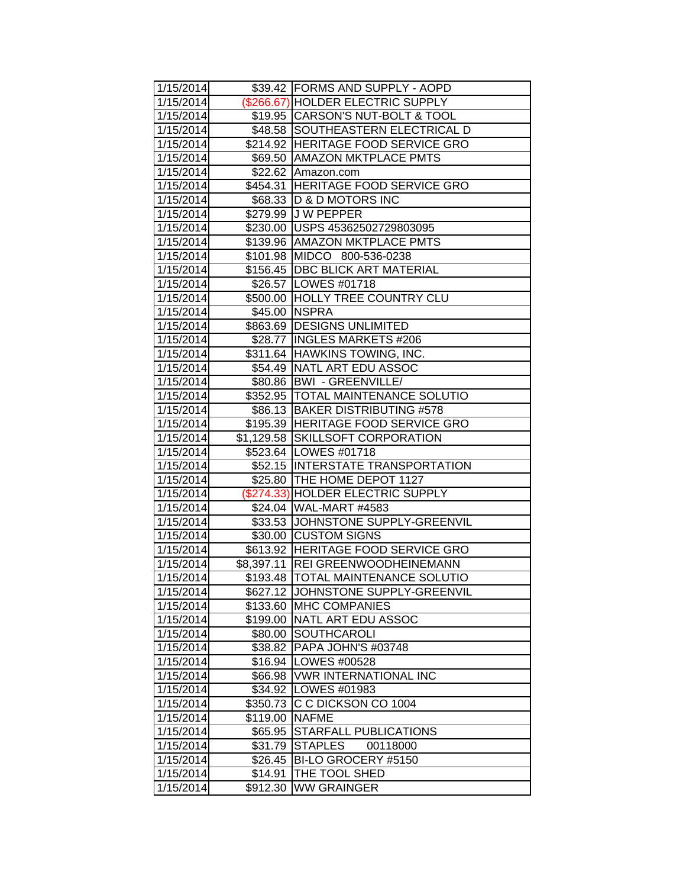| | | |
|---|---|---|
| 1/15/2014 | $39.42 | FORMS AND SUPPLY - AOPD |
| 1/15/2014 | ($266.67) | HOLDER ELECTRIC SUPPLY |
| 1/15/2014 | $19.95 | CARSON'S NUT-BOLT & TOOL |
| 1/15/2014 | $48.58 | SOUTHEASTERN ELECTRICAL D |
| 1/15/2014 | $214.92 | HERITAGE FOOD SERVICE GRO |
| 1/15/2014 | $69.50 | AMAZON MKTPLACE PMTS |
| 1/15/2014 | $22.62 | Amazon.com |
| 1/15/2014 | $454.31 | HERITAGE FOOD SERVICE GRO |
| 1/15/2014 | $68.33 | D & D MOTORS INC |
| 1/15/2014 | $279.99 | J W PEPPER |
| 1/15/2014 | $230.00 | USPS 45362502729803095 |
| 1/15/2014 | $139.96 | AMAZON MKTPLACE PMTS |
| 1/15/2014 | $101.98 | MIDCO 800-536-0238 |
| 1/15/2014 | $156.45 | DBC BLICK ART MATERIAL |
| 1/15/2014 | $26.57 | LOWES #01718 |
| 1/15/2014 | $500.00 | HOLLY TREE COUNTRY CLU |
| 1/15/2014 | $45.00 | NSPRA |
| 1/15/2014 | $863.69 | DESIGNS UNLIMITED |
| 1/15/2014 | $28.77 | INGLES MARKETS #206 |
| 1/15/2014 | $311.64 | HAWKINS TOWING, INC. |
| 1/15/2014 | $54.49 | NATL ART EDU ASSOC |
| 1/15/2014 | $80.86 | BWI - GREENVILLE/ |
| 1/15/2014 | $352.95 | TOTAL MAINTENANCE SOLUTIO |
| 1/15/2014 | $86.13 | BAKER DISTRIBUTING #578 |
| 1/15/2014 | $195.39 | HERITAGE FOOD SERVICE GRO |
| 1/15/2014 | $1,129.58 | SKILLSOFT CORPORATION |
| 1/15/2014 | $523.64 | LOWES #01718 |
| 1/15/2014 | $52.15 | INTERSTATE TRANSPORTATION |
| 1/15/2014 | $25.80 | THE HOME DEPOT 1127 |
| 1/15/2014 | ($274.33) | HOLDER ELECTRIC SUPPLY |
| 1/15/2014 | $24.04 | WAL-MART #4583 |
| 1/15/2014 | $33.53 | JOHNSTONE SUPPLY-GREENVIL |
| 1/15/2014 | $30.00 | CUSTOM SIGNS |
| 1/15/2014 | $613.92 | HERITAGE FOOD SERVICE GRO |
| 1/15/2014 | $8,397.11 | REI GREENWOODHEINEMANN |
| 1/15/2014 | $193.48 | TOTAL MAINTENANCE SOLUTIO |
| 1/15/2014 | $627.12 | JOHNSTONE SUPPLY-GREENVIL |
| 1/15/2014 | $133.60 | MHC COMPANIES |
| 1/15/2014 | $199.00 | NATL ART EDU ASSOC |
| 1/15/2014 | $80.00 | SOUTHCAROLI |
| 1/15/2014 | $38.82 | PAPA JOHN'S #03748 |
| 1/15/2014 | $16.94 | LOWES #00528 |
| 1/15/2014 | $66.98 | VWR INTERNATIONAL INC |
| 1/15/2014 | $34.92 | LOWES #01983 |
| 1/15/2014 | $350.73 | C C DICKSON CO 1004 |
| 1/15/2014 | $119.00 | NAFME |
| 1/15/2014 | $65.95 | STARFALL PUBLICATIONS |
| 1/15/2014 | $31.79 | STAPLES 00118000 |
| 1/15/2014 | $26.45 | BI-LO GROCERY #5150 |
| 1/15/2014 | $14.91 | THE TOOL SHED |
| 1/15/2014 | $912.30 | WW GRAINGER |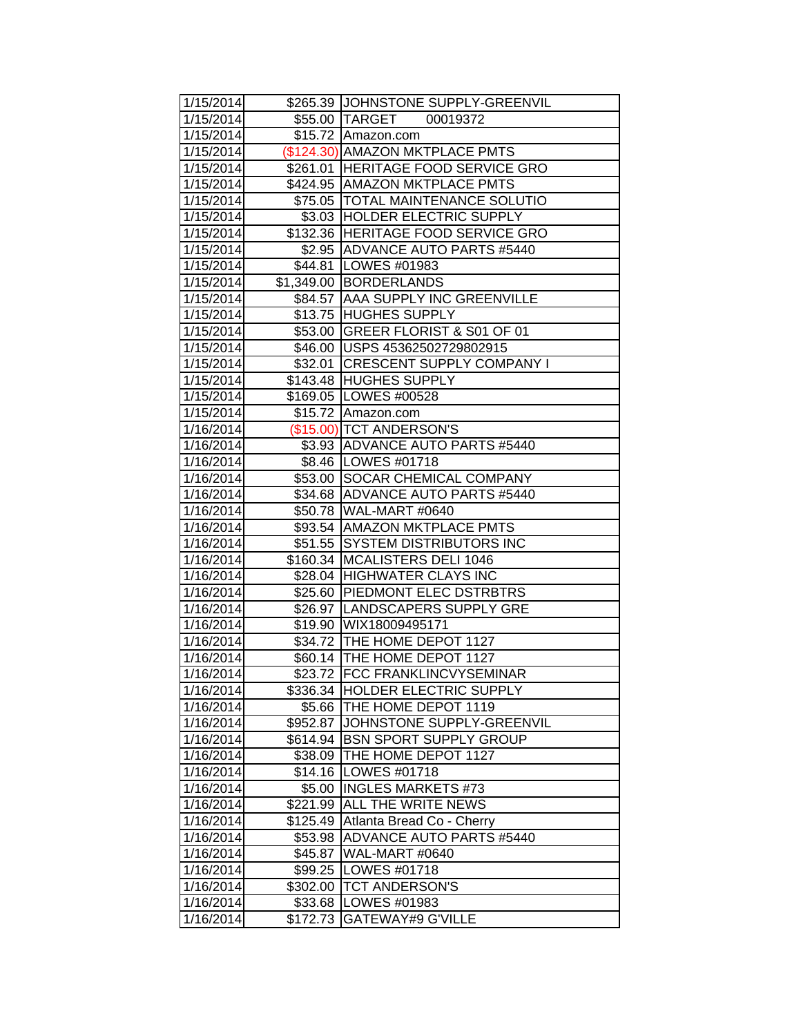| | | |
|---|---|---|
| 1/15/2014 | $265.39 | JOHNSTONE SUPPLY-GREENVIL |
| 1/15/2014 | $55.00 | TARGET 00019372 |
| 1/15/2014 | $15.72 | Amazon.com |
| 1/15/2014 | ($124.30) | AMAZON MKTPLACE PMTS |
| 1/15/2014 | $261.01 | HERITAGE FOOD SERVICE GRO |
| 1/15/2014 | $424.95 | AMAZON MKTPLACE PMTS |
| 1/15/2014 | $75.05 | TOTAL MAINTENANCE SOLUTIO |
| 1/15/2014 | $3.03 | HOLDER ELECTRIC SUPPLY |
| 1/15/2014 | $132.36 | HERITAGE FOOD SERVICE GRO |
| 1/15/2014 | $2.95 | ADVANCE AUTO PARTS #5440 |
| 1/15/2014 | $44.81 | LOWES #01983 |
| 1/15/2014 | $1,349.00 | BORDERLANDS |
| 1/15/2014 | $84.57 | AAA SUPPLY INC GREENVILLE |
| 1/15/2014 | $13.75 | HUGHES SUPPLY |
| 1/15/2014 | $53.00 | GREER FLORIST & S01 OF 01 |
| 1/15/2014 | $46.00 | USPS 45362502729802915 |
| 1/15/2014 | $32.01 | CRESCENT SUPPLY COMPANY I |
| 1/15/2014 | $143.48 | HUGHES SUPPLY |
| 1/15/2014 | $169.05 | LOWES #00528 |
| 1/15/2014 | $15.72 | Amazon.com |
| 1/16/2014 | ($15.00) | TCT ANDERSON'S |
| 1/16/2014 | $3.93 | ADVANCE AUTO PARTS #5440 |
| 1/16/2014 | $8.46 | LOWES #01718 |
| 1/16/2014 | $53.00 | SOCAR CHEMICAL COMPANY |
| 1/16/2014 | $34.68 | ADVANCE AUTO PARTS #5440 |
| 1/16/2014 | $50.78 | WAL-MART #0640 |
| 1/16/2014 | $93.54 | AMAZON MKTPLACE PMTS |
| 1/16/2014 | $51.55 | SYSTEM DISTRIBUTORS INC |
| 1/16/2014 | $160.34 | MCALISTERS DELI 1046 |
| 1/16/2014 | $28.04 | HIGHWATER CLAYS INC |
| 1/16/2014 | $25.60 | PIEDMONT ELEC DSTRBTRS |
| 1/16/2014 | $26.97 | LANDSCAPERS SUPPLY GRE |
| 1/16/2014 | $19.90 | WIX18009495171 |
| 1/16/2014 | $34.72 | THE HOME DEPOT 1127 |
| 1/16/2014 | $60.14 | THE HOME DEPOT 1127 |
| 1/16/2014 | $23.72 | FCC FRANKLINCVYSEMINAR |
| 1/16/2014 | $336.34 | HOLDER ELECTRIC SUPPLY |
| 1/16/2014 | $5.66 | THE HOME DEPOT 1119 |
| 1/16/2014 | $952.87 | JOHNSTONE SUPPLY-GREENVIL |
| 1/16/2014 | $614.94 | BSN SPORT SUPPLY GROUP |
| 1/16/2014 | $38.09 | THE HOME DEPOT 1127 |
| 1/16/2014 | $14.16 | LOWES #01718 |
| 1/16/2014 | $5.00 | INGLES MARKETS #73 |
| 1/16/2014 | $221.99 | ALL THE WRITE NEWS |
| 1/16/2014 | $125.49 | Atlanta Bread Co - Cherry |
| 1/16/2014 | $53.98 | ADVANCE AUTO PARTS #5440 |
| 1/16/2014 | $45.87 | WAL-MART #0640 |
| 1/16/2014 | $99.25 | LOWES #01718 |
| 1/16/2014 | $302.00 | TCT ANDERSON'S |
| 1/16/2014 | $33.68 | LOWES #01983 |
| 1/16/2014 | $172.73 | GATEWAY#9 G'VILLE |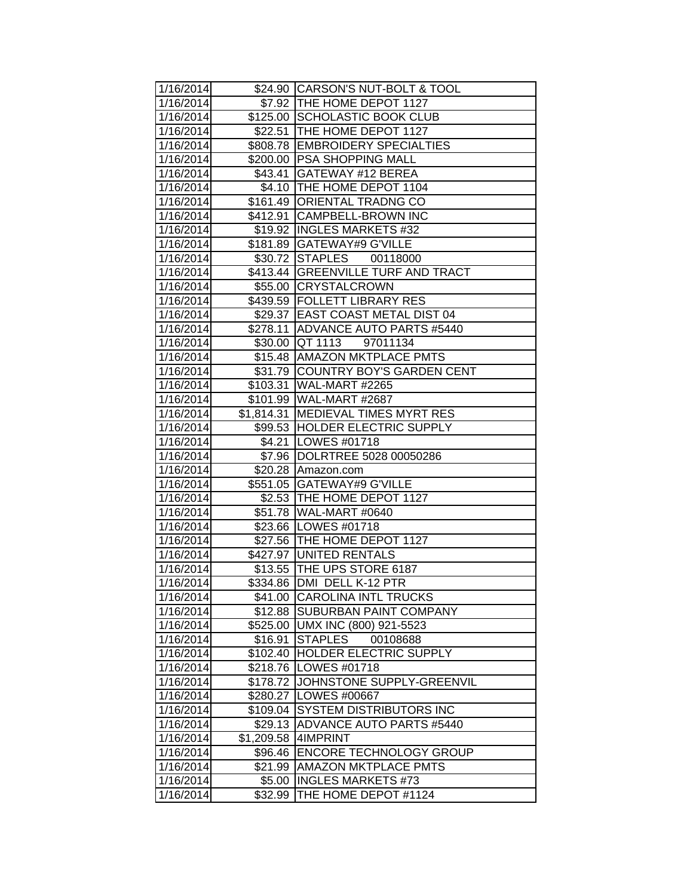| | | |
|---|---|---|
| 1/16/2014 | $24.90 | CARSON'S NUT-BOLT & TOOL |
| 1/16/2014 | $7.92 | THE HOME DEPOT 1127 |
| 1/16/2014 | $125.00 | SCHOLASTIC BOOK CLUB |
| 1/16/2014 | $22.51 | THE HOME DEPOT 1127 |
| 1/16/2014 | $808.78 | EMBROIDERY SPECIALTIES |
| 1/16/2014 | $200.00 | PSA SHOPPING MALL |
| 1/16/2014 | $43.41 | GATEWAY #12 BEREA |
| 1/16/2014 | $4.10 | THE HOME DEPOT 1104 |
| 1/16/2014 | $161.49 | ORIENTAL TRADNG CO |
| 1/16/2014 | $412.91 | CAMPBELL-BROWN INC |
| 1/16/2014 | $19.92 | INGLES MARKETS #32 |
| 1/16/2014 | $181.89 | GATEWAY#9 G'VILLE |
| 1/16/2014 | $30.72 | STAPLES 00118000 |
| 1/16/2014 | $413.44 | GREENVILLE TURF AND TRACT |
| 1/16/2014 | $55.00 | CRYSTALCROWN |
| 1/16/2014 | $439.59 | FOLLETT LIBRARY RES |
| 1/16/2014 | $29.37 | EAST COAST METAL DIST 04 |
| 1/16/2014 | $278.11 | ADVANCE AUTO PARTS #5440 |
| 1/16/2014 | $30.00 | QT 1113 97011134 |
| 1/16/2014 | $15.48 | AMAZON MKTPLACE PMTS |
| 1/16/2014 | $31.79 | COUNTRY BOY'S GARDEN CENT |
| 1/16/2014 | $103.31 | WAL-MART #2265 |
| 1/16/2014 | $101.99 | WAL-MART #2687 |
| 1/16/2014 | $1,814.31 | MEDIEVAL TIMES MYRT RES |
| 1/16/2014 | $99.53 | HOLDER ELECTRIC SUPPLY |
| 1/16/2014 | $4.21 | LOWES #01718 |
| 1/16/2014 | $7.96 | DOLRTREE 5028 00050286 |
| 1/16/2014 | $20.28 | Amazon.com |
| 1/16/2014 | $551.05 | GATEWAY#9 G'VILLE |
| 1/16/2014 | $2.53 | THE HOME DEPOT 1127 |
| 1/16/2014 | $51.78 | WAL-MART #0640 |
| 1/16/2014 | $23.66 | LOWES #01718 |
| 1/16/2014 | $27.56 | THE HOME DEPOT 1127 |
| 1/16/2014 | $427.97 | UNITED RENTALS |
| 1/16/2014 | $13.55 | THE UPS STORE 6187 |
| 1/16/2014 | $334.86 | DMI DELL K-12 PTR |
| 1/16/2014 | $41.00 | CAROLINA INTL TRUCKS |
| 1/16/2014 | $12.88 | SUBURBAN PAINT COMPANY |
| 1/16/2014 | $525.00 | UMX INC (800) 921-5523 |
| 1/16/2014 | $16.91 | STAPLES 00108688 |
| 1/16/2014 | $102.40 | HOLDER ELECTRIC SUPPLY |
| 1/16/2014 | $218.76 | LOWES #01718 |
| 1/16/2014 | $178.72 | JOHNSTONE SUPPLY-GREENVIL |
| 1/16/2014 | $280.27 | LOWES #00667 |
| 1/16/2014 | $109.04 | SYSTEM DISTRIBUTORS INC |
| 1/16/2014 | $29.13 | ADVANCE AUTO PARTS #5440 |
| 1/16/2014 | $1,209.58 | 4IMPRINT |
| 1/16/2014 | $96.46 | ENCORE TECHNOLOGY GROUP |
| 1/16/2014 | $21.99 | AMAZON MKTPLACE PMTS |
| 1/16/2014 | $5.00 | INGLES MARKETS #73 |
| 1/16/2014 | $32.99 | THE HOME DEPOT #1124 |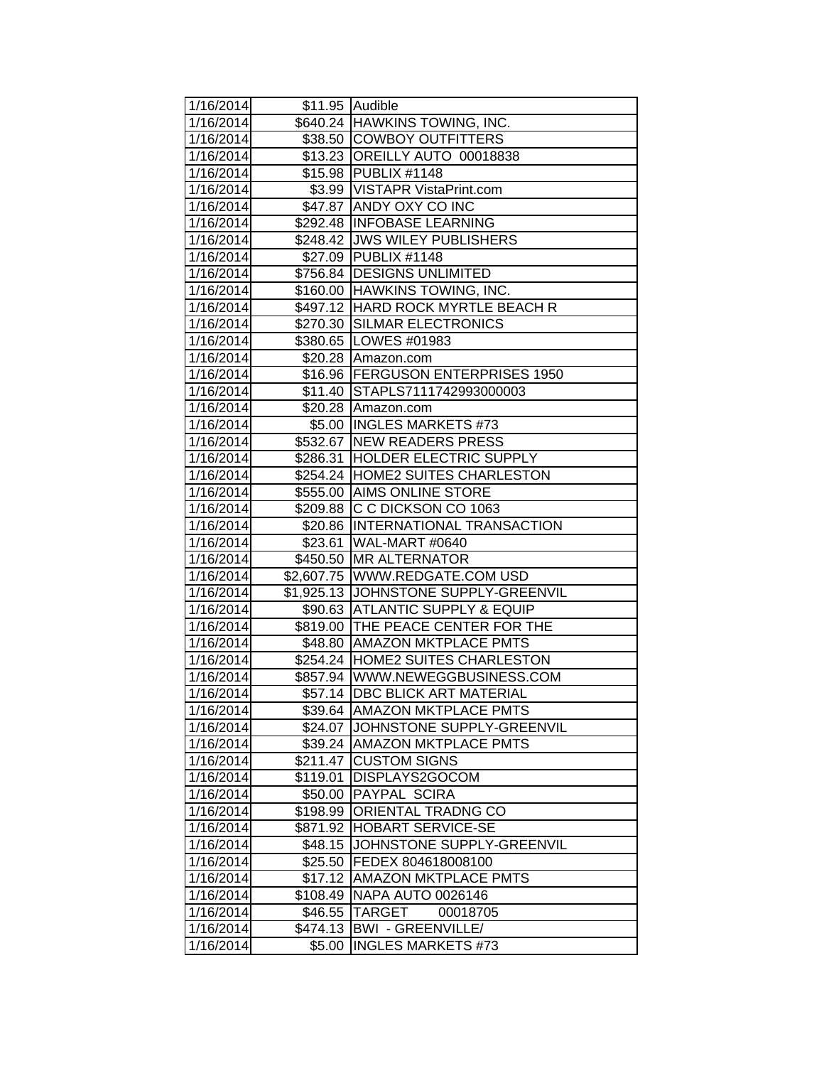| | | |
|---|---|---|
| 1/16/2014 | $11.95 | Audible |
| 1/16/2014 | $640.24 | HAWKINS TOWING, INC. |
| 1/16/2014 | $38.50 | COWBOY OUTFITTERS |
| 1/16/2014 | $13.23 | OREILLY AUTO 00018838 |
| 1/16/2014 | $15.98 | PUBLIX #1148 |
| 1/16/2014 | $3.99 | VISTAPR VistaPrint.com |
| 1/16/2014 | $47.87 | ANDY OXY CO INC |
| 1/16/2014 | $292.48 | INFOBASE LEARNING |
| 1/16/2014 | $248.42 | JWS WILEY PUBLISHERS |
| 1/16/2014 | $27.09 | PUBLIX #1148 |
| 1/16/2014 | $756.84 | DESIGNS UNLIMITED |
| 1/16/2014 | $160.00 | HAWKINS TOWING, INC. |
| 1/16/2014 | $497.12 | HARD ROCK MYRTLE BEACH R |
| 1/16/2014 | $270.30 | SILMAR ELECTRONICS |
| 1/16/2014 | $380.65 | LOWES #01983 |
| 1/16/2014 | $20.28 | Amazon.com |
| 1/16/2014 | $16.96 | FERGUSON ENTERPRISES 1950 |
| 1/16/2014 | $11.40 | STAPLS7111742993000003 |
| 1/16/2014 | $20.28 | Amazon.com |
| 1/16/2014 | $5.00 | INGLES MARKETS #73 |
| 1/16/2014 | $532.67 | NEW READERS PRESS |
| 1/16/2014 | $286.31 | HOLDER ELECTRIC SUPPLY |
| 1/16/2014 | $254.24 | HOME2 SUITES CHARLESTON |
| 1/16/2014 | $555.00 | AIMS ONLINE STORE |
| 1/16/2014 | $209.88 | C C DICKSON CO 1063 |
| 1/16/2014 | $20.86 | INTERNATIONAL TRANSACTION |
| 1/16/2014 | $23.61 | WAL-MART #0640 |
| 1/16/2014 | $450.50 | MR ALTERNATOR |
| 1/16/2014 | $2,607.75 | WWW.REDGATE.COM USD |
| 1/16/2014 | $1,925.13 | JOHNSTONE SUPPLY-GREENVIL |
| 1/16/2014 | $90.63 | ATLANTIC SUPPLY & EQUIP |
| 1/16/2014 | $819.00 | THE PEACE CENTER FOR THE |
| 1/16/2014 | $48.80 | AMAZON MKTPLACE PMTS |
| 1/16/2014 | $254.24 | HOME2 SUITES CHARLESTON |
| 1/16/2014 | $857.94 | WWW.NEWEGGBUSINESS.COM |
| 1/16/2014 | $57.14 | DBC BLICK ART MATERIAL |
| 1/16/2014 | $39.64 | AMAZON MKTPLACE PMTS |
| 1/16/2014 | $24.07 | JOHNSTONE SUPPLY-GREENVIL |
| 1/16/2014 | $39.24 | AMAZON MKTPLACE PMTS |
| 1/16/2014 | $211.47 | CUSTOM SIGNS |
| 1/16/2014 | $119.01 | DISPLAYS2GOCOM |
| 1/16/2014 | $50.00 | PAYPAL SCIRA |
| 1/16/2014 | $198.99 | ORIENTAL TRADNG CO |
| 1/16/2014 | $871.92 | HOBART SERVICE-SE |
| 1/16/2014 | $48.15 | JOHNSTONE SUPPLY-GREENVIL |
| 1/16/2014 | $25.50 | FEDEX 804618008100 |
| 1/16/2014 | $17.12 | AMAZON MKTPLACE PMTS |
| 1/16/2014 | $108.49 | NAPA AUTO 0026146 |
| 1/16/2014 | $46.55 | TARGET 00018705 |
| 1/16/2014 | $474.13 | BWI - GREENVILLE/ |
| 1/16/2014 | $5.00 | INGLES MARKETS #73 |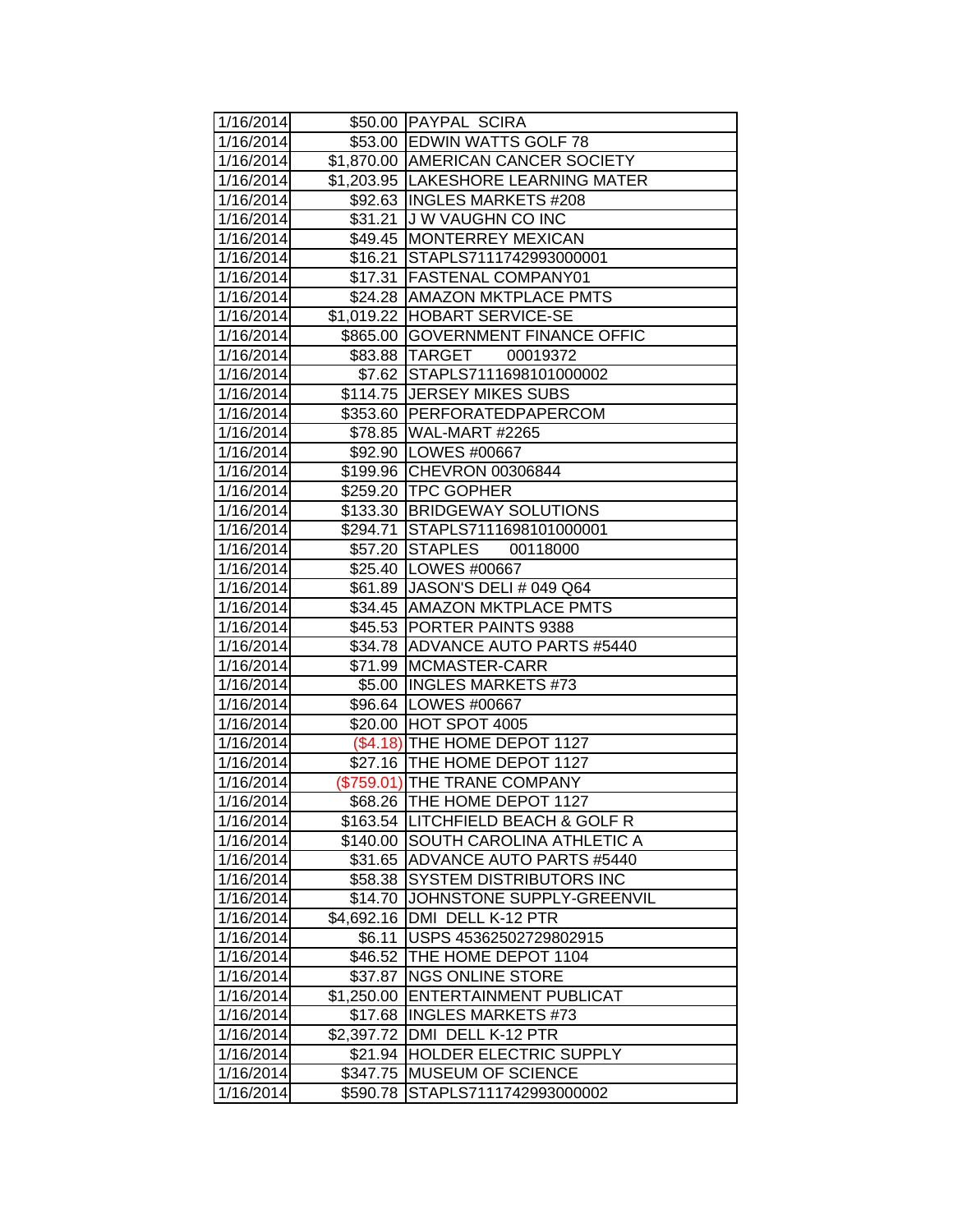| | | |
|---|---|---|
| 1/16/2014 | $50.00 | PAYPAL SCIRA |
| 1/16/2014 | $53.00 | EDWIN WATTS GOLF 78 |
| 1/16/2014 | $1,870.00 | AMERICAN CANCER SOCIETY |
| 1/16/2014 | $1,203.95 | LAKESHORE LEARNING MATER |
| 1/16/2014 | $92.63 | INGLES MARKETS #208 |
| 1/16/2014 | $31.21 | J W VAUGHN CO INC |
| 1/16/2014 | $49.45 | MONTERREY MEXICAN |
| 1/16/2014 | $16.21 | STAPLS7111742993000001 |
| 1/16/2014 | $17.31 | FASTENAL COMPANY01 |
| 1/16/2014 | $24.28 | AMAZON MKTPLACE PMTS |
| 1/16/2014 | $1,019.22 | HOBART SERVICE-SE |
| 1/16/2014 | $865.00 | GOVERNMENT FINANCE OFFIC |
| 1/16/2014 | $83.88 | TARGET 00019372 |
| 1/16/2014 | $7.62 | STAPLS7111698101000002 |
| 1/16/2014 | $114.75 | JERSEY MIKES SUBS |
| 1/16/2014 | $353.60 | PERFORATEDPAPERCOM |
| 1/16/2014 | $78.85 | WAL-MART #2265 |
| 1/16/2014 | $92.90 | LOWES #00667 |
| 1/16/2014 | $199.96 | CHEVRON 00306844 |
| 1/16/2014 | $259.20 | TPC GOPHER |
| 1/16/2014 | $133.30 | BRIDGEWAY SOLUTIONS |
| 1/16/2014 | $294.71 | STAPLS7111698101000001 |
| 1/16/2014 | $57.20 | STAPLES 00118000 |
| 1/16/2014 | $25.40 | LOWES #00667 |
| 1/16/2014 | $61.89 | JASON'S DELI # 049 Q64 |
| 1/16/2014 | $34.45 | AMAZON MKTPLACE PMTS |
| 1/16/2014 | $45.53 | PORTER PAINTS 9388 |
| 1/16/2014 | $34.78 | ADVANCE AUTO PARTS #5440 |
| 1/16/2014 | $71.99 | MCMASTER-CARR |
| 1/16/2014 | $5.00 | INGLES MARKETS #73 |
| 1/16/2014 | $96.64 | LOWES #00667 |
| 1/16/2014 | $20.00 | HOT SPOT 4005 |
| 1/16/2014 | ($4.18) | THE HOME DEPOT 1127 |
| 1/16/2014 | $27.16 | THE HOME DEPOT 1127 |
| 1/16/2014 | ($759.01) | THE TRANE COMPANY |
| 1/16/2014 | $68.26 | THE HOME DEPOT 1127 |
| 1/16/2014 | $163.54 | LITCHFIELD BEACH & GOLF R |
| 1/16/2014 | $140.00 | SOUTH CAROLINA ATHLETIC A |
| 1/16/2014 | $31.65 | ADVANCE AUTO PARTS #5440 |
| 1/16/2014 | $58.38 | SYSTEM DISTRIBUTORS INC |
| 1/16/2014 | $14.70 | JOHNSTONE SUPPLY-GREENVIL |
| 1/16/2014 | $4,692.16 | DMI DELL K-12 PTR |
| 1/16/2014 | $6.11 | USPS 45362502729802915 |
| 1/16/2014 | $46.52 | THE HOME DEPOT 1104 |
| 1/16/2014 | $37.87 | NGS ONLINE STORE |
| 1/16/2014 | $1,250.00 | ENTERTAINMENT PUBLICAT |
| 1/16/2014 | $17.68 | INGLES MARKETS #73 |
| 1/16/2014 | $2,397.72 | DMI DELL K-12 PTR |
| 1/16/2014 | $21.94 | HOLDER ELECTRIC SUPPLY |
| 1/16/2014 | $347.75 | MUSEUM OF SCIENCE |
| 1/16/2014 | $590.78 | STAPLS7111742993000002 |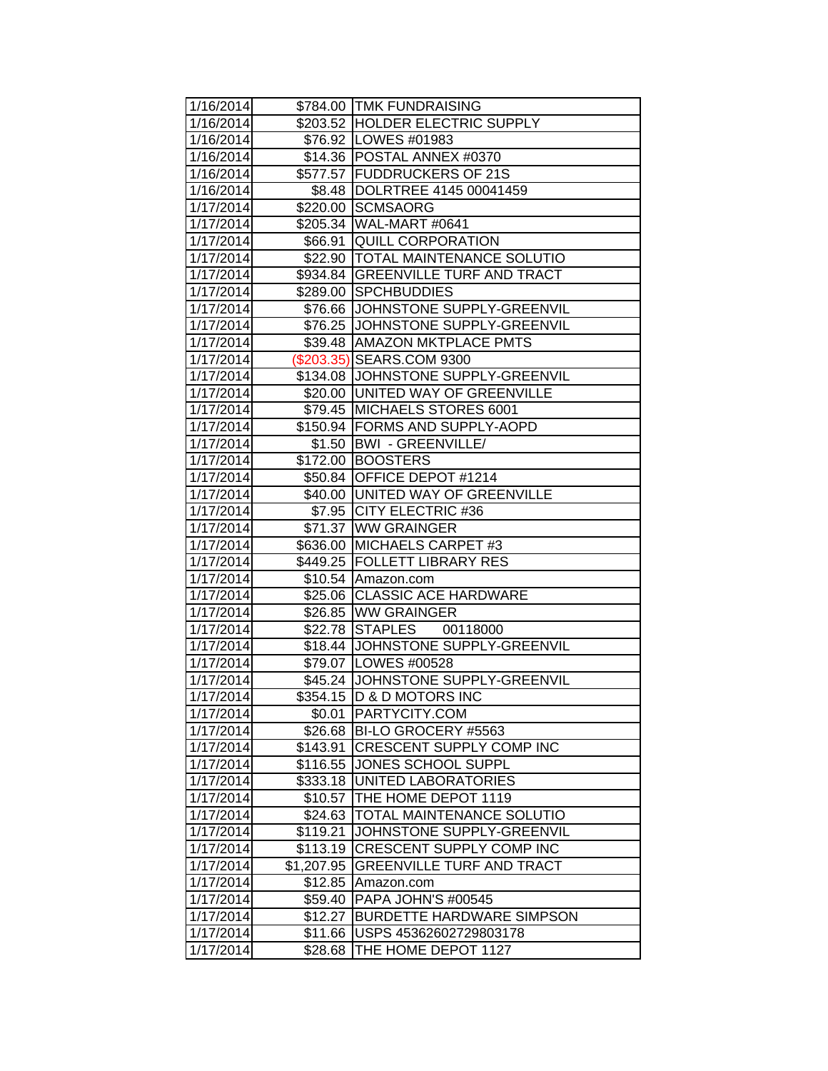| | | |
|---|---|---|
| 1/16/2014 | $784.00 | TMK FUNDRAISING |
| 1/16/2014 | $203.52 | HOLDER ELECTRIC SUPPLY |
| 1/16/2014 | $76.92 | LOWES #01983 |
| 1/16/2014 | $14.36 | POSTAL ANNEX #0370 |
| 1/16/2014 | $577.57 | FUDDRUCKERS OF 21S |
| 1/16/2014 | $8.48 | DOLRTREE 4145 00041459 |
| 1/17/2014 | $220.00 | SCMSAORG |
| 1/17/2014 | $205.34 | WAL-MART #0641 |
| 1/17/2014 | $66.91 | QUILL CORPORATION |
| 1/17/2014 | $22.90 | TOTAL MAINTENANCE SOLUTIO |
| 1/17/2014 | $934.84 | GREENVILLE TURF AND TRACT |
| 1/17/2014 | $289.00 | SPCHBUDDIES |
| 1/17/2014 | $76.66 | JOHNSTONE SUPPLY-GREENVIL |
| 1/17/2014 | $76.25 | JOHNSTONE SUPPLY-GREENVIL |
| 1/17/2014 | $39.48 | AMAZON MKTPLACE PMTS |
| 1/17/2014 | ($203.35) | SEARS.COM 9300 |
| 1/17/2014 | $134.08 | JOHNSTONE SUPPLY-GREENVIL |
| 1/17/2014 | $20.00 | UNITED WAY OF GREENVILLE |
| 1/17/2014 | $79.45 | MICHAELS STORES 6001 |
| 1/17/2014 | $150.94 | FORMS AND SUPPLY-AOPD |
| 1/17/2014 | $1.50 | BWI - GREENVILLE/ |
| 1/17/2014 | $172.00 | BOOSTERS |
| 1/17/2014 | $50.84 | OFFICE DEPOT #1214 |
| 1/17/2014 | $40.00 | UNITED WAY OF GREENVILLE |
| 1/17/2014 | $7.95 | CITY ELECTRIC #36 |
| 1/17/2014 | $71.37 | WW GRAINGER |
| 1/17/2014 | $636.00 | MICHAELS CARPET #3 |
| 1/17/2014 | $449.25 | FOLLETT LIBRARY RES |
| 1/17/2014 | $10.54 | Amazon.com |
| 1/17/2014 | $25.06 | CLASSIC ACE HARDWARE |
| 1/17/2014 | $26.85 | WW GRAINGER |
| 1/17/2014 | $22.78 | STAPLES 00118000 |
| 1/17/2014 | $18.44 | JOHNSTONE SUPPLY-GREENVIL |
| 1/17/2014 | $79.07 | LOWES #00528 |
| 1/17/2014 | $45.24 | JOHNSTONE SUPPLY-GREENVIL |
| 1/17/2014 | $354.15 | D & D MOTORS INC |
| 1/17/2014 | $0.01 | PARTYCITY.COM |
| 1/17/2014 | $26.68 | BI-LO GROCERY #5563 |
| 1/17/2014 | $143.91 | CRESCENT SUPPLY COMP INC |
| 1/17/2014 | $116.55 | JONES SCHOOL SUPPL |
| 1/17/2014 | $333.18 | UNITED LABORATORIES |
| 1/17/2014 | $10.57 | THE HOME DEPOT 1119 |
| 1/17/2014 | $24.63 | TOTAL MAINTENANCE SOLUTIO |
| 1/17/2014 | $119.21 | JOHNSTONE SUPPLY-GREENVIL |
| 1/17/2014 | $113.19 | CRESCENT SUPPLY COMP INC |
| 1/17/2014 | $1,207.95 | GREENVILLE TURF AND TRACT |
| 1/17/2014 | $12.85 | Amazon.com |
| 1/17/2014 | $59.40 | PAPA JOHN'S #00545 |
| 1/17/2014 | $12.27 | BURDETTE HARDWARE SIMPSON |
| 1/17/2014 | $11.66 | USPS 45362602729803178 |
| 1/17/2014 | $28.68 | THE HOME DEPOT 1127 |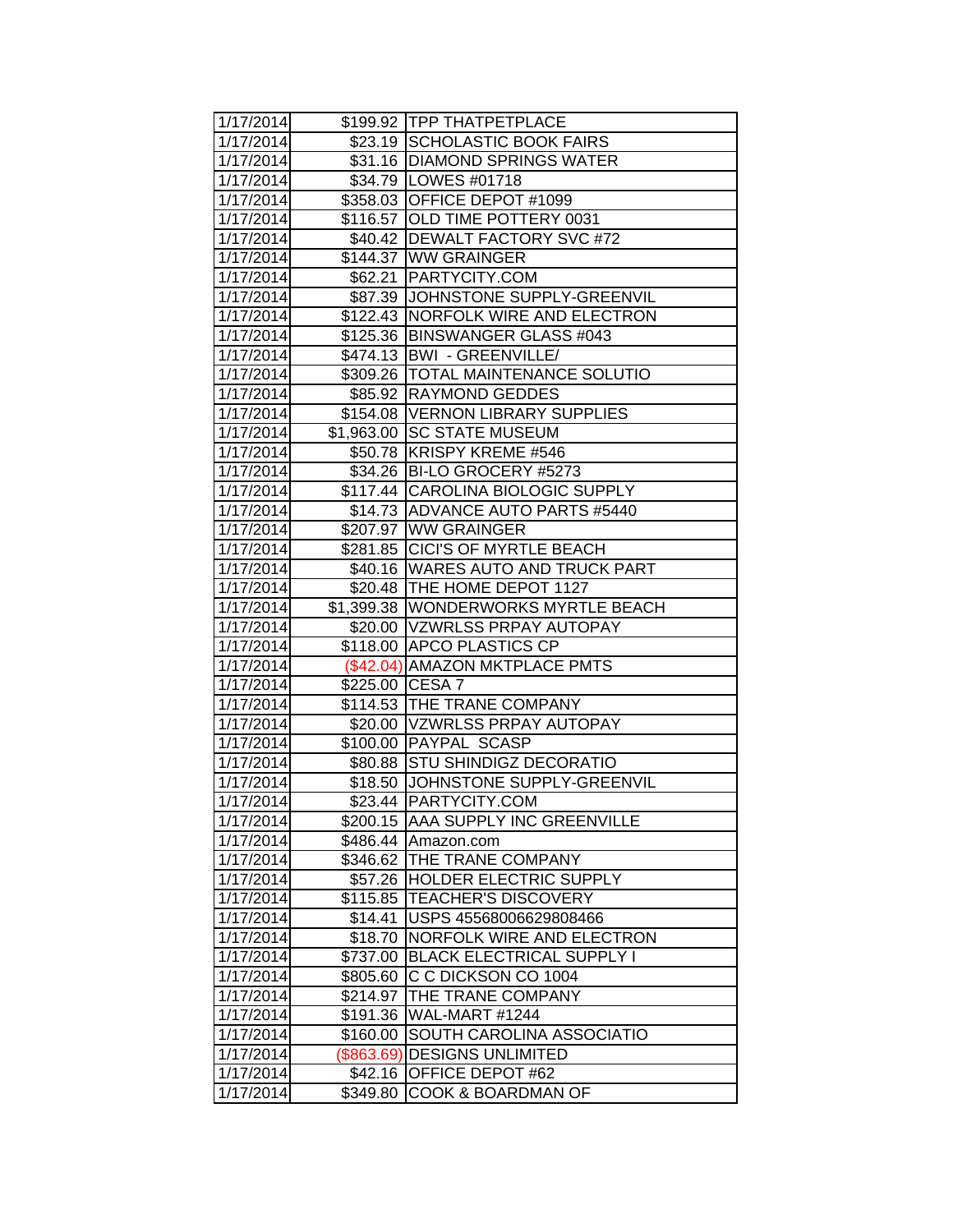| | | |
|---|---|---|
| 1/17/2014 | $199.92 | TPP THATPETPLACE |
| 1/17/2014 | $23.19 | SCHOLASTIC BOOK FAIRS |
| 1/17/2014 | $31.16 | DIAMOND SPRINGS WATER |
| 1/17/2014 | $34.79 | LOWES #01718 |
| 1/17/2014 | $358.03 | OFFICE DEPOT #1099 |
| 1/17/2014 | $116.57 | OLD TIME POTTERY 0031 |
| 1/17/2014 | $40.42 | DEWALT FACTORY SVC #72 |
| 1/17/2014 | $144.37 | WW GRAINGER |
| 1/17/2014 | $62.21 | PARTYCITY.COM |
| 1/17/2014 | $87.39 | JOHNSTONE SUPPLY-GREENVIL |
| 1/17/2014 | $122.43 | NORFOLK WIRE AND ELECTRON |
| 1/17/2014 | $125.36 | BINSWANGER GLASS #043 |
| 1/17/2014 | $474.13 | BWI - GREENVILLE/ |
| 1/17/2014 | $309.26 | TOTAL MAINTENANCE SOLUTIO |
| 1/17/2014 | $85.92 | RAYMOND GEDDES |
| 1/17/2014 | $154.08 | VERNON LIBRARY SUPPLIES |
| 1/17/2014 | $1,963.00 | SC STATE MUSEUM |
| 1/17/2014 | $50.78 | KRISPY KREME #546 |
| 1/17/2014 | $34.26 | BI-LO GROCERY #5273 |
| 1/17/2014 | $117.44 | CAROLINA BIOLOGIC SUPPLY |
| 1/17/2014 | $14.73 | ADVANCE AUTO PARTS #5440 |
| 1/17/2014 | $207.97 | WW GRAINGER |
| 1/17/2014 | $281.85 | CICI'S OF MYRTLE BEACH |
| 1/17/2014 | $40.16 | WARES AUTO AND TRUCK PART |
| 1/17/2014 | $20.48 | THE HOME DEPOT 1127 |
| 1/17/2014 | $1,399.38 | WONDERWORKS MYRTLE BEACH |
| 1/17/2014 | $20.00 | VZWRLSS PRPAY AUTOPAY |
| 1/17/2014 | $118.00 | APCO PLASTICS CP |
| 1/17/2014 | ($42.04) | AMAZON MKTPLACE PMTS |
| 1/17/2014 | $225.00 | CESA 7 |
| 1/17/2014 | $114.53 | THE TRANE COMPANY |
| 1/17/2014 | $20.00 | VZWRLSS PRPAY AUTOPAY |
| 1/17/2014 | $100.00 | PAYPAL SCASP |
| 1/17/2014 | $80.88 | STU SHINDIGZ DECORATIO |
| 1/17/2014 | $18.50 | JOHNSTONE SUPPLY-GREENVIL |
| 1/17/2014 | $23.44 | PARTYCITY.COM |
| 1/17/2014 | $200.15 | AAA SUPPLY INC GREENVILLE |
| 1/17/2014 | $486.44 | Amazon.com |
| 1/17/2014 | $346.62 | THE TRANE COMPANY |
| 1/17/2014 | $57.26 | HOLDER ELECTRIC SUPPLY |
| 1/17/2014 | $115.85 | TEACHER'S DISCOVERY |
| 1/17/2014 | $14.41 | USPS 45568006629808466 |
| 1/17/2014 | $18.70 | NORFOLK WIRE AND ELECTRON |
| 1/17/2014 | $737.00 | BLACK ELECTRICAL SUPPLY I |
| 1/17/2014 | $805.60 | C C DICKSON CO 1004 |
| 1/17/2014 | $214.97 | THE TRANE COMPANY |
| 1/17/2014 | $191.36 | WAL-MART #1244 |
| 1/17/2014 | $160.00 | SOUTH CAROLINA ASSOCIATIO |
| 1/17/2014 | ($863.69) | DESIGNS UNLIMITED |
| 1/17/2014 | $42.16 | OFFICE DEPOT #62 |
| 1/17/2014 | $349.80 | COOK & BOARDMAN OF |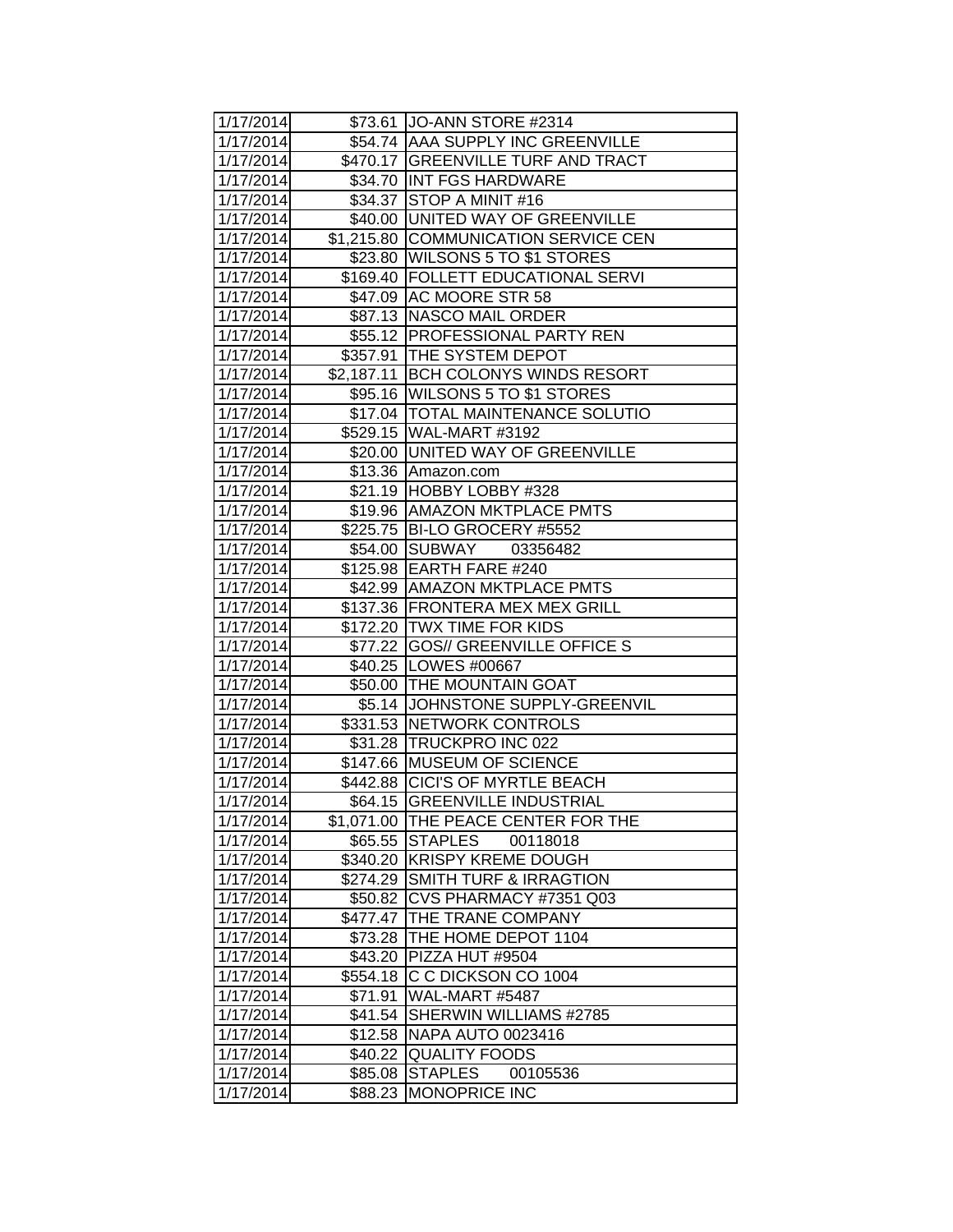| 1/17/2014 | $73.61 | JO-ANN STORE #2314 |
|---|---|---|
| 1/17/2014 | $54.74 | AAA SUPPLY INC GREENVILLE |
| 1/17/2014 | $470.17 | GREENVILLE TURF AND TRACT |
| 1/17/2014 | $34.70 | INT FGS HARDWARE |
| 1/17/2014 | $34.37 | STOP A MINIT #16 |
| 1/17/2014 | $40.00 | UNITED WAY OF GREENVILLE |
| 1/17/2014 | $1,215.80 | COMMUNICATION SERVICE CEN |
| 1/17/2014 | $23.80 | WILSONS 5 TO $1 STORES |
| 1/17/2014 | $169.40 | FOLLETT EDUCATIONAL SERVI |
| 1/17/2014 | $47.09 | AC MOORE STR 58 |
| 1/17/2014 | $87.13 | NASCO MAIL ORDER |
| 1/17/2014 | $55.12 | PROFESSIONAL PARTY REN |
| 1/17/2014 | $357.91 | THE SYSTEM DEPOT |
| 1/17/2014 | $2,187.11 | BCH COLONYS WINDS RESORT |
| 1/17/2014 | $95.16 | WILSONS 5 TO $1 STORES |
| 1/17/2014 | $17.04 | TOTAL MAINTENANCE SOLUTIO |
| 1/17/2014 | $529.15 | WAL-MART #3192 |
| 1/17/2014 | $20.00 | UNITED WAY OF GREENVILLE |
| 1/17/2014 | $13.36 | Amazon.com |
| 1/17/2014 | $21.19 | HOBBY LOBBY #328 |
| 1/17/2014 | $19.96 | AMAZON MKTPLACE PMTS |
| 1/17/2014 | $225.75 | BI-LO GROCERY #5552 |
| 1/17/2014 | $54.00 | SUBWAY 03356482 |
| 1/17/2014 | $125.98 | EARTH FARE #240 |
| 1/17/2014 | $42.99 | AMAZON MKTPLACE PMTS |
| 1/17/2014 | $137.36 | FRONTERA MEX MEX GRILL |
| 1/17/2014 | $172.20 | TWX TIME FOR KIDS |
| 1/17/2014 | $77.22 | GOS// GREENVILLE OFFICE S |
| 1/17/2014 | $40.25 | LOWES #00667 |
| 1/17/2014 | $50.00 | THE MOUNTAIN GOAT |
| 1/17/2014 | $5.14 | JOHNSTONE SUPPLY-GREENVIL |
| 1/17/2014 | $331.53 | NETWORK CONTROLS |
| 1/17/2014 | $31.28 | TRUCKPRO INC 022 |
| 1/17/2014 | $147.66 | MUSEUM OF SCIENCE |
| 1/17/2014 | $442.88 | CICI'S OF MYRTLE BEACH |
| 1/17/2014 | $64.15 | GREENVILLE INDUSTRIAL |
| 1/17/2014 | $1,071.00 | THE PEACE CENTER FOR THE |
| 1/17/2014 | $65.55 | STAPLES 00118018 |
| 1/17/2014 | $340.20 | KRISPY KREME DOUGH |
| 1/17/2014 | $274.29 | SMITH TURF & IRRAGTION |
| 1/17/2014 | $50.82 | CVS PHARMACY #7351 Q03 |
| 1/17/2014 | $477.47 | THE TRANE COMPANY |
| 1/17/2014 | $73.28 | THE HOME DEPOT 1104 |
| 1/17/2014 | $43.20 | PIZZA HUT #9504 |
| 1/17/2014 | $554.18 | C C DICKSON CO 1004 |
| 1/17/2014 | $71.91 | WAL-MART #5487 |
| 1/17/2014 | $41.54 | SHERWIN WILLIAMS #2785 |
| 1/17/2014 | $12.58 | NAPA AUTO 0023416 |
| 1/17/2014 | $40.22 | QUALITY FOODS |
| 1/17/2014 | $85.08 | STAPLES 00105536 |
| 1/17/2014 | $88.23 | MONOPRICE INC |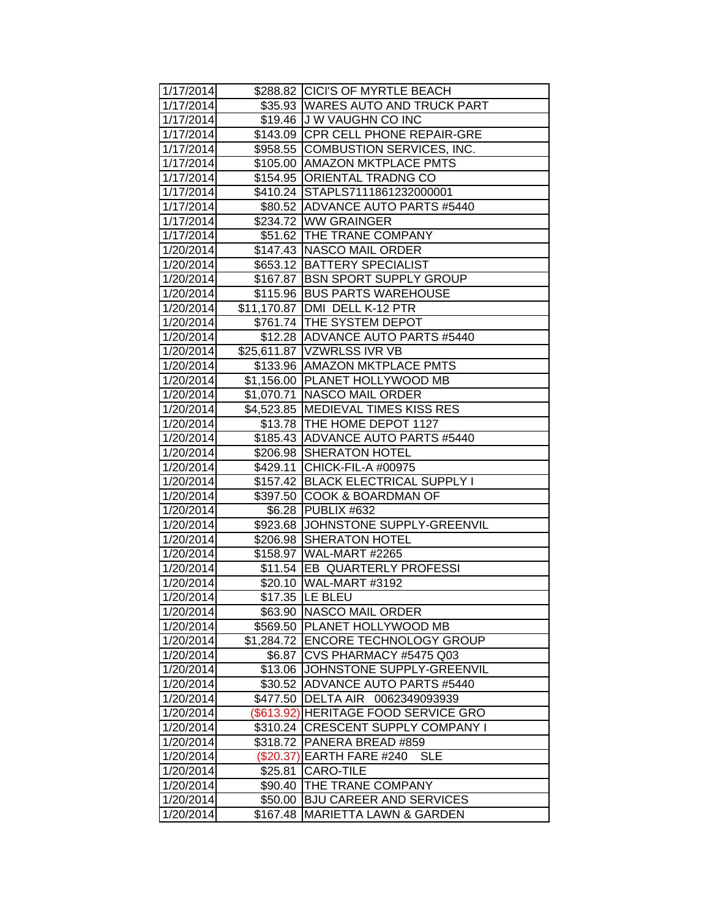| | | |
|---|---|---|
| 1/17/2014 | $288.82 | CICI'S OF MYRTLE BEACH |
| 1/17/2014 | $35.93 | WARES AUTO AND TRUCK PART |
| 1/17/2014 | $19.46 | J W VAUGHN CO INC |
| 1/17/2014 | $143.09 | CPR CELL PHONE REPAIR-GRE |
| 1/17/2014 | $958.55 | COMBUSTION SERVICES, INC. |
| 1/17/2014 | $105.00 | AMAZON MKTPLACE PMTS |
| 1/17/2014 | $154.95 | ORIENTAL TRADNG CO |
| 1/17/2014 | $410.24 | STAPLS7111861232000001 |
| 1/17/2014 | $80.52 | ADVANCE AUTO PARTS #5440 |
| 1/17/2014 | $234.72 | WW GRAINGER |
| 1/17/2014 | $51.62 | THE TRANE COMPANY |
| 1/20/2014 | $147.43 | NASCO MAIL ORDER |
| 1/20/2014 | $653.12 | BATTERY SPECIALIST |
| 1/20/2014 | $167.87 | BSN SPORT SUPPLY GROUP |
| 1/20/2014 | $115.96 | BUS PARTS WAREHOUSE |
| 1/20/2014 | $11,170.87 | DMI DELL K-12 PTR |
| 1/20/2014 | $761.74 | THE SYSTEM DEPOT |
| 1/20/2014 | $12.28 | ADVANCE AUTO PARTS #5440 |
| 1/20/2014 | $25,611.87 | VZWRLSS IVR VB |
| 1/20/2014 | $133.96 | AMAZON MKTPLACE PMTS |
| 1/20/2014 | $1,156.00 | PLANET HOLLYWOOD MB |
| 1/20/2014 | $1,070.71 | NASCO MAIL ORDER |
| 1/20/2014 | $4,523.85 | MEDIEVAL TIMES KISS RES |
| 1/20/2014 | $13.78 | THE HOME DEPOT 1127 |
| 1/20/2014 | $185.43 | ADVANCE AUTO PARTS #5440 |
| 1/20/2014 | $206.98 | SHERATON HOTEL |
| 1/20/2014 | $429.11 | CHICK-FIL-A #00975 |
| 1/20/2014 | $157.42 | BLACK ELECTRICAL SUPPLY I |
| 1/20/2014 | $397.50 | COOK & BOARDMAN OF |
| 1/20/2014 | $6.28 | PUBLIX #632 |
| 1/20/2014 | $923.68 | JOHNSTONE SUPPLY-GREENVIL |
| 1/20/2014 | $206.98 | SHERATON HOTEL |
| 1/20/2014 | $158.97 | WAL-MART #2265 |
| 1/20/2014 | $11.54 | EB QUARTERLY PROFESSI |
| 1/20/2014 | $20.10 | WAL-MART #3192 |
| 1/20/2014 | $17.35 | LE BLEU |
| 1/20/2014 | $63.90 | NASCO MAIL ORDER |
| 1/20/2014 | $569.50 | PLANET HOLLYWOOD MB |
| 1/20/2014 | $1,284.72 | ENCORE TECHNOLOGY GROUP |
| 1/20/2014 | $6.87 | CVS PHARMACY #5475 Q03 |
| 1/20/2014 | $13.06 | JOHNSTONE SUPPLY-GREENVIL |
| 1/20/2014 | $30.52 | ADVANCE AUTO PARTS #5440 |
| 1/20/2014 | $477.50 | DELTA AIR 0062349093939 |
| 1/20/2014 | ($613.92) | HERITAGE FOOD SERVICE GRO |
| 1/20/2014 | $310.24 | CRESCENT SUPPLY COMPANY I |
| 1/20/2014 | $318.72 | PANERA BREAD #859 |
| 1/20/2014 | ($20.37) | EARTH FARE #240 SLE |
| 1/20/2014 | $25.81 | CARO-TILE |
| 1/20/2014 | $90.40 | THE TRANE COMPANY |
| 1/20/2014 | $50.00 | BJU CAREER AND SERVICES |
| 1/20/2014 | $167.48 | MARIETTA LAWN & GARDEN |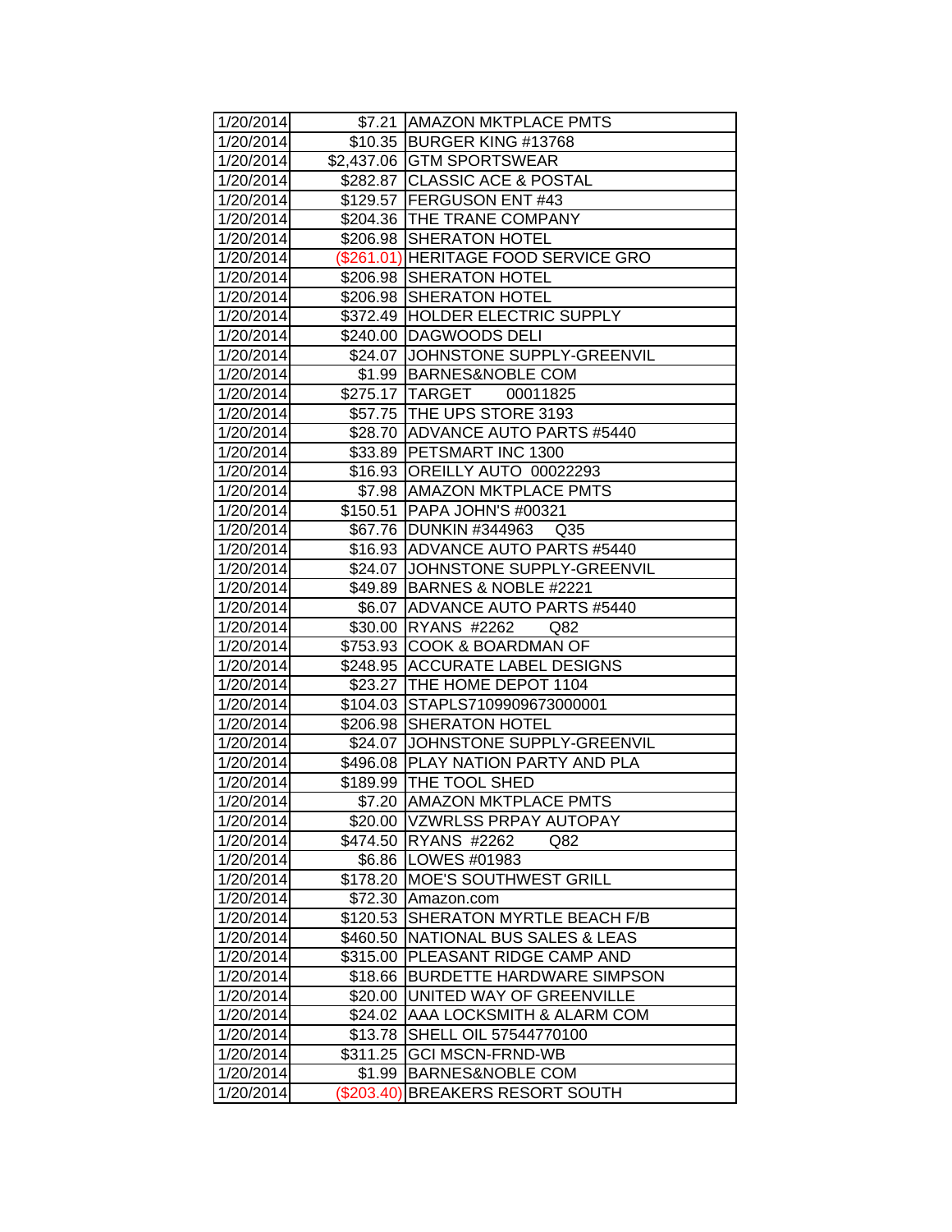| | | |
|---|---|---|
| 1/20/2014 | $7.21 | AMAZON MKTPLACE PMTS |
| 1/20/2014 | $10.35 | BURGER KING #13768 |
| 1/20/2014 | $2,437.06 | GTM SPORTSWEAR |
| 1/20/2014 | $282.87 | CLASSIC ACE & POSTAL |
| 1/20/2014 | $129.57 | FERGUSON ENT #43 |
| 1/20/2014 | $204.36 | THE TRANE COMPANY |
| 1/20/2014 | $206.98 | SHERATON HOTEL |
| 1/20/2014 | ($261.01) | HERITAGE FOOD SERVICE GRO |
| 1/20/2014 | $206.98 | SHERATON HOTEL |
| 1/20/2014 | $206.98 | SHERATON HOTEL |
| 1/20/2014 | $372.49 | HOLDER ELECTRIC SUPPLY |
| 1/20/2014 | $240.00 | DAGWOODS DELI |
| 1/20/2014 | $24.07 | JOHNSTONE SUPPLY-GREENVIL |
| 1/20/2014 | $1.99 | BARNES&NOBLE COM |
| 1/20/2014 | $275.17 | TARGET 00011825 |
| 1/20/2014 | $57.75 | THE UPS STORE 3193 |
| 1/20/2014 | $28.70 | ADVANCE AUTO PARTS #5440 |
| 1/20/2014 | $33.89 | PETSMART INC 1300 |
| 1/20/2014 | $16.93 | OREILLY AUTO 00022293 |
| 1/20/2014 | $7.98 | AMAZON MKTPLACE PMTS |
| 1/20/2014 | $150.51 | PAPA JOHN'S #00321 |
| 1/20/2014 | $67.76 | DUNKIN #344963 Q35 |
| 1/20/2014 | $16.93 | ADVANCE AUTO PARTS #5440 |
| 1/20/2014 | $24.07 | JOHNSTONE SUPPLY-GREENVIL |
| 1/20/2014 | $49.89 | BARNES & NOBLE #2221 |
| 1/20/2014 | $6.07 | ADVANCE AUTO PARTS #5440 |
| 1/20/2014 | $30.00 | RYANS #2262 Q82 |
| 1/20/2014 | $753.93 | COOK & BOARDMAN OF |
| 1/20/2014 | $248.95 | ACCURATE LABEL DESIGNS |
| 1/20/2014 | $23.27 | THE HOME DEPOT 1104 |
| 1/20/2014 | $104.03 | STAPLS7109909673000001 |
| 1/20/2014 | $206.98 | SHERATON HOTEL |
| 1/20/2014 | $24.07 | JOHNSTONE SUPPLY-GREENVIL |
| 1/20/2014 | $496.08 | PLAY NATION PARTY AND PLA |
| 1/20/2014 | $189.99 | THE TOOL SHED |
| 1/20/2014 | $7.20 | AMAZON MKTPLACE PMTS |
| 1/20/2014 | $20.00 | VZWRLSS PRPAY AUTOPAY |
| 1/20/2014 | $474.50 | RYANS #2262 Q82 |
| 1/20/2014 | $6.86 | LOWES #01983 |
| 1/20/2014 | $178.20 | MOE'S SOUTHWEST GRILL |
| 1/20/2014 | $72.30 | Amazon.com |
| 1/20/2014 | $120.53 | SHERATON MYRTLE BEACH F/B |
| 1/20/2014 | $460.50 | NATIONAL BUS SALES & LEAS |
| 1/20/2014 | $315.00 | PLEASANT RIDGE CAMP AND |
| 1/20/2014 | $18.66 | BURDETTE HARDWARE SIMPSON |
| 1/20/2014 | $20.00 | UNITED WAY OF GREENVILLE |
| 1/20/2014 | $24.02 | AAA LOCKSMITH & ALARM COM |
| 1/20/2014 | $13.78 | SHELL OIL 57544770100 |
| 1/20/2014 | $311.25 | GCI MSCN-FRND-WB |
| 1/20/2014 | $1.99 | BARNES&NOBLE COM |
| 1/20/2014 | ($203.40) | BREAKERS RESORT SOUTH |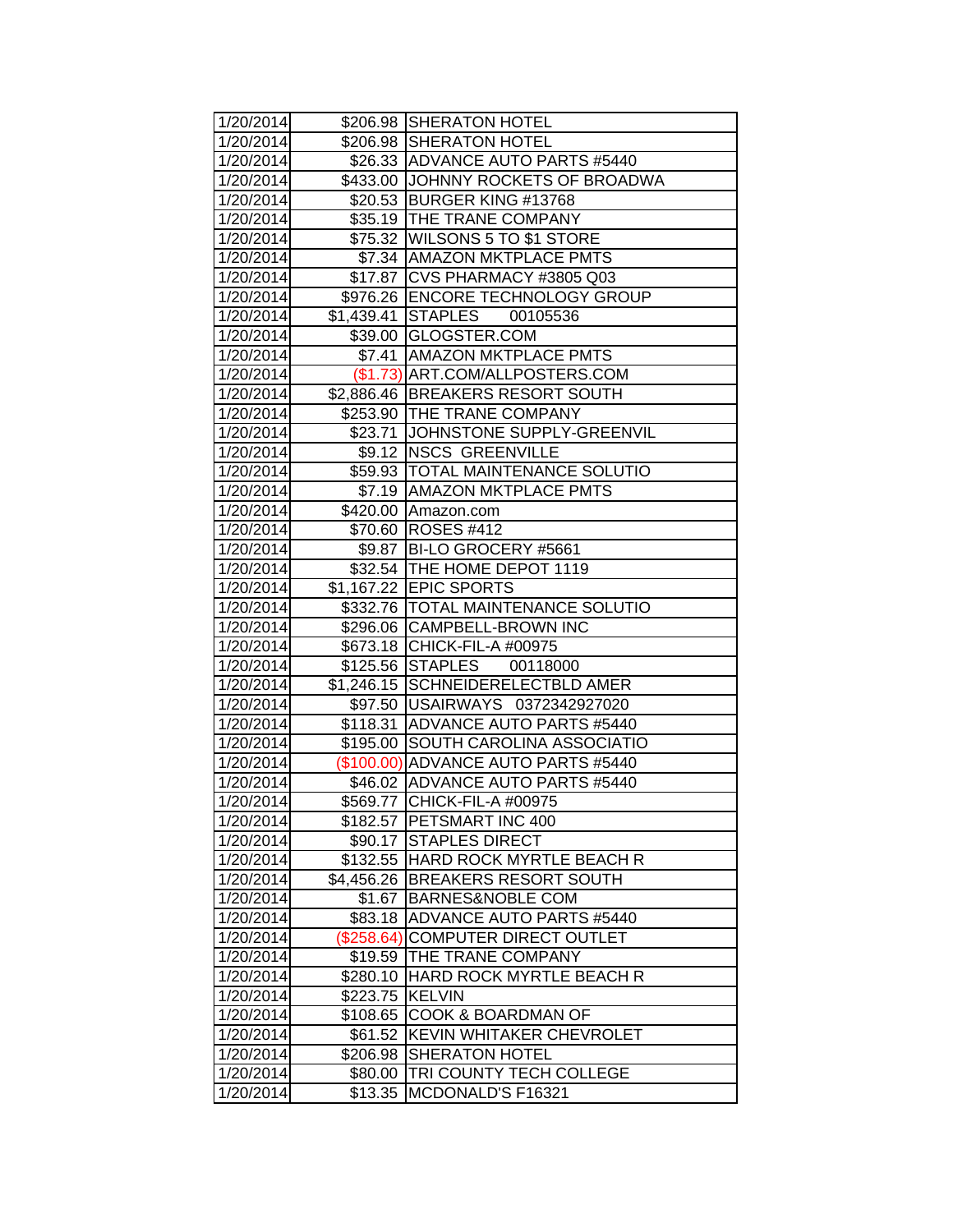| | | |
|---|---|---|
| 1/20/2014 | $206.98 | SHERATON HOTEL |
| 1/20/2014 | $206.98 | SHERATON HOTEL |
| 1/20/2014 | $26.33 | ADVANCE AUTO PARTS #5440 |
| 1/20/2014 | $433.00 | JOHNNY ROCKETS OF BROADWA |
| 1/20/2014 | $20.53 | BURGER KING #13768 |
| 1/20/2014 | $35.19 | THE TRANE COMPANY |
| 1/20/2014 | $75.32 | WILSONS 5 TO $1 STORE |
| 1/20/2014 | $7.34 | AMAZON MKTPLACE PMTS |
| 1/20/2014 | $17.87 | CVS PHARMACY #3805 Q03 |
| 1/20/2014 | $976.26 | ENCORE TECHNOLOGY GROUP |
| 1/20/2014 | $1,439.41 | STAPLES 00105536 |
| 1/20/2014 | $39.00 | GLOGSTER.COM |
| 1/20/2014 | $7.41 | AMAZON MKTPLACE PMTS |
| 1/20/2014 | ($1.73) | ART.COM/ALLPOSTERS.COM |
| 1/20/2014 | $2,886.46 | BREAKERS RESORT SOUTH |
| 1/20/2014 | $253.90 | THE TRANE COMPANY |
| 1/20/2014 | $23.71 | JOHNSTONE SUPPLY-GREENVIL |
| 1/20/2014 | $9.12 | NSCS GREENVILLE |
| 1/20/2014 | $59.93 | TOTAL MAINTENANCE SOLUTIO |
| 1/20/2014 | $7.19 | AMAZON MKTPLACE PMTS |
| 1/20/2014 | $420.00 | Amazon.com |
| 1/20/2014 | $70.60 | ROSES #412 |
| 1/20/2014 | $9.87 | BI-LO GROCERY #5661 |
| 1/20/2014 | $32.54 | THE HOME DEPOT 1119 |
| 1/20/2014 | $1,167.22 | EPIC SPORTS |
| 1/20/2014 | $332.76 | TOTAL MAINTENANCE SOLUTIO |
| 1/20/2014 | $296.06 | CAMPBELL-BROWN INC |
| 1/20/2014 | $673.18 | CHICK-FIL-A #00975 |
| 1/20/2014 | $125.56 | STAPLES 00118000 |
| 1/20/2014 | $1,246.15 | SCHNEIDERELECTBLD AMER |
| 1/20/2014 | $97.50 | USAIRWAYS 0372342927020 |
| 1/20/2014 | $118.31 | ADVANCE AUTO PARTS #5440 |
| 1/20/2014 | $195.00 | SOUTH CAROLINA ASSOCIATIO |
| 1/20/2014 | ($100.00) | ADVANCE AUTO PARTS #5440 |
| 1/20/2014 | $46.02 | ADVANCE AUTO PARTS #5440 |
| 1/20/2014 | $569.77 | CHICK-FIL-A #00975 |
| 1/20/2014 | $182.57 | PETSMART INC 400 |
| 1/20/2014 | $90.17 | STAPLES DIRECT |
| 1/20/2014 | $132.55 | HARD ROCK MYRTLE BEACH R |
| 1/20/2014 | $4,456.26 | BREAKERS RESORT SOUTH |
| 1/20/2014 | $1.67 | BARNES&NOBLE COM |
| 1/20/2014 | $83.18 | ADVANCE AUTO PARTS #5440 |
| 1/20/2014 | ($258.64) | COMPUTER DIRECT OUTLET |
| 1/20/2014 | $19.59 | THE TRANE COMPANY |
| 1/20/2014 | $280.10 | HARD ROCK MYRTLE BEACH R |
| 1/20/2014 | $223.75 | KELVIN |
| 1/20/2014 | $108.65 | COOK & BOARDMAN OF |
| 1/20/2014 | $61.52 | KEVIN WHITAKER CHEVROLET |
| 1/20/2014 | $206.98 | SHERATON HOTEL |
| 1/20/2014 | $80.00 | TRI COUNTY TECH COLLEGE |
| 1/20/2014 | $13.35 | MCDONALD'S F16321 |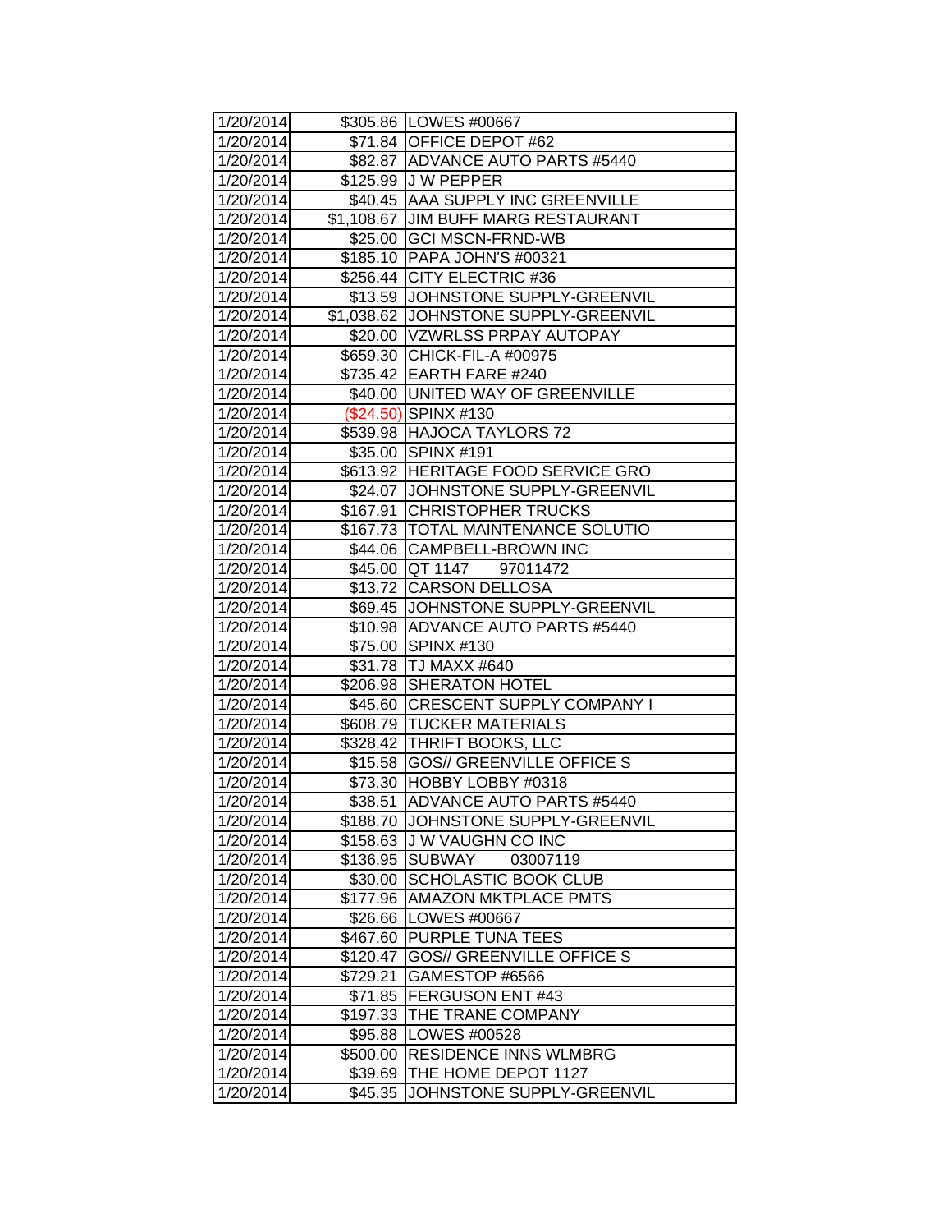| | | |
|---|---|---|
| 1/20/2014 | $305.86 | LOWES #00667 |
| 1/20/2014 | $71.84 | OFFICE DEPOT #62 |
| 1/20/2014 | $82.87 | ADVANCE AUTO PARTS #5440 |
| 1/20/2014 | $125.99 | J W PEPPER |
| 1/20/2014 | $40.45 | AAA SUPPLY INC GREENVILLE |
| 1/20/2014 | $1,108.67 | JIM BUFF MARG RESTAURANT |
| 1/20/2014 | $25.00 | GCI MSCN-FRND-WB |
| 1/20/2014 | $185.10 | PAPA JOHN'S #00321 |
| 1/20/2014 | $256.44 | CITY ELECTRIC #36 |
| 1/20/2014 | $13.59 | JOHNSTONE SUPPLY-GREENVIL |
| 1/20/2014 | $1,038.62 | JOHNSTONE SUPPLY-GREENVIL |
| 1/20/2014 | $20.00 | VZWRLSS PRPAY AUTOPAY |
| 1/20/2014 | $659.30 | CHICK-FIL-A #00975 |
| 1/20/2014 | $735.42 | EARTH FARE #240 |
| 1/20/2014 | $40.00 | UNITED WAY OF GREENVILLE |
| 1/20/2014 | ($24.50) | SPINX #130 |
| 1/20/2014 | $539.98 | HAJOCA TAYLORS 72 |
| 1/20/2014 | $35.00 | SPINX #191 |
| 1/20/2014 | $613.92 | HERITAGE FOOD SERVICE GRO |
| 1/20/2014 | $24.07 | JOHNSTONE SUPPLY-GREENVIL |
| 1/20/2014 | $167.91 | CHRISTOPHER TRUCKS |
| 1/20/2014 | $167.73 | TOTAL MAINTENANCE SOLUTIO |
| 1/20/2014 | $44.06 | CAMPBELL-BROWN INC |
| 1/20/2014 | $45.00 | QT 1147 97011472 |
| 1/20/2014 | $13.72 | CARSON DELLOSA |
| 1/20/2014 | $69.45 | JOHNSTONE SUPPLY-GREENVIL |
| 1/20/2014 | $10.98 | ADVANCE AUTO PARTS #5440 |
| 1/20/2014 | $75.00 | SPINX #130 |
| 1/20/2014 | $31.78 | TJ MAXX #640 |
| 1/20/2014 | $206.98 | SHERATON HOTEL |
| 1/20/2014 | $45.60 | CRESCENT SUPPLY COMPANY I |
| 1/20/2014 | $608.79 | TUCKER MATERIALS |
| 1/20/2014 | $328.42 | THRIFT BOOKS, LLC |
| 1/20/2014 | $15.58 | GOS// GREENVILLE OFFICE S |
| 1/20/2014 | $73.30 | HOBBY LOBBY #0318 |
| 1/20/2014 | $38.51 | ADVANCE AUTO PARTS #5440 |
| 1/20/2014 | $188.70 | JOHNSTONE SUPPLY-GREENVIL |
| 1/20/2014 | $158.63 | J W VAUGHN CO INC |
| 1/20/2014 | $136.95 | SUBWAY 03007119 |
| 1/20/2014 | $30.00 | SCHOLASTIC BOOK CLUB |
| 1/20/2014 | $177.96 | AMAZON MKTPLACE PMTS |
| 1/20/2014 | $26.66 | LOWES #00667 |
| 1/20/2014 | $467.60 | PURPLE TUNA TEES |
| 1/20/2014 | $120.47 | GOS// GREENVILLE OFFICE S |
| 1/20/2014 | $729.21 | GAMESTOP #6566 |
| 1/20/2014 | $71.85 | FERGUSON ENT #43 |
| 1/20/2014 | $197.33 | THE TRANE COMPANY |
| 1/20/2014 | $95.88 | LOWES #00528 |
| 1/20/2014 | $500.00 | RESIDENCE INNS WLMBRG |
| 1/20/2014 | $39.69 | THE HOME DEPOT 1127 |
| 1/20/2014 | $45.35 | JOHNSTONE SUPPLY-GREENVIL |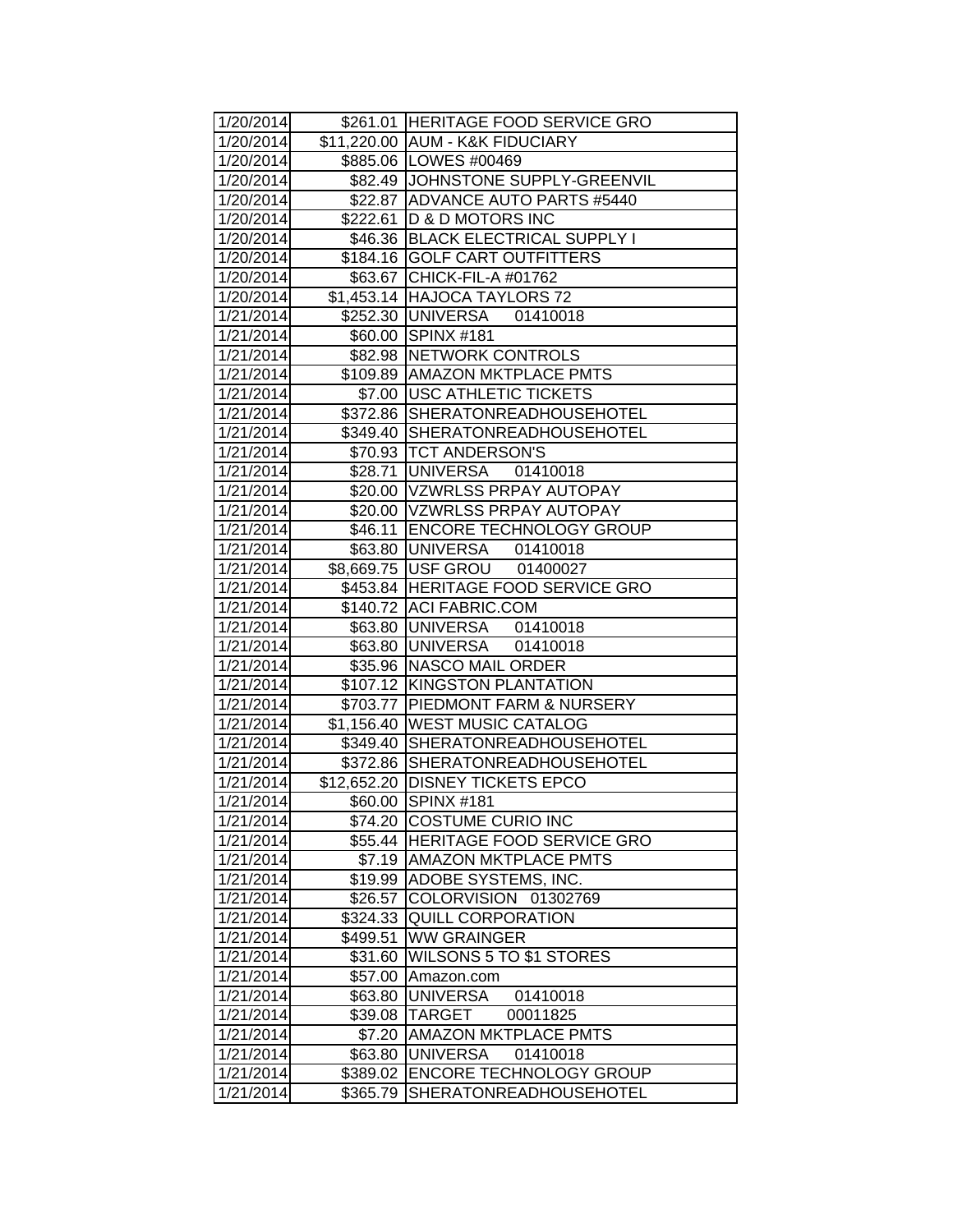| | | |
|---|---|---|
| 1/20/2014 | $261.01 | HERITAGE FOOD SERVICE GRO |
| 1/20/2014 | $11,220.00 | AUM - K&K FIDUCIARY |
| 1/20/2014 | $885.06 | LOWES #00469 |
| 1/20/2014 | $82.49 | JOHNSTONE SUPPLY-GREENVIL |
| 1/20/2014 | $22.87 | ADVANCE AUTO PARTS #5440 |
| 1/20/2014 | $222.61 | D & D MOTORS INC |
| 1/20/2014 | $46.36 | BLACK ELECTRICAL SUPPLY I |
| 1/20/2014 | $184.16 | GOLF CART OUTFITTERS |
| 1/20/2014 | $63.67 | CHICK-FIL-A #01762 |
| 1/20/2014 | $1,453.14 | HAJOCA TAYLORS 72 |
| 1/21/2014 | $252.30 | UNIVERSA 01410018 |
| 1/21/2014 | $60.00 | SPINX #181 |
| 1/21/2014 | $82.98 | NETWORK CONTROLS |
| 1/21/2014 | $109.89 | AMAZON MKTPLACE PMTS |
| 1/21/2014 | $7.00 | USC ATHLETIC TICKETS |
| 1/21/2014 | $372.86 | SHERATONREADHOUSEHOTEL |
| 1/21/2014 | $349.40 | SHERATONREADHOUSEHOTEL |
| 1/21/2014 | $70.93 | TCT ANDERSON'S |
| 1/21/2014 | $28.71 | UNIVERSA 01410018 |
| 1/21/2014 | $20.00 | VZWRLSS PRPAY AUTOPAY |
| 1/21/2014 | $20.00 | VZWRLSS PRPAY AUTOPAY |
| 1/21/2014 | $46.11 | ENCORE TECHNOLOGY GROUP |
| 1/21/2014 | $63.80 | UNIVERSA 01410018 |
| 1/21/2014 | $8,669.75 | USF GROU 01400027 |
| 1/21/2014 | $453.84 | HERITAGE FOOD SERVICE GRO |
| 1/21/2014 | $140.72 | ACI FABRIC.COM |
| 1/21/2014 | $63.80 | UNIVERSA 01410018 |
| 1/21/2014 | $63.80 | UNIVERSA 01410018 |
| 1/21/2014 | $35.96 | NASCO MAIL ORDER |
| 1/21/2014 | $107.12 | KINGSTON PLANTATION |
| 1/21/2014 | $703.77 | PIEDMONT FARM & NURSERY |
| 1/21/2014 | $1,156.40 | WEST MUSIC CATALOG |
| 1/21/2014 | $349.40 | SHERATONREADHOUSEHOTEL |
| 1/21/2014 | $372.86 | SHERATONREADHOUSEHOTEL |
| 1/21/2014 | $12,652.20 | DISNEY TICKETS EPCO |
| 1/21/2014 | $60.00 | SPINX #181 |
| 1/21/2014 | $74.20 | COSTUME CURIO INC |
| 1/21/2014 | $55.44 | HERITAGE FOOD SERVICE GRO |
| 1/21/2014 | $7.19 | AMAZON MKTPLACE PMTS |
| 1/21/2014 | $19.99 | ADOBE SYSTEMS, INC. |
| 1/21/2014 | $26.57 | COLORVISION 01302769 |
| 1/21/2014 | $324.33 | QUILL CORPORATION |
| 1/21/2014 | $499.51 | WW GRAINGER |
| 1/21/2014 | $31.60 | WILSONS 5 TO $1 STORES |
| 1/21/2014 | $57.00 | Amazon.com |
| 1/21/2014 | $63.80 | UNIVERSA 01410018 |
| 1/21/2014 | $39.08 | TARGET 00011825 |
| 1/21/2014 | $7.20 | AMAZON MKTPLACE PMTS |
| 1/21/2014 | $63.80 | UNIVERSA 01410018 |
| 1/21/2014 | $389.02 | ENCORE TECHNOLOGY GROUP |
| 1/21/2014 | $365.79 | SHERATONREADHOUSEHOTEL |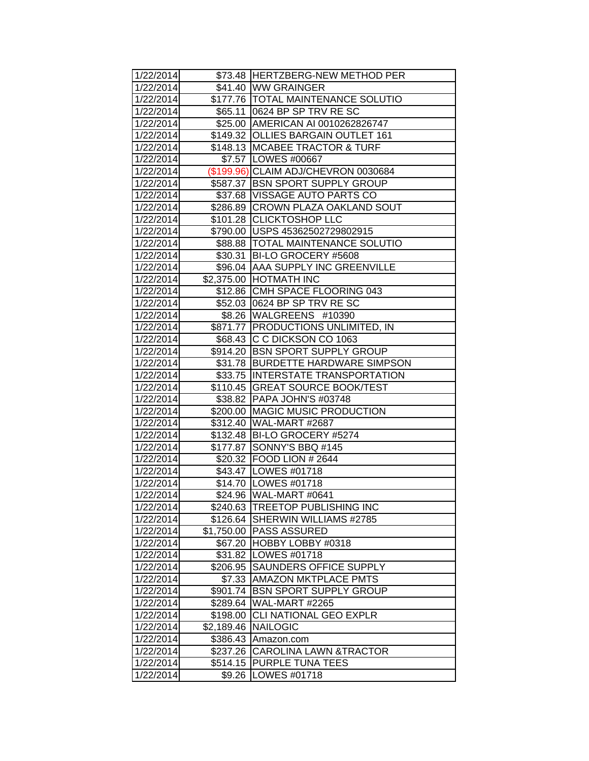| | | |
|---|---|---|
| 1/22/2014 | $73.48 | HERTZBERG-NEW METHOD PER |
| 1/22/2014 | $41.40 | WW GRAINGER |
| 1/22/2014 | $177.76 | TOTAL MAINTENANCE SOLUTIO |
| 1/22/2014 | $65.11 | 0624 BP SP TRV RE SC |
| 1/22/2014 | $25.00 | AMERICAN AI 0010262826747 |
| 1/22/2014 | $149.32 | OLLIES BARGAIN OUTLET 161 |
| 1/22/2014 | $148.13 | MCABEE TRACTOR & TURF |
| 1/22/2014 | $7.57 | LOWES #00667 |
| 1/22/2014 | ($199.96) | CLAIM ADJ/CHEVRON 0030684 |
| 1/22/2014 | $587.37 | BSN SPORT SUPPLY GROUP |
| 1/22/2014 | $37.68 | VISSAGE AUTO PARTS CO |
| 1/22/2014 | $286.89 | CROWN PLAZA OAKLAND SOUT |
| 1/22/2014 | $101.28 | CLICKTOSHOP LLC |
| 1/22/2014 | $790.00 | USPS 45362502729802915 |
| 1/22/2014 | $88.88 | TOTAL MAINTENANCE SOLUTIO |
| 1/22/2014 | $30.31 | BI-LO GROCERY #5608 |
| 1/22/2014 | $96.04 | AAA SUPPLY INC GREENVILLE |
| 1/22/2014 | $2,375.00 | HOTMATH INC |
| 1/22/2014 | $12.86 | CMH SPACE FLOORING 043 |
| 1/22/2014 | $52.03 | 0624 BP SP TRV RE SC |
| 1/22/2014 | $8.26 | WALGREENS #10390 |
| 1/22/2014 | $871.77 | PRODUCTIONS UNLIMITED, IN |
| 1/22/2014 | $68.43 | C C DICKSON CO 1063 |
| 1/22/2014 | $914.20 | BSN SPORT SUPPLY GROUP |
| 1/22/2014 | $31.78 | BURDETTE HARDWARE SIMPSON |
| 1/22/2014 | $33.75 | INTERSTATE TRANSPORTATION |
| 1/22/2014 | $110.45 | GREAT SOURCE BOOK/TEST |
| 1/22/2014 | $38.82 | PAPA JOHN'S #03748 |
| 1/22/2014 | $200.00 | MAGIC MUSIC PRODUCTION |
| 1/22/2014 | $312.40 | WAL-MART #2687 |
| 1/22/2014 | $132.48 | BI-LO GROCERY #5274 |
| 1/22/2014 | $177.87 | SONNY'S BBQ #145 |
| 1/22/2014 | $20.32 | FOOD LION # 2644 |
| 1/22/2014 | $43.47 | LOWES #01718 |
| 1/22/2014 | $14.70 | LOWES #01718 |
| 1/22/2014 | $24.96 | WAL-MART #0641 |
| 1/22/2014 | $240.63 | TREETOP PUBLISHING INC |
| 1/22/2014 | $126.64 | SHERWIN WILLIAMS #2785 |
| 1/22/2014 | $1,750.00 | PASS ASSURED |
| 1/22/2014 | $67.20 | HOBBY LOBBY #0318 |
| 1/22/2014 | $31.82 | LOWES #01718 |
| 1/22/2014 | $206.95 | SAUNDERS OFFICE SUPPLY |
| 1/22/2014 | $7.33 | AMAZON MKTPLACE PMTS |
| 1/22/2014 | $901.74 | BSN SPORT SUPPLY GROUP |
| 1/22/2014 | $289.64 | WAL-MART #2265 |
| 1/22/2014 | $198.00 | CLI NATIONAL GEO EXPLR |
| 1/22/2014 | $2,189.46 | NAILOGIC |
| 1/22/2014 | $386.43 | Amazon.com |
| 1/22/2014 | $237.26 | CAROLINA LAWN &TRACTOR |
| 1/22/2014 | $514.15 | PURPLE TUNA TEES |
| 1/22/2014 | $9.26 | LOWES #01718 |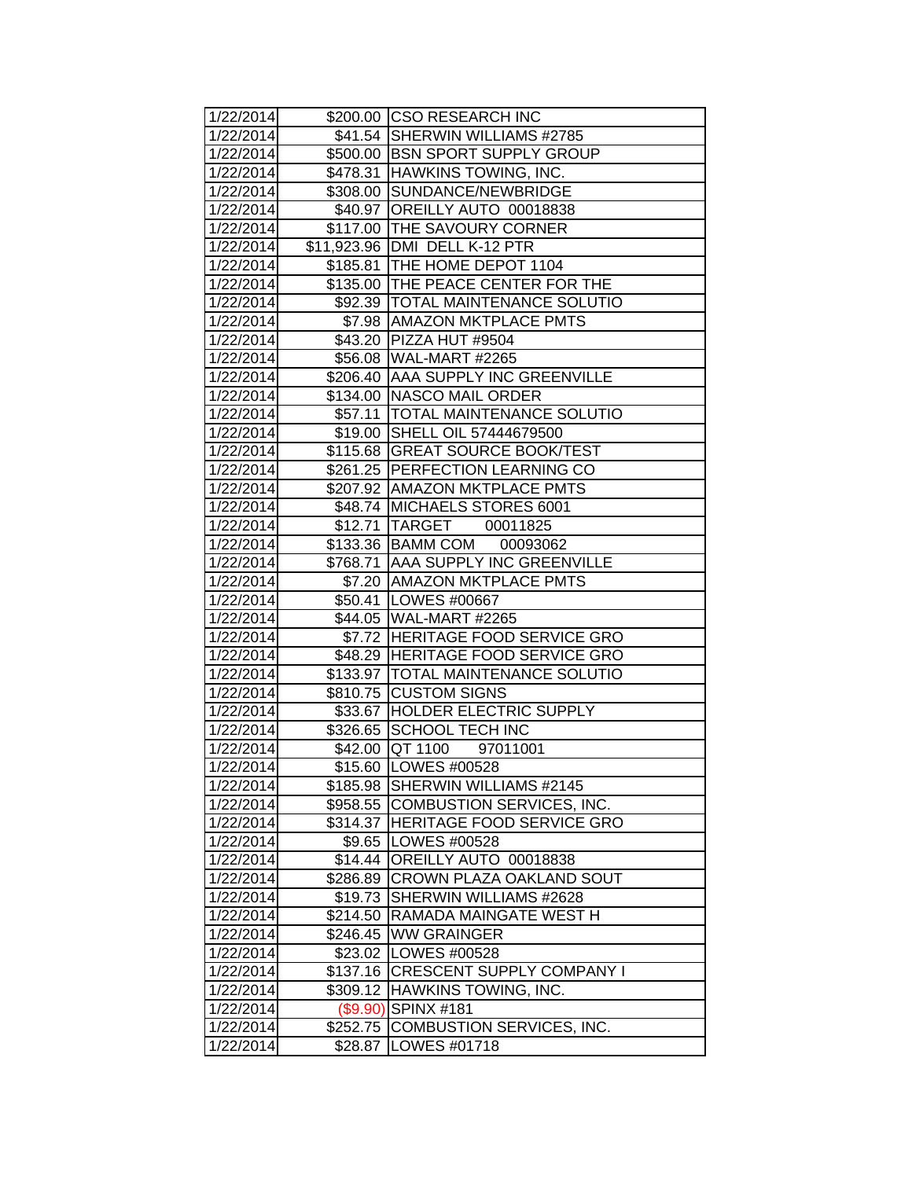| | | |
|---|---|---|
| 1/22/2014 | $200.00 | CSO RESEARCH INC |
| 1/22/2014 | $41.54 | SHERWIN WILLIAMS #2785 |
| 1/22/2014 | $500.00 | BSN SPORT SUPPLY GROUP |
| 1/22/2014 | $478.31 | HAWKINS TOWING, INC. |
| 1/22/2014 | $308.00 | SUNDANCE/NEWBRIDGE |
| 1/22/2014 | $40.97 | OREILLY AUTO 00018838 |
| 1/22/2014 | $117.00 | THE SAVOURY CORNER |
| 1/22/2014 | $11,923.96 | DMI DELL K-12 PTR |
| 1/22/2014 | $185.81 | THE HOME DEPOT 1104 |
| 1/22/2014 | $135.00 | THE PEACE CENTER FOR THE |
| 1/22/2014 | $92.39 | TOTAL MAINTENANCE SOLUTIO |
| 1/22/2014 | $7.98 | AMAZON MKTPLACE PMTS |
| 1/22/2014 | $43.20 | PIZZA HUT #9504 |
| 1/22/2014 | $56.08 | WAL-MART #2265 |
| 1/22/2014 | $206.40 | AAA SUPPLY INC GREENVILLE |
| 1/22/2014 | $134.00 | NASCO MAIL ORDER |
| 1/22/2014 | $57.11 | TOTAL MAINTENANCE SOLUTIO |
| 1/22/2014 | $19.00 | SHELL OIL 57444679500 |
| 1/22/2014 | $115.68 | GREAT SOURCE BOOK/TEST |
| 1/22/2014 | $261.25 | PERFECTION LEARNING CO |
| 1/22/2014 | $207.92 | AMAZON MKTPLACE PMTS |
| 1/22/2014 | $48.74 | MICHAELS STORES 6001 |
| 1/22/2014 | $12.71 | TARGET 00011825 |
| 1/22/2014 | $133.36 | BAMM COM 00093062 |
| 1/22/2014 | $768.71 | AAA SUPPLY INC GREENVILLE |
| 1/22/2014 | $7.20 | AMAZON MKTPLACE PMTS |
| 1/22/2014 | $50.41 | LOWES #00667 |
| 1/22/2014 | $44.05 | WAL-MART #2265 |
| 1/22/2014 | $7.72 | HERITAGE FOOD SERVICE GRO |
| 1/22/2014 | $48.29 | HERITAGE FOOD SERVICE GRO |
| 1/22/2014 | $133.97 | TOTAL MAINTENANCE SOLUTIO |
| 1/22/2014 | $810.75 | CUSTOM SIGNS |
| 1/22/2014 | $33.67 | HOLDER ELECTRIC SUPPLY |
| 1/22/2014 | $326.65 | SCHOOL TECH INC |
| 1/22/2014 | $42.00 | QT 1100 97011001 |
| 1/22/2014 | $15.60 | LOWES #00528 |
| 1/22/2014 | $185.98 | SHERWIN WILLIAMS #2145 |
| 1/22/2014 | $958.55 | COMBUSTION SERVICES, INC. |
| 1/22/2014 | $314.37 | HERITAGE FOOD SERVICE GRO |
| 1/22/2014 | $9.65 | LOWES #00528 |
| 1/22/2014 | $14.44 | OREILLY AUTO 00018838 |
| 1/22/2014 | $286.89 | CROWN PLAZA OAKLAND SOUT |
| 1/22/2014 | $19.73 | SHERWIN WILLIAMS #2628 |
| 1/22/2014 | $214.50 | RAMADA MAINGATE WEST H |
| 1/22/2014 | $246.45 | WW GRAINGER |
| 1/22/2014 | $23.02 | LOWES #00528 |
| 1/22/2014 | $137.16 | CRESCENT SUPPLY COMPANY I |
| 1/22/2014 | $309.12 | HAWKINS TOWING, INC. |
| 1/22/2014 | ($9.90) | SPINX #181 |
| 1/22/2014 | $252.75 | COMBUSTION SERVICES, INC. |
| 1/22/2014 | $28.87 | LOWES #01718 |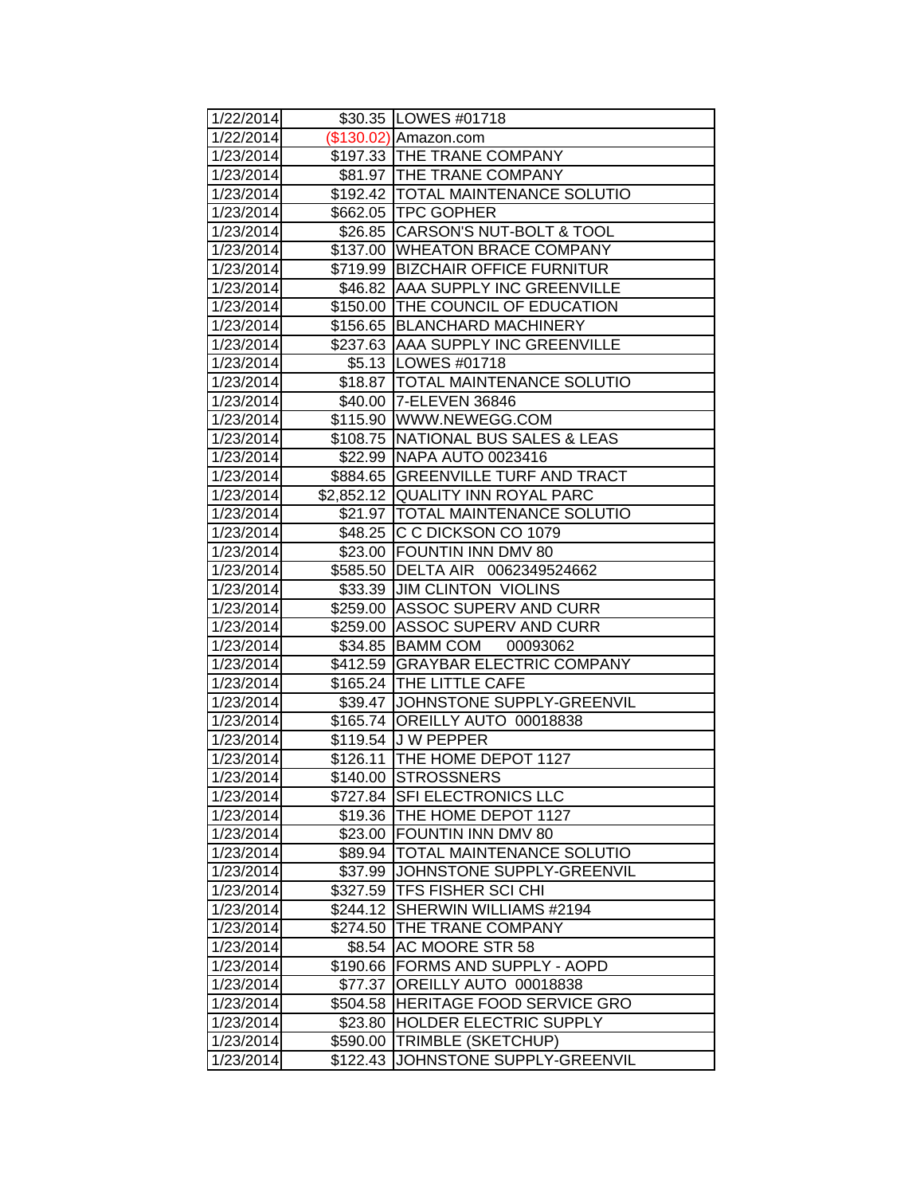| | | |
|---|---|---|
| 1/22/2014 | $30.35 | LOWES #01718 |
| 1/22/2014 | ($130.02) | Amazon.com |
| 1/23/2014 | $197.33 | THE TRANE COMPANY |
| 1/23/2014 | $81.97 | THE TRANE COMPANY |
| 1/23/2014 | $192.42 | TOTAL MAINTENANCE SOLUTIO |
| 1/23/2014 | $662.05 | TPC GOPHER |
| 1/23/2014 | $26.85 | CARSON'S NUT-BOLT & TOOL |
| 1/23/2014 | $137.00 | WHEATON BRACE COMPANY |
| 1/23/2014 | $719.99 | BIZCHAIR OFFICE FURNITUR |
| 1/23/2014 | $46.82 | AAA SUPPLY INC GREENVILLE |
| 1/23/2014 | $150.00 | THE COUNCIL OF EDUCATION |
| 1/23/2014 | $156.65 | BLANCHARD MACHINERY |
| 1/23/2014 | $237.63 | AAA SUPPLY INC GREENVILLE |
| 1/23/2014 | $5.13 | LOWES #01718 |
| 1/23/2014 | $18.87 | TOTAL MAINTENANCE SOLUTIO |
| 1/23/2014 | $40.00 | 7-ELEVEN 36846 |
| 1/23/2014 | $115.90 | WWW.NEWEGG.COM |
| 1/23/2014 | $108.75 | NATIONAL BUS SALES & LEAS |
| 1/23/2014 | $22.99 | NAPA AUTO 0023416 |
| 1/23/2014 | $884.65 | GREENVILLE TURF AND TRACT |
| 1/23/2014 | $2,852.12 | QUALITY INN ROYAL PARC |
| 1/23/2014 | $21.97 | TOTAL MAINTENANCE SOLUTIO |
| 1/23/2014 | $48.25 | C C DICKSON CO 1079 |
| 1/23/2014 | $23.00 | FOUNTIN INN DMV 80 |
| 1/23/2014 | $585.50 | DELTA AIR 0062349524662 |
| 1/23/2014 | $33.39 | JIM CLINTON VIOLINS |
| 1/23/2014 | $259.00 | ASSOC SUPERV AND CURR |
| 1/23/2014 | $259.00 | ASSOC SUPERV AND CURR |
| 1/23/2014 | $34.85 | BAMM COM 00093062 |
| 1/23/2014 | $412.59 | GRAYBAR ELECTRIC COMPANY |
| 1/23/2014 | $165.24 | THE LITTLE CAFE |
| 1/23/2014 | $39.47 | JOHNSTONE SUPPLY-GREENVIL |
| 1/23/2014 | $165.74 | OREILLY AUTO 00018838 |
| 1/23/2014 | $119.54 | J W PEPPER |
| 1/23/2014 | $126.11 | THE HOME DEPOT 1127 |
| 1/23/2014 | $140.00 | STROSSNERS |
| 1/23/2014 | $727.84 | SFI ELECTRONICS LLC |
| 1/23/2014 | $19.36 | THE HOME DEPOT 1127 |
| 1/23/2014 | $23.00 | FOUNTIN INN DMV 80 |
| 1/23/2014 | $89.94 | TOTAL MAINTENANCE SOLUTIO |
| 1/23/2014 | $37.99 | JOHNSTONE SUPPLY-GREENVIL |
| 1/23/2014 | $327.59 | TFS FISHER SCI CHI |
| 1/23/2014 | $244.12 | SHERWIN WILLIAMS #2194 |
| 1/23/2014 | $274.50 | THE TRANE COMPANY |
| 1/23/2014 | $8.54 | AC MOORE STR 58 |
| 1/23/2014 | $190.66 | FORMS AND SUPPLY - AOPD |
| 1/23/2014 | $77.37 | OREILLY AUTO 00018838 |
| 1/23/2014 | $504.58 | HERITAGE FOOD SERVICE GRO |
| 1/23/2014 | $23.80 | HOLDER ELECTRIC SUPPLY |
| 1/23/2014 | $590.00 | TRIMBLE (SKETCHUP) |
| 1/23/2014 | $122.43 | JOHNSTONE SUPPLY-GREENVIL |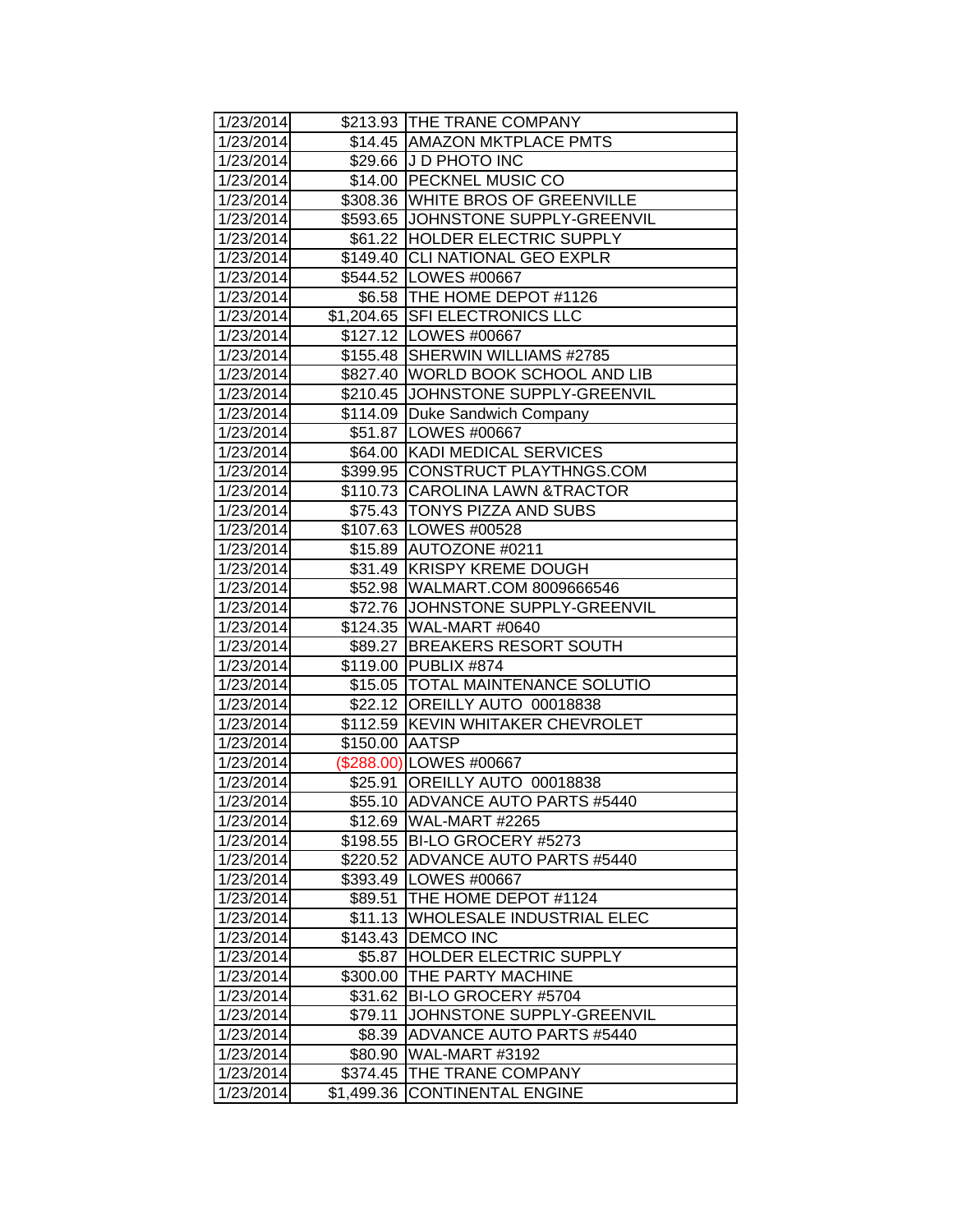| 1/23/2014 | $213.93 | THE TRANE COMPANY |
|---|---|---|
| 1/23/2014 | $14.45 | AMAZON MKTPLACE PMTS |
| 1/23/2014 | $29.66 | J D PHOTO INC |
| 1/23/2014 | $14.00 | PECKNEL MUSIC CO |
| 1/23/2014 | $308.36 | WHITE BROS OF GREENVILLE |
| 1/23/2014 | $593.65 | JOHNSTONE SUPPLY-GREENVIL |
| 1/23/2014 | $61.22 | HOLDER ELECTRIC SUPPLY |
| 1/23/2014 | $149.40 | CLI NATIONAL GEO EXPLR |
| 1/23/2014 | $544.52 | LOWES #00667 |
| 1/23/2014 | $6.58 | THE HOME DEPOT #1126 |
| 1/23/2014 | $1,204.65 | SFI ELECTRONICS LLC |
| 1/23/2014 | $127.12 | LOWES #00667 |
| 1/23/2014 | $155.48 | SHERWIN WILLIAMS #2785 |
| 1/23/2014 | $827.40 | WORLD BOOK SCHOOL AND LIB |
| 1/23/2014 | $210.45 | JOHNSTONE SUPPLY-GREENVIL |
| 1/23/2014 | $114.09 | Duke Sandwich Company |
| 1/23/2014 | $51.87 | LOWES #00667 |
| 1/23/2014 | $64.00 | KADI MEDICAL SERVICES |
| 1/23/2014 | $399.95 | CONSTRUCT PLAYTHNGS.COM |
| 1/23/2014 | $110.73 | CAROLINA LAWN &TRACTOR |
| 1/23/2014 | $75.43 | TONYS PIZZA AND SUBS |
| 1/23/2014 | $107.63 | LOWES #00528 |
| 1/23/2014 | $15.89 | AUTOZONE #0211 |
| 1/23/2014 | $31.49 | KRISPY KREME DOUGH |
| 1/23/2014 | $52.98 | WALMART.COM 8009666546 |
| 1/23/2014 | $72.76 | JOHNSTONE SUPPLY-GREENVIL |
| 1/23/2014 | $124.35 | WAL-MART #0640 |
| 1/23/2014 | $89.27 | BREAKERS RESORT SOUTH |
| 1/23/2014 | $119.00 | PUBLIX #874 |
| 1/23/2014 | $15.05 | TOTAL MAINTENANCE SOLUTIO |
| 1/23/2014 | $22.12 | OREILLY AUTO 00018838 |
| 1/23/2014 | $112.59 | KEVIN WHITAKER CHEVROLET |
| 1/23/2014 | $150.00 | AATSP |
| 1/23/2014 | ($288.00) | LOWES #00667 |
| 1/23/2014 | $25.91 | OREILLY AUTO 00018838 |
| 1/23/2014 | $55.10 | ADVANCE AUTO PARTS #5440 |
| 1/23/2014 | $12.69 | WAL-MART #2265 |
| 1/23/2014 | $198.55 | BI-LO GROCERY #5273 |
| 1/23/2014 | $220.52 | ADVANCE AUTO PARTS #5440 |
| 1/23/2014 | $393.49 | LOWES #00667 |
| 1/23/2014 | $89.51 | THE HOME DEPOT #1124 |
| 1/23/2014 | $11.13 | WHOLESALE INDUSTRIAL ELEC |
| 1/23/2014 | $143.43 | DEMCO INC |
| 1/23/2014 | $5.87 | HOLDER ELECTRIC SUPPLY |
| 1/23/2014 | $300.00 | THE PARTY MACHINE |
| 1/23/2014 | $31.62 | BI-LO GROCERY #5704 |
| 1/23/2014 | $79.11 | JOHNSTONE SUPPLY-GREENVIL |
| 1/23/2014 | $8.39 | ADVANCE AUTO PARTS #5440 |
| 1/23/2014 | $80.90 | WAL-MART #3192 |
| 1/23/2014 | $374.45 | THE TRANE COMPANY |
| 1/23/2014 | $1,499.36 | CONTINENTAL ENGINE |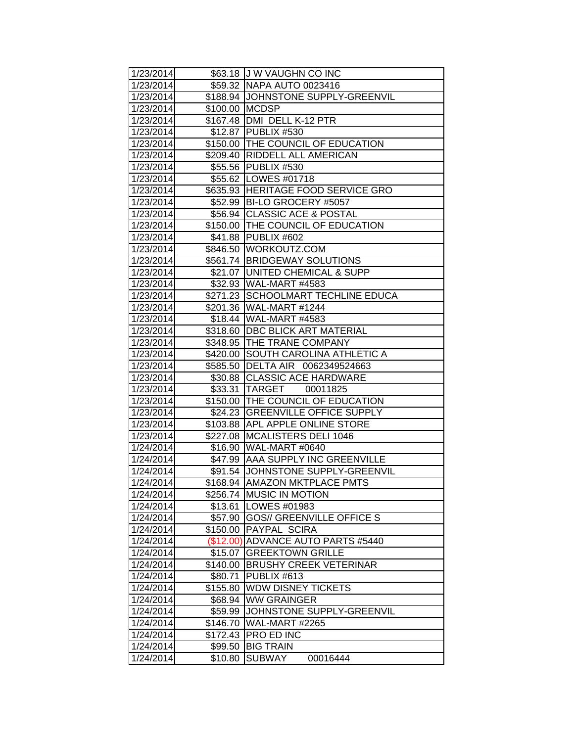| | | |
|---|---|---|
| 1/23/2014 | $63.18 | J W VAUGHN CO INC |
| 1/23/2014 | $59.32 | NAPA AUTO 0023416 |
| 1/23/2014 | $188.94 | JOHNSTONE SUPPLY-GREENVIL |
| 1/23/2014 | $100.00 | MCDSP |
| 1/23/2014 | $167.48 | DMI DELL K-12 PTR |
| 1/23/2014 | $12.87 | PUBLIX #530 |
| 1/23/2014 | $150.00 | THE COUNCIL OF EDUCATION |
| 1/23/2014 | $209.40 | RIDDELL ALL AMERICAN |
| 1/23/2014 | $55.56 | PUBLIX #530 |
| 1/23/2014 | $55.62 | LOWES #01718 |
| 1/23/2014 | $635.93 | HERITAGE FOOD SERVICE GRO |
| 1/23/2014 | $52.99 | BI-LO GROCERY #5057 |
| 1/23/2014 | $56.94 | CLASSIC ACE & POSTAL |
| 1/23/2014 | $150.00 | THE COUNCIL OF EDUCATION |
| 1/23/2014 | $41.88 | PUBLIX #602 |
| 1/23/2014 | $846.50 | WORKOUTZ.COM |
| 1/23/2014 | $561.74 | BRIDGEWAY SOLUTIONS |
| 1/23/2014 | $21.07 | UNITED CHEMICAL & SUPP |
| 1/23/2014 | $32.93 | WAL-MART #4583 |
| 1/23/2014 | $271.23 | SCHOOLMART TECHLINE EDUCA |
| 1/23/2014 | $201.36 | WAL-MART #1244 |
| 1/23/2014 | $18.44 | WAL-MART #4583 |
| 1/23/2014 | $318.60 | DBC BLICK ART MATERIAL |
| 1/23/2014 | $348.95 | THE TRANE COMPANY |
| 1/23/2014 | $420.00 | SOUTH CAROLINA ATHLETIC A |
| 1/23/2014 | $585.50 | DELTA AIR 0062349524663 |
| 1/23/2014 | $30.88 | CLASSIC ACE HARDWARE |
| 1/23/2014 | $33.31 | TARGET 00011825 |
| 1/23/2014 | $150.00 | THE COUNCIL OF EDUCATION |
| 1/23/2014 | $24.23 | GREENVILLE OFFICE SUPPLY |
| 1/23/2014 | $103.88 | APL APPLE ONLINE STORE |
| 1/23/2014 | $227.08 | MCALISTERS DELI 1046 |
| 1/24/2014 | $16.90 | WAL-MART #0640 |
| 1/24/2014 | $47.99 | AAA SUPPLY INC GREENVILLE |
| 1/24/2014 | $91.54 | JOHNSTONE SUPPLY-GREENVIL |
| 1/24/2014 | $168.94 | AMAZON MKTPLACE PMTS |
| 1/24/2014 | $256.74 | MUSIC IN MOTION |
| 1/24/2014 | $13.61 | LOWES #01983 |
| 1/24/2014 | $57.90 | GOS// GREENVILLE OFFICE S |
| 1/24/2014 | $150.00 | PAYPAL SCIRA |
| 1/24/2014 | ($12.00) | ADVANCE AUTO PARTS #5440 |
| 1/24/2014 | $15.07 | GREEKTOWN GRILLE |
| 1/24/2014 | $140.00 | BRUSHY CREEK VETERINAR |
| 1/24/2014 | $80.71 | PUBLIX #613 |
| 1/24/2014 | $155.80 | WDW DISNEY TICKETS |
| 1/24/2014 | $68.94 | WW GRAINGER |
| 1/24/2014 | $59.99 | JOHNSTONE SUPPLY-GREENVIL |
| 1/24/2014 | $146.70 | WAL-MART #2265 |
| 1/24/2014 | $172.43 | PRO ED INC |
| 1/24/2014 | $99.50 | BIG TRAIN |
| 1/24/2014 | $10.80 | SUBWAY 00016444 |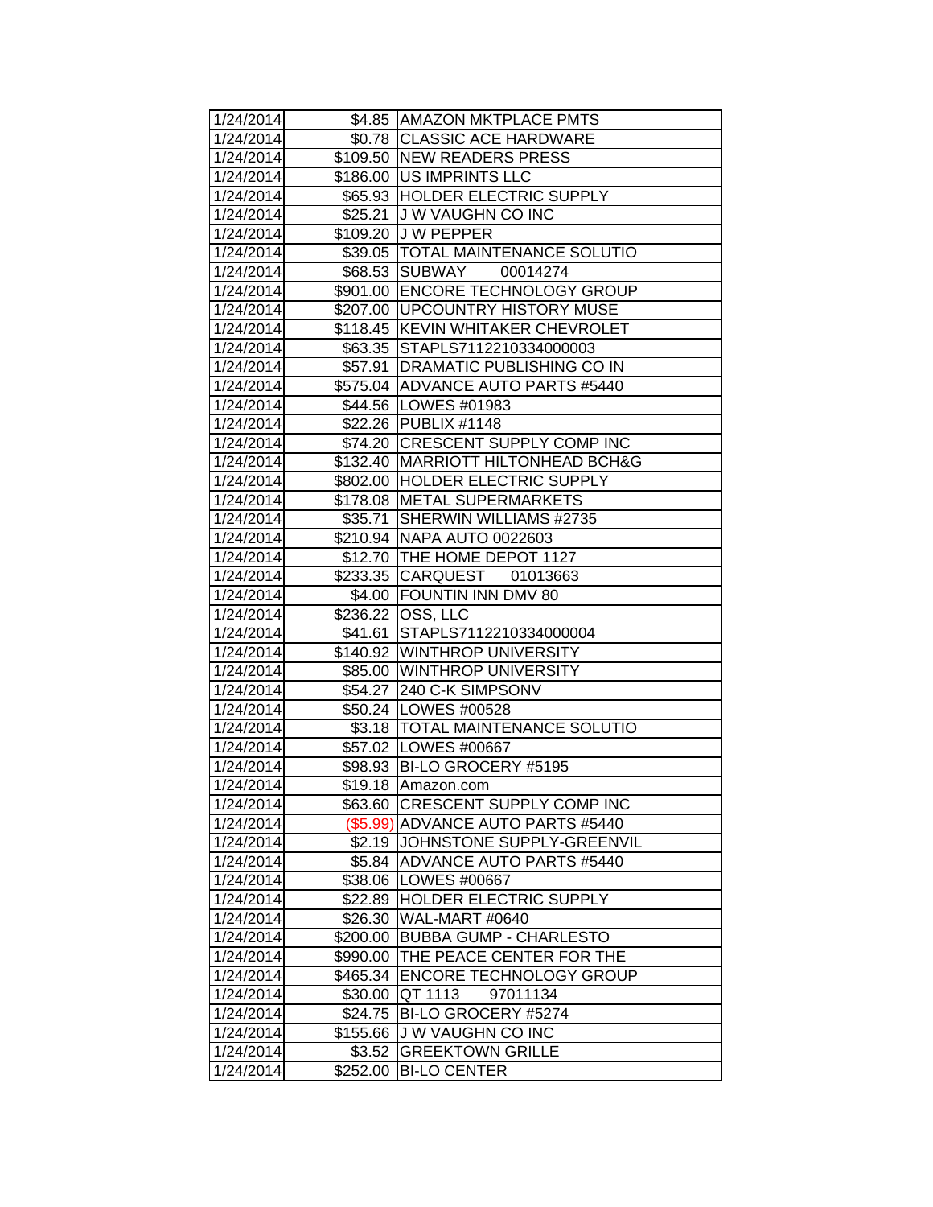| | | |
|---|---|---|
| 1/24/2014 | $4.85 | AMAZON MKTPLACE PMTS |
| 1/24/2014 | $0.78 | CLASSIC ACE HARDWARE |
| 1/24/2014 | $109.50 | NEW READERS PRESS |
| 1/24/2014 | $186.00 | US IMPRINTS LLC |
| 1/24/2014 | $65.93 | HOLDER ELECTRIC SUPPLY |
| 1/24/2014 | $25.21 | J W VAUGHN CO INC |
| 1/24/2014 | $109.20 | J W PEPPER |
| 1/24/2014 | $39.05 | TOTAL MAINTENANCE SOLUTIO |
| 1/24/2014 | $68.53 | SUBWAY 00014274 |
| 1/24/2014 | $901.00 | ENCORE TECHNOLOGY GROUP |
| 1/24/2014 | $207.00 | UPCOUNTRY HISTORY MUSE |
| 1/24/2014 | $118.45 | KEVIN WHITAKER CHEVROLET |
| 1/24/2014 | $63.35 | STAPLS7112210334000003 |
| 1/24/2014 | $57.91 | DRAMATIC PUBLISHING CO IN |
| 1/24/2014 | $575.04 | ADVANCE AUTO PARTS #5440 |
| 1/24/2014 | $44.56 | LOWES #01983 |
| 1/24/2014 | $22.26 | PUBLIX #1148 |
| 1/24/2014 | $74.20 | CRESCENT SUPPLY COMP INC |
| 1/24/2014 | $132.40 | MARRIOTT HILTONHEAD BCH&G |
| 1/24/2014 | $802.00 | HOLDER ELECTRIC SUPPLY |
| 1/24/2014 | $178.08 | METAL SUPERMARKETS |
| 1/24/2014 | $35.71 | SHERWIN WILLIAMS #2735 |
| 1/24/2014 | $210.94 | NAPA AUTO 0022603 |
| 1/24/2014 | $12.70 | THE HOME DEPOT 1127 |
| 1/24/2014 | $233.35 | CARQUEST 01013663 |
| 1/24/2014 | $4.00 | FOUNTIN INN DMV 80 |
| 1/24/2014 | $236.22 | OSS, LLC |
| 1/24/2014 | $41.61 | STAPLS7112210334000004 |
| 1/24/2014 | $140.92 | WINTHROP UNIVERSITY |
| 1/24/2014 | $85.00 | WINTHROP UNIVERSITY |
| 1/24/2014 | $54.27 | 240 C-K SIMPSONV |
| 1/24/2014 | $50.24 | LOWES #00528 |
| 1/24/2014 | $3.18 | TOTAL MAINTENANCE SOLUTIO |
| 1/24/2014 | $57.02 | LOWES #00667 |
| 1/24/2014 | $98.93 | BI-LO GROCERY #5195 |
| 1/24/2014 | $19.18 | Amazon.com |
| 1/24/2014 | $63.60 | CRESCENT SUPPLY COMP INC |
| 1/24/2014 | ($5.99) | ADVANCE AUTO PARTS #5440 |
| 1/24/2014 | $2.19 | JOHNSTONE SUPPLY-GREENVIL |
| 1/24/2014 | $5.84 | ADVANCE AUTO PARTS #5440 |
| 1/24/2014 | $38.06 | LOWES #00667 |
| 1/24/2014 | $22.89 | HOLDER ELECTRIC SUPPLY |
| 1/24/2014 | $26.30 | WAL-MART #0640 |
| 1/24/2014 | $200.00 | BUBBA GUMP - CHARLESTO |
| 1/24/2014 | $990.00 | THE PEACE CENTER FOR THE |
| 1/24/2014 | $465.34 | ENCORE TECHNOLOGY GROUP |
| 1/24/2014 | $30.00 | QT 1113 97011134 |
| 1/24/2014 | $24.75 | BI-LO GROCERY #5274 |
| 1/24/2014 | $155.66 | J W VAUGHN CO INC |
| 1/24/2014 | $3.52 | GREEKTOWN GRILLE |
| 1/24/2014 | $252.00 | BI-LO CENTER |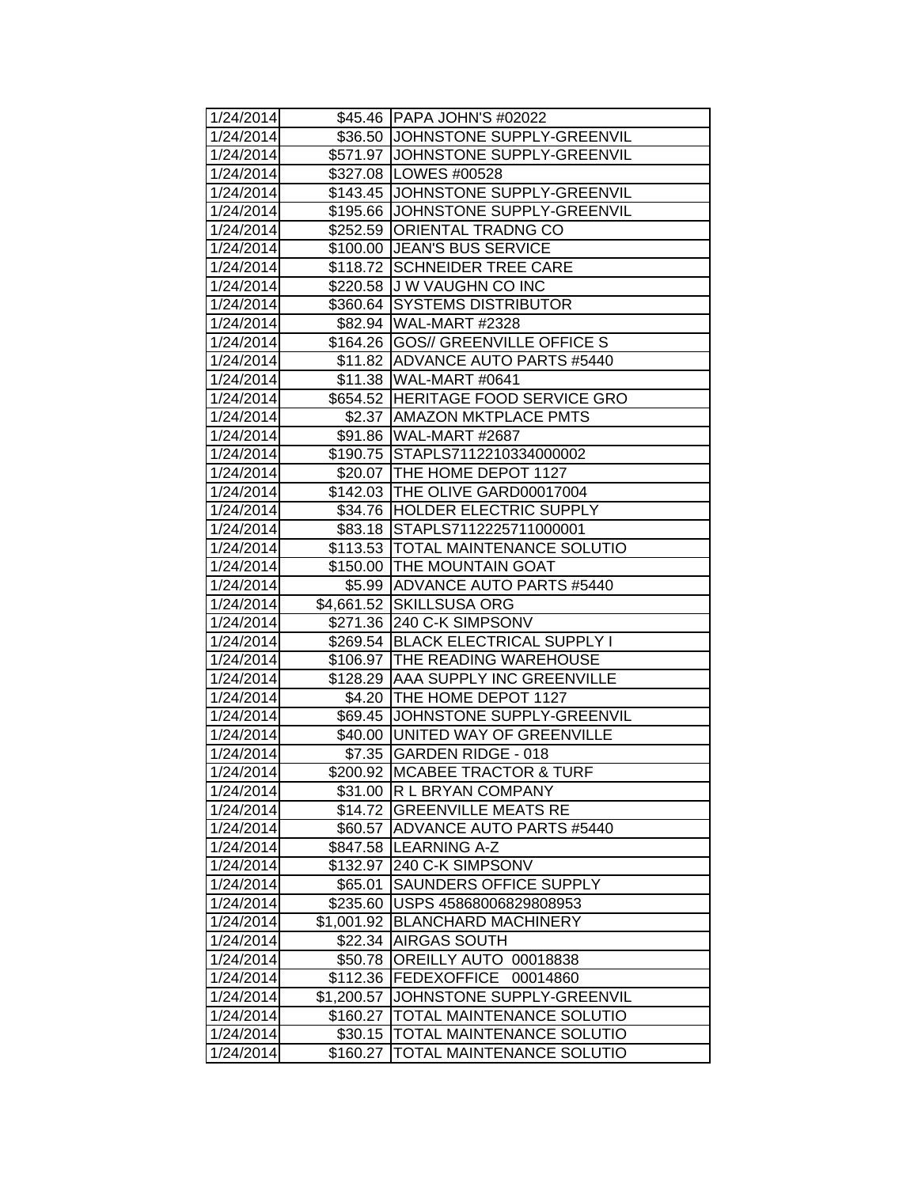| | | |
|---|---|---|
| 1/24/2014 | $45.46 | PAPA JOHN'S #02022 |
| 1/24/2014 | $36.50 | JOHNSTONE SUPPLY-GREENVIL |
| 1/24/2014 | $571.97 | JOHNSTONE SUPPLY-GREENVIL |
| 1/24/2014 | $327.08 | LOWES #00528 |
| 1/24/2014 | $143.45 | JOHNSTONE SUPPLY-GREENVIL |
| 1/24/2014 | $195.66 | JOHNSTONE SUPPLY-GREENVIL |
| 1/24/2014 | $252.59 | ORIENTAL TRADNG CO |
| 1/24/2014 | $100.00 | JEAN'S BUS SERVICE |
| 1/24/2014 | $118.72 | SCHNEIDER TREE CARE |
| 1/24/2014 | $220.58 | J W VAUGHN CO INC |
| 1/24/2014 | $360.64 | SYSTEMS DISTRIBUTOR |
| 1/24/2014 | $82.94 | WAL-MART #2328 |
| 1/24/2014 | $164.26 | GOS// GREENVILLE OFFICE S |
| 1/24/2014 | $11.82 | ADVANCE AUTO PARTS #5440 |
| 1/24/2014 | $11.38 | WAL-MART #0641 |
| 1/24/2014 | $654.52 | HERITAGE FOOD SERVICE GRO |
| 1/24/2014 | $2.37 | AMAZON MKTPLACE PMTS |
| 1/24/2014 | $91.86 | WAL-MART #2687 |
| 1/24/2014 | $190.75 | STAPLS7112210334000002 |
| 1/24/2014 | $20.07 | THE HOME DEPOT 1127 |
| 1/24/2014 | $142.03 | THE OLIVE GARD00017004 |
| 1/24/2014 | $34.76 | HOLDER ELECTRIC SUPPLY |
| 1/24/2014 | $83.18 | STAPLS7112225711000001 |
| 1/24/2014 | $113.53 | TOTAL MAINTENANCE SOLUTIO |
| 1/24/2014 | $150.00 | THE MOUNTAIN GOAT |
| 1/24/2014 | $5.99 | ADVANCE AUTO PARTS #5440 |
| 1/24/2014 | $4,661.52 | SKILLSUSA ORG |
| 1/24/2014 | $271.36 | 240 C-K SIMPSONV |
| 1/24/2014 | $269.54 | BLACK ELECTRICAL SUPPLY I |
| 1/24/2014 | $106.97 | THE READING WAREHOUSE |
| 1/24/2014 | $128.29 | AAA SUPPLY INC GREENVILLE |
| 1/24/2014 | $4.20 | THE HOME DEPOT 1127 |
| 1/24/2014 | $69.45 | JOHNSTONE SUPPLY-GREENVIL |
| 1/24/2014 | $40.00 | UNITED WAY OF GREENVILLE |
| 1/24/2014 | $7.35 | GARDEN RIDGE - 018 |
| 1/24/2014 | $200.92 | MCABEE TRACTOR & TURF |
| 1/24/2014 | $31.00 | R L BRYAN COMPANY |
| 1/24/2014 | $14.72 | GREENVILLE MEATS RE |
| 1/24/2014 | $60.57 | ADVANCE AUTO PARTS #5440 |
| 1/24/2014 | $847.58 | LEARNING A-Z |
| 1/24/2014 | $132.97 | 240 C-K SIMPSONV |
| 1/24/2014 | $65.01 | SAUNDERS OFFICE SUPPLY |
| 1/24/2014 | $235.60 | USPS 45868006829808953 |
| 1/24/2014 | $1,001.92 | BLANCHARD MACHINERY |
| 1/24/2014 | $22.34 | AIRGAS SOUTH |
| 1/24/2014 | $50.78 | OREILLY AUTO 00018838 |
| 1/24/2014 | $112.36 | FEDEXOFFICE 00014860 |
| 1/24/2014 | $1,200.57 | JOHNSTONE SUPPLY-GREENVIL |
| 1/24/2014 | $160.27 | TOTAL MAINTENANCE SOLUTIO |
| 1/24/2014 | $30.15 | TOTAL MAINTENANCE SOLUTIO |
| 1/24/2014 | $160.27 | TOTAL MAINTENANCE SOLUTIO |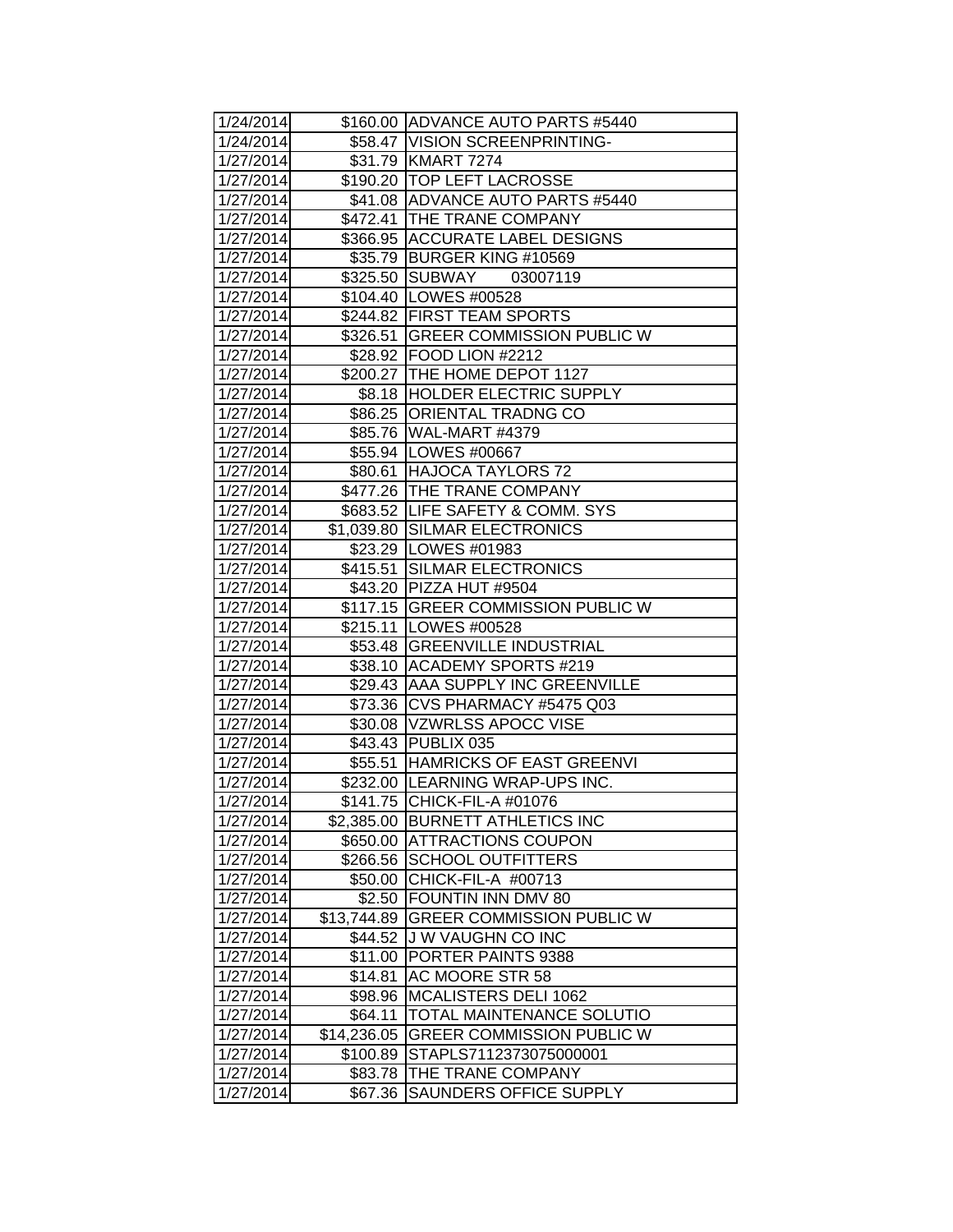| | | |
|---|---|---|
| 1/24/2014 | $160.00 | ADVANCE AUTO PARTS #5440 |
| 1/24/2014 | $58.47 | VISION SCREENPRINTING- |
| 1/27/2014 | $31.79 | KMART 7274 |
| 1/27/2014 | $190.20 | TOP LEFT LACROSSE |
| 1/27/2014 | $41.08 | ADVANCE AUTO PARTS #5440 |
| 1/27/2014 | $472.41 | THE TRANE COMPANY |
| 1/27/2014 | $366.95 | ACCURATE LABEL DESIGNS |
| 1/27/2014 | $35.79 | BURGER KING #10569 |
| 1/27/2014 | $325.50 | SUBWAY 03007119 |
| 1/27/2014 | $104.40 | LOWES #00528 |
| 1/27/2014 | $244.82 | FIRST TEAM SPORTS |
| 1/27/2014 | $326.51 | GREER COMMISSION PUBLIC W |
| 1/27/2014 | $28.92 | FOOD LION #2212 |
| 1/27/2014 | $200.27 | THE HOME DEPOT 1127 |
| 1/27/2014 | $8.18 | HOLDER ELECTRIC SUPPLY |
| 1/27/2014 | $86.25 | ORIENTAL TRADNG CO |
| 1/27/2014 | $85.76 | WAL-MART #4379 |
| 1/27/2014 | $55.94 | LOWES #00667 |
| 1/27/2014 | $80.61 | HAJOCA TAYLORS 72 |
| 1/27/2014 | $477.26 | THE TRANE COMPANY |
| 1/27/2014 | $683.52 | LIFE SAFETY & COMM. SYS |
| 1/27/2014 | $1,039.80 | SILMAR ELECTRONICS |
| 1/27/2014 | $23.29 | LOWES #01983 |
| 1/27/2014 | $415.51 | SILMAR ELECTRONICS |
| 1/27/2014 | $43.20 | PIZZA HUT #9504 |
| 1/27/2014 | $117.15 | GREER COMMISSION PUBLIC W |
| 1/27/2014 | $215.11 | LOWES #00528 |
| 1/27/2014 | $53.48 | GREENVILLE INDUSTRIAL |
| 1/27/2014 | $38.10 | ACADEMY SPORTS #219 |
| 1/27/2014 | $29.43 | AAA SUPPLY INC GREENVILLE |
| 1/27/2014 | $73.36 | CVS PHARMACY #5475 Q03 |
| 1/27/2014 | $30.08 | VZWRLSS APOCC VISE |
| 1/27/2014 | $43.43 | PUBLIX 035 |
| 1/27/2014 | $55.51 | HAMRICKS OF EAST GREENVI |
| 1/27/2014 | $232.00 | LEARNING WRAP-UPS INC. |
| 1/27/2014 | $141.75 | CHICK-FIL-A #01076 |
| 1/27/2014 | $2,385.00 | BURNETT ATHLETICS INC |
| 1/27/2014 | $650.00 | ATTRACTIONS COUPON |
| 1/27/2014 | $266.56 | SCHOOL OUTFITTERS |
| 1/27/2014 | $50.00 | CHICK-FIL-A #00713 |
| 1/27/2014 | $2.50 | FOUNTIN INN DMV 80 |
| 1/27/2014 | $13,744.89 | GREER COMMISSION PUBLIC W |
| 1/27/2014 | $44.52 | J W VAUGHN CO INC |
| 1/27/2014 | $11.00 | PORTER PAINTS 9388 |
| 1/27/2014 | $14.81 | AC MOORE STR 58 |
| 1/27/2014 | $98.96 | MCALISTERS DELI 1062 |
| 1/27/2014 | $64.11 | TOTAL MAINTENANCE SOLUTIO |
| 1/27/2014 | $14,236.05 | GREER COMMISSION PUBLIC W |
| 1/27/2014 | $100.89 | STAPLS7112373075000001 |
| 1/27/2014 | $83.78 | THE TRANE COMPANY |
| 1/27/2014 | $67.36 | SAUNDERS OFFICE SUPPLY |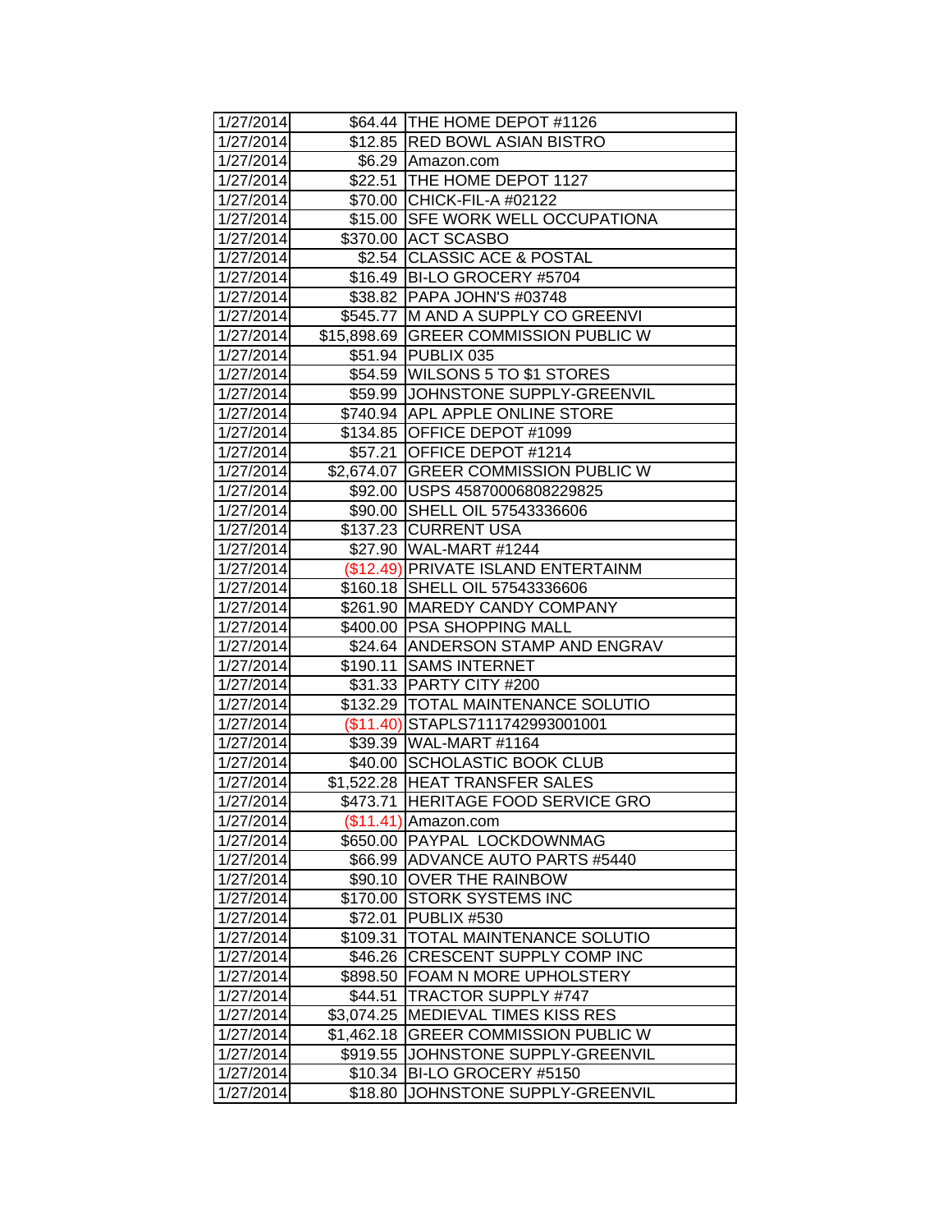| | | |
|---|---|---|
| 1/27/2014 | $64.44 | THE HOME DEPOT #1126 |
| 1/27/2014 | $12.85 | RED BOWL ASIAN BISTRO |
| 1/27/2014 | $6.29 | Amazon.com |
| 1/27/2014 | $22.51 | THE HOME DEPOT 1127 |
| 1/27/2014 | $70.00 | CHICK-FIL-A #02122 |
| 1/27/2014 | $15.00 | SFE WORK WELL OCCUPATIONA |
| 1/27/2014 | $370.00 | ACT SCASBO |
| 1/27/2014 | $2.54 | CLASSIC ACE & POSTAL |
| 1/27/2014 | $16.49 | BI-LO GROCERY #5704 |
| 1/27/2014 | $38.82 | PAPA JOHN'S #03748 |
| 1/27/2014 | $545.77 | M AND A SUPPLY CO GREENVI |
| 1/27/2014 | $15,898.69 | GREER COMMISSION PUBLIC W |
| 1/27/2014 | $51.94 | PUBLIX 035 |
| 1/27/2014 | $54.59 | WILSONS 5 TO $1 STORES |
| 1/27/2014 | $59.99 | JOHNSTONE SUPPLY-GREENVIL |
| 1/27/2014 | $740.94 | APL APPLE ONLINE STORE |
| 1/27/2014 | $134.85 | OFFICE DEPOT #1099 |
| 1/27/2014 | $57.21 | OFFICE DEPOT #1214 |
| 1/27/2014 | $2,674.07 | GREER COMMISSION PUBLIC W |
| 1/27/2014 | $92.00 | USPS 45870006808229825 |
| 1/27/2014 | $90.00 | SHELL OIL 57543336606 |
| 1/27/2014 | $137.23 | CURRENT USA |
| 1/27/2014 | $27.90 | WAL-MART #1244 |
| 1/27/2014 | ($12.49) | PRIVATE ISLAND ENTERTAINM |
| 1/27/2014 | $160.18 | SHELL OIL 57543336606 |
| 1/27/2014 | $261.90 | MAREDY CANDY COMPANY |
| 1/27/2014 | $400.00 | PSA SHOPPING MALL |
| 1/27/2014 | $24.64 | ANDERSON STAMP AND ENGRAV |
| 1/27/2014 | $190.11 | SAMS INTERNET |
| 1/27/2014 | $31.33 | PARTY CITY #200 |
| 1/27/2014 | $132.29 | TOTAL MAINTENANCE SOLUTIO |
| 1/27/2014 | ($11.40) | STAPLS7111742993001001 |
| 1/27/2014 | $39.39 | WAL-MART #1164 |
| 1/27/2014 | $40.00 | SCHOLASTIC BOOK CLUB |
| 1/27/2014 | $1,522.28 | HEAT TRANSFER SALES |
| 1/27/2014 | $473.71 | HERITAGE FOOD SERVICE GRO |
| 1/27/2014 | ($11.41) | Amazon.com |
| 1/27/2014 | $650.00 | PAYPAL LOCKDOWNMAG |
| 1/27/2014 | $66.99 | ADVANCE AUTO PARTS #5440 |
| 1/27/2014 | $90.10 | OVER THE RAINBOW |
| 1/27/2014 | $170.00 | STORK SYSTEMS INC |
| 1/27/2014 | $72.01 | PUBLIX #530 |
| 1/27/2014 | $109.31 | TOTAL MAINTENANCE SOLUTIO |
| 1/27/2014 | $46.26 | CRESCENT SUPPLY COMP INC |
| 1/27/2014 | $898.50 | FOAM N MORE UPHOLSTERY |
| 1/27/2014 | $44.51 | TRACTOR SUPPLY #747 |
| 1/27/2014 | $3,074.25 | MEDIEVAL TIMES KISS RES |
| 1/27/2014 | $1,462.18 | GREER COMMISSION PUBLIC W |
| 1/27/2014 | $919.55 | JOHNSTONE SUPPLY-GREENVIL |
| 1/27/2014 | $10.34 | BI-LO GROCERY #5150 |
| 1/27/2014 | $18.80 | JOHNSTONE SUPPLY-GREENVIL |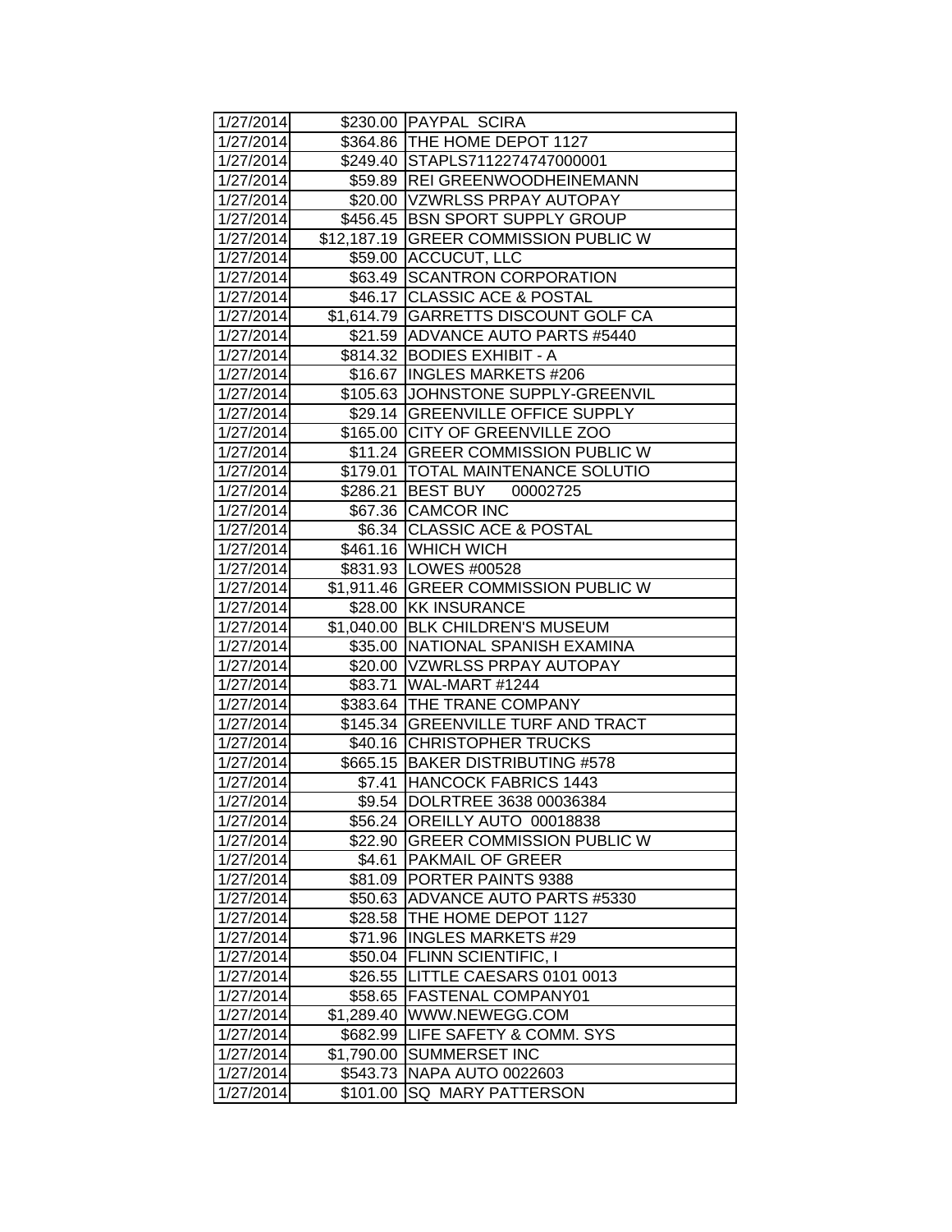| | | |
|---|---|---|
| 1/27/2014 | $230.00 | PAYPAL SCIRA |
| 1/27/2014 | $364.86 | THE HOME DEPOT 1127 |
| 1/27/2014 | $249.40 | STAPLS7112274747000001 |
| 1/27/2014 | $59.89 | REI GREENWOODHEINEMANN |
| 1/27/2014 | $20.00 | VZWRLSS PRPAY AUTOPAY |
| 1/27/2014 | $456.45 | BSN SPORT SUPPLY GROUP |
| 1/27/2014 | $12,187.19 | GREER COMMISSION PUBLIC W |
| 1/27/2014 | $59.00 | ACCUCUT, LLC |
| 1/27/2014 | $63.49 | SCANTRON CORPORATION |
| 1/27/2014 | $46.17 | CLASSIC ACE & POSTAL |
| 1/27/2014 | $1,614.79 | GARRETTS DISCOUNT GOLF CA |
| 1/27/2014 | $21.59 | ADVANCE AUTO PARTS #5440 |
| 1/27/2014 | $814.32 | BODIES EXHIBIT - A |
| 1/27/2014 | $16.67 | INGLES MARKETS #206 |
| 1/27/2014 | $105.63 | JOHNSTONE SUPPLY-GREENVIL |
| 1/27/2014 | $29.14 | GREENVILLE OFFICE SUPPLY |
| 1/27/2014 | $165.00 | CITY OF GREENVILLE ZOO |
| 1/27/2014 | $11.24 | GREER COMMISSION PUBLIC W |
| 1/27/2014 | $179.01 | TOTAL MAINTENANCE SOLUTIO |
| 1/27/2014 | $286.21 | BEST BUY 00002725 |
| 1/27/2014 | $67.36 | CAMCOR INC |
| 1/27/2014 | $6.34 | CLASSIC ACE & POSTAL |
| 1/27/2014 | $461.16 | WHICH WICH |
| 1/27/2014 | $831.93 | LOWES #00528 |
| 1/27/2014 | $1,911.46 | GREER COMMISSION PUBLIC W |
| 1/27/2014 | $28.00 | KK INSURANCE |
| 1/27/2014 | $1,040.00 | BLK CHILDREN'S MUSEUM |
| 1/27/2014 | $35.00 | NATIONAL SPANISH EXAMINA |
| 1/27/2014 | $20.00 | VZWRLSS PRPAY AUTOPAY |
| 1/27/2014 | $83.71 | WAL-MART #1244 |
| 1/27/2014 | $383.64 | THE TRANE COMPANY |
| 1/27/2014 | $145.34 | GREENVILLE TURF AND TRACT |
| 1/27/2014 | $40.16 | CHRISTOPHER TRUCKS |
| 1/27/2014 | $665.15 | BAKER DISTRIBUTING #578 |
| 1/27/2014 | $7.41 | HANCOCK FABRICS 1443 |
| 1/27/2014 | $9.54 | DOLRTREE 3638 00036384 |
| 1/27/2014 | $56.24 | OREILLY AUTO 00018838 |
| 1/27/2014 | $22.90 | GREER COMMISSION PUBLIC W |
| 1/27/2014 | $4.61 | PAKMAIL OF GREER |
| 1/27/2014 | $81.09 | PORTER PAINTS 9388 |
| 1/27/2014 | $50.63 | ADVANCE AUTO PARTS #5330 |
| 1/27/2014 | $28.58 | THE HOME DEPOT 1127 |
| 1/27/2014 | $71.96 | INGLES MARKETS #29 |
| 1/27/2014 | $50.04 | FLINN SCIENTIFIC, I |
| 1/27/2014 | $26.55 | LITTLE CAESARS 0101 0013 |
| 1/27/2014 | $58.65 | FASTENAL COMPANY01 |
| 1/27/2014 | $1,289.40 | WWW.NEWEGG.COM |
| 1/27/2014 | $682.99 | LIFE SAFETY & COMM. SYS |
| 1/27/2014 | $1,790.00 | SUMMERSET INC |
| 1/27/2014 | $543.73 | NAPA AUTO 0022603 |
| 1/27/2014 | $101.00 | SQ MARY PATTERSON |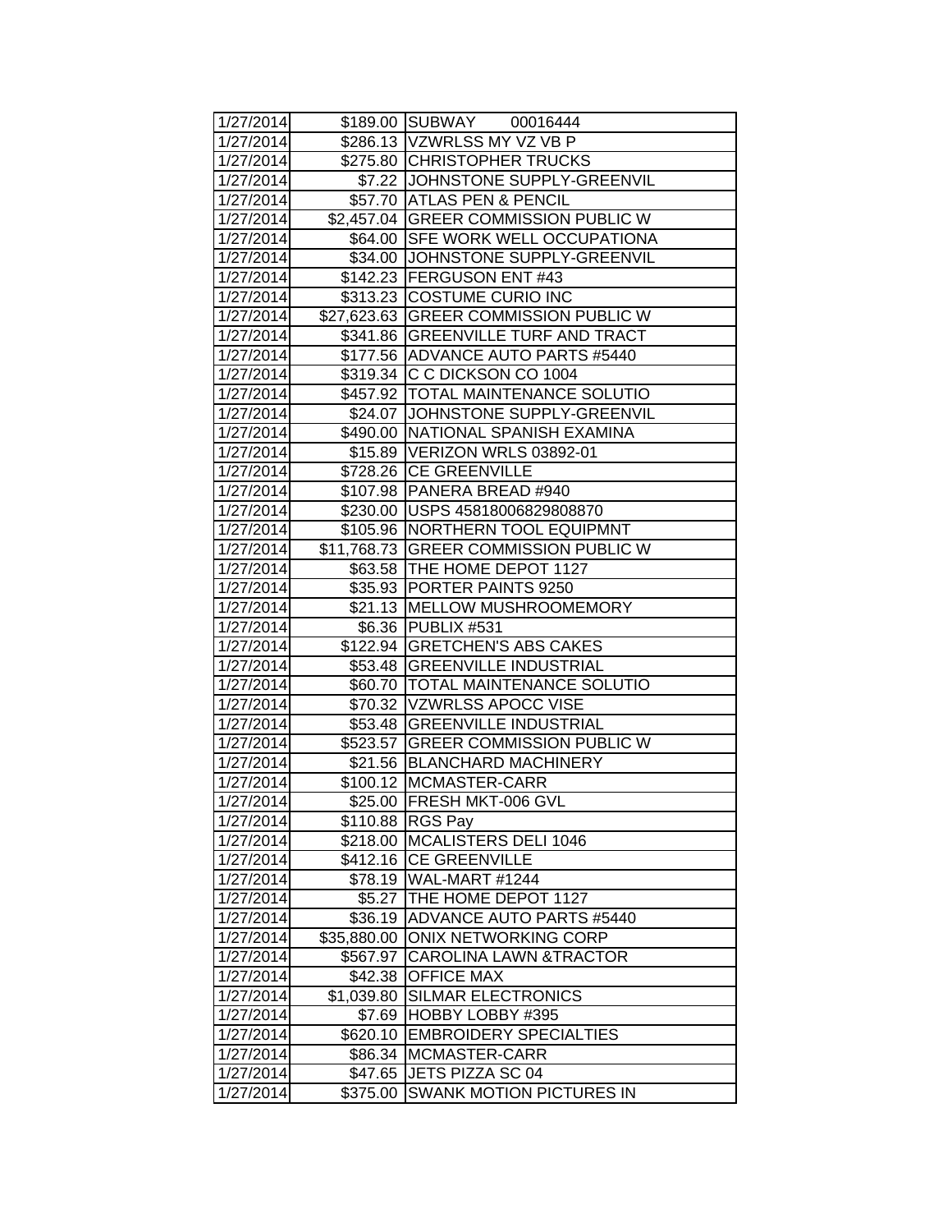| 1/27/2014 | $189.00 | SUBWAY 00016444 |
|---|---|---|
| 1/27/2014 | $286.13 | VZWRLSS MY VZ VB P |
| 1/27/2014 | $275.80 | CHRISTOPHER TRUCKS |
| 1/27/2014 | $7.22 | JOHNSTONE SUPPLY-GREENVIL |
| 1/27/2014 | $57.70 | ATLAS PEN & PENCIL |
| 1/27/2014 | $2,457.04 | GREER COMMISSION PUBLIC W |
| 1/27/2014 | $64.00 | SFE WORK WELL OCCUPATIONA |
| 1/27/2014 | $34.00 | JOHNSTONE SUPPLY-GREENVIL |
| 1/27/2014 | $142.23 | FERGUSON ENT #43 |
| 1/27/2014 | $313.23 | COSTUME CURIO INC |
| 1/27/2014 | $27,623.63 | GREER COMMISSION PUBLIC W |
| 1/27/2014 | $341.86 | GREENVILLE TURF AND TRACT |
| 1/27/2014 | $177.56 | ADVANCE AUTO PARTS #5440 |
| 1/27/2014 | $319.34 | C C DICKSON CO 1004 |
| 1/27/2014 | $457.92 | TOTAL MAINTENANCE SOLUTIO |
| 1/27/2014 | $24.07 | JOHNSTONE SUPPLY-GREENVIL |
| 1/27/2014 | $490.00 | NATIONAL SPANISH EXAMINA |
| 1/27/2014 | $15.89 | VERIZON WRLS 03892-01 |
| 1/27/2014 | $728.26 | CE GREENVILLE |
| 1/27/2014 | $107.98 | PANERA BREAD #940 |
| 1/27/2014 | $230.00 | USPS 45818006829808870 |
| 1/27/2014 | $105.96 | NORTHERN TOOL EQUIPMNT |
| 1/27/2014 | $11,768.73 | GREER COMMISSION PUBLIC W |
| 1/27/2014 | $63.58 | THE HOME DEPOT 1127 |
| 1/27/2014 | $35.93 | PORTER PAINTS 9250 |
| 1/27/2014 | $21.13 | MELLOW MUSHROOMEMORY |
| 1/27/2014 | $6.36 | PUBLIX #531 |
| 1/27/2014 | $122.94 | GRETCHEN'S ABS CAKES |
| 1/27/2014 | $53.48 | GREENVILLE INDUSTRIAL |
| 1/27/2014 | $60.70 | TOTAL MAINTENANCE SOLUTIO |
| 1/27/2014 | $70.32 | VZWRLSS APOCC VISE |
| 1/27/2014 | $53.48 | GREENVILLE INDUSTRIAL |
| 1/27/2014 | $523.57 | GREER COMMISSION PUBLIC W |
| 1/27/2014 | $21.56 | BLANCHARD MACHINERY |
| 1/27/2014 | $100.12 | MCMASTER-CARR |
| 1/27/2014 | $25.00 | FRESH MKT-006 GVL |
| 1/27/2014 | $110.88 | RGS Pay |
| 1/27/2014 | $218.00 | MCALISTERS DELI 1046 |
| 1/27/2014 | $412.16 | CE GREENVILLE |
| 1/27/2014 | $78.19 | WAL-MART #1244 |
| 1/27/2014 | $5.27 | THE HOME DEPOT 1127 |
| 1/27/2014 | $36.19 | ADVANCE AUTO PARTS #5440 |
| 1/27/2014 | $35,880.00 | ONIX NETWORKING CORP |
| 1/27/2014 | $567.97 | CAROLINA LAWN &TRACTOR |
| 1/27/2014 | $42.38 | OFFICE MAX |
| 1/27/2014 | $1,039.80 | SILMAR ELECTRONICS |
| 1/27/2014 | $7.69 | HOBBY LOBBY #395 |
| 1/27/2014 | $620.10 | EMBROIDERY SPECIALTIES |
| 1/27/2014 | $86.34 | MCMASTER-CARR |
| 1/27/2014 | $47.65 | JETS PIZZA SC 04 |
| 1/27/2014 | $375.00 | SWANK MOTION PICTURES IN |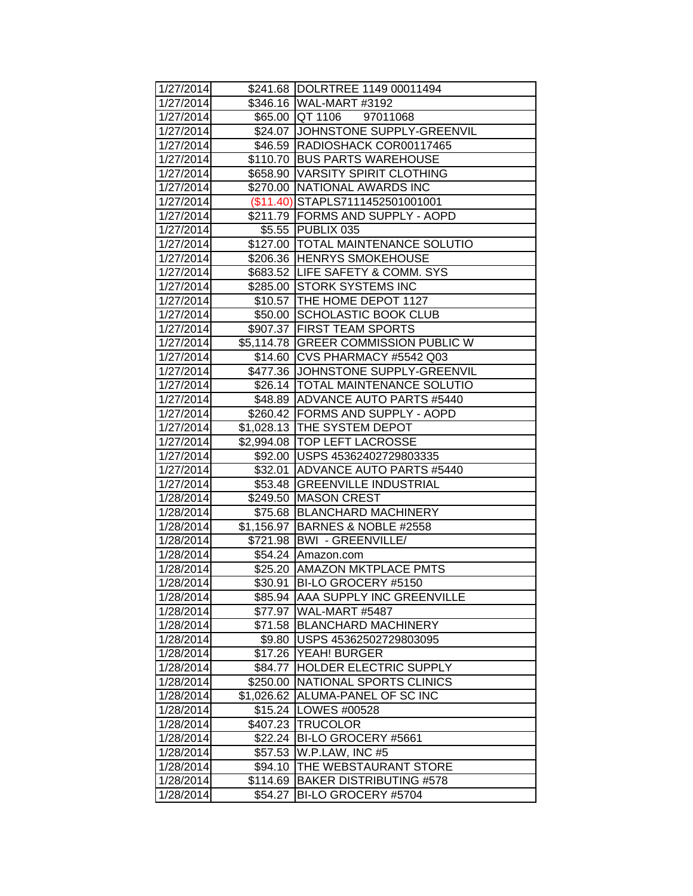| | | |
|---|---|---|
| 1/27/2014 | $241.68 | DOLRTREE 1149 00011494 |
| 1/27/2014 | $346.16 | WAL-MART #3192 |
| 1/27/2014 | $65.00 | QT 1106 97011068 |
| 1/27/2014 | $24.07 | JOHNSTONE SUPPLY-GREENVIL |
| 1/27/2014 | $46.59 | RADIOSHACK COR00117465 |
| 1/27/2014 | $110.70 | BUS PARTS WAREHOUSE |
| 1/27/2014 | $658.90 | VARSITY SPIRIT CLOTHING |
| 1/27/2014 | $270.00 | NATIONAL AWARDS INC |
| 1/27/2014 | ($11.40) | STAPLS7111452501001001 |
| 1/27/2014 | $211.79 | FORMS AND SUPPLY - AOPD |
| 1/27/2014 | $5.55 | PUBLIX 035 |
| 1/27/2014 | $127.00 | TOTAL MAINTENANCE SOLUTIO |
| 1/27/2014 | $206.36 | HENRYS SMOKEHOUSE |
| 1/27/2014 | $683.52 | LIFE SAFETY & COMM. SYS |
| 1/27/2014 | $285.00 | STORK SYSTEMS INC |
| 1/27/2014 | $10.57 | THE HOME DEPOT 1127 |
| 1/27/2014 | $50.00 | SCHOLASTIC BOOK CLUB |
| 1/27/2014 | $907.37 | FIRST TEAM SPORTS |
| 1/27/2014 | $5,114.78 | GREER COMMISSION PUBLIC W |
| 1/27/2014 | $14.60 | CVS PHARMACY #5542 Q03 |
| 1/27/2014 | $477.36 | JOHNSTONE SUPPLY-GREENVIL |
| 1/27/2014 | $26.14 | TOTAL MAINTENANCE SOLUTIO |
| 1/27/2014 | $48.89 | ADVANCE AUTO PARTS #5440 |
| 1/27/2014 | $260.42 | FORMS AND SUPPLY - AOPD |
| 1/27/2014 | $1,028.13 | THE SYSTEM DEPOT |
| 1/27/2014 | $2,994.08 | TOP LEFT LACROSSE |
| 1/27/2014 | $92.00 | USPS 45362402729803335 |
| 1/27/2014 | $32.01 | ADVANCE AUTO PARTS #5440 |
| 1/27/2014 | $53.48 | GREENVILLE INDUSTRIAL |
| 1/28/2014 | $249.50 | MASON CREST |
| 1/28/2014 | $75.68 | BLANCHARD MACHINERY |
| 1/28/2014 | $1,156.97 | BARNES & NOBLE #2558 |
| 1/28/2014 | $721.98 | BWI - GREENVILLE/ |
| 1/28/2014 | $54.24 | Amazon.com |
| 1/28/2014 | $25.20 | AMAZON MKTPLACE PMTS |
| 1/28/2014 | $30.91 | BI-LO GROCERY #5150 |
| 1/28/2014 | $85.94 | AAA SUPPLY INC GREENVILLE |
| 1/28/2014 | $77.97 | WAL-MART #5487 |
| 1/28/2014 | $71.58 | BLANCHARD MACHINERY |
| 1/28/2014 | $9.80 | USPS 45362502729803095 |
| 1/28/2014 | $17.26 | YEAH! BURGER |
| 1/28/2014 | $84.77 | HOLDER ELECTRIC SUPPLY |
| 1/28/2014 | $250.00 | NATIONAL SPORTS CLINICS |
| 1/28/2014 | $1,026.62 | ALUMA-PANEL OF SC INC |
| 1/28/2014 | $15.24 | LOWES #00528 |
| 1/28/2014 | $407.23 | TRUCOLOR |
| 1/28/2014 | $22.24 | BI-LO GROCERY #5661 |
| 1/28/2014 | $57.53 | W.P.LAW, INC #5 |
| 1/28/2014 | $94.10 | THE WEBSTAURANT STORE |
| 1/28/2014 | $114.69 | BAKER DISTRIBUTING #578 |
| 1/28/2014 | $54.27 | BI-LO GROCERY #5704 |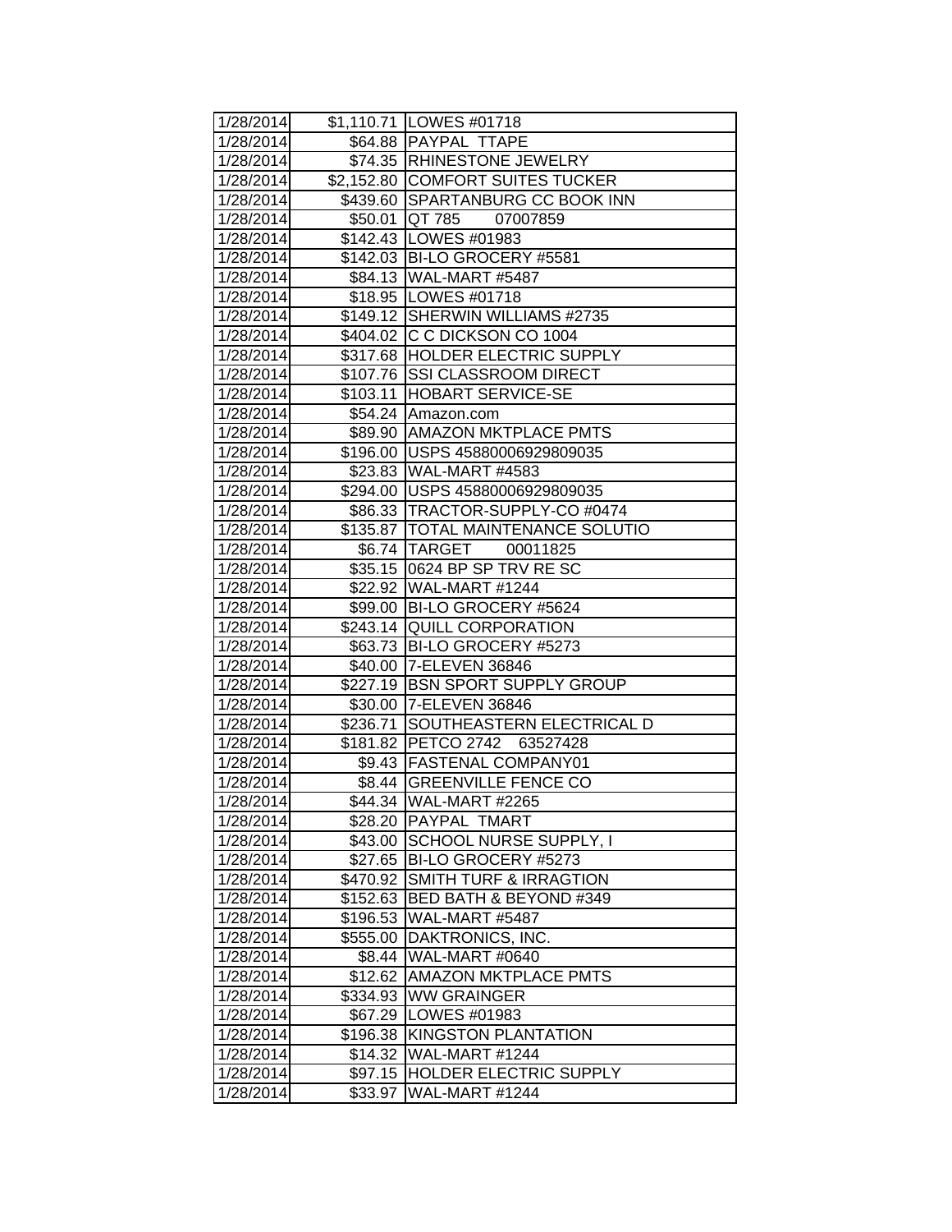| 1/28/2014 | $1,110.71 | LOWES #01718 |
|---|---|---|
| 1/28/2014 | $64.88 | PAYPAL TTAPE |
| 1/28/2014 | $74.35 | RHINESTONE JEWELRY |
| 1/28/2014 | $2,152.80 | COMFORT SUITES TUCKER |
| 1/28/2014 | $439.60 | SPARTANBURG CC BOOK INN |
| 1/28/2014 | $50.01 | QT 785 07007859 |
| 1/28/2014 | $142.43 | LOWES #01983 |
| 1/28/2014 | $142.03 | BI-LO GROCERY #5581 |
| 1/28/2014 | $84.13 | WAL-MART #5487 |
| 1/28/2014 | $18.95 | LOWES #01718 |
| 1/28/2014 | $149.12 | SHERWIN WILLIAMS #2735 |
| 1/28/2014 | $404.02 | C C DICKSON CO 1004 |
| 1/28/2014 | $317.68 | HOLDER ELECTRIC SUPPLY |
| 1/28/2014 | $107.76 | SSI CLASSROOM DIRECT |
| 1/28/2014 | $103.11 | HOBART SERVICE-SE |
| 1/28/2014 | $54.24 | Amazon.com |
| 1/28/2014 | $89.90 | AMAZON MKTPLACE PMTS |
| 1/28/2014 | $196.00 | USPS 45880006929809035 |
| 1/28/2014 | $23.83 | WAL-MART #4583 |
| 1/28/2014 | $294.00 | USPS 45880006929809035 |
| 1/28/2014 | $86.33 | TRACTOR-SUPPLY-CO #0474 |
| 1/28/2014 | $135.87 | TOTAL MAINTENANCE SOLUTIO |
| 1/28/2014 | $6.74 | TARGET 00011825 |
| 1/28/2014 | $35.15 | 0624 BP SP TRV RE SC |
| 1/28/2014 | $22.92 | WAL-MART #1244 |
| 1/28/2014 | $99.00 | BI-LO GROCERY #5624 |
| 1/28/2014 | $243.14 | QUILL CORPORATION |
| 1/28/2014 | $63.73 | BI-LO GROCERY #5273 |
| 1/28/2014 | $40.00 | 7-ELEVEN 36846 |
| 1/28/2014 | $227.19 | BSN SPORT SUPPLY GROUP |
| 1/28/2014 | $30.00 | 7-ELEVEN 36846 |
| 1/28/2014 | $236.71 | SOUTHEASTERN ELECTRICAL D |
| 1/28/2014 | $181.82 | PETCO 2742 63527428 |
| 1/28/2014 | $9.43 | FASTENAL COMPANY01 |
| 1/28/2014 | $8.44 | GREENVILLE FENCE CO |
| 1/28/2014 | $44.34 | WAL-MART #2265 |
| 1/28/2014 | $28.20 | PAYPAL TMART |
| 1/28/2014 | $43.00 | SCHOOL NURSE SUPPLY, I |
| 1/28/2014 | $27.65 | BI-LO GROCERY #5273 |
| 1/28/2014 | $470.92 | SMITH TURF & IRRAGTION |
| 1/28/2014 | $152.63 | BED BATH & BEYOND #349 |
| 1/28/2014 | $196.53 | WAL-MART #5487 |
| 1/28/2014 | $555.00 | DAKTRONICS, INC. |
| 1/28/2014 | $8.44 | WAL-MART #0640 |
| 1/28/2014 | $12.62 | AMAZON MKTPLACE PMTS |
| 1/28/2014 | $334.93 | WW GRAINGER |
| 1/28/2014 | $67.29 | LOWES #01983 |
| 1/28/2014 | $196.38 | KINGSTON PLANTATION |
| 1/28/2014 | $14.32 | WAL-MART #1244 |
| 1/28/2014 | $97.15 | HOLDER ELECTRIC SUPPLY |
| 1/28/2014 | $33.97 | WAL-MART #1244 |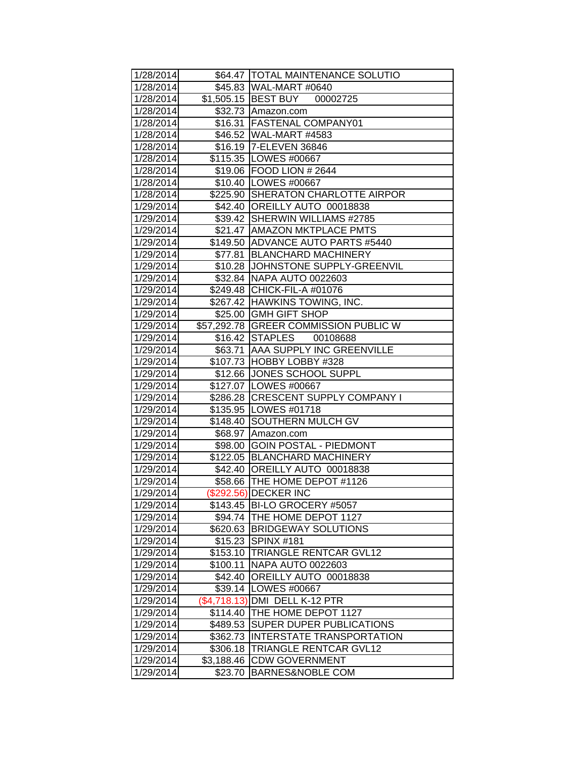| 1/28/2014 | $64.47 | TOTAL MAINTENANCE SOLUTIO |
|---|---|---|
| 1/28/2014 | $45.83 | WAL-MART #0640 |
| 1/28/2014 | $1,505.15 | BEST BUY 00002725 |
| 1/28/2014 | $32.73 | Amazon.com |
| 1/28/2014 | $16.31 | FASTENAL COMPANY01 |
| 1/28/2014 | $46.52 | WAL-MART #4583 |
| 1/28/2014 | $16.19 | 7-ELEVEN 36846 |
| 1/28/2014 | $115.35 | LOWES #00667 |
| 1/28/2014 | $19.06 | FOOD LION # 2644 |
| 1/28/2014 | $10.40 | LOWES #00667 |
| 1/28/2014 | $225.90 | SHERATON CHARLOTTE AIRPOR |
| 1/29/2014 | $42.40 | OREILLY AUTO 00018838 |
| 1/29/2014 | $39.42 | SHERWIN WILLIAMS #2785 |
| 1/29/2014 | $21.47 | AMAZON MKTPLACE PMTS |
| 1/29/2014 | $149.50 | ADVANCE AUTO PARTS #5440 |
| 1/29/2014 | $77.81 | BLANCHARD MACHINERY |
| 1/29/2014 | $10.28 | JOHNSTONE SUPPLY-GREENVIL |
| 1/29/2014 | $32.84 | NAPA AUTO 0022603 |
| 1/29/2014 | $249.48 | CHICK-FIL-A #01076 |
| 1/29/2014 | $267.42 | HAWKINS TOWING, INC. |
| 1/29/2014 | $25.00 | GMH GIFT SHOP |
| 1/29/2014 | $57,292.78 | GREER COMMISSION PUBLIC W |
| 1/29/2014 | $16.42 | STAPLES 00108688 |
| 1/29/2014 | $63.71 | AAA SUPPLY INC GREENVILLE |
| 1/29/2014 | $107.73 | HOBBY LOBBY #328 |
| 1/29/2014 | $12.66 | JONES SCHOOL SUPPL |
| 1/29/2014 | $127.07 | LOWES #00667 |
| 1/29/2014 | $286.28 | CRESCENT SUPPLY COMPANY I |
| 1/29/2014 | $135.95 | LOWES #01718 |
| 1/29/2014 | $148.40 | SOUTHERN MULCH GV |
| 1/29/2014 | $68.97 | Amazon.com |
| 1/29/2014 | $98.00 | GOIN POSTAL - PIEDMONT |
| 1/29/2014 | $122.05 | BLANCHARD MACHINERY |
| 1/29/2014 | $42.40 | OREILLY AUTO 00018838 |
| 1/29/2014 | $58.66 | THE HOME DEPOT #1126 |
| 1/29/2014 | ($292.56) | DECKER INC |
| 1/29/2014 | $143.45 | BI-LO GROCERY #5057 |
| 1/29/2014 | $94.74 | THE HOME DEPOT 1127 |
| 1/29/2014 | $620.63 | BRIDGEWAY SOLUTIONS |
| 1/29/2014 | $15.23 | SPINX #181 |
| 1/29/2014 | $153.10 | TRIANGLE RENTCAR GVL12 |
| 1/29/2014 | $100.11 | NAPA AUTO 0022603 |
| 1/29/2014 | $42.40 | OREILLY AUTO 00018838 |
| 1/29/2014 | $39.14 | LOWES #00667 |
| 1/29/2014 | ($4,718.13) | DMI DELL K-12 PTR |
| 1/29/2014 | $114.40 | THE HOME DEPOT 1127 |
| 1/29/2014 | $489.53 | SUPER DUPER PUBLICATIONS |
| 1/29/2014 | $362.73 | INTERSTATE TRANSPORTATION |
| 1/29/2014 | $306.18 | TRIANGLE RENTCAR GVL12 |
| 1/29/2014 | $3,188.46 | CDW GOVERNMENT |
| 1/29/2014 | $23.70 | BARNES&NOBLE COM |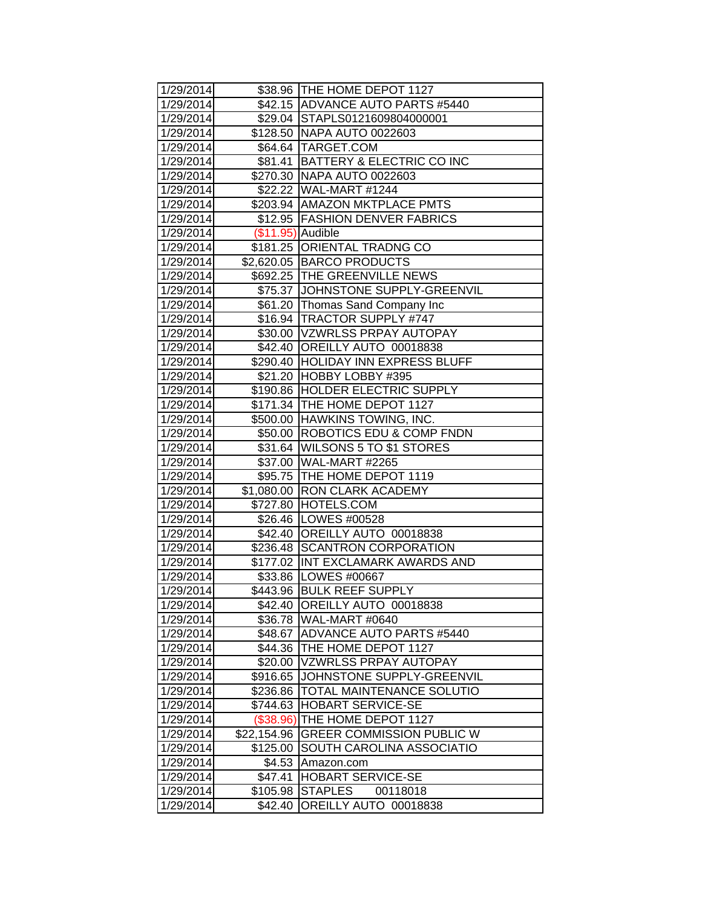| 1/29/2014 | $38.96 | THE HOME DEPOT 1127 |
|---|---|---|
| 1/29/2014 | $42.15 | ADVANCE AUTO PARTS #5440 |
| 1/29/2014 | $29.04 | STAPLS0121609804000001 |
| 1/29/2014 | $128.50 | NAPA AUTO 0022603 |
| 1/29/2014 | $64.64 | TARGET.COM |
| 1/29/2014 | $81.41 | BATTERY & ELECTRIC CO INC |
| 1/29/2014 | $270.30 | NAPA AUTO 0022603 |
| 1/29/2014 | $22.22 | WAL-MART #1244 |
| 1/29/2014 | $203.94 | AMAZON MKTPLACE PMTS |
| 1/29/2014 | $12.95 | FASHION DENVER FABRICS |
| 1/29/2014 | ($11.95) | Audible |
| 1/29/2014 | $181.25 | ORIENTAL TRADNG CO |
| 1/29/2014 | $2,620.05 | BARCO PRODUCTS |
| 1/29/2014 | $692.25 | THE GREENVILLE NEWS |
| 1/29/2014 | $75.37 | JOHNSTONE SUPPLY-GREENVIL |
| 1/29/2014 | $61.20 | Thomas Sand Company Inc |
| 1/29/2014 | $16.94 | TRACTOR SUPPLY #747 |
| 1/29/2014 | $30.00 | VZWRLSS PRPAY AUTOPAY |
| 1/29/2014 | $42.40 | OREILLY AUTO 00018838 |
| 1/29/2014 | $290.40 | HOLIDAY INN EXPRESS BLUFF |
| 1/29/2014 | $21.20 | HOBBY LOBBY #395 |
| 1/29/2014 | $190.86 | HOLDER ELECTRIC SUPPLY |
| 1/29/2014 | $171.34 | THE HOME DEPOT 1127 |
| 1/29/2014 | $500.00 | HAWKINS TOWING, INC. |
| 1/29/2014 | $50.00 | ROBOTICS EDU & COMP FNDN |
| 1/29/2014 | $31.64 | WILSONS 5 TO $1 STORES |
| 1/29/2014 | $37.00 | WAL-MART #2265 |
| 1/29/2014 | $95.75 | THE HOME DEPOT 1119 |
| 1/29/2014 | $1,080.00 | RON CLARK ACADEMY |
| 1/29/2014 | $727.80 | HOTELS.COM |
| 1/29/2014 | $26.46 | LOWES #00528 |
| 1/29/2014 | $42.40 | OREILLY AUTO 00018838 |
| 1/29/2014 | $236.48 | SCANTRON CORPORATION |
| 1/29/2014 | $177.02 | INT EXCLAMARK AWARDS AND |
| 1/29/2014 | $33.86 | LOWES #00667 |
| 1/29/2014 | $443.96 | BULK REEF SUPPLY |
| 1/29/2014 | $42.40 | OREILLY AUTO 00018838 |
| 1/29/2014 | $36.78 | WAL-MART #0640 |
| 1/29/2014 | $48.67 | ADVANCE AUTO PARTS #5440 |
| 1/29/2014 | $44.36 | THE HOME DEPOT 1127 |
| 1/29/2014 | $20.00 | VZWRLSS PRPAY AUTOPAY |
| 1/29/2014 | $916.65 | JOHNSTONE SUPPLY-GREENVIL |
| 1/29/2014 | $236.86 | TOTAL MAINTENANCE SOLUTIO |
| 1/29/2014 | $744.63 | HOBART SERVICE-SE |
| 1/29/2014 | ($38.96) | THE HOME DEPOT 1127 |
| 1/29/2014 | $22,154.96 | GREER COMMISSION PUBLIC W |
| 1/29/2014 | $125.00 | SOUTH CAROLINA ASSOCIATIO |
| 1/29/2014 | $4.53 | Amazon.com |
| 1/29/2014 | $47.41 | HOBART SERVICE-SE |
| 1/29/2014 | $105.98 | STAPLES 00118018 |
| 1/29/2014 | $42.40 | OREILLY AUTO 00018838 |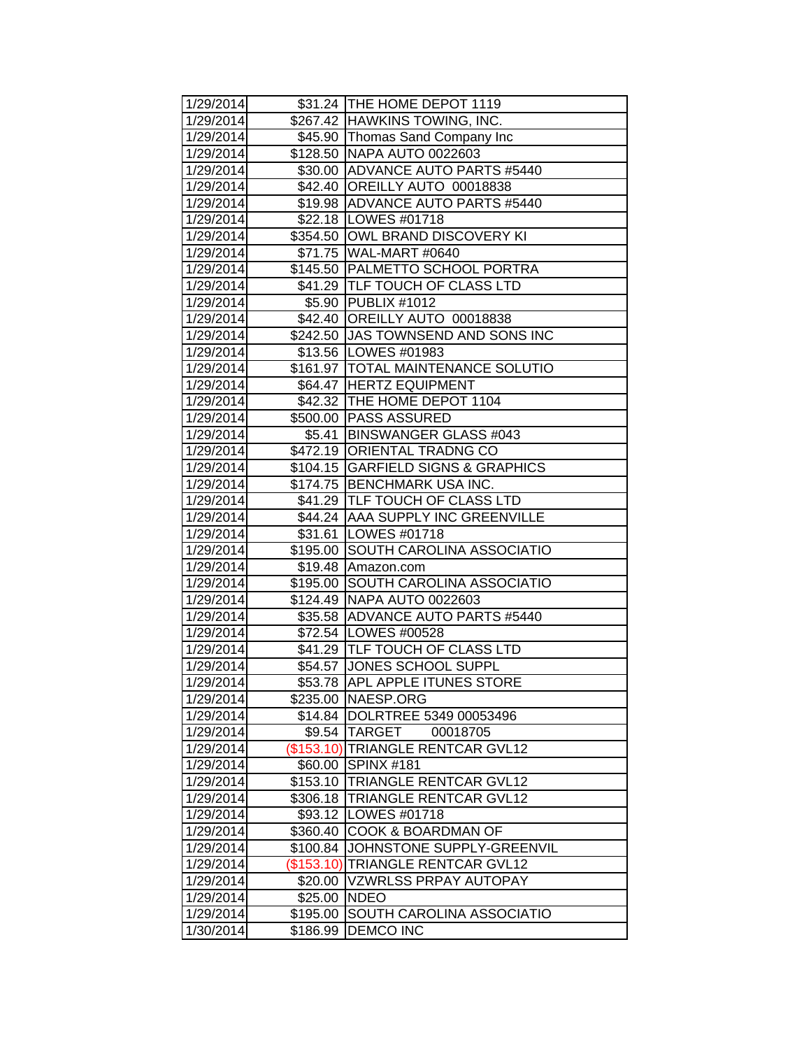| | | |
|---|---|---|
| 1/29/2014 | $31.24 | THE HOME DEPOT 1119 |
| 1/29/2014 | $267.42 | HAWKINS TOWING, INC. |
| 1/29/2014 | $45.90 | Thomas Sand Company Inc |
| 1/29/2014 | $128.50 | NAPA AUTO 0022603 |
| 1/29/2014 | $30.00 | ADVANCE AUTO PARTS #5440 |
| 1/29/2014 | $42.40 | OREILLY AUTO 00018838 |
| 1/29/2014 | $19.98 | ADVANCE AUTO PARTS #5440 |
| 1/29/2014 | $22.18 | LOWES #01718 |
| 1/29/2014 | $354.50 | OWL BRAND DISCOVERY KI |
| 1/29/2014 | $71.75 | WAL-MART #0640 |
| 1/29/2014 | $145.50 | PALMETTO SCHOOL PORTRA |
| 1/29/2014 | $41.29 | TLF TOUCH OF CLASS LTD |
| 1/29/2014 | $5.90 | PUBLIX #1012 |
| 1/29/2014 | $42.40 | OREILLY AUTO 00018838 |
| 1/29/2014 | $242.50 | JAS TOWNSEND AND SONS INC |
| 1/29/2014 | $13.56 | LOWES #01983 |
| 1/29/2014 | $161.97 | TOTAL MAINTENANCE SOLUTIO |
| 1/29/2014 | $64.47 | HERTZ EQUIPMENT |
| 1/29/2014 | $42.32 | THE HOME DEPOT 1104 |
| 1/29/2014 | $500.00 | PASS ASSURED |
| 1/29/2014 | $5.41 | BINSWANGER GLASS #043 |
| 1/29/2014 | $472.19 | ORIENTAL TRADNG CO |
| 1/29/2014 | $104.15 | GARFIELD SIGNS & GRAPHICS |
| 1/29/2014 | $174.75 | BENCHMARK USA INC. |
| 1/29/2014 | $41.29 | TLF TOUCH OF CLASS LTD |
| 1/29/2014 | $44.24 | AAA SUPPLY INC GREENVILLE |
| 1/29/2014 | $31.61 | LOWES #01718 |
| 1/29/2014 | $195.00 | SOUTH CAROLINA ASSOCIATIO |
| 1/29/2014 | $19.48 | Amazon.com |
| 1/29/2014 | $195.00 | SOUTH CAROLINA ASSOCIATIO |
| 1/29/2014 | $124.49 | NAPA AUTO 0022603 |
| 1/29/2014 | $35.58 | ADVANCE AUTO PARTS #5440 |
| 1/29/2014 | $72.54 | LOWES #00528 |
| 1/29/2014 | $41.29 | TLF TOUCH OF CLASS LTD |
| 1/29/2014 | $54.57 | JONES SCHOOL SUPPL |
| 1/29/2014 | $53.78 | APL APPLE ITUNES STORE |
| 1/29/2014 | $235.00 | NAESP.ORG |
| 1/29/2014 | $14.84 | DOLRTREE 5349 00053496 |
| 1/29/2014 | $9.54 | TARGET 00018705 |
| 1/29/2014 | ($153.10) | TRIANGLE RENTCAR GVL12 |
| 1/29/2014 | $60.00 | SPINX #181 |
| 1/29/2014 | $153.10 | TRIANGLE RENTCAR GVL12 |
| 1/29/2014 | $306.18 | TRIANGLE RENTCAR GVL12 |
| 1/29/2014 | $93.12 | LOWES #01718 |
| 1/29/2014 | $360.40 | COOK & BOARDMAN OF |
| 1/29/2014 | $100.84 | JOHNSTONE SUPPLY-GREENVIL |
| 1/29/2014 | ($153.10) | TRIANGLE RENTCAR GVL12 |
| 1/29/2014 | $20.00 | VZWRLSS PRPAY AUTOPAY |
| 1/29/2014 | $25.00 | NDEO |
| 1/29/2014 | $195.00 | SOUTH CAROLINA ASSOCIATIO |
| 1/30/2014 | $186.99 | DEMCO INC |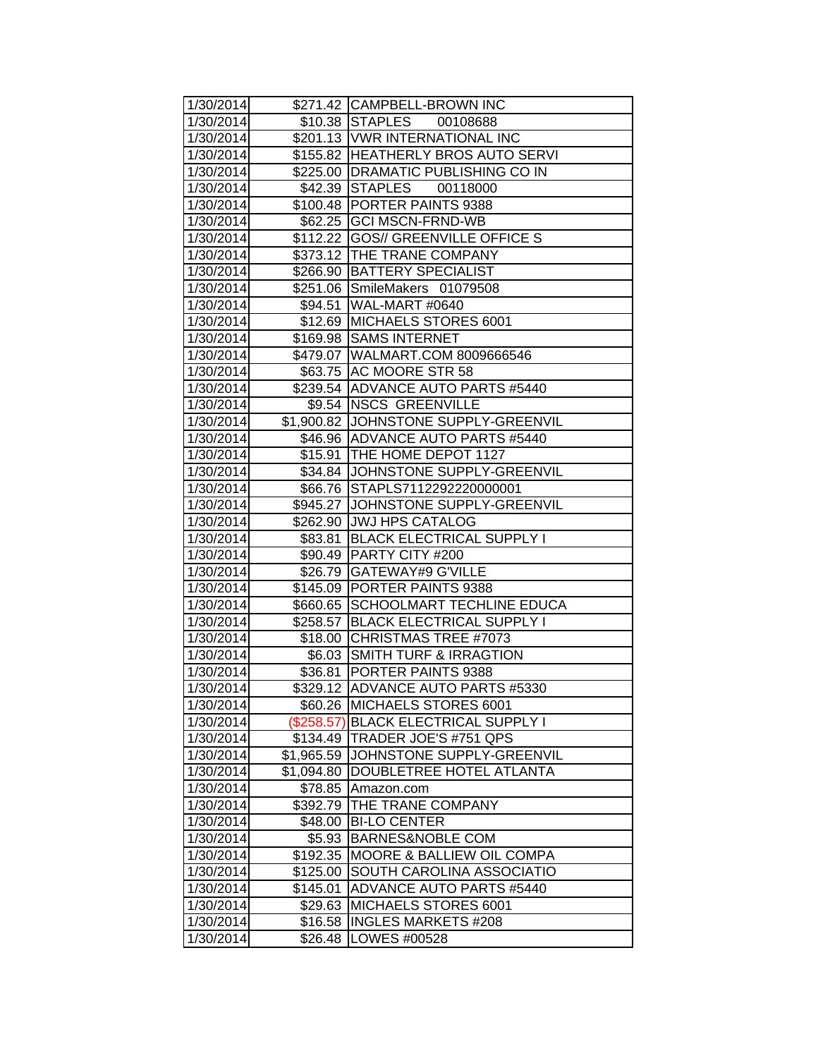| 1/30/2014 | $271.42 | CAMPBELL-BROWN INC |
|---|---|---|
| 1/30/2014 | $10.38 | STAPLES 00108688 |
| 1/30/2014 | $201.13 | VWR INTERNATIONAL INC |
| 1/30/2014 | $155.82 | HEATHERLY BROS AUTO SERVI |
| 1/30/2014 | $225.00 | DRAMATIC PUBLISHING CO IN |
| 1/30/2014 | $42.39 | STAPLES 00118000 |
| 1/30/2014 | $100.48 | PORTER PAINTS 9388 |
| 1/30/2014 | $62.25 | GCI MSCN-FRND-WB |
| 1/30/2014 | $112.22 | GOS// GREENVILLE OFFICE S |
| 1/30/2014 | $373.12 | THE TRANE COMPANY |
| 1/30/2014 | $266.90 | BATTERY SPECIALIST |
| 1/30/2014 | $251.06 | SmileMakers 01079508 |
| 1/30/2014 | $94.51 | WAL-MART #0640 |
| 1/30/2014 | $12.69 | MICHAELS STORES 6001 |
| 1/30/2014 | $169.98 | SAMS INTERNET |
| 1/30/2014 | $479.07 | WALMART.COM 8009666546 |
| 1/30/2014 | $63.75 | AC MOORE STR 58 |
| 1/30/2014 | $239.54 | ADVANCE AUTO PARTS #5440 |
| 1/30/2014 | $9.54 | NSCS GREENVILLE |
| 1/30/2014 | $1,900.82 | JOHNSTONE SUPPLY-GREENVIL |
| 1/30/2014 | $46.96 | ADVANCE AUTO PARTS #5440 |
| 1/30/2014 | $15.91 | THE HOME DEPOT 1127 |
| 1/30/2014 | $34.84 | JOHNSTONE SUPPLY-GREENVIL |
| 1/30/2014 | $66.76 | STAPLS7112292220000001 |
| 1/30/2014 | $945.27 | JOHNSTONE SUPPLY-GREENVIL |
| 1/30/2014 | $262.90 | JWJ HPS CATALOG |
| 1/30/2014 | $83.81 | BLACK ELECTRICAL SUPPLY I |
| 1/30/2014 | $90.49 | PARTY CITY #200 |
| 1/30/2014 | $26.79 | GATEWAY#9 G'VILLE |
| 1/30/2014 | $145.09 | PORTER PAINTS 9388 |
| 1/30/2014 | $660.65 | SCHOOLMART TECHLINE EDUCA |
| 1/30/2014 | $258.57 | BLACK ELECTRICAL SUPPLY I |
| 1/30/2014 | $18.00 | CHRISTMAS TREE #7073 |
| 1/30/2014 | $6.03 | SMITH TURF & IRRAGTION |
| 1/30/2014 | $36.81 | PORTER PAINTS 9388 |
| 1/30/2014 | $329.12 | ADVANCE AUTO PARTS #5330 |
| 1/30/2014 | $60.26 | MICHAELS STORES 6001 |
| 1/30/2014 | ($258.57) | BLACK ELECTRICAL SUPPLY I |
| 1/30/2014 | $134.49 | TRADER JOE'S #751 QPS |
| 1/30/2014 | $1,965.59 | JOHNSTONE SUPPLY-GREENVIL |
| 1/30/2014 | $1,094.80 | DOUBLETREE HOTEL ATLANTA |
| 1/30/2014 | $78.85 | Amazon.com |
| 1/30/2014 | $392.79 | THE TRANE COMPANY |
| 1/30/2014 | $48.00 | BI-LO CENTER |
| 1/30/2014 | $5.93 | BARNES&NOBLE COM |
| 1/30/2014 | $192.35 | MOORE & BALLIEW OIL COMPA |
| 1/30/2014 | $125.00 | SOUTH CAROLINA ASSOCIATIO |
| 1/30/2014 | $145.01 | ADVANCE AUTO PARTS #5440 |
| 1/30/2014 | $29.63 | MICHAELS STORES 6001 |
| 1/30/2014 | $16.58 | INGLES MARKETS #208 |
| 1/30/2014 | $26.48 | LOWES #00528 |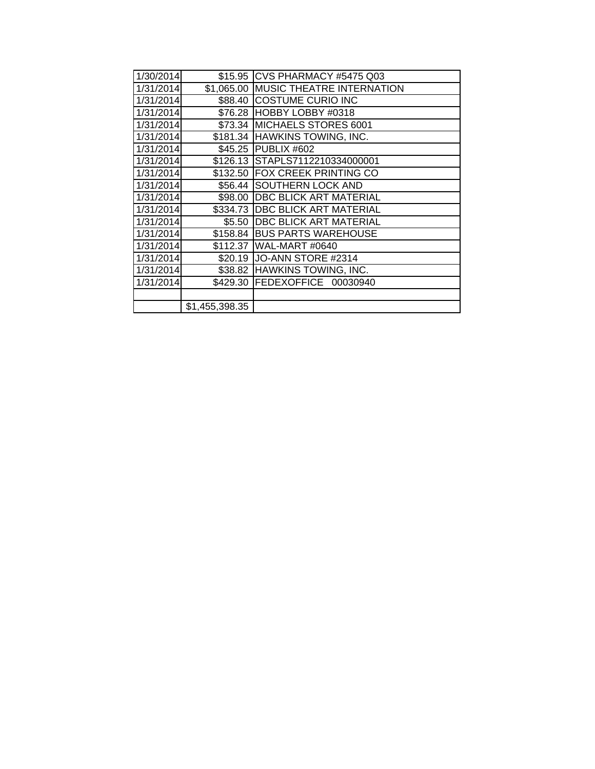| | | |
|---|---|---|
| 1/30/2014 | $15.95 | CVS PHARMACY #5475 Q03 |
| 1/31/2014 | $1,065.00 | MUSIC THEATRE INTERNATION |
| 1/31/2014 | $88.40 | COSTUME CURIO INC |
| 1/31/2014 | $76.28 | HOBBY LOBBY #0318 |
| 1/31/2014 | $73.34 | MICHAELS STORES 6001 |
| 1/31/2014 | $181.34 | HAWKINS TOWING, INC. |
| 1/31/2014 | $45.25 | PUBLIX #602 |
| 1/31/2014 | $126.13 | STAPLS7112210334000001 |
| 1/31/2014 | $132.50 | FOX CREEK PRINTING CO |
| 1/31/2014 | $56.44 | SOUTHERN LOCK AND |
| 1/31/2014 | $98.00 | DBC BLICK ART MATERIAL |
| 1/31/2014 | $334.73 | DBC BLICK ART MATERIAL |
| 1/31/2014 | $5.50 | DBC BLICK ART MATERIAL |
| 1/31/2014 | $158.84 | BUS PARTS WAREHOUSE |
| 1/31/2014 | $112.37 | WAL-MART #0640 |
| 1/31/2014 | $20.19 | JO-ANN STORE #2314 |
| 1/31/2014 | $38.82 | HAWKINS TOWING, INC. |
| 1/31/2014 | $429.30 | FEDEXOFFICE 00030940 |
| | | |
| | $1,455,398.35 | |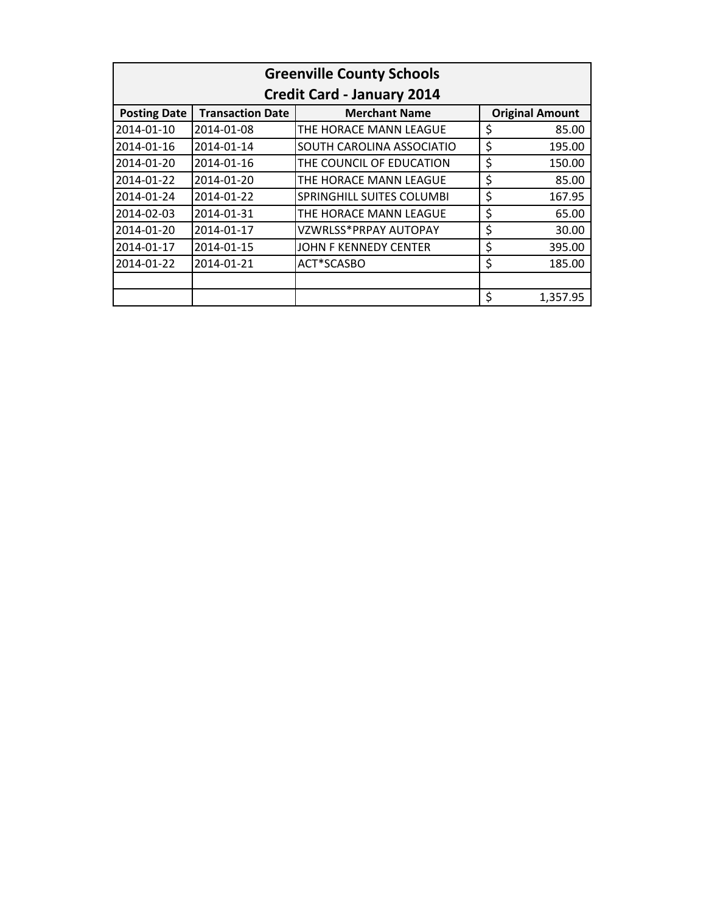| Greenville County Schools<br>Credit Card - January 2014 | | | |
|---|---|---|---|
| **Posting Date** | **Transaction Date** | **Merchant Name** | **Original Amount** |
| 2014-01-10 | 2014-01-08 | THE HORACE MANN LEAGUE | $ 85.00 |
| 2014-01-16 | 2014-01-14 | SOUTH CAROLINA ASSOCIATIO | $ 195.00 |
| 2014-01-20 | 2014-01-16 | THE COUNCIL OF EDUCATION | $ 150.00 |
| 2014-01-22 | 2014-01-20 | THE HORACE MANN LEAGUE | $ 85.00 |
| 2014-01-24 | 2014-01-22 | SPRINGHILL SUITES COLUMBI | $ 167.95 |
| 2014-02-03 | 2014-01-31 | THE HORACE MANN LEAGUE | $ 65.00 |
| 2014-01-20 | 2014-01-17 | VZWRLSS*PRPAY AUTOPAY | $ 30.00 |
| 2014-01-17 | 2014-01-15 | JOHN F KENNEDY CENTER | $ 395.00 |
| 2014-01-22 | 2014-01-21 | ACT*SCASBO | $ 185.00 |
| | | | |
| | | | $ 1,357.95 |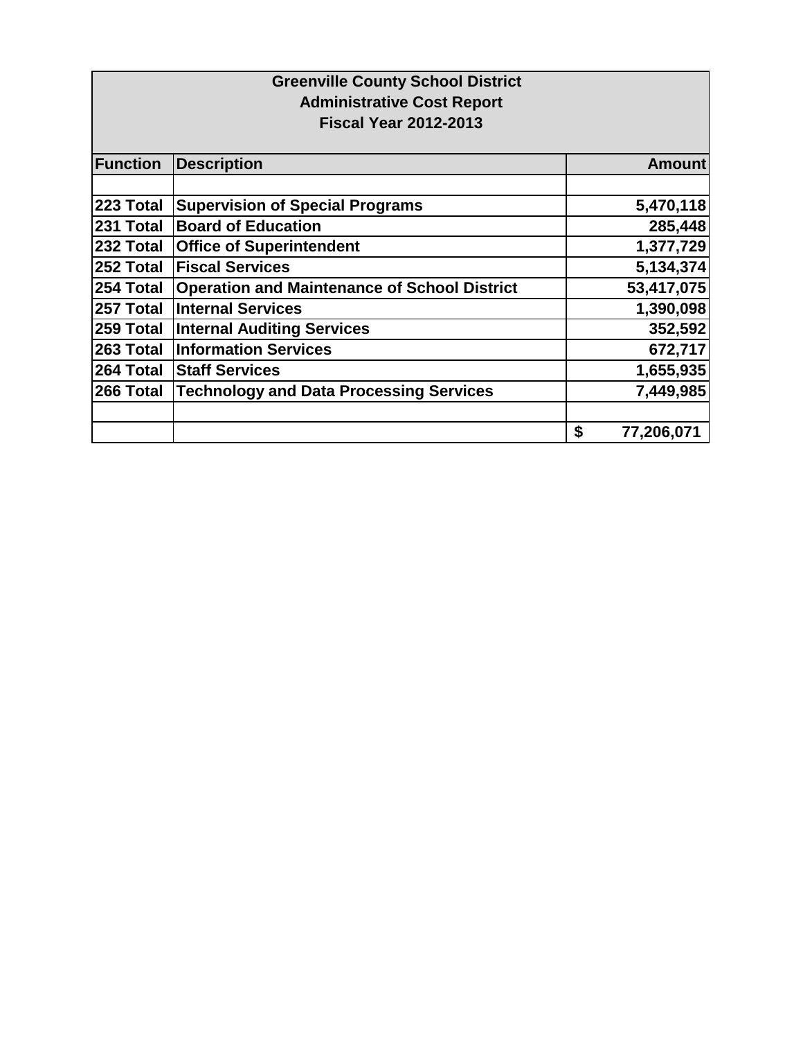| Greenville County School District<br>Administrative Cost Report<br>Fiscal Year 2012-2013 | | |
|---|---|---|
| **Function** | **Description** | **Amount** |
| | | |
| 223 Total | Supervision of Special Programs | 5,470,118 |
| 231 Total | Board of Education | 285,448 |
| 232 Total | Office of Superintendent | 1,377,729 |
| 252 Total | Fiscal Services | 5,134,374 |
| 254 Total | Operation and Maintenance of School District | 53,417,075 |
| 257 Total | Internal Services | 1,390,098 |
| 259 Total | Internal Auditing Services | 352,592 |
| 263 Total | Information Services | 672,717 |
| 264 Total | Staff Services | 1,655,935 |
| 266 Total | Technology and Data Processing Services | 7,449,985 |
| | | |
| | | $ 77,206,071 |